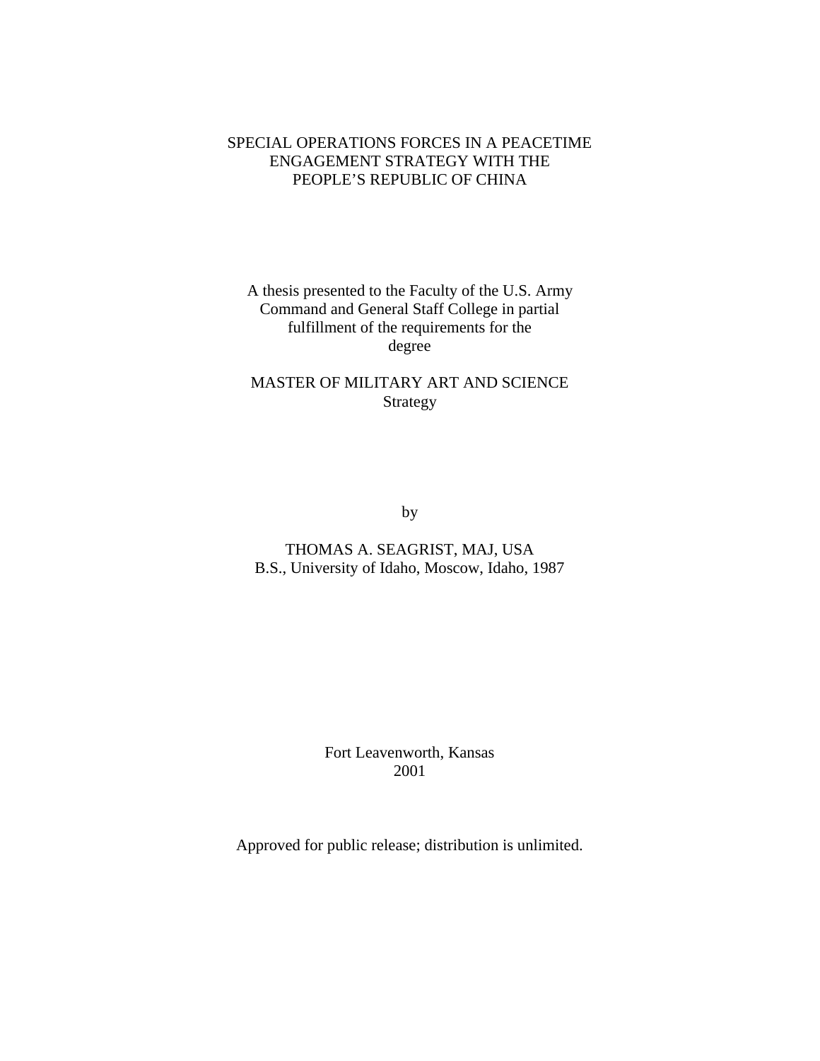# SPECIAL OPERATIONS FORCES IN A PEACETIME ENGAGEMENT STRATEGY WITH THE PEOPLE'S REPUBLIC OF CHINA

A thesis presented to the Faculty of the U.S. Army Command and General Staff College in partial fulfillment of the requirements for the degree

MASTER OF MILITARY ART AND SCIENCE
Strategy

by

THOMAS A. SEAGRIST, MAJ, USA
B.S., University of Idaho, Moscow, Idaho, 1987

Fort Leavenworth, Kansas
2001

Approved for public release; distribution is unlimited.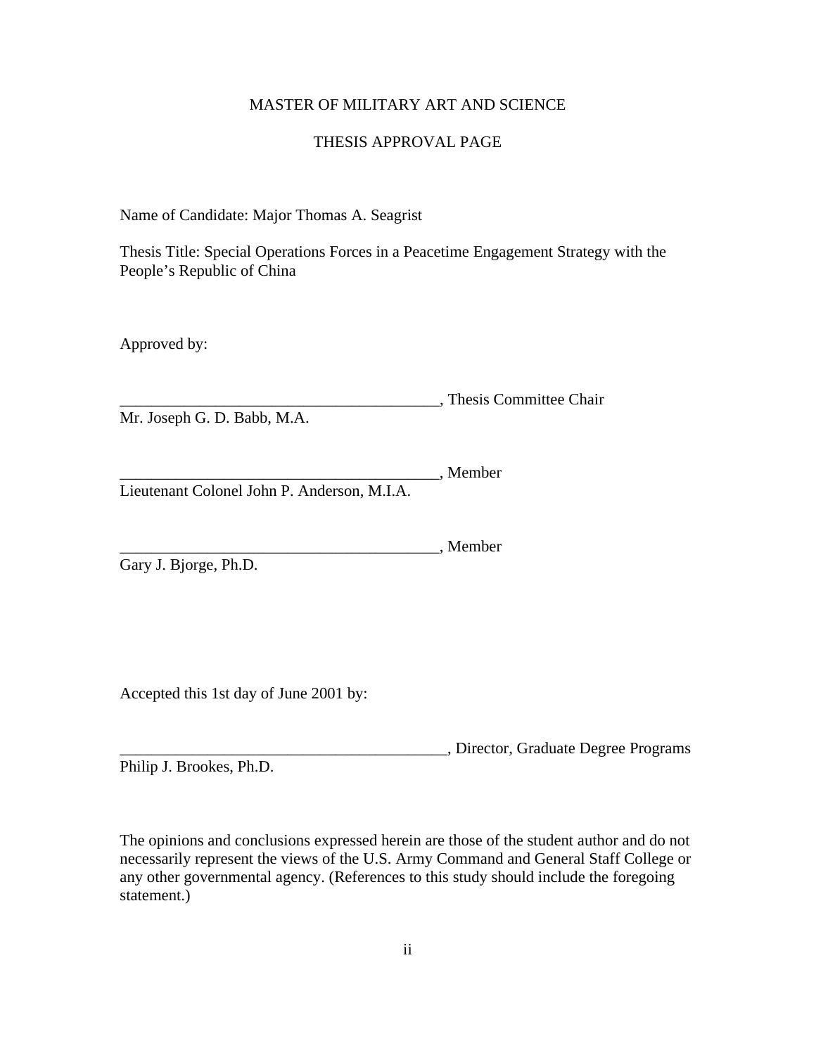MASTER OF MILITARY ART AND SCIENCE

THESIS APPROVAL PAGE

Name of Candidate: Major Thomas A. Seagrist

Thesis Title: Special Operations Forces in a Peacetime Engagement Strategy with the People's Republic of China

Approved by:

________________________________________, Thesis Committee Chair
Mr. Joseph G. D. Babb, M.A.

________________________________________, Member
Lieutenant Colonel John P. Anderson, M.I.A.

________________________________________, Member
Gary J. Bjorge, Ph.D.

Accepted this 1st day of June 2001 by:

________________________________________, Director, Graduate Degree Programs
Philip J. Brookes, Ph.D.

The opinions and conclusions expressed herein are those of the student author and do not necessarily represent the views of the U.S. Army Command and General Staff College or any other governmental agency. (References to this study should include the foregoing statement.)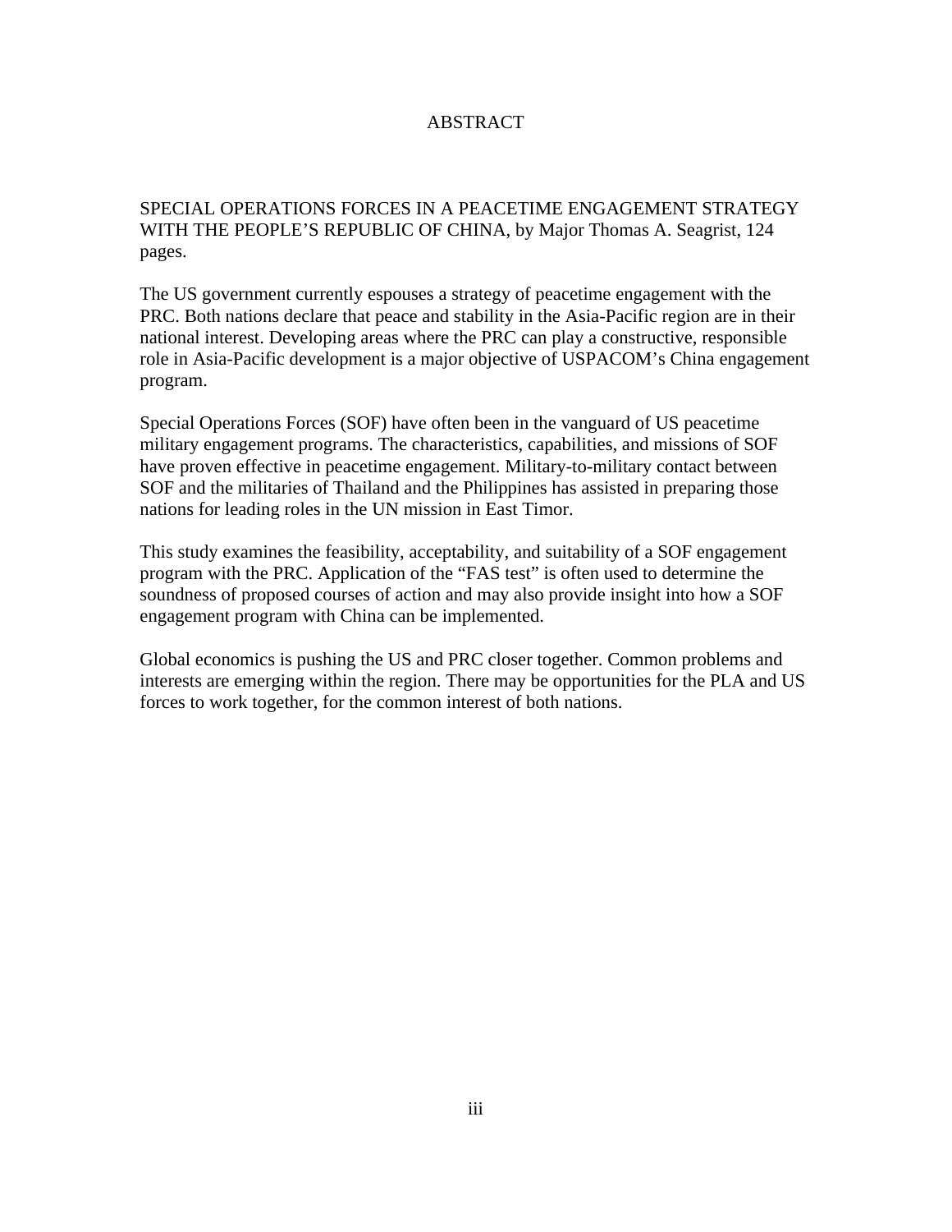# ABSTRACT

SPECIAL OPERATIONS FORCES IN A PEACETIME ENGAGEMENT STRATEGY WITH THE PEOPLE'S REPUBLIC OF CHINA, by Major Thomas A. Seagrist, 124 pages.

The US government currently espouses a strategy of peacetime engagement with the PRC. Both nations declare that peace and stability in the Asia-Pacific region are in their national interest. Developing areas where the PRC can play a constructive, responsible role in Asia-Pacific development is a major objective of USPACOM's China engagement program.

Special Operations Forces (SOF) have often been in the vanguard of US peacetime military engagement programs. The characteristics, capabilities, and missions of SOF have proven effective in peacetime engagement. Military-to-military contact between SOF and the militaries of Thailand and the Philippines has assisted in preparing those nations for leading roles in the UN mission in East Timor.

This study examines the feasibility, acceptability, and suitability of a SOF engagement program with the PRC. Application of the "FAS test" is often used to determine the soundness of proposed courses of action and may also provide insight into how a SOF engagement program with China can be implemented.

Global economics is pushing the US and PRC closer together. Common problems and interests are emerging within the region. There may be opportunities for the PLA and US forces to work together, for the common interest of both nations.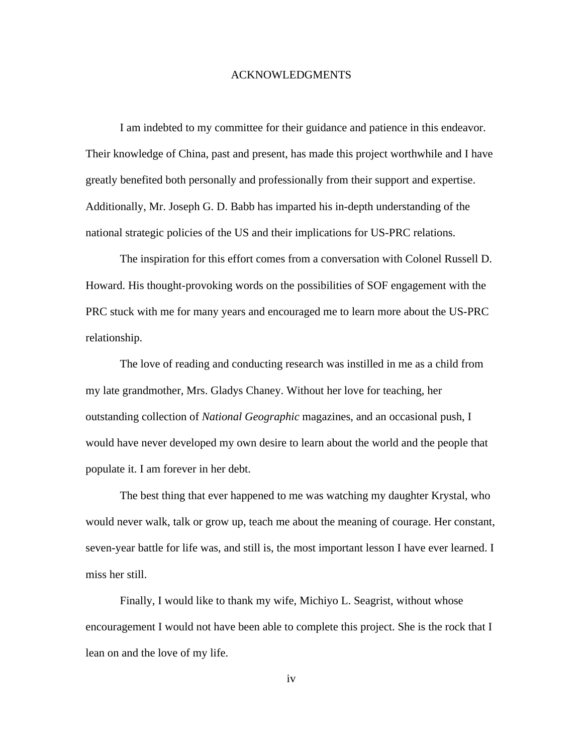# ACKNOWLEDGMENTS

I am indebted to my committee for their guidance and patience in this endeavor. Their knowledge of China, past and present, has made this project worthwhile and I have greatly benefited both personally and professionally from their support and expertise. Additionally, Mr. Joseph G. D. Babb has imparted his in-depth understanding of the national strategic policies of the US and their implications for US-PRC relations.

The inspiration for this effort comes from a conversation with Colonel Russell D. Howard. His thought-provoking words on the possibilities of SOF engagement with the PRC stuck with me for many years and encouraged me to learn more about the US-PRC relationship.

The love of reading and conducting research was instilled in me as a child from my late grandmother, Mrs. Gladys Chaney. Without her love for teaching, her outstanding collection of *National Geographic* magazines, and an occasional push, I would have never developed my own desire to learn about the world and the people that populate it. I am forever in her debt.

The best thing that ever happened to me was watching my daughter Krystal, who would never walk, talk or grow up, teach me about the meaning of courage. Her constant, seven-year battle for life was, and still is, the most important lesson I have ever learned. I miss her still.

Finally, I would like to thank my wife, Michiyo L. Seagrist, without whose encouragement I would not have been able to complete this project. She is the rock that I lean on and the love of my life.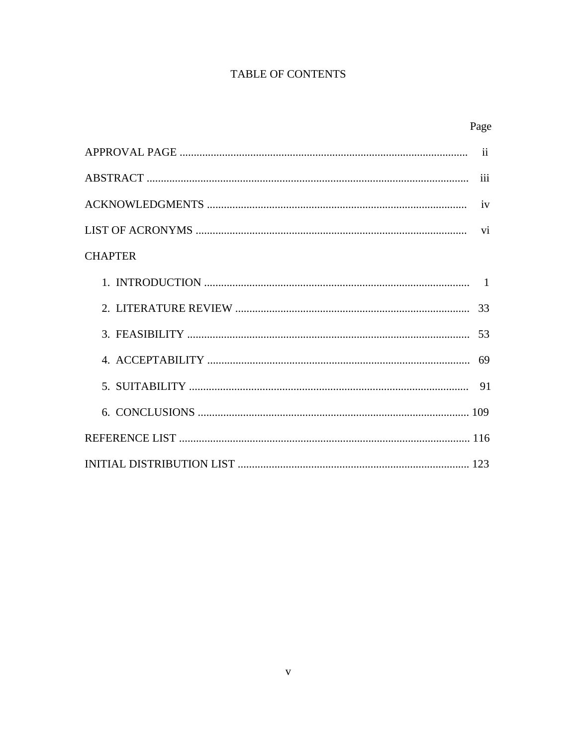# TABLE OF CONTENTS

| | Page |
|---|---|
| APPROVAL PAGE | ii |
| ABSTRACT | iii |
| ACKNOWLEDGMENTS | iv |
| LIST OF ACRONYMS | vi |
| CHAPTER | |
| 1. INTRODUCTION | 1 |
| 2. LITERATURE REVIEW | 33 |
| 3. FEASIBILITY | 53 |
| 4. ACCEPTABILITY | 69 |
| 5. SUITABILITY | 91 |
| 6. CONCLUSIONS | 109 |
| REFERENCE LIST | 116 |
| INITIAL DISTRIBUTION LIST | 123 |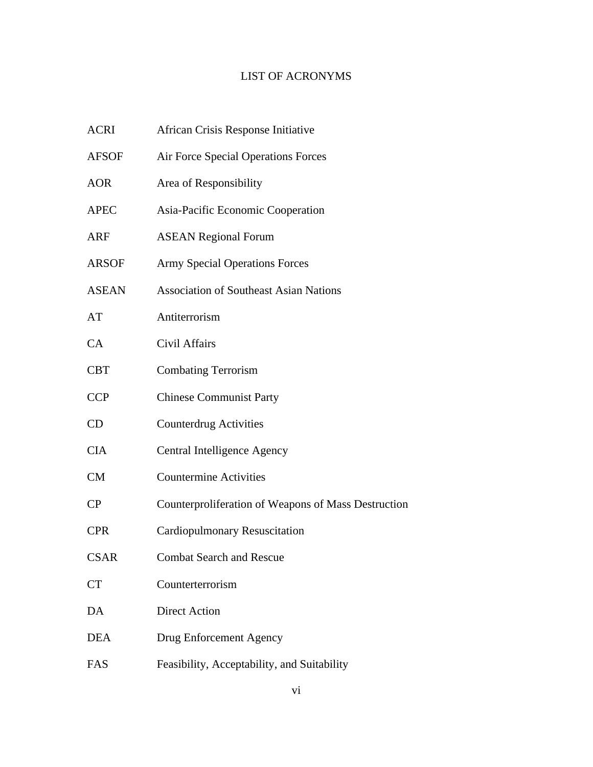# LIST OF ACRONYMS

| | |
|---|---|
| ACRI | African Crisis Response Initiative |
| AFSOF | Air Force Special Operations Forces |
| AOR | Area of Responsibility |
| APEC | Asia-Pacific Economic Cooperation |
| ARF | ASEAN Regional Forum |
| ARSOF | Army Special Operations Forces |
| ASEAN | Association of Southeast Asian Nations |
| AT | Antiterrorism |
| CA | Civil Affairs |
| CBT | Combating Terrorism |
| CCP | Chinese Communist Party |
| CD | Counterdrug Activities |
| CIA | Central Intelligence Agency |
| CM | Countermine Activities |
| CP | Counterproliferation of Weapons of Mass Destruction |
| CPR | Cardiopulmonary Resuscitation |
| CSAR | Combat Search and Rescue |
| CT | Counterterrorism |
| DA | Direct Action |
| DEA | Drug Enforcement Agency |
| FAS | Feasibility, Acceptability, and Suitability |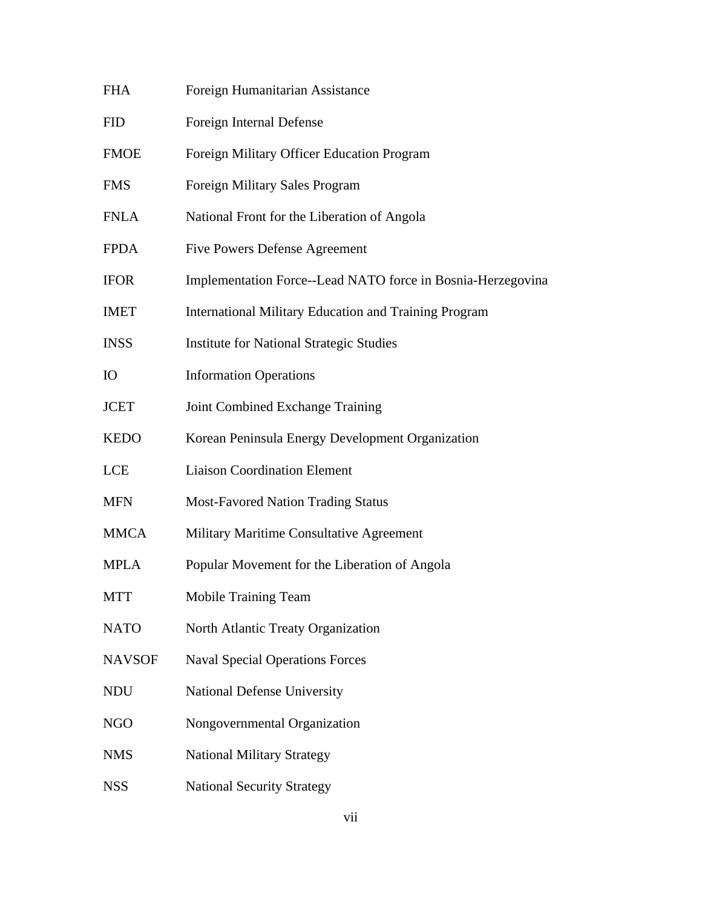| | |
|---|---|
| FHA | Foreign Humanitarian Assistance |
| FID | Foreign Internal Defense |
| FMOE | Foreign Military Officer Education Program |
| FMS | Foreign Military Sales Program |
| FNLA | National Front for the Liberation of Angola |
| FPDA | Five Powers Defense Agreement |
| IFOR | Implementation Force--Lead NATO force in Bosnia-Herzegovina |
| IMET | International Military Education and Training Program |
| INSS | Institute for National Strategic Studies |
| IO | Information Operations |
| JCET | Joint Combined Exchange Training |
| KEDO | Korean Peninsula Energy Development Organization |
| LCE | Liaison Coordination Element |
| MFN | Most-Favored Nation Trading Status |
| MMCA | Military Maritime Consultative Agreement |
| MPLA | Popular Movement for the Liberation of Angola |
| MTT | Mobile Training Team |
| NATO | North Atlantic Treaty Organization |
| NAVSOF | Naval Special Operations Forces |
| NDU | National Defense University |
| NGO | Nongovernmental Organization |
| NMS | National Military Strategy |
| NSS | National Security Strategy |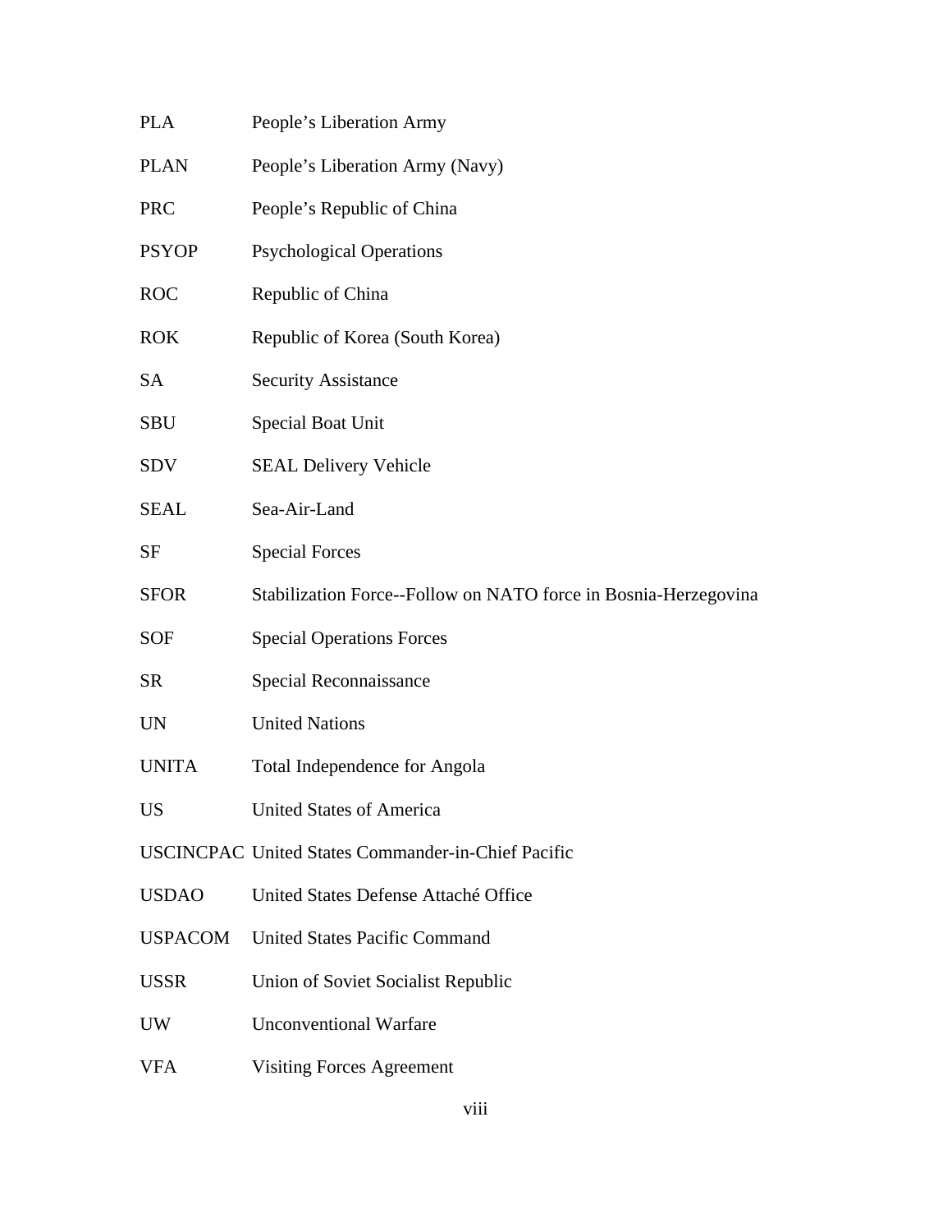| | |
|---|---|
| PLA | People's Liberation Army |
| PLAN | People's Liberation Army (Navy) |
| PRC | People's Republic of China |
| PSYOP | Psychological Operations |
| ROC | Republic of China |
| ROK | Republic of Korea (South Korea) |
| SA | Security Assistance |
| SBU | Special Boat Unit |
| SDV | SEAL Delivery Vehicle |
| SEAL | Sea-Air-Land |
| SF | Special Forces |
| SFOR | Stabilization Force--Follow on NATO force in Bosnia-Herzegovina |
| SOF | Special Operations Forces |
| SR | Special Reconnaissance |
| UN | United Nations |
| UNITA | Total Independence for Angola |
| US | United States of America |
| USCINCPAC | United States Commander-in-Chief Pacific |
| USDAO | United States Defense Attaché Office |
| USPACOM | United States Pacific Command |
| USSR | Union of Soviet Socialist Republic |
| UW | Unconventional Warfare |
| VFA | Visiting Forces Agreement |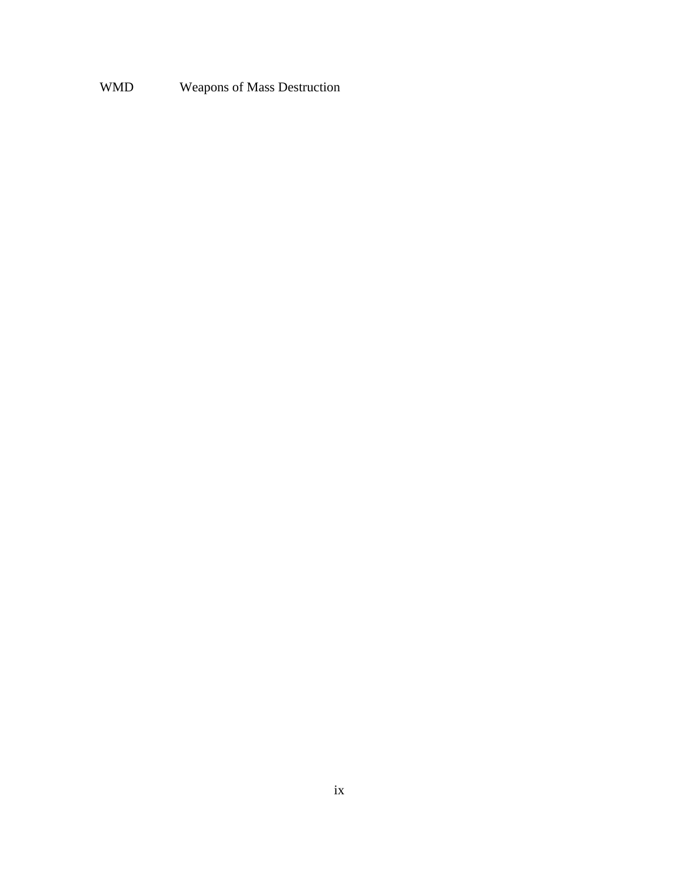| | |
|---|---|
| WMD | Weapons of Mass Destruction |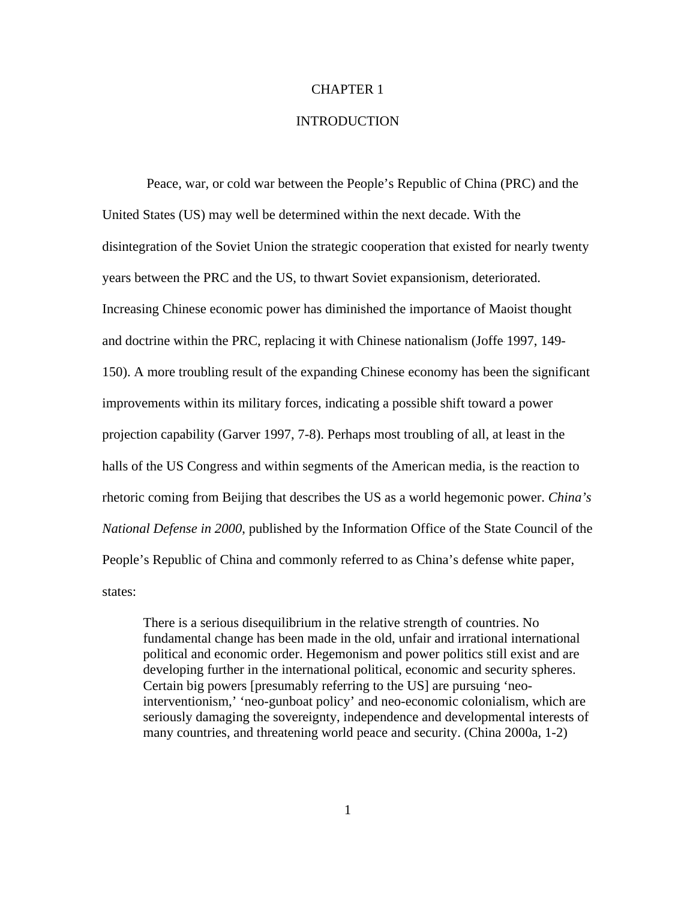# CHAPTER 1

# INTRODUCTION

Peace, war, or cold war between the People's Republic of China (PRC) and the United States (US) may well be determined within the next decade. With the disintegration of the Soviet Union the strategic cooperation that existed for nearly twenty years between the PRC and the US, to thwart Soviet expansionism, deteriorated. Increasing Chinese economic power has diminished the importance of Maoist thought and doctrine within the PRC, replacing it with Chinese nationalism (Joffe 1997, 149-150). A more troubling result of the expanding Chinese economy has been the significant improvements within its military forces, indicating a possible shift toward a power projection capability (Garver 1997, 7-8). Perhaps most troubling of all, at least in the halls of the US Congress and within segments of the American media, is the reaction to rhetoric coming from Beijing that describes the US as a world hegemonic power. *China's National Defense in 2000*, published by the Information Office of the State Council of the People's Republic of China and commonly referred to as China's defense white paper, states:

> There is a serious disequilibrium in the relative strength of countries. No fundamental change has been made in the old, unfair and irrational international political and economic order. Hegemonism and power politics still exist and are developing further in the international political, economic and security spheres. Certain big powers [presumably referring to the US] are pursuing 'neo-interventionism,' 'neo-gunboat policy' and neo-economic colonialism, which are seriously damaging the sovereignty, independence and developmental interests of many countries, and threatening world peace and security. (China 2000a, 1-2)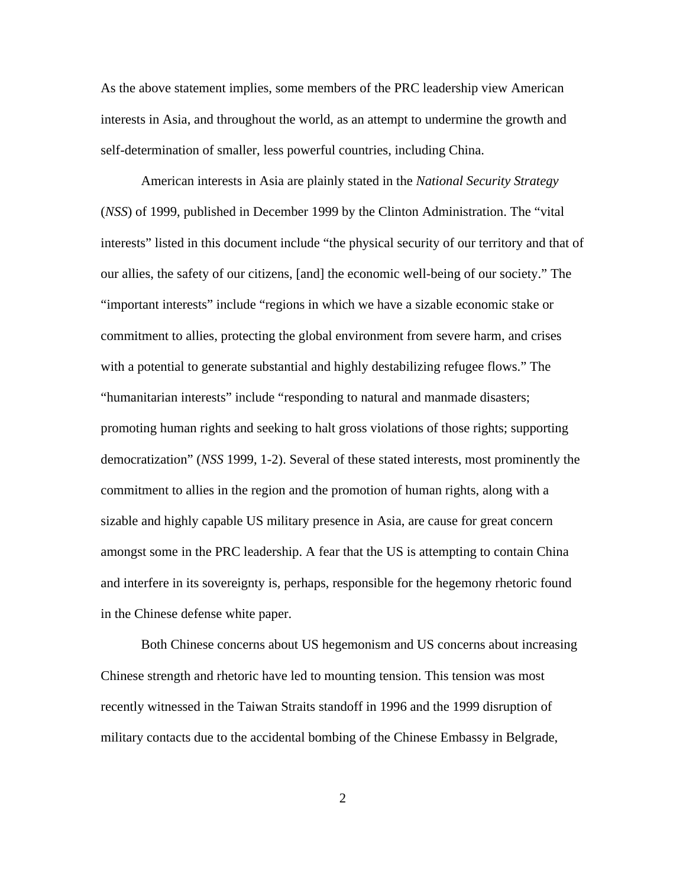As the above statement implies, some members of the PRC leadership view American interests in Asia, and throughout the world, as an attempt to undermine the growth and self-determination of smaller, less powerful countries, including China.

American interests in Asia are plainly stated in the *National Security Strategy* (*NSS*) of 1999, published in December 1999 by the Clinton Administration. The "vital interests" listed in this document include "the physical security of our territory and that of our allies, the safety of our citizens, [and] the economic well-being of our society." The "important interests" include "regions in which we have a sizable economic stake or commitment to allies, protecting the global environment from severe harm, and crises with a potential to generate substantial and highly destabilizing refugee flows." The "humanitarian interests" include "responding to natural and manmade disasters; promoting human rights and seeking to halt gross violations of those rights; supporting democratization" (*NSS* 1999, 1-2). Several of these stated interests, most prominently the commitment to allies in the region and the promotion of human rights, along with a sizable and highly capable US military presence in Asia, are cause for great concern amongst some in the PRC leadership. A fear that the US is attempting to contain China and interfere in its sovereignty is, perhaps, responsible for the hegemony rhetoric found in the Chinese defense white paper.

Both Chinese concerns about US hegemonism and US concerns about increasing Chinese strength and rhetoric have led to mounting tension. This tension was most recently witnessed in the Taiwan Straits standoff in 1996 and the 1999 disruption of military contacts due to the accidental bombing of the Chinese Embassy in Belgrade,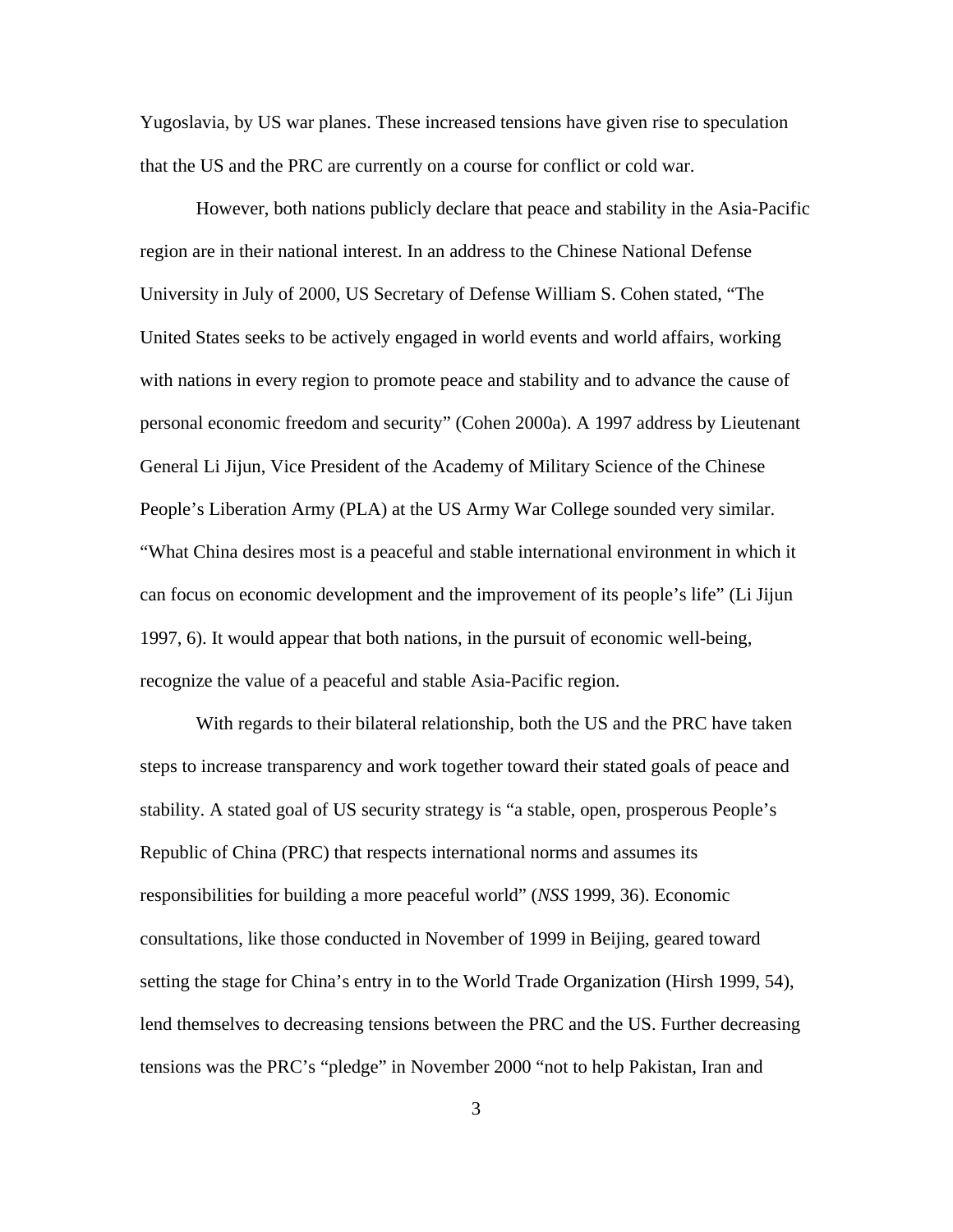Yugoslavia, by US war planes. These increased tensions have given rise to speculation that the US and the PRC are currently on a course for conflict or cold war.

However, both nations publicly declare that peace and stability in the Asia-Pacific region are in their national interest. In an address to the Chinese National Defense University in July of 2000, US Secretary of Defense William S. Cohen stated, “The United States seeks to be actively engaged in world events and world affairs, working with nations in every region to promote peace and stability and to advance the cause of personal economic freedom and security” (Cohen 2000a). A 1997 address by Lieutenant General Li Jijun, Vice President of the Academy of Military Science of the Chinese People’s Liberation Army (PLA) at the US Army War College sounded very similar. “What China desires most is a peaceful and stable international environment in which it can focus on economic development and the improvement of its people’s life” (Li Jijun 1997, 6). It would appear that both nations, in the pursuit of economic well-being, recognize the value of a peaceful and stable Asia-Pacific region.

With regards to their bilateral relationship, both the US and the PRC have taken steps to increase transparency and work together toward their stated goals of peace and stability. A stated goal of US security strategy is “a stable, open, prosperous People’s Republic of China (PRC) that respects international norms and assumes its responsibilities for building a more peaceful world” (*NSS* 1999, 36). Economic consultations, like those conducted in November of 1999 in Beijing, geared toward setting the stage for China’s entry in to the World Trade Organization (Hirsh 1999, 54), lend themselves to decreasing tensions between the PRC and the US. Further decreasing tensions was the PRC’s “pledge” in November 2000 “not to help Pakistan, Iran and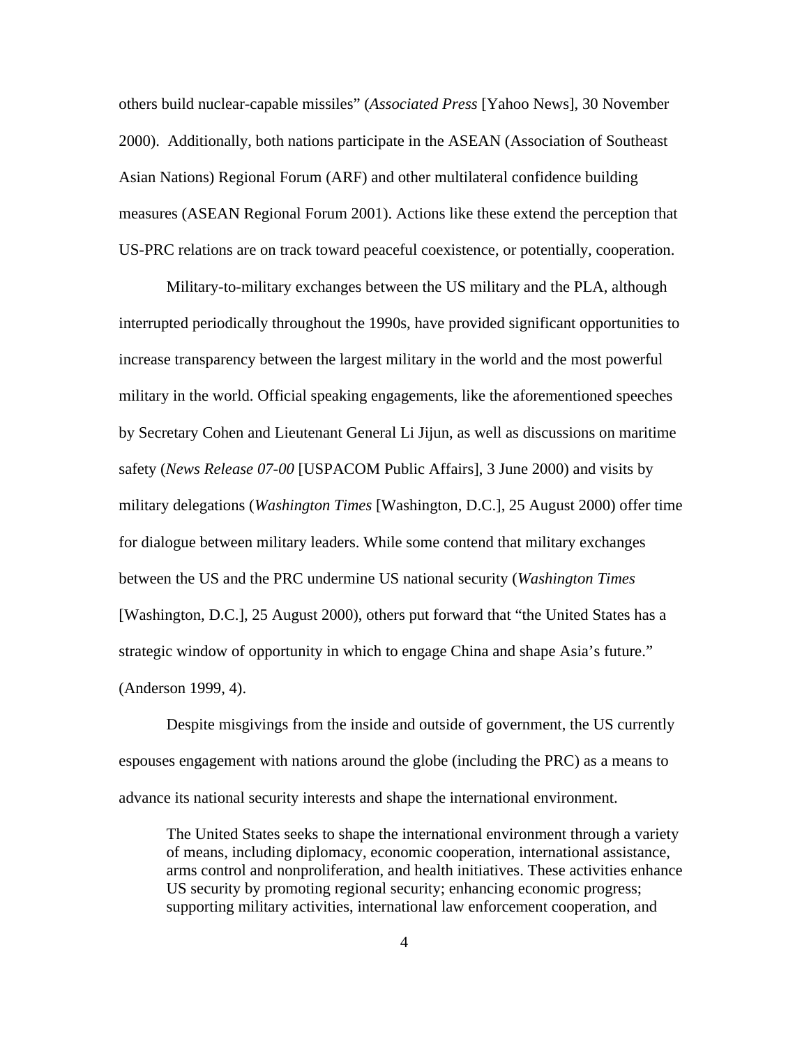others build nuclear-capable missiles" (*Associated Press* [Yahoo News], 30 November 2000). Additionally, both nations participate in the ASEAN (Association of Southeast Asian Nations) Regional Forum (ARF) and other multilateral confidence building measures (ASEAN Regional Forum 2001). Actions like these extend the perception that US-PRC relations are on track toward peaceful coexistence, or potentially, cooperation.

Military-to-military exchanges between the US military and the PLA, although interrupted periodically throughout the 1990s, have provided significant opportunities to increase transparency between the largest military in the world and the most powerful military in the world. Official speaking engagements, like the aforementioned speeches by Secretary Cohen and Lieutenant General Li Jijun, as well as discussions on maritime safety (*News Release 07-00* [USPACOM Public Affairs], 3 June 2000) and visits by military delegations (*Washington Times* [Washington, D.C.], 25 August 2000) offer time for dialogue between military leaders. While some contend that military exchanges between the US and the PRC undermine US national security (*Washington Times* [Washington, D.C.], 25 August 2000), others put forward that "the United States has a strategic window of opportunity in which to engage China and shape Asia's future." (Anderson 1999, 4).

Despite misgivings from the inside and outside of government, the US currently espouses engagement with nations around the globe (including the PRC) as a means to advance its national security interests and shape the international environment.

> The United States seeks to shape the international environment through a variety of means, including diplomacy, economic cooperation, international assistance, arms control and nonproliferation, and health initiatives. These activities enhance US security by promoting regional security; enhancing economic progress; supporting military activities, international law enforcement cooperation, and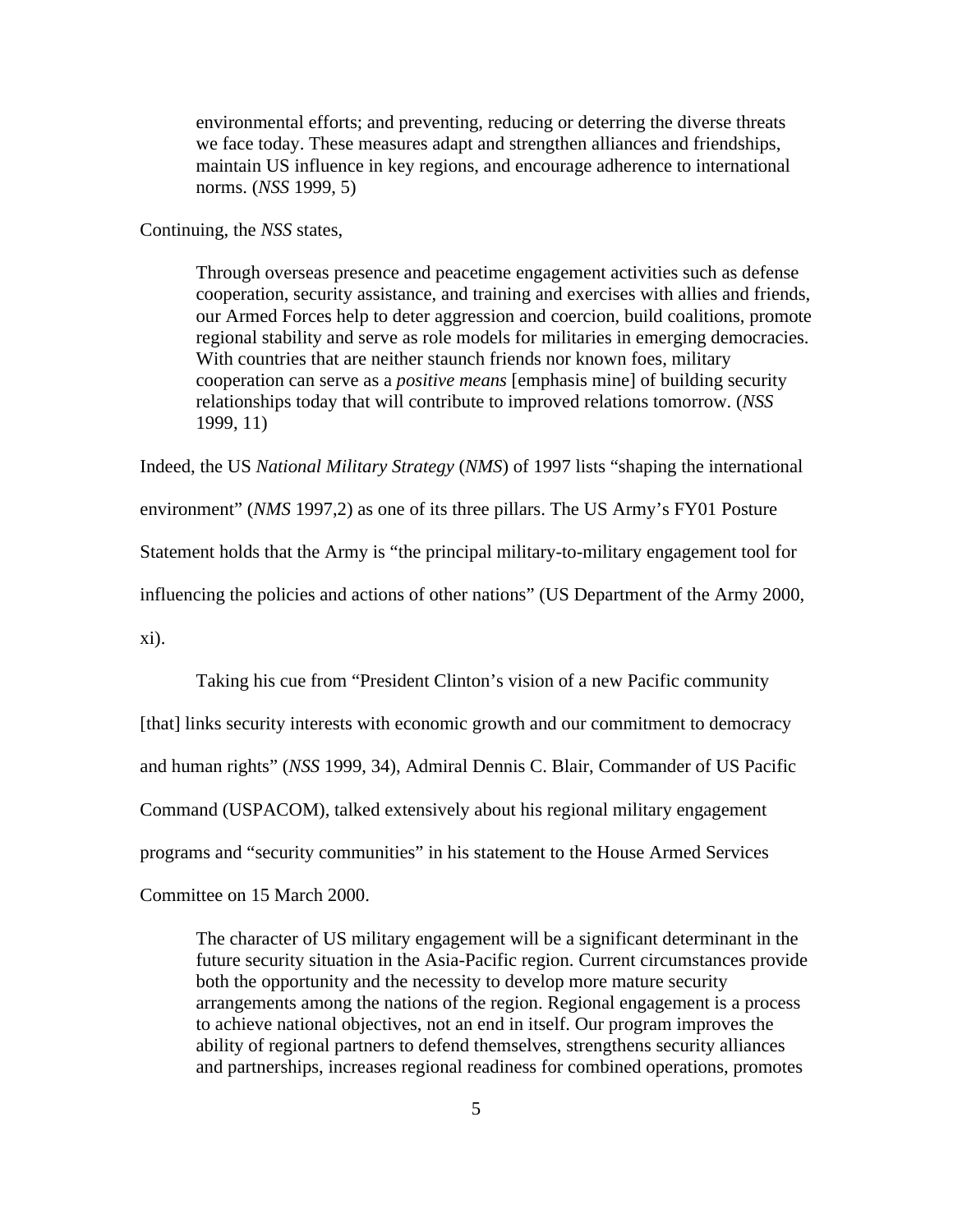> environmental efforts; and preventing, reducing or deterring the diverse threats we face today. These measures adapt and strengthen alliances and friendships, maintain US influence in key regions, and encourage adherence to international norms. (*NSS* 1999, 5)

Continuing, the *NSS* states,

> Through overseas presence and peacetime engagement activities such as defense cooperation, security assistance, and training and exercises with allies and friends, our Armed Forces help to deter aggression and coercion, build coalitions, promote regional stability and serve as role models for militaries in emerging democracies. With countries that are neither staunch friends nor known foes, military cooperation can serve as a *positive means* [emphasis mine] of building security relationships today that will contribute to improved relations tomorrow. (*NSS* 1999, 11)

Indeed, the US *National Military Strategy* (*NMS*) of 1997 lists "shaping the international environment" (*NMS* 1997,2) as one of its three pillars. The US Army's FY01 Posture Statement holds that the Army is "the principal military-to-military engagement tool for influencing the policies and actions of other nations" (US Department of the Army 2000, xi).

Taking his cue from "President Clinton's vision of a new Pacific community [that] links security interests with economic growth and our commitment to democracy and human rights" (*NSS* 1999, 34), Admiral Dennis C. Blair, Commander of US Pacific Command (USPACOM), talked extensively about his regional military engagement programs and "security communities" in his statement to the House Armed Services Committee on 15 March 2000.

> The character of US military engagement will be a significant determinant in the future security situation in the Asia-Pacific region. Current circumstances provide both the opportunity and the necessity to develop more mature security arrangements among the nations of the region. Regional engagement is a process to achieve national objectives, not an end in itself. Our program improves the ability of regional partners to defend themselves, strengthens security alliances and partnerships, increases regional readiness for combined operations, promotes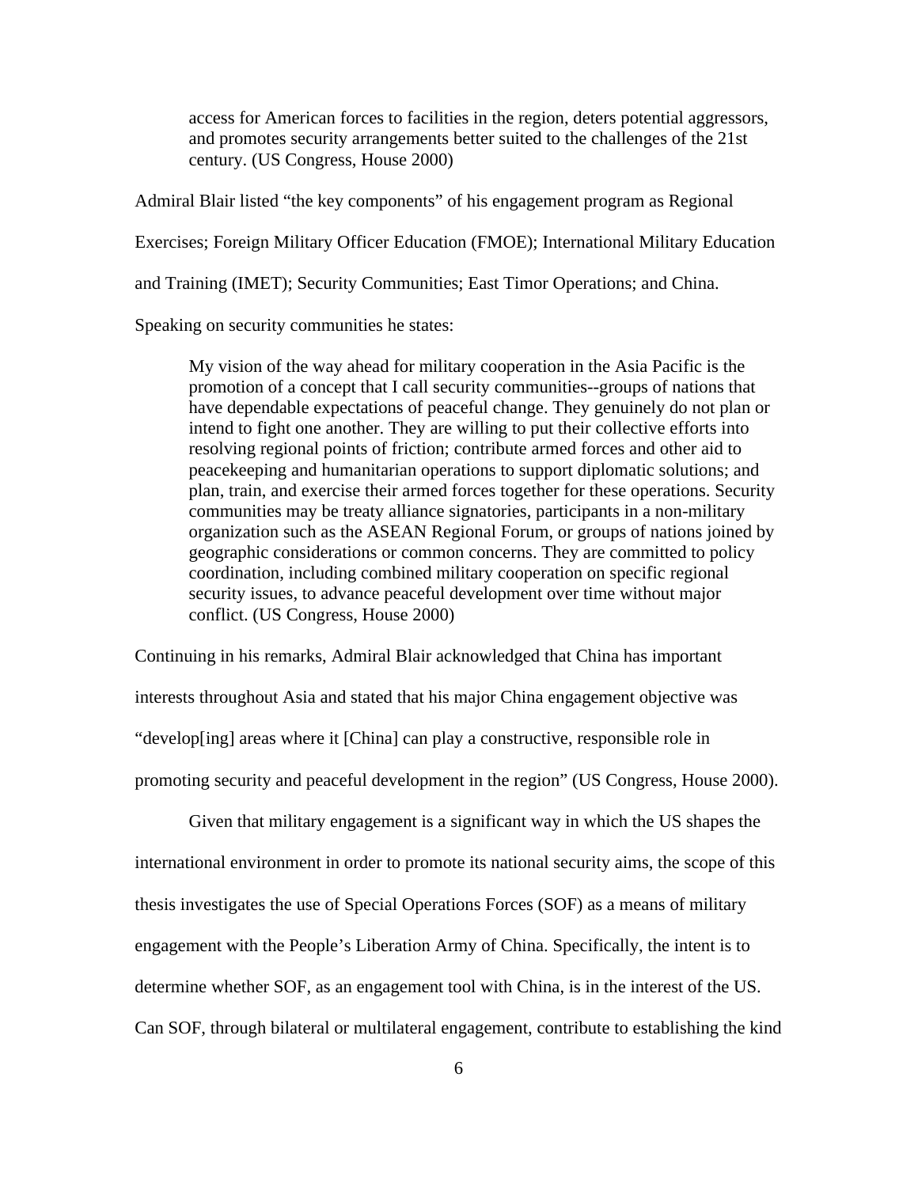> access for American forces to facilities in the region, deters potential aggressors, and promotes security arrangements better suited to the challenges of the 21st century. (US Congress, House 2000)

Admiral Blair listed "the key components" of his engagement program as Regional Exercises; Foreign Military Officer Education (FMOE); International Military Education and Training (IMET); Security Communities; East Timor Operations; and China. Speaking on security communities he states:

> My vision of the way ahead for military cooperation in the Asia Pacific is the promotion of a concept that I call security communities--groups of nations that have dependable expectations of peaceful change. They genuinely do not plan or intend to fight one another. They are willing to put their collective efforts into resolving regional points of friction; contribute armed forces and other aid to peacekeeping and humanitarian operations to support diplomatic solutions; and plan, train, and exercise their armed forces together for these operations. Security communities may be treaty alliance signatories, participants in a non-military organization such as the ASEAN Regional Forum, or groups of nations joined by geographic considerations or common concerns. They are committed to policy coordination, including combined military cooperation on specific regional security issues, to advance peaceful development over time without major conflict. (US Congress, House 2000)

Continuing in his remarks, Admiral Blair acknowledged that China has important interests throughout Asia and stated that his major China engagement objective was "develop[ing] areas where it [China] can play a constructive, responsible role in promoting security and peaceful development in the region" (US Congress, House 2000).

Given that military engagement is a significant way in which the US shapes the international environment in order to promote its national security aims, the scope of this thesis investigates the use of Special Operations Forces (SOF) as a means of military engagement with the People's Liberation Army of China. Specifically, the intent is to determine whether SOF, as an engagement tool with China, is in the interest of the US. Can SOF, through bilateral or multilateral engagement, contribute to establishing the kind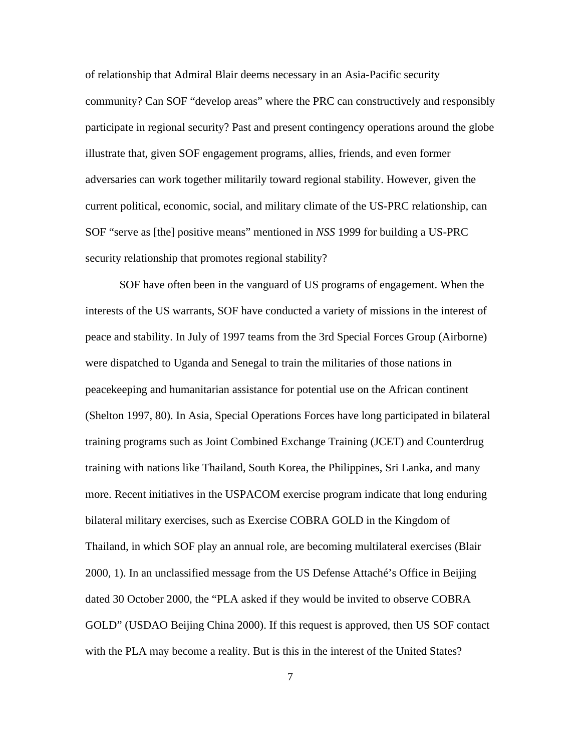of relationship that Admiral Blair deems necessary in an Asia-Pacific security community? Can SOF "develop areas" where the PRC can constructively and responsibly participate in regional security? Past and present contingency operations around the globe illustrate that, given SOF engagement programs, allies, friends, and even former adversaries can work together militarily toward regional stability. However, given the current political, economic, social, and military climate of the US-PRC relationship, can SOF "serve as [the] positive means" mentioned in *NSS* 1999 for building a US-PRC security relationship that promotes regional stability?

SOF have often been in the vanguard of US programs of engagement. When the interests of the US warrants, SOF have conducted a variety of missions in the interest of peace and stability. In July of 1997 teams from the 3rd Special Forces Group (Airborne) were dispatched to Uganda and Senegal to train the militaries of those nations in peacekeeping and humanitarian assistance for potential use on the African continent (Shelton 1997, 80). In Asia, Special Operations Forces have long participated in bilateral training programs such as Joint Combined Exchange Training (JCET) and Counterdrug training with nations like Thailand, South Korea, the Philippines, Sri Lanka, and many more. Recent initiatives in the USPACOM exercise program indicate that long enduring bilateral military exercises, such as Exercise COBRA GOLD in the Kingdom of Thailand, in which SOF play an annual role, are becoming multilateral exercises (Blair 2000, 1). In an unclassified message from the US Defense Attaché's Office in Beijing dated 30 October 2000, the "PLA asked if they would be invited to observe COBRA GOLD" (USDAO Beijing China 2000). If this request is approved, then US SOF contact with the PLA may become a reality. But is this in the interest of the United States?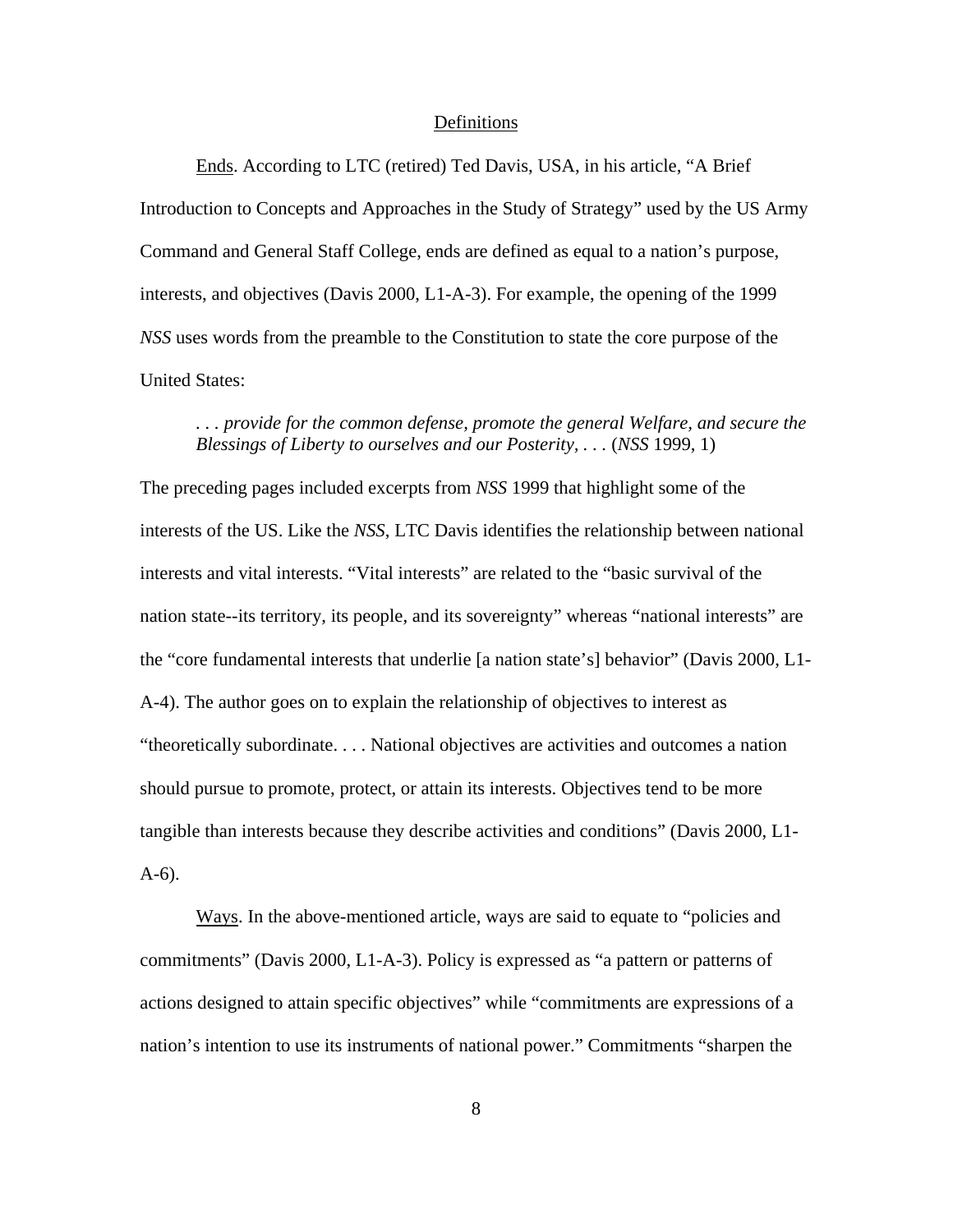## Definitions

Ends. According to LTC (retired) Ted Davis, USA, in his article, "A Brief Introduction to Concepts and Approaches in the Study of Strategy" used by the US Army Command and General Staff College, ends are defined as equal to a nation's purpose, interests, and objectives (Davis 2000, L1-A-3). For example, the opening of the 1999 *NSS* uses words from the preamble to the Constitution to state the core purpose of the United States:

> . . . *provide for the common defense, promote the general Welfare, and secure the Blessings of Liberty to ourselves and our Posterity*, . . . (*NSS* 1999, 1)

The preceding pages included excerpts from *NSS* 1999 that highlight some of the interests of the US. Like the *NSS*, LTC Davis identifies the relationship between national interests and vital interests. "Vital interests" are related to the "basic survival of the nation state--its territory, its people, and its sovereignty" whereas "national interests" are the "core fundamental interests that underlie [a nation state's] behavior" (Davis 2000, L1-A-4). The author goes on to explain the relationship of objectives to interest as "theoretically subordinate. . . . National objectives are activities and outcomes a nation should pursue to promote, protect, or attain its interests. Objectives tend to be more tangible than interests because they describe activities and conditions" (Davis 2000, L1-A-6).

Ways. In the above-mentioned article, ways are said to equate to "policies and commitments" (Davis 2000, L1-A-3). Policy is expressed as "a pattern or patterns of actions designed to attain specific objectives" while "commitments are expressions of a nation's intention to use its instruments of national power." Commitments "sharpen the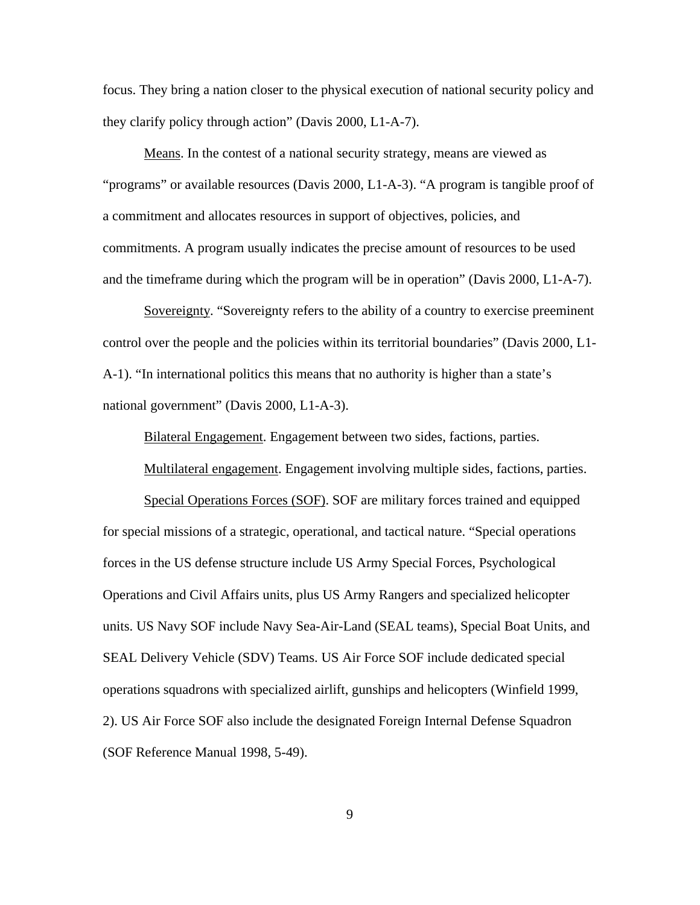focus. They bring a nation closer to the physical execution of national security policy and they clarify policy through action" (Davis 2000, L1-A-7).

Means. In the contest of a national security strategy, means are viewed as "programs" or available resources (Davis 2000, L1-A-3). "A program is tangible proof of a commitment and allocates resources in support of objectives, policies, and commitments. A program usually indicates the precise amount of resources to be used and the timeframe during which the program will be in operation" (Davis 2000, L1-A-7).

Sovereignty. "Sovereignty refers to the ability of a country to exercise preeminent control over the people and the policies within its territorial boundaries" (Davis 2000, L1-A-1). "In international politics this means that no authority is higher than a state's national government" (Davis 2000, L1-A-3).

Bilateral Engagement. Engagement between two sides, factions, parties.

Multilateral engagement. Engagement involving multiple sides, factions, parties.

Special Operations Forces (SOF). SOF are military forces trained and equipped for special missions of a strategic, operational, and tactical nature. "Special operations forces in the US defense structure include US Army Special Forces, Psychological Operations and Civil Affairs units, plus US Army Rangers and specialized helicopter units. US Navy SOF include Navy Sea-Air-Land (SEAL teams), Special Boat Units, and SEAL Delivery Vehicle (SDV) Teams. US Air Force SOF include dedicated special operations squadrons with specialized airlift, gunships and helicopters (Winfield 1999, 2). US Air Force SOF also include the designated Foreign Internal Defense Squadron (SOF Reference Manual 1998, 5-49).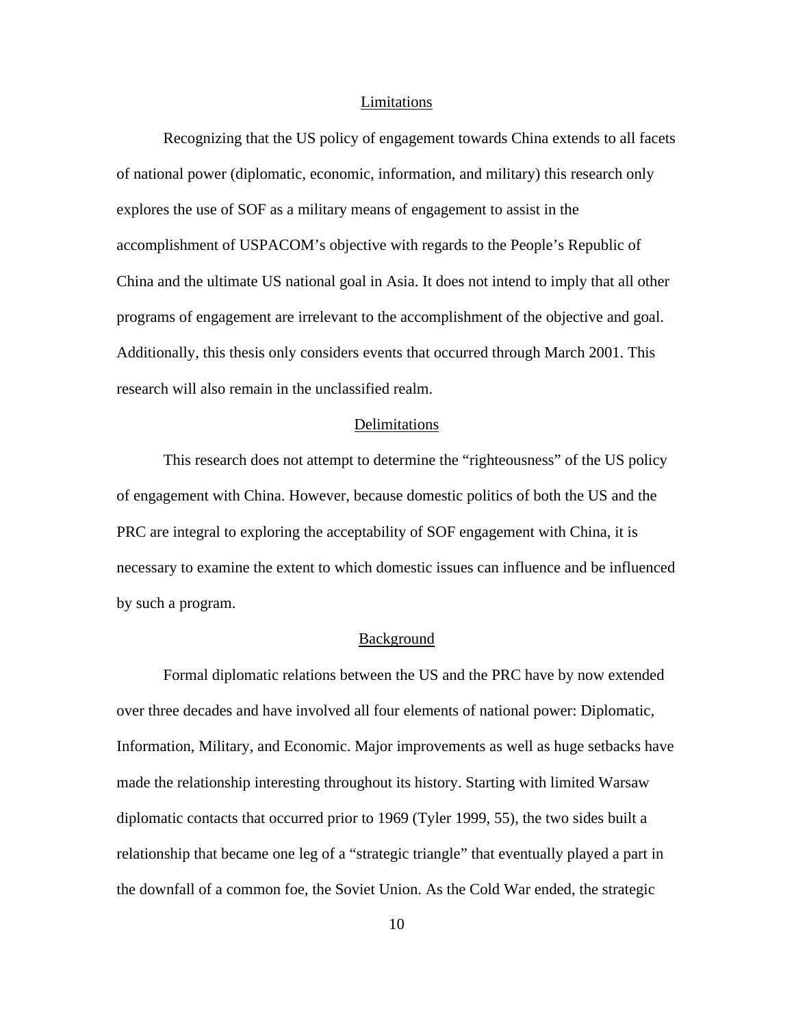## Limitations

Recognizing that the US policy of engagement towards China extends to all facets of national power (diplomatic, economic, information, and military) this research only explores the use of SOF as a military means of engagement to assist in the accomplishment of USPACOM's objective with regards to the People's Republic of China and the ultimate US national goal in Asia. It does not intend to imply that all other programs of engagement are irrelevant to the accomplishment of the objective and goal. Additionally, this thesis only considers events that occurred through March 2001. This research will also remain in the unclassified realm.

## Delimitations

This research does not attempt to determine the "righteousness" of the US policy of engagement with China. However, because domestic politics of both the US and the PRC are integral to exploring the acceptability of SOF engagement with China, it is necessary to examine the extent to which domestic issues can influence and be influenced by such a program.

## Background

Formal diplomatic relations between the US and the PRC have by now extended over three decades and have involved all four elements of national power: Diplomatic, Information, Military, and Economic. Major improvements as well as huge setbacks have made the relationship interesting throughout its history. Starting with limited Warsaw diplomatic contacts that occurred prior to 1969 (Tyler 1999, 55), the two sides built a relationship that became one leg of a "strategic triangle" that eventually played a part in the downfall of a common foe, the Soviet Union. As the Cold War ended, the strategic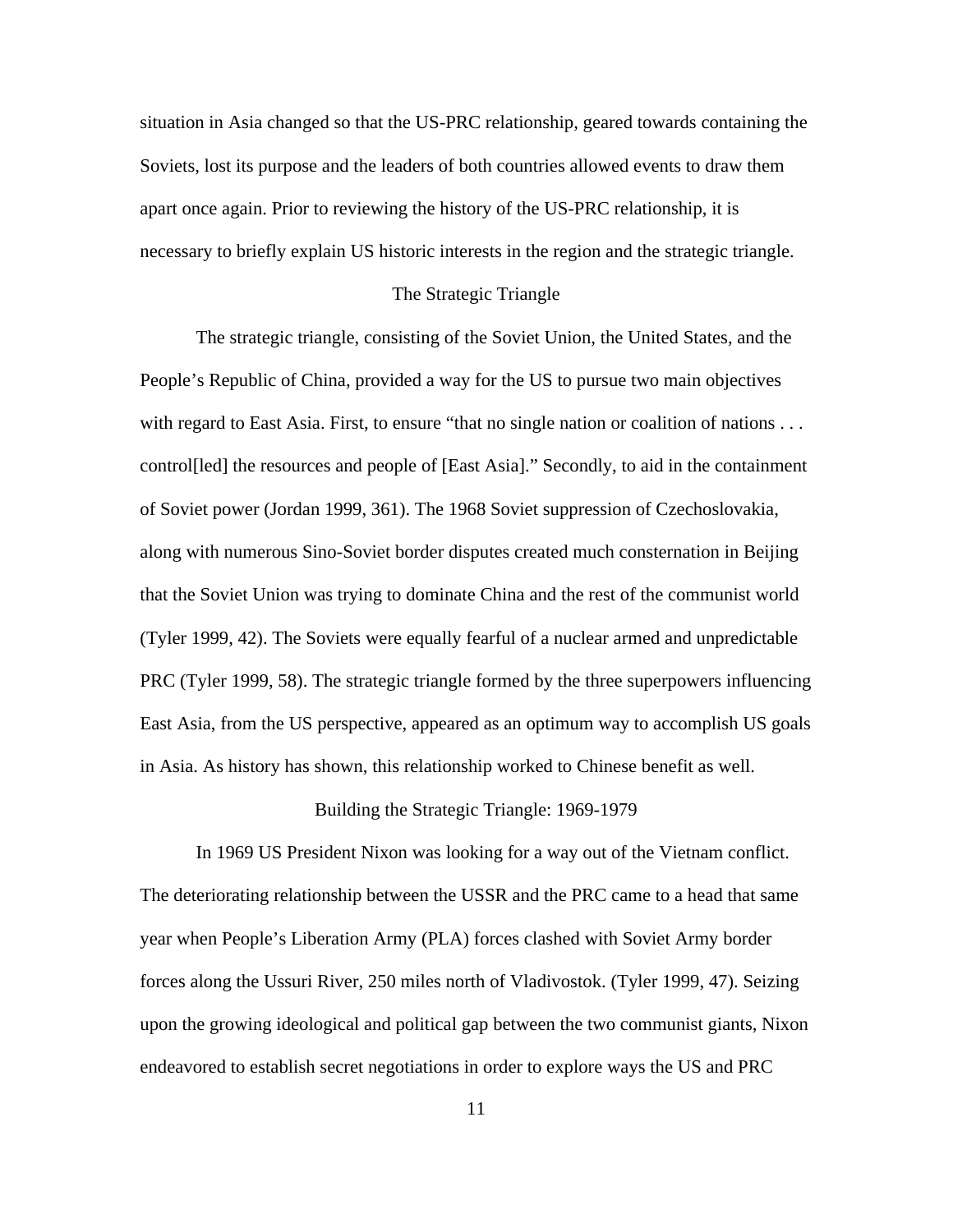situation in Asia changed so that the US-PRC relationship, geared towards containing the Soviets, lost its purpose and the leaders of both countries allowed events to draw them apart once again. Prior to reviewing the history of the US-PRC relationship, it is necessary to briefly explain US historic interests in the region and the strategic triangle.

## The Strategic Triangle

The strategic triangle, consisting of the Soviet Union, the United States, and the People's Republic of China, provided a way for the US to pursue two main objectives with regard to East Asia. First, to ensure "that no single nation or coalition of nations . . . control[led] the resources and people of [East Asia]." Secondly, to aid in the containment of Soviet power (Jordan 1999, 361). The 1968 Soviet suppression of Czechoslovakia, along with numerous Sino-Soviet border disputes created much consternation in Beijing that the Soviet Union was trying to dominate China and the rest of the communist world (Tyler 1999, 42). The Soviets were equally fearful of a nuclear armed and unpredictable PRC (Tyler 1999, 58). The strategic triangle formed by the three superpowers influencing East Asia, from the US perspective, appeared as an optimum way to accomplish US goals in Asia. As history has shown, this relationship worked to Chinese benefit as well.

## Building the Strategic Triangle: 1969-1979

In 1969 US President Nixon was looking for a way out of the Vietnam conflict. The deteriorating relationship between the USSR and the PRC came to a head that same year when People's Liberation Army (PLA) forces clashed with Soviet Army border forces along the Ussuri River, 250 miles north of Vladivostok. (Tyler 1999, 47). Seizing upon the growing ideological and political gap between the two communist giants, Nixon endeavored to establish secret negotiations in order to explore ways the US and PRC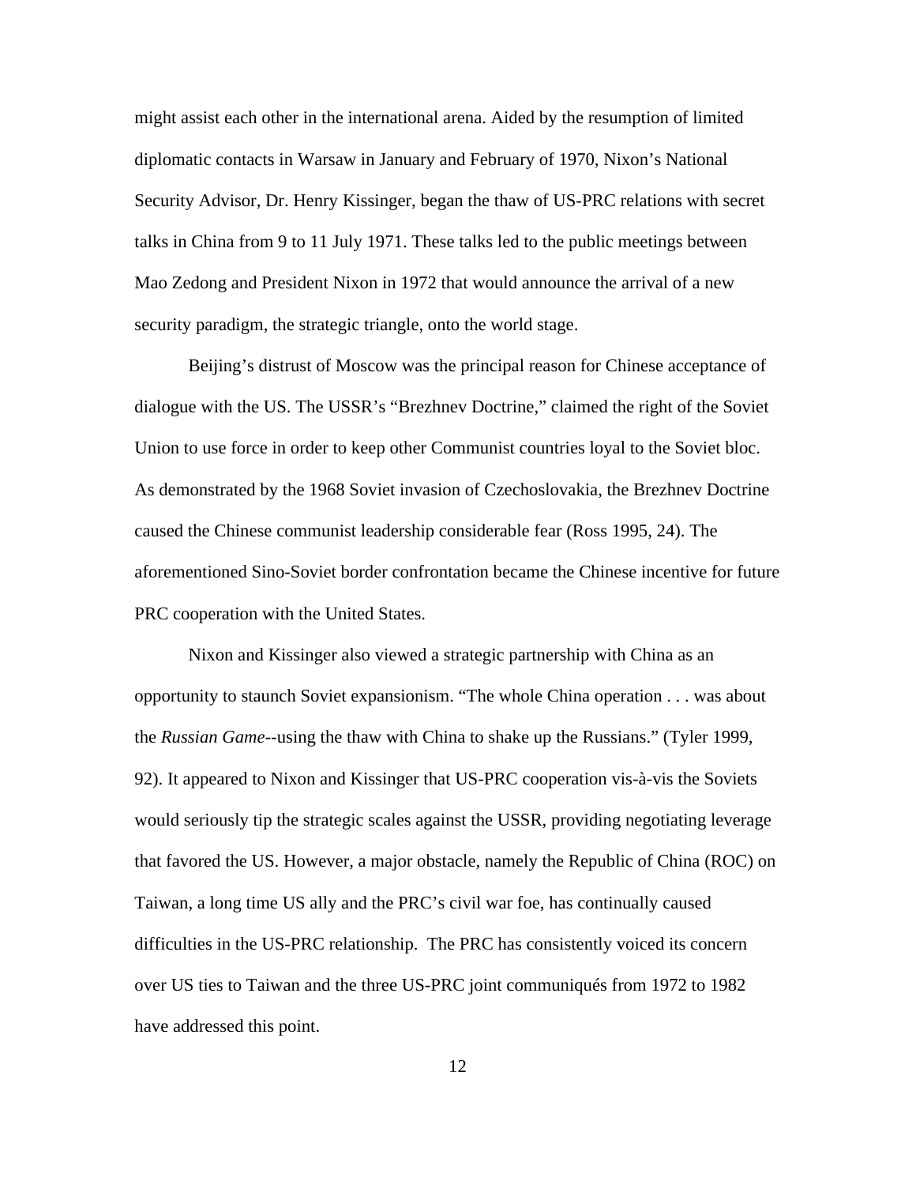might assist each other in the international arena. Aided by the resumption of limited diplomatic contacts in Warsaw in January and February of 1970, Nixon's National Security Advisor, Dr. Henry Kissinger, began the thaw of US-PRC relations with secret talks in China from 9 to 11 July 1971. These talks led to the public meetings between Mao Zedong and President Nixon in 1972 that would announce the arrival of a new security paradigm, the strategic triangle, onto the world stage.

Beijing's distrust of Moscow was the principal reason for Chinese acceptance of dialogue with the US. The USSR's "Brezhnev Doctrine," claimed the right of the Soviet Union to use force in order to keep other Communist countries loyal to the Soviet bloc. As demonstrated by the 1968 Soviet invasion of Czechoslovakia, the Brezhnev Doctrine caused the Chinese communist leadership considerable fear (Ross 1995, 24). The aforementioned Sino-Soviet border confrontation became the Chinese incentive for future PRC cooperation with the United States.

Nixon and Kissinger also viewed a strategic partnership with China as an opportunity to staunch Soviet expansionism. "The whole China operation . . . was about the *Russian Game*--using the thaw with China to shake up the Russians." (Tyler 1999, 92). It appeared to Nixon and Kissinger that US-PRC cooperation vis-à-vis the Soviets would seriously tip the strategic scales against the USSR, providing negotiating leverage that favored the US. However, a major obstacle, namely the Republic of China (ROC) on Taiwan, a long time US ally and the PRC's civil war foe, has continually caused difficulties in the US-PRC relationship. The PRC has consistently voiced its concern over US ties to Taiwan and the three US-PRC joint communiqués from 1972 to 1982 have addressed this point.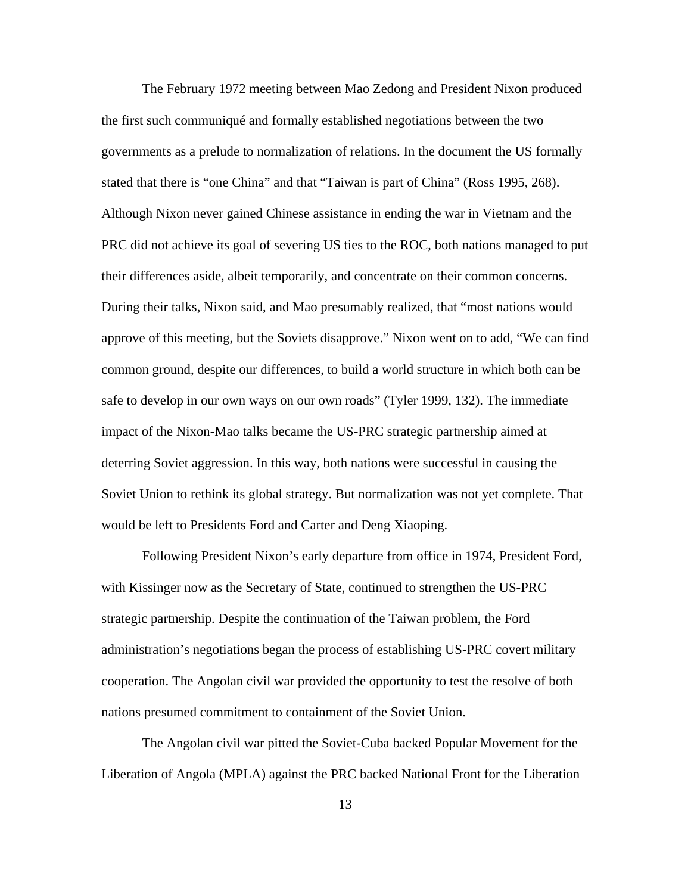The February 1972 meeting between Mao Zedong and President Nixon produced the first such communiqué and formally established negotiations between the two governments as a prelude to normalization of relations. In the document the US formally stated that there is "one China" and that "Taiwan is part of China" (Ross 1995, 268). Although Nixon never gained Chinese assistance in ending the war in Vietnam and the PRC did not achieve its goal of severing US ties to the ROC, both nations managed to put their differences aside, albeit temporarily, and concentrate on their common concerns. During their talks, Nixon said, and Mao presumably realized, that "most nations would approve of this meeting, but the Soviets disapprove." Nixon went on to add, "We can find common ground, despite our differences, to build a world structure in which both can be safe to develop in our own ways on our own roads" (Tyler 1999, 132). The immediate impact of the Nixon-Mao talks became the US-PRC strategic partnership aimed at deterring Soviet aggression. In this way, both nations were successful in causing the Soviet Union to rethink its global strategy. But normalization was not yet complete. That would be left to Presidents Ford and Carter and Deng Xiaoping.

Following President Nixon's early departure from office in 1974, President Ford, with Kissinger now as the Secretary of State, continued to strengthen the US-PRC strategic partnership. Despite the continuation of the Taiwan problem, the Ford administration's negotiations began the process of establishing US-PRC covert military cooperation. The Angolan civil war provided the opportunity to test the resolve of both nations presumed commitment to containment of the Soviet Union.

The Angolan civil war pitted the Soviet-Cuba backed Popular Movement for the Liberation of Angola (MPLA) against the PRC backed National Front for the Liberation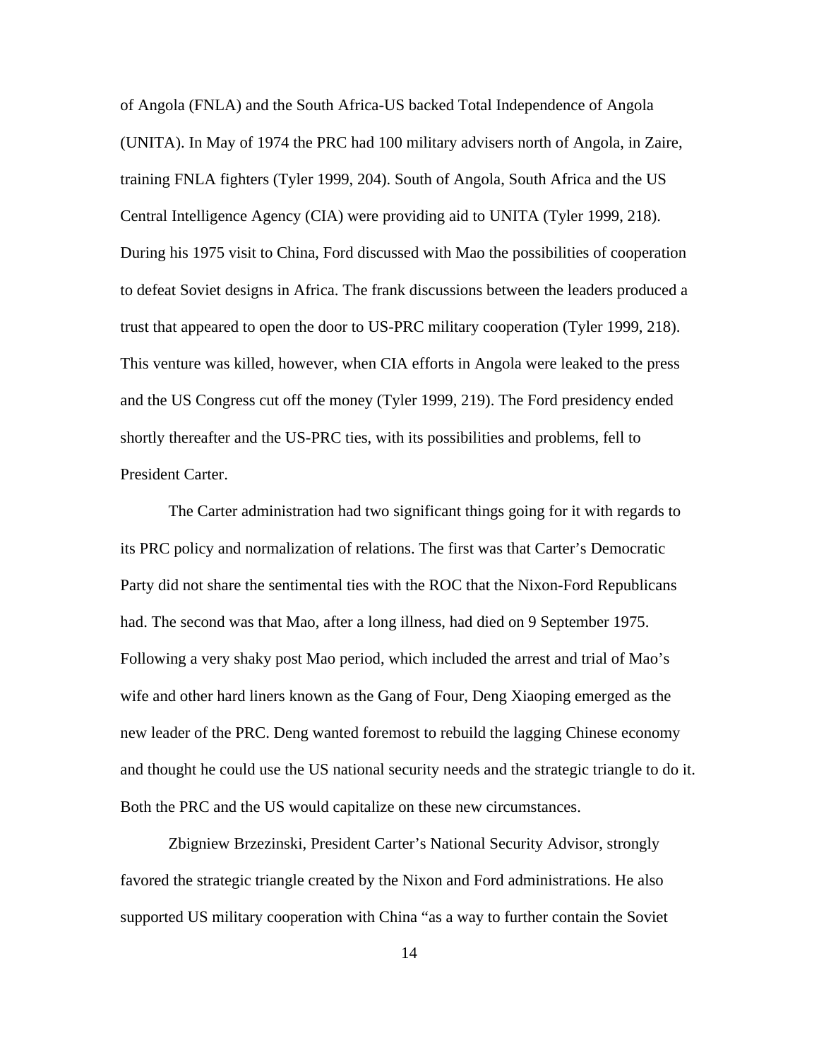of Angola (FNLA) and the South Africa-US backed Total Independence of Angola (UNITA). In May of 1974 the PRC had 100 military advisers north of Angola, in Zaire, training FNLA fighters (Tyler 1999, 204). South of Angola, South Africa and the US Central Intelligence Agency (CIA) were providing aid to UNITA (Tyler 1999, 218). During his 1975 visit to China, Ford discussed with Mao the possibilities of cooperation to defeat Soviet designs in Africa. The frank discussions between the leaders produced a trust that appeared to open the door to US-PRC military cooperation (Tyler 1999, 218). This venture was killed, however, when CIA efforts in Angola were leaked to the press and the US Congress cut off the money (Tyler 1999, 219). The Ford presidency ended shortly thereafter and the US-PRC ties, with its possibilities and problems, fell to President Carter.

The Carter administration had two significant things going for it with regards to its PRC policy and normalization of relations. The first was that Carter's Democratic Party did not share the sentimental ties with the ROC that the Nixon-Ford Republicans had. The second was that Mao, after a long illness, had died on 9 September 1975. Following a very shaky post Mao period, which included the arrest and trial of Mao's wife and other hard liners known as the Gang of Four, Deng Xiaoping emerged as the new leader of the PRC. Deng wanted foremost to rebuild the lagging Chinese economy and thought he could use the US national security needs and the strategic triangle to do it. Both the PRC and the US would capitalize on these new circumstances.

Zbigniew Brzezinski, President Carter's National Security Advisor, strongly favored the strategic triangle created by the Nixon and Ford administrations. He also supported US military cooperation with China "as a way to further contain the Soviet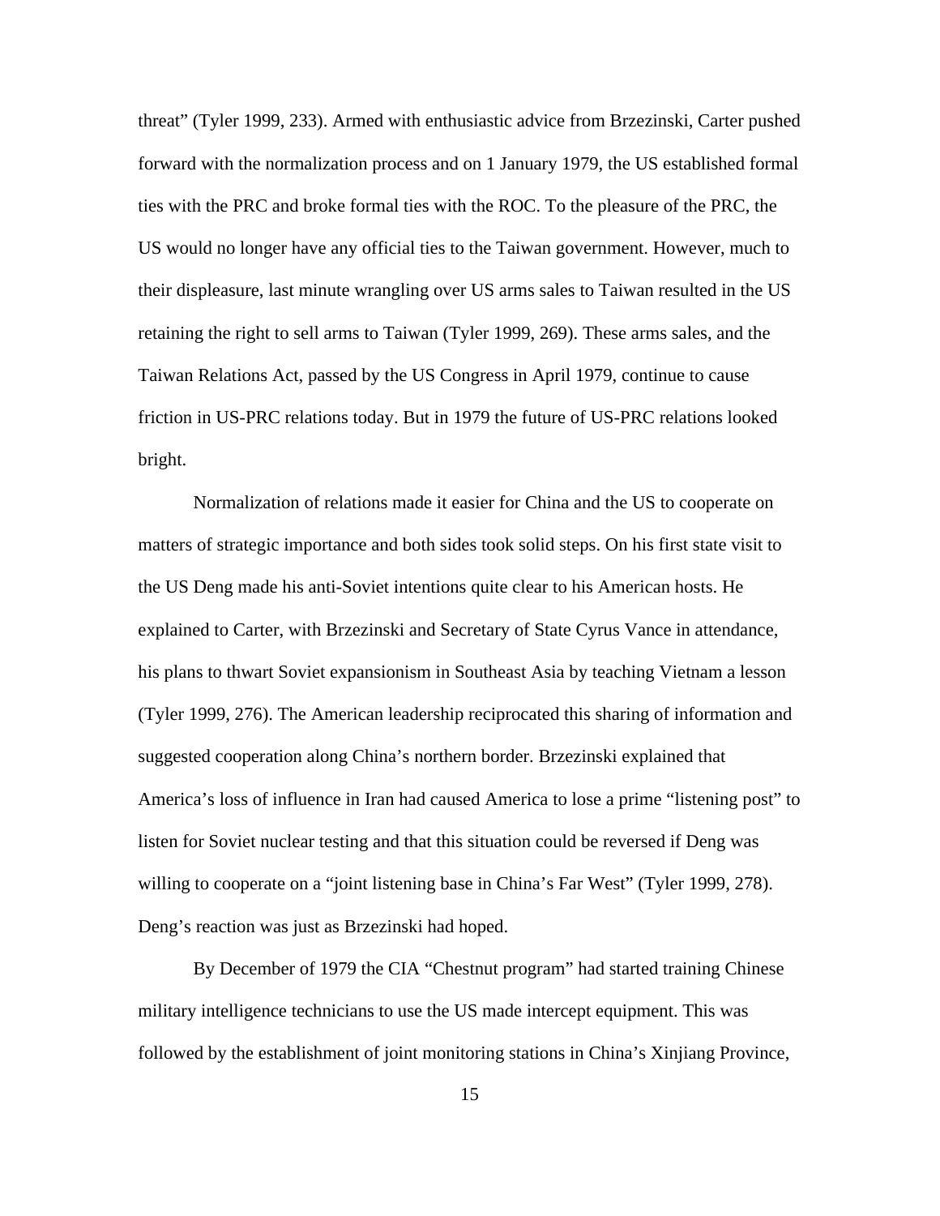threat" (Tyler 1999, 233). Armed with enthusiastic advice from Brzezinski, Carter pushed forward with the normalization process and on 1 January 1979, the US established formal ties with the PRC and broke formal ties with the ROC. To the pleasure of the PRC, the US would no longer have any official ties to the Taiwan government. However, much to their displeasure, last minute wrangling over US arms sales to Taiwan resulted in the US retaining the right to sell arms to Taiwan (Tyler 1999, 269). These arms sales, and the Taiwan Relations Act, passed by the US Congress in April 1979, continue to cause friction in US-PRC relations today. But in 1979 the future of US-PRC relations looked bright.

Normalization of relations made it easier for China and the US to cooperate on matters of strategic importance and both sides took solid steps. On his first state visit to the US Deng made his anti-Soviet intentions quite clear to his American hosts. He explained to Carter, with Brzezinski and Secretary of State Cyrus Vance in attendance, his plans to thwart Soviet expansionism in Southeast Asia by teaching Vietnam a lesson (Tyler 1999, 276). The American leadership reciprocated this sharing of information and suggested cooperation along China's northern border. Brzezinski explained that America's loss of influence in Iran had caused America to lose a prime "listening post" to listen for Soviet nuclear testing and that this situation could be reversed if Deng was willing to cooperate on a "joint listening base in China's Far West" (Tyler 1999, 278). Deng's reaction was just as Brzezinski had hoped.

By December of 1979 the CIA "Chestnut program" had started training Chinese military intelligence technicians to use the US made intercept equipment. This was followed by the establishment of joint monitoring stations in China's Xinjiang Province,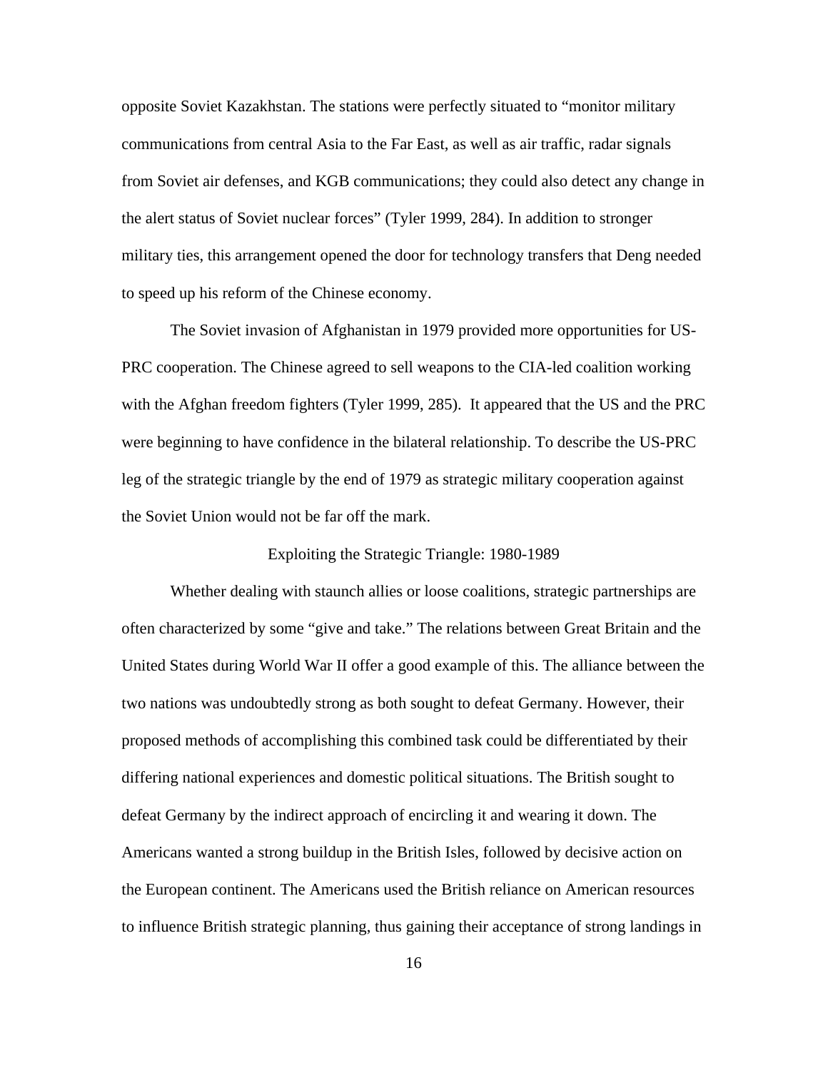opposite Soviet Kazakhstan. The stations were perfectly situated to "monitor military communications from central Asia to the Far East, as well as air traffic, radar signals from Soviet air defenses, and KGB communications; they could also detect any change in the alert status of Soviet nuclear forces" (Tyler 1999, 284). In addition to stronger military ties, this arrangement opened the door for technology transfers that Deng needed to speed up his reform of the Chinese economy.

The Soviet invasion of Afghanistan in 1979 provided more opportunities for US-PRC cooperation. The Chinese agreed to sell weapons to the CIA-led coalition working with the Afghan freedom fighters (Tyler 1999, 285). It appeared that the US and the PRC were beginning to have confidence in the bilateral relationship. To describe the US-PRC leg of the strategic triangle by the end of 1979 as strategic military cooperation against the Soviet Union would not be far off the mark.

## Exploiting the Strategic Triangle: 1980-1989

Whether dealing with staunch allies or loose coalitions, strategic partnerships are often characterized by some "give and take." The relations between Great Britain and the United States during World War II offer a good example of this. The alliance between the two nations was undoubtedly strong as both sought to defeat Germany. However, their proposed methods of accomplishing this combined task could be differentiated by their differing national experiences and domestic political situations. The British sought to defeat Germany by the indirect approach of encircling it and wearing it down. The Americans wanted a strong buildup in the British Isles, followed by decisive action on the European continent. The Americans used the British reliance on American resources to influence British strategic planning, thus gaining their acceptance of strong landings in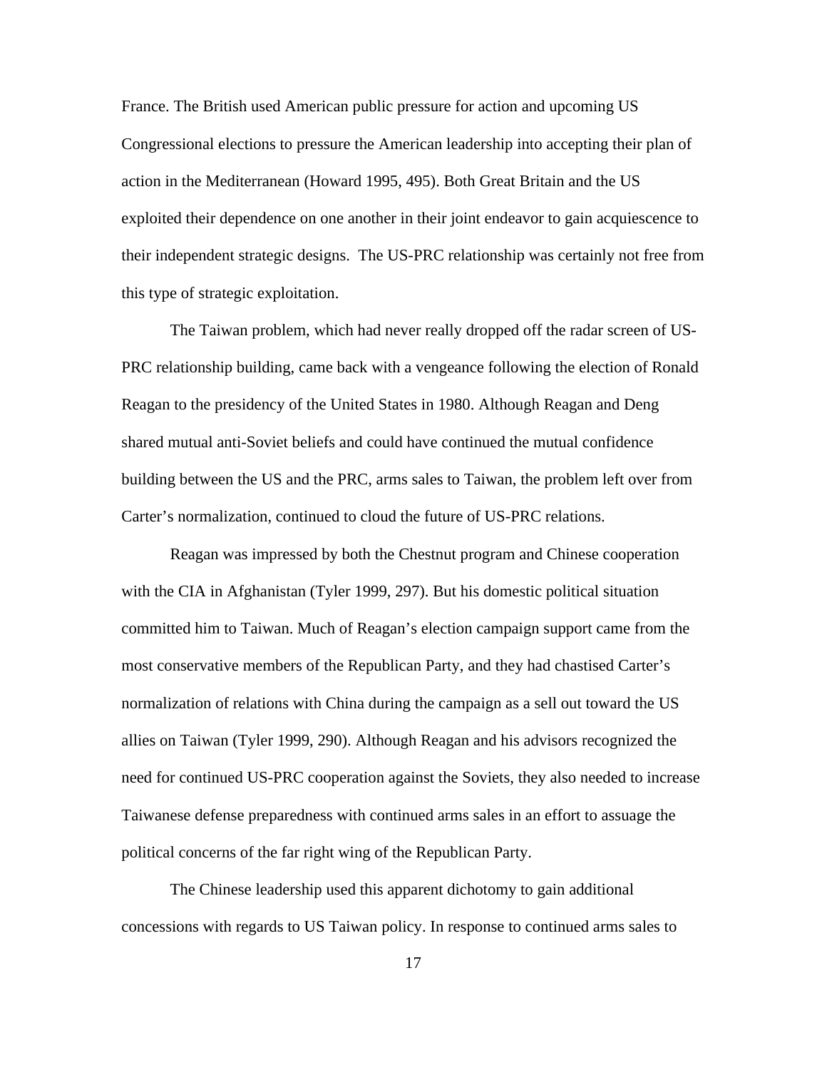France. The British used American public pressure for action and upcoming US Congressional elections to pressure the American leadership into accepting their plan of action in the Mediterranean (Howard 1995, 495). Both Great Britain and the US exploited their dependence on one another in their joint endeavor to gain acquiescence to their independent strategic designs. The US-PRC relationship was certainly not free from this type of strategic exploitation.

The Taiwan problem, which had never really dropped off the radar screen of US-PRC relationship building, came back with a vengeance following the election of Ronald Reagan to the presidency of the United States in 1980. Although Reagan and Deng shared mutual anti-Soviet beliefs and could have continued the mutual confidence building between the US and the PRC, arms sales to Taiwan, the problem left over from Carter's normalization, continued to cloud the future of US-PRC relations.

Reagan was impressed by both the Chestnut program and Chinese cooperation with the CIA in Afghanistan (Tyler 1999, 297). But his domestic political situation committed him to Taiwan. Much of Reagan's election campaign support came from the most conservative members of the Republican Party, and they had chastised Carter's normalization of relations with China during the campaign as a sell out toward the US allies on Taiwan (Tyler 1999, 290). Although Reagan and his advisors recognized the need for continued US-PRC cooperation against the Soviets, they also needed to increase Taiwanese defense preparedness with continued arms sales in an effort to assuage the political concerns of the far right wing of the Republican Party.

The Chinese leadership used this apparent dichotomy to gain additional concessions with regards to US Taiwan policy. In response to continued arms sales to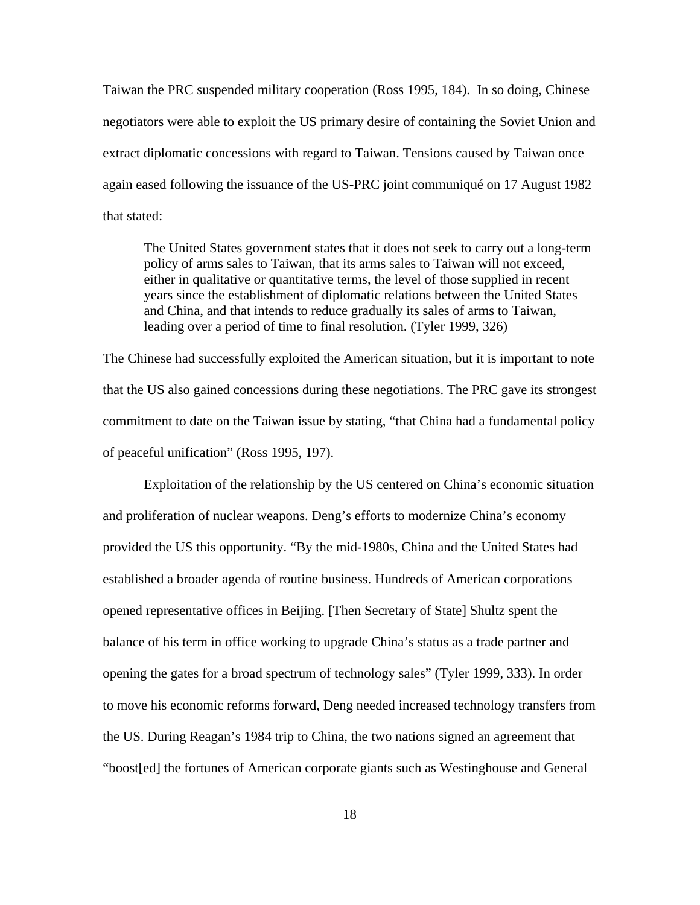Taiwan the PRC suspended military cooperation (Ross 1995, 184). In so doing, Chinese negotiators were able to exploit the US primary desire of containing the Soviet Union and extract diplomatic concessions with regard to Taiwan. Tensions caused by Taiwan once again eased following the issuance of the US-PRC joint communiqué on 17 August 1982 that stated:

> The United States government states that it does not seek to carry out a long-term policy of arms sales to Taiwan, that its arms sales to Taiwan will not exceed, either in qualitative or quantitative terms, the level of those supplied in recent years since the establishment of diplomatic relations between the United States and China, and that intends to reduce gradually its sales of arms to Taiwan, leading over a period of time to final resolution. (Tyler 1999, 326)

The Chinese had successfully exploited the American situation, but it is important to note that the US also gained concessions during these negotiations. The PRC gave its strongest commitment to date on the Taiwan issue by stating, "that China had a fundamental policy of peaceful unification" (Ross 1995, 197).

Exploitation of the relationship by the US centered on China's economic situation and proliferation of nuclear weapons. Deng's efforts to modernize China's economy provided the US this opportunity. "By the mid-1980s, China and the United States had established a broader agenda of routine business. Hundreds of American corporations opened representative offices in Beijing. [Then Secretary of State] Shultz spent the balance of his term in office working to upgrade China's status as a trade partner and opening the gates for a broad spectrum of technology sales" (Tyler 1999, 333). In order to move his economic reforms forward, Deng needed increased technology transfers from the US. During Reagan's 1984 trip to China, the two nations signed an agreement that "boost[ed] the fortunes of American corporate giants such as Westinghouse and General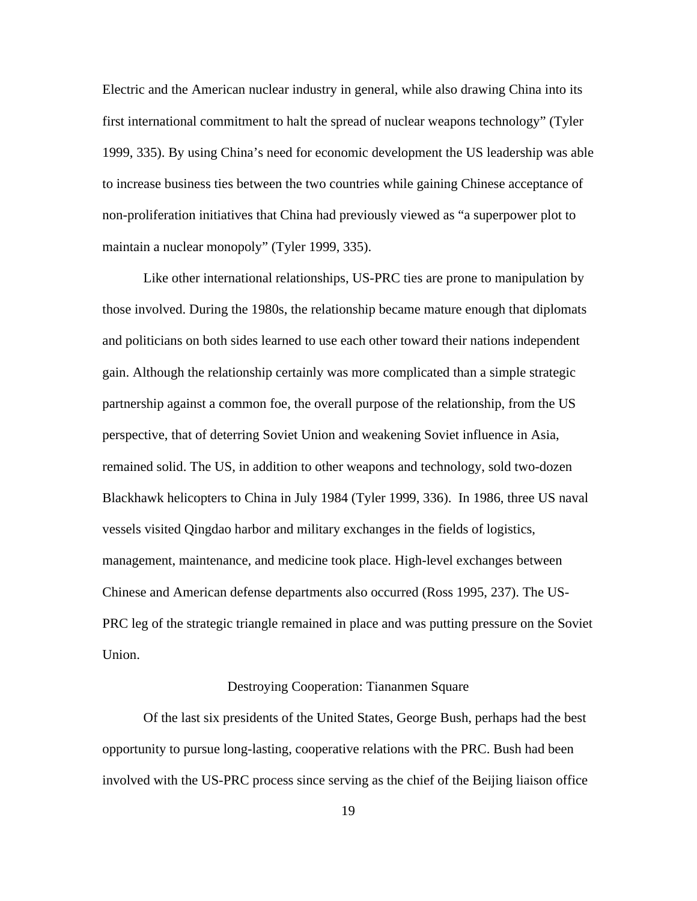Electric and the American nuclear industry in general, while also drawing China into its first international commitment to halt the spread of nuclear weapons technology" (Tyler 1999, 335). By using China's need for economic development the US leadership was able to increase business ties between the two countries while gaining Chinese acceptance of non-proliferation initiatives that China had previously viewed as "a superpower plot to maintain a nuclear monopoly" (Tyler 1999, 335).

Like other international relationships, US-PRC ties are prone to manipulation by those involved. During the 1980s, the relationship became mature enough that diplomats and politicians on both sides learned to use each other toward their nations independent gain. Although the relationship certainly was more complicated than a simple strategic partnership against a common foe, the overall purpose of the relationship, from the US perspective, that of deterring Soviet Union and weakening Soviet influence in Asia, remained solid. The US, in addition to other weapons and technology, sold two-dozen Blackhawk helicopters to China in July 1984 (Tyler 1999, 336). In 1986, three US naval vessels visited Qingdao harbor and military exchanges in the fields of logistics, management, maintenance, and medicine took place. High-level exchanges between Chinese and American defense departments also occurred (Ross 1995, 237). The US-PRC leg of the strategic triangle remained in place and was putting pressure on the Soviet Union.

## Destroying Cooperation: Tiananmen Square

Of the last six presidents of the United States, George Bush, perhaps had the best opportunity to pursue long-lasting, cooperative relations with the PRC. Bush had been involved with the US-PRC process since serving as the chief of the Beijing liaison office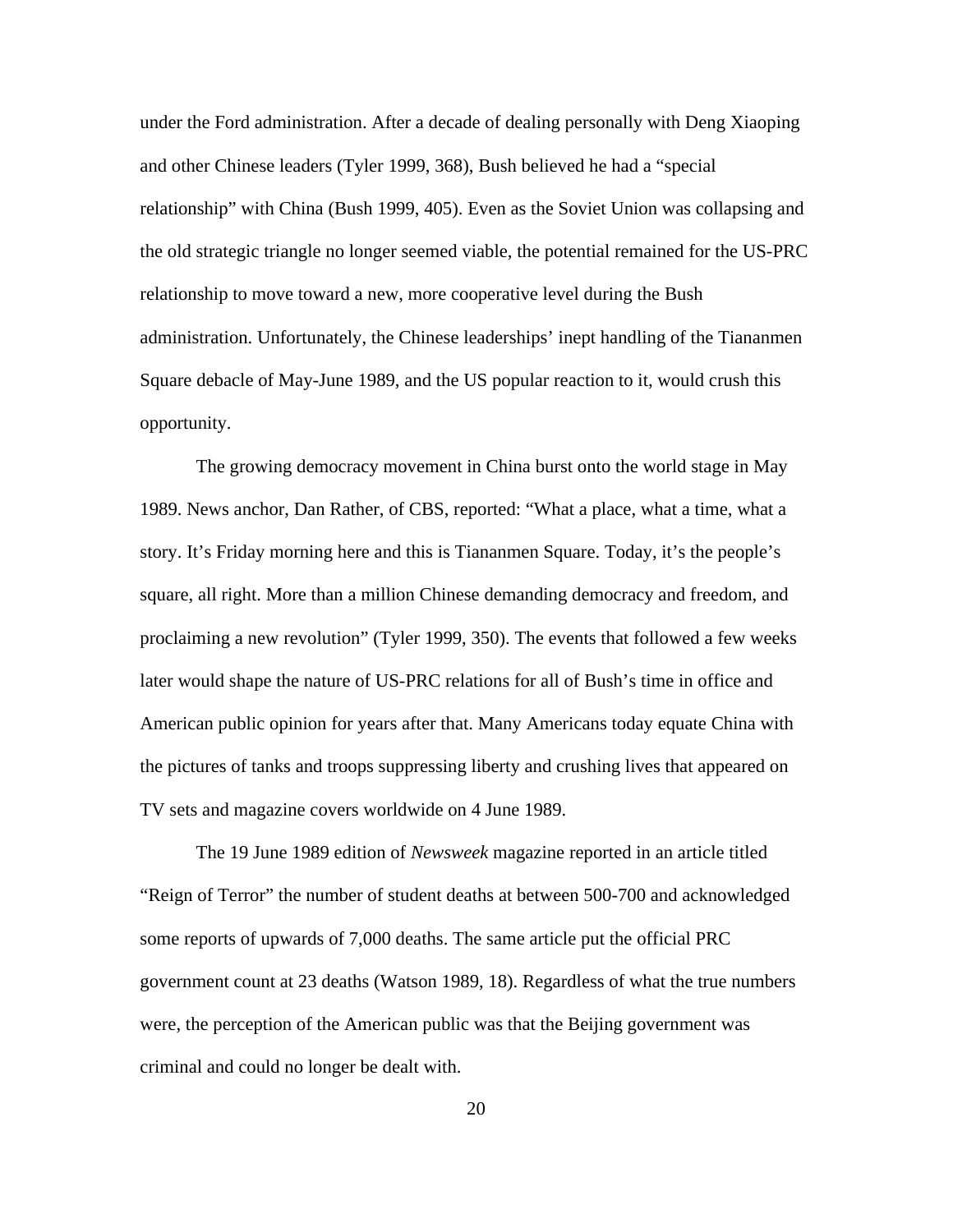under the Ford administration. After a decade of dealing personally with Deng Xiaoping and other Chinese leaders (Tyler 1999, 368), Bush believed he had a "special relationship" with China (Bush 1999, 405). Even as the Soviet Union was collapsing and the old strategic triangle no longer seemed viable, the potential remained for the US-PRC relationship to move toward a new, more cooperative level during the Bush administration. Unfortunately, the Chinese leaderships' inept handling of the Tiananmen Square debacle of May-June 1989, and the US popular reaction to it, would crush this opportunity.

The growing democracy movement in China burst onto the world stage in May 1989. News anchor, Dan Rather, of CBS, reported: "What a place, what a time, what a story. It's Friday morning here and this is Tiananmen Square. Today, it's the people's square, all right. More than a million Chinese demanding democracy and freedom, and proclaiming a new revolution" (Tyler 1999, 350). The events that followed a few weeks later would shape the nature of US-PRC relations for all of Bush's time in office and American public opinion for years after that. Many Americans today equate China with the pictures of tanks and troops suppressing liberty and crushing lives that appeared on TV sets and magazine covers worldwide on 4 June 1989.

The 19 June 1989 edition of *Newsweek* magazine reported in an article titled "Reign of Terror" the number of student deaths at between 500-700 and acknowledged some reports of upwards of 7,000 deaths. The same article put the official PRC government count at 23 deaths (Watson 1989, 18). Regardless of what the true numbers were, the perception of the American public was that the Beijing government was criminal and could no longer be dealt with.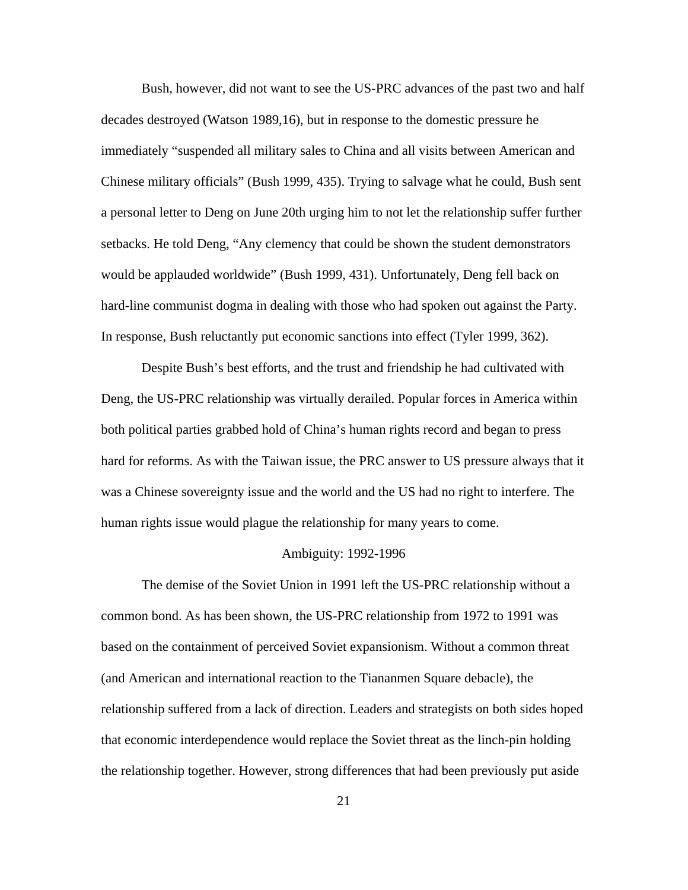Bush, however, did not want to see the US-PRC advances of the past two and half decades destroyed (Watson 1989,16), but in response to the domestic pressure he immediately "suspended all military sales to China and all visits between American and Chinese military officials" (Bush 1999, 435). Trying to salvage what he could, Bush sent a personal letter to Deng on June 20th urging him to not let the relationship suffer further setbacks. He told Deng, "Any clemency that could be shown the student demonstrators would be applauded worldwide" (Bush 1999, 431). Unfortunately, Deng fell back on hard-line communist dogma in dealing with those who had spoken out against the Party. In response, Bush reluctantly put economic sanctions into effect (Tyler 1999, 362).

Despite Bush's best efforts, and the trust and friendship he had cultivated with Deng, the US-PRC relationship was virtually derailed. Popular forces in America within both political parties grabbed hold of China's human rights record and began to press hard for reforms. As with the Taiwan issue, the PRC answer to US pressure always that it was a Chinese sovereignty issue and the world and the US had no right to interfere. The human rights issue would plague the relationship for many years to come.

## Ambiguity: 1992-1996

The demise of the Soviet Union in 1991 left the US-PRC relationship without a common bond. As has been shown, the US-PRC relationship from 1972 to 1991 was based on the containment of perceived Soviet expansionism. Without a common threat (and American and international reaction to the Tiananmen Square debacle), the relationship suffered from a lack of direction. Leaders and strategists on both sides hoped that economic interdependence would replace the Soviet threat as the linch-pin holding the relationship together. However, strong differences that had been previously put aside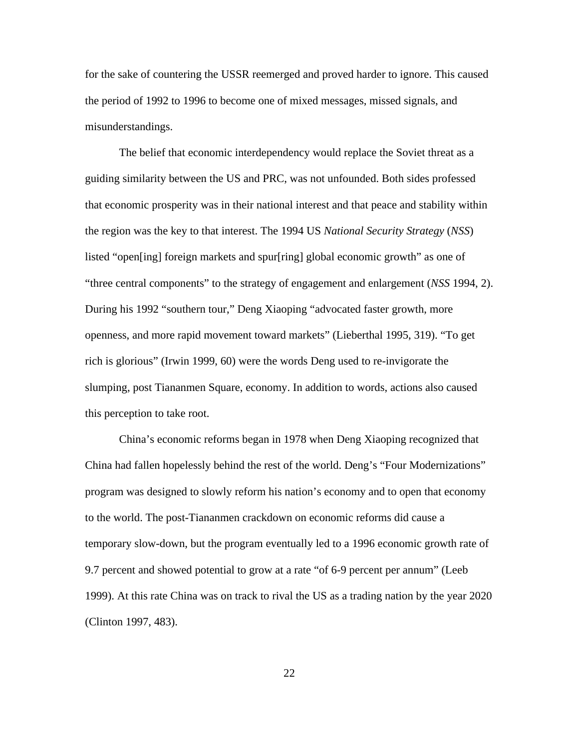for the sake of countering the USSR reemerged and proved harder to ignore. This caused the period of 1992 to 1996 to become one of mixed messages, missed signals, and misunderstandings.

The belief that economic interdependency would replace the Soviet threat as a guiding similarity between the US and PRC, was not unfounded. Both sides professed that economic prosperity was in their national interest and that peace and stability within the region was the key to that interest. The 1994 US *National Security Strategy* (*NSS*) listed "open[ing] foreign markets and spur[ring] global economic growth" as one of "three central components" to the strategy of engagement and enlargement (*NSS* 1994, 2). During his 1992 "southern tour," Deng Xiaoping "advocated faster growth, more openness, and more rapid movement toward markets" (Lieberthal 1995, 319). "To get rich is glorious" (Irwin 1999, 60) were the words Deng used to re-invigorate the slumping, post Tiananmen Square, economy. In addition to words, actions also caused this perception to take root.

China's economic reforms began in 1978 when Deng Xiaoping recognized that China had fallen hopelessly behind the rest of the world. Deng's "Four Modernizations" program was designed to slowly reform his nation's economy and to open that economy to the world. The post-Tiananmen crackdown on economic reforms did cause a temporary slow-down, but the program eventually led to a 1996 economic growth rate of 9.7 percent and showed potential to grow at a rate "of 6-9 percent per annum" (Leeb 1999). At this rate China was on track to rival the US as a trading nation by the year 2020 (Clinton 1997, 483).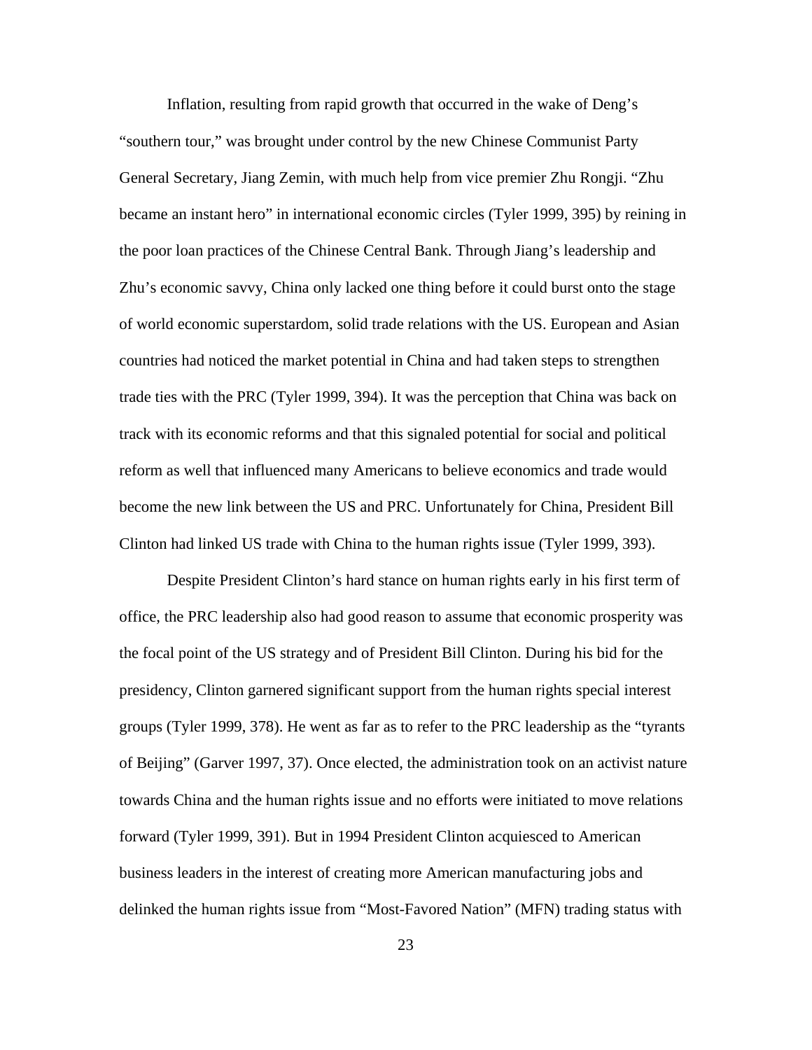Inflation, resulting from rapid growth that occurred in the wake of Deng's "southern tour," was brought under control by the new Chinese Communist Party General Secretary, Jiang Zemin, with much help from vice premier Zhu Rongji. "Zhu became an instant hero" in international economic circles (Tyler 1999, 395) by reining in the poor loan practices of the Chinese Central Bank. Through Jiang's leadership and Zhu's economic savvy, China only lacked one thing before it could burst onto the stage of world economic superstardom, solid trade relations with the US. European and Asian countries had noticed the market potential in China and had taken steps to strengthen trade ties with the PRC (Tyler 1999, 394). It was the perception that China was back on track with its economic reforms and that this signaled potential for social and political reform as well that influenced many Americans to believe economics and trade would become the new link between the US and PRC. Unfortunately for China, President Bill Clinton had linked US trade with China to the human rights issue (Tyler 1999, 393).

Despite President Clinton's hard stance on human rights early in his first term of office, the PRC leadership also had good reason to assume that economic prosperity was the focal point of the US strategy and of President Bill Clinton. During his bid for the presidency, Clinton garnered significant support from the human rights special interest groups (Tyler 1999, 378). He went as far as to refer to the PRC leadership as the "tyrants of Beijing" (Garver 1997, 37). Once elected, the administration took on an activist nature towards China and the human rights issue and no efforts were initiated to move relations forward (Tyler 1999, 391). But in 1994 President Clinton acquiesced to American business leaders in the interest of creating more American manufacturing jobs and delinked the human rights issue from "Most-Favored Nation" (MFN) trading status with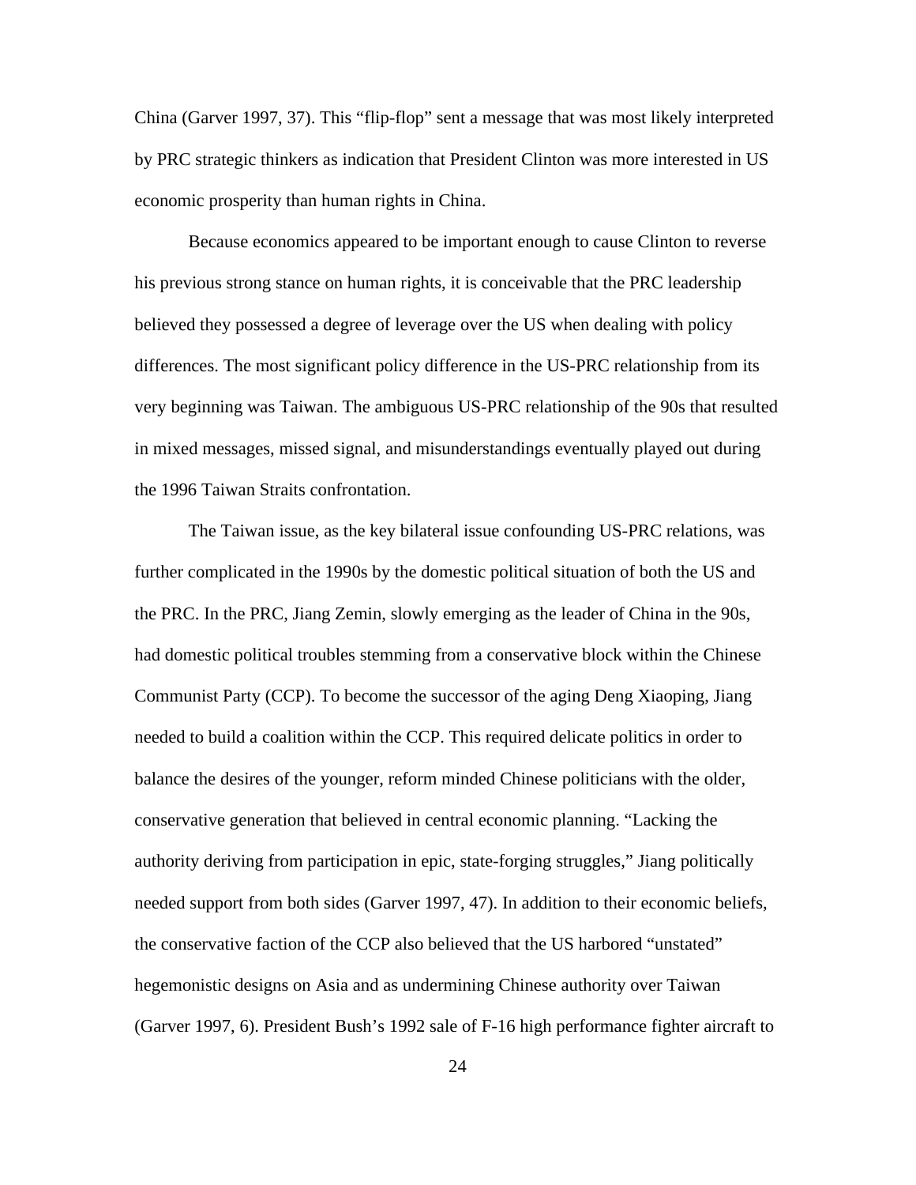China (Garver 1997, 37). This "flip-flop" sent a message that was most likely interpreted by PRC strategic thinkers as indication that President Clinton was more interested in US economic prosperity than human rights in China.

Because economics appeared to be important enough to cause Clinton to reverse his previous strong stance on human rights, it is conceivable that the PRC leadership believed they possessed a degree of leverage over the US when dealing with policy differences. The most significant policy difference in the US-PRC relationship from its very beginning was Taiwan. The ambiguous US-PRC relationship of the 90s that resulted in mixed messages, missed signal, and misunderstandings eventually played out during the 1996 Taiwan Straits confrontation.

The Taiwan issue, as the key bilateral issue confounding US-PRC relations, was further complicated in the 1990s by the domestic political situation of both the US and the PRC. In the PRC, Jiang Zemin, slowly emerging as the leader of China in the 90s, had domestic political troubles stemming from a conservative block within the Chinese Communist Party (CCP). To become the successor of the aging Deng Xiaoping, Jiang needed to build a coalition within the CCP. This required delicate politics in order to balance the desires of the younger, reform minded Chinese politicians with the older, conservative generation that believed in central economic planning. "Lacking the authority deriving from participation in epic, state-forging struggles," Jiang politically needed support from both sides (Garver 1997, 47). In addition to their economic beliefs, the conservative faction of the CCP also believed that the US harbored "unstated" hegemonistic designs on Asia and as undermining Chinese authority over Taiwan (Garver 1997, 6). President Bush's 1992 sale of F-16 high performance fighter aircraft to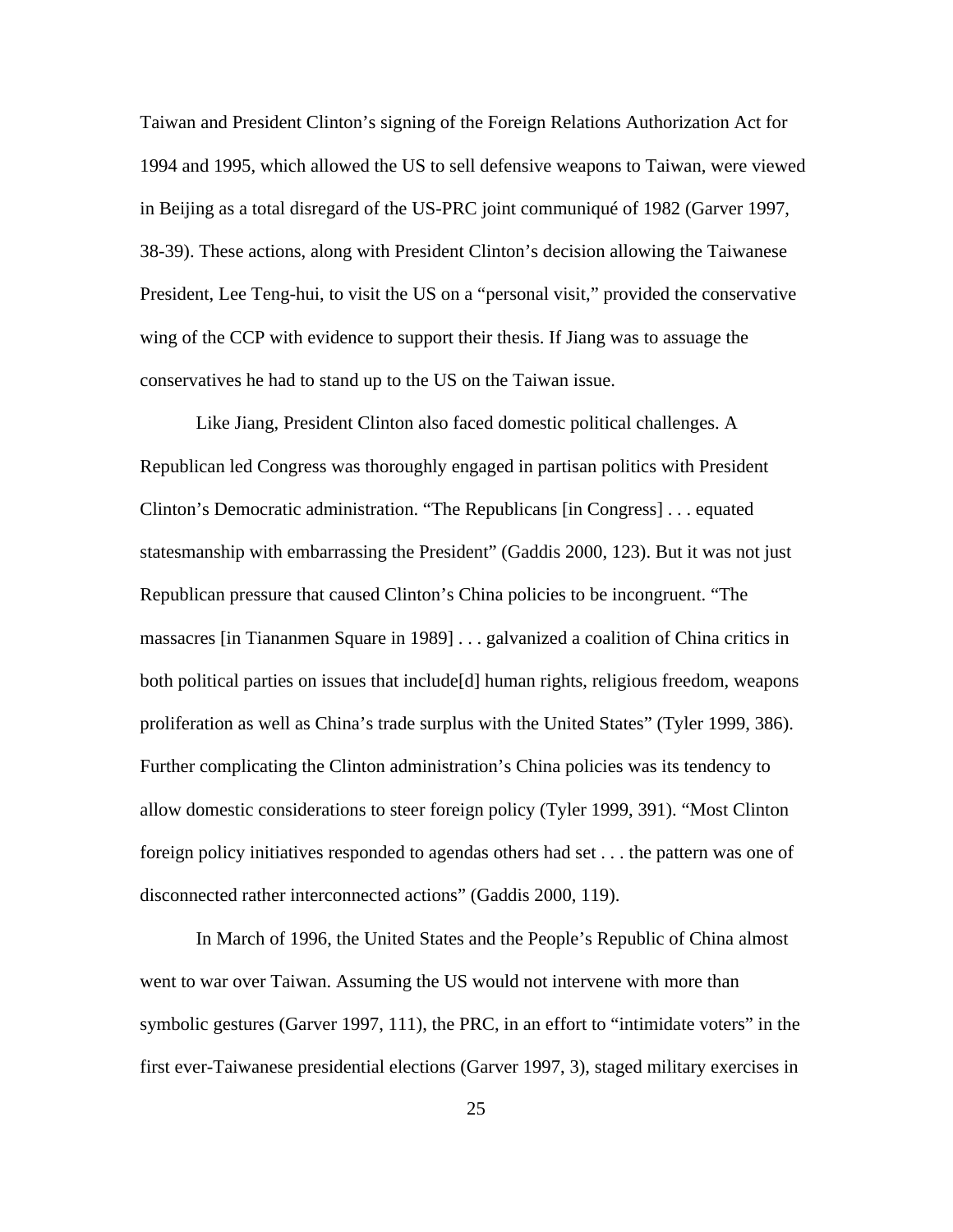Taiwan and President Clinton's signing of the Foreign Relations Authorization Act for 1994 and 1995, which allowed the US to sell defensive weapons to Taiwan, were viewed in Beijing as a total disregard of the US-PRC joint communiqué of 1982 (Garver 1997, 38-39). These actions, along with President Clinton's decision allowing the Taiwanese President, Lee Teng-hui, to visit the US on a "personal visit," provided the conservative wing of the CCP with evidence to support their thesis. If Jiang was to assuage the conservatives he had to stand up to the US on the Taiwan issue.

Like Jiang, President Clinton also faced domestic political challenges. A Republican led Congress was thoroughly engaged in partisan politics with President Clinton's Democratic administration. "The Republicans [in Congress] . . . equated statesmanship with embarrassing the President" (Gaddis 2000, 123). But it was not just Republican pressure that caused Clinton's China policies to be incongruent. "The massacres [in Tiananmen Square in 1989] . . . galvanized a coalition of China critics in both political parties on issues that include[d] human rights, religious freedom, weapons proliferation as well as China's trade surplus with the United States" (Tyler 1999, 386). Further complicating the Clinton administration's China policies was its tendency to allow domestic considerations to steer foreign policy (Tyler 1999, 391). "Most Clinton foreign policy initiatives responded to agendas others had set . . . the pattern was one of disconnected rather interconnected actions" (Gaddis 2000, 119).

In March of 1996, the United States and the People's Republic of China almost went to war over Taiwan. Assuming the US would not intervene with more than symbolic gestures (Garver 1997, 111), the PRC, in an effort to "intimidate voters" in the first ever-Taiwanese presidential elections (Garver 1997, 3), staged military exercises in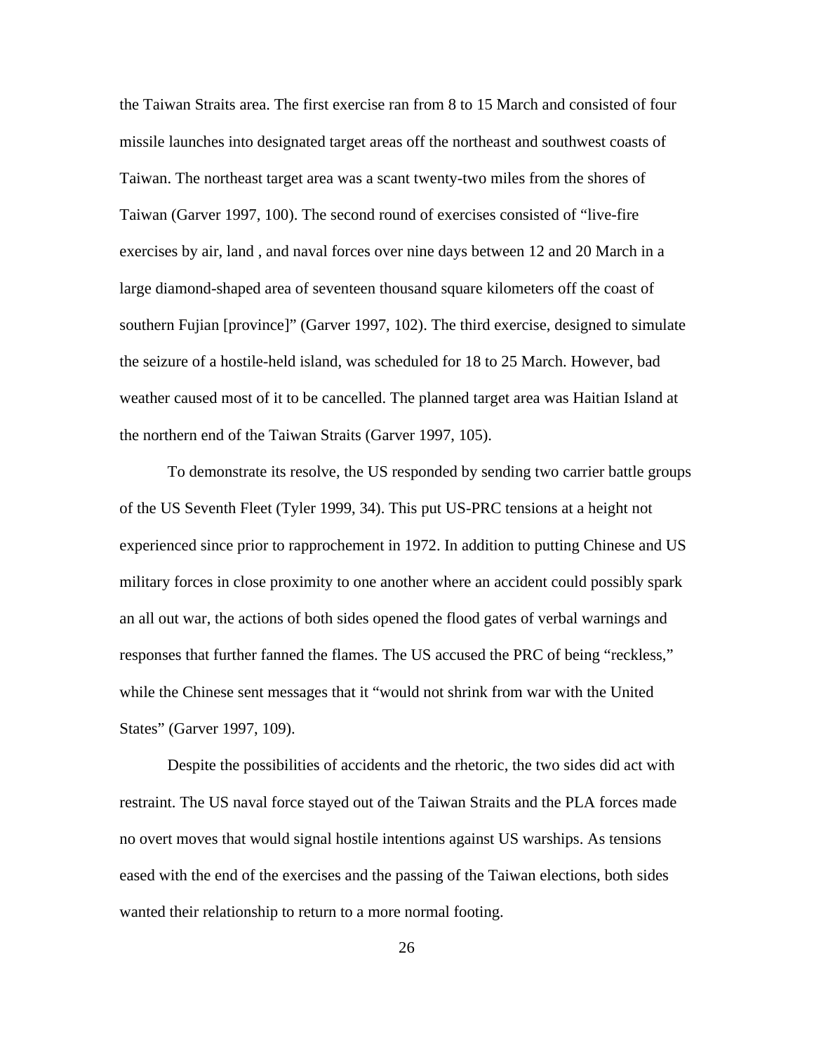the Taiwan Straits area. The first exercise ran from 8 to 15 March and consisted of four missile launches into designated target areas off the northeast and southwest coasts of Taiwan. The northeast target area was a scant twenty-two miles from the shores of Taiwan (Garver 1997, 100). The second round of exercises consisted of "live-fire exercises by air, land , and naval forces over nine days between 12 and 20 March in a large diamond-shaped area of seventeen thousand square kilometers off the coast of southern Fujian [province]" (Garver 1997, 102). The third exercise, designed to simulate the seizure of a hostile-held island, was scheduled for 18 to 25 March. However, bad weather caused most of it to be cancelled. The planned target area was Haitian Island at the northern end of the Taiwan Straits (Garver 1997, 105).

To demonstrate its resolve, the US responded by sending two carrier battle groups of the US Seventh Fleet (Tyler 1999, 34). This put US-PRC tensions at a height not experienced since prior to rapprochement in 1972. In addition to putting Chinese and US military forces in close proximity to one another where an accident could possibly spark an all out war, the actions of both sides opened the flood gates of verbal warnings and responses that further fanned the flames. The US accused the PRC of being "reckless," while the Chinese sent messages that it "would not shrink from war with the United States" (Garver 1997, 109).

Despite the possibilities of accidents and the rhetoric, the two sides did act with restraint. The US naval force stayed out of the Taiwan Straits and the PLA forces made no overt moves that would signal hostile intentions against US warships. As tensions eased with the end of the exercises and the passing of the Taiwan elections, both sides wanted their relationship to return to a more normal footing.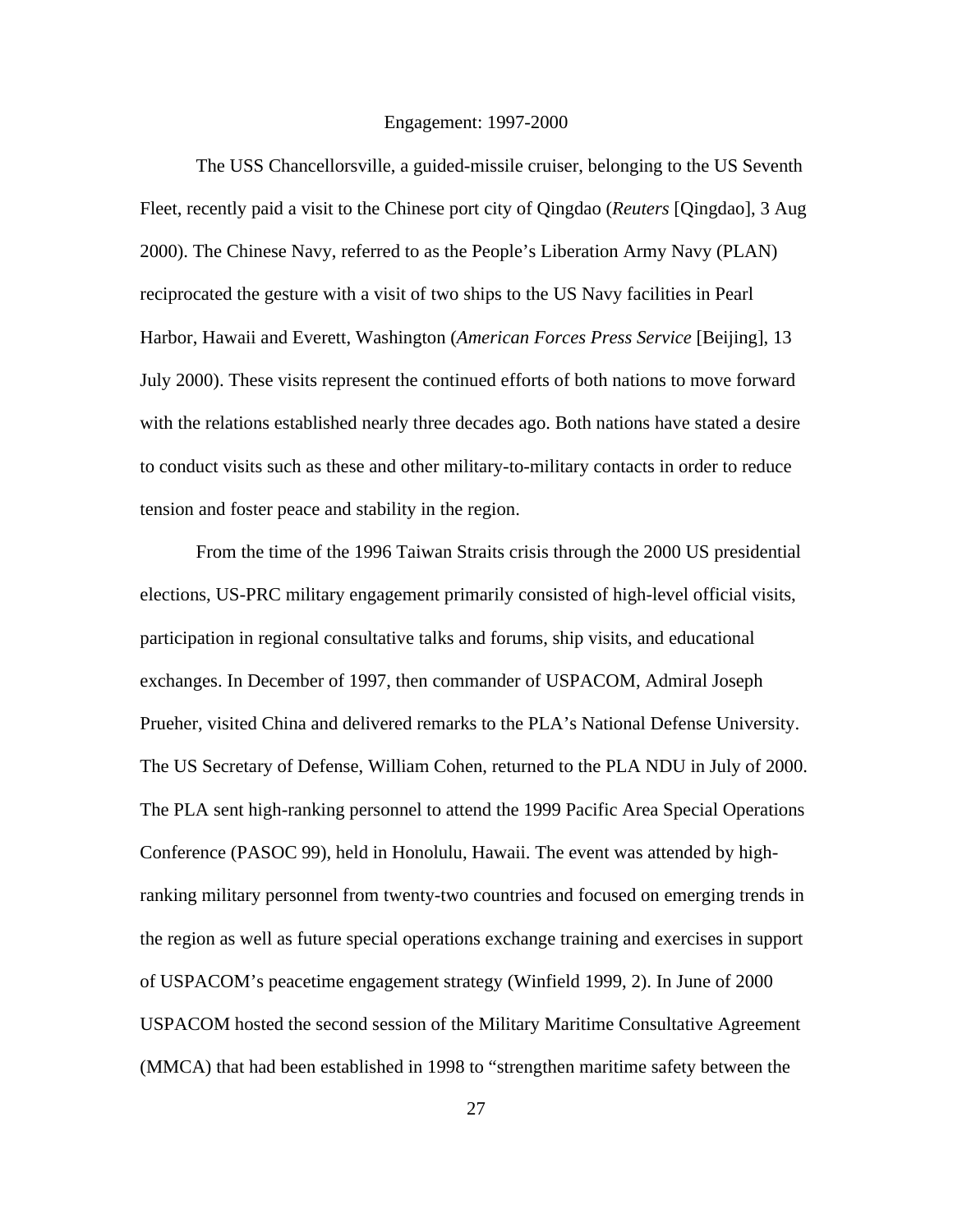## Engagement: 1997-2000

The USS Chancellorsville, a guided-missile cruiser, belonging to the US Seventh Fleet, recently paid a visit to the Chinese port city of Qingdao (*Reuters* [Qingdao], 3 Aug 2000). The Chinese Navy, referred to as the People's Liberation Army Navy (PLAN) reciprocated the gesture with a visit of two ships to the US Navy facilities in Pearl Harbor, Hawaii and Everett, Washington (*American Forces Press Service* [Beijing], 13 July 2000). These visits represent the continued efforts of both nations to move forward with the relations established nearly three decades ago. Both nations have stated a desire to conduct visits such as these and other military-to-military contacts in order to reduce tension and foster peace and stability in the region.

From the time of the 1996 Taiwan Straits crisis through the 2000 US presidential elections, US-PRC military engagement primarily consisted of high-level official visits, participation in regional consultative talks and forums, ship visits, and educational exchanges. In December of 1997, then commander of USPACOM, Admiral Joseph Prueher, visited China and delivered remarks to the PLA's National Defense University. The US Secretary of Defense, William Cohen, returned to the PLA NDU in July of 2000. The PLA sent high-ranking personnel to attend the 1999 Pacific Area Special Operations Conference (PASOC 99), held in Honolulu, Hawaii. The event was attended by high-ranking military personnel from twenty-two countries and focused on emerging trends in the region as well as future special operations exchange training and exercises in support of USPACOM's peacetime engagement strategy (Winfield 1999, 2). In June of 2000 USPACOM hosted the second session of the Military Maritime Consultative Agreement (MMCA) that had been established in 1998 to "strengthen maritime safety between the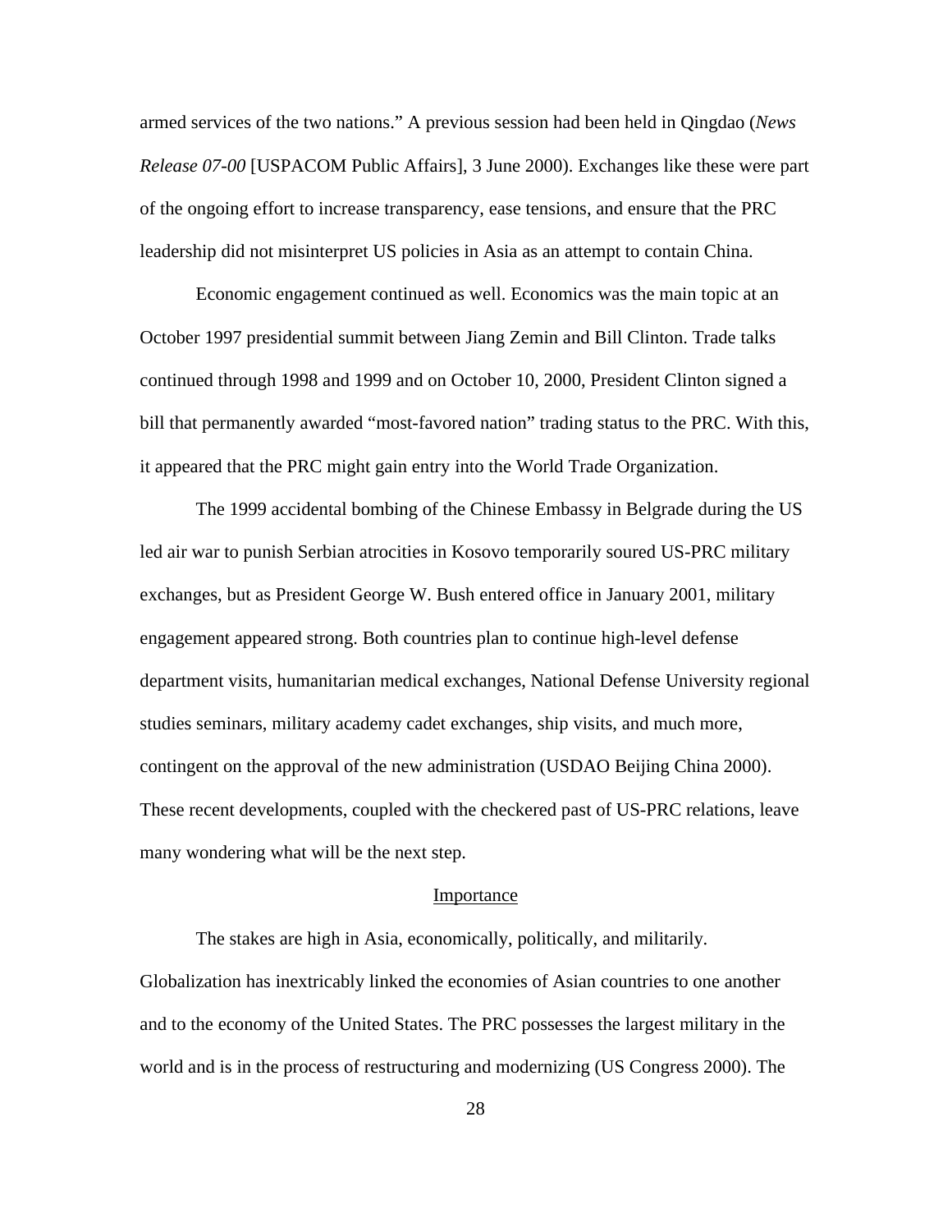armed services of the two nations." A previous session had been held in Qingdao (*News Release 07-00* [USPACOM Public Affairs], 3 June 2000). Exchanges like these were part of the ongoing effort to increase transparency, ease tensions, and ensure that the PRC leadership did not misinterpret US policies in Asia as an attempt to contain China.

Economic engagement continued as well. Economics was the main topic at an October 1997 presidential summit between Jiang Zemin and Bill Clinton. Trade talks continued through 1998 and 1999 and on October 10, 2000, President Clinton signed a bill that permanently awarded "most-favored nation" trading status to the PRC. With this, it appeared that the PRC might gain entry into the World Trade Organization.

The 1999 accidental bombing of the Chinese Embassy in Belgrade during the US led air war to punish Serbian atrocities in Kosovo temporarily soured US-PRC military exchanges, but as President George W. Bush entered office in January 2001, military engagement appeared strong. Both countries plan to continue high-level defense department visits, humanitarian medical exchanges, National Defense University regional studies seminars, military academy cadet exchanges, ship visits, and much more, contingent on the approval of the new administration (USDAO Beijing China 2000). These recent developments, coupled with the checkered past of US-PRC relations, leave many wondering what will be the next step.

## Importance

The stakes are high in Asia, economically, politically, and militarily. Globalization has inextricably linked the economies of Asian countries to one another and to the economy of the United States. The PRC possesses the largest military in the world and is in the process of restructuring and modernizing (US Congress 2000). The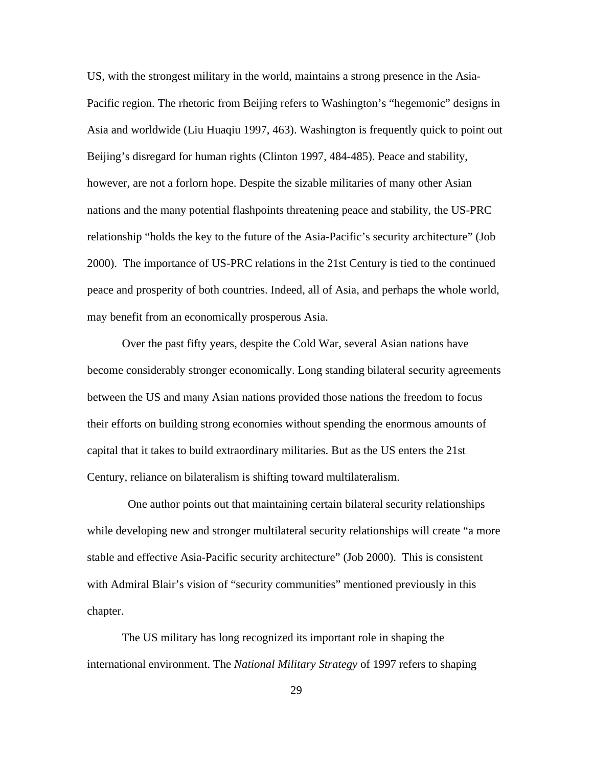US, with the strongest military in the world, maintains a strong presence in the Asia-Pacific region. The rhetoric from Beijing refers to Washington's "hegemonic" designs in Asia and worldwide (Liu Huaqiu 1997, 463). Washington is frequently quick to point out Beijing's disregard for human rights (Clinton 1997, 484-485). Peace and stability, however, are not a forlorn hope. Despite the sizable militaries of many other Asian nations and the many potential flashpoints threatening peace and stability, the US-PRC relationship "holds the key to the future of the Asia-Pacific's security architecture" (Job 2000). The importance of US-PRC relations in the 21st Century is tied to the continued peace and prosperity of both countries. Indeed, all of Asia, and perhaps the whole world, may benefit from an economically prosperous Asia.

Over the past fifty years, despite the Cold War, several Asian nations have become considerably stronger economically. Long standing bilateral security agreements between the US and many Asian nations provided those nations the freedom to focus their efforts on building strong economies without spending the enormous amounts of capital that it takes to build extraordinary militaries. But as the US enters the 21st Century, reliance on bilateralism is shifting toward multilateralism.

One author points out that maintaining certain bilateral security relationships while developing new and stronger multilateral security relationships will create "a more stable and effective Asia-Pacific security architecture" (Job 2000). This is consistent with Admiral Blair's vision of "security communities" mentioned previously in this chapter.

The US military has long recognized its important role in shaping the international environment. The *National Military Strategy* of 1997 refers to shaping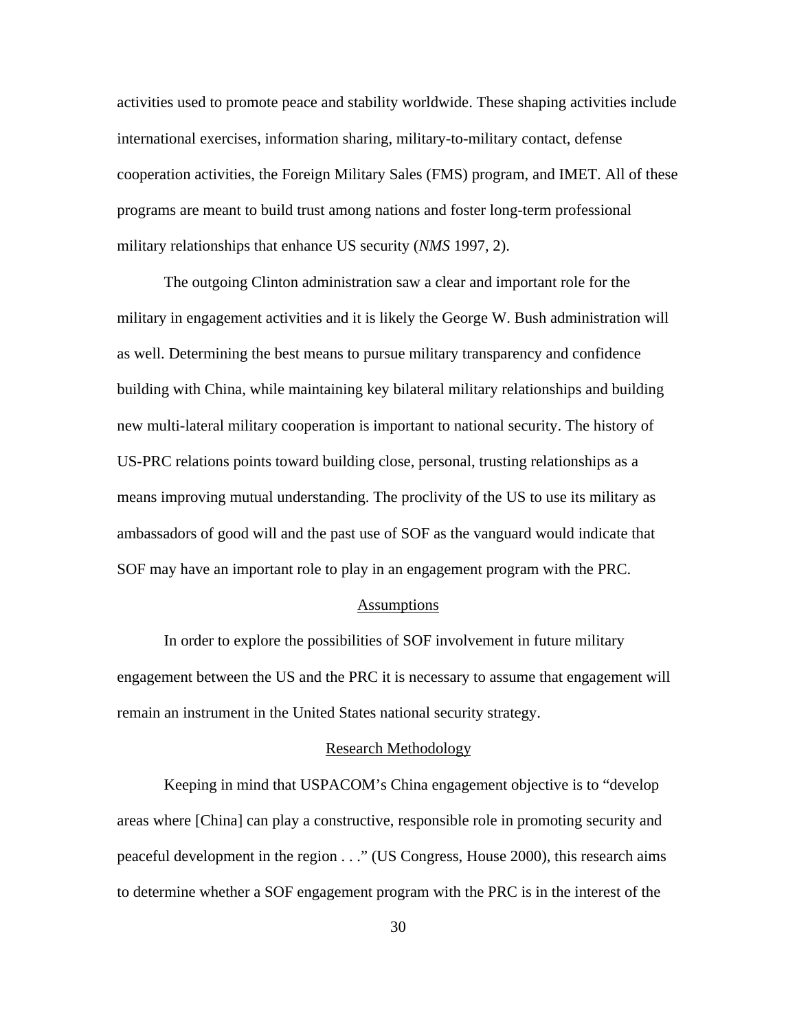activities used to promote peace and stability worldwide. These shaping activities include international exercises, information sharing, military-to-military contact, defense cooperation activities, the Foreign Military Sales (FMS) program, and IMET. All of these programs are meant to build trust among nations and foster long-term professional military relationships that enhance US security (*NMS* 1997, 2).

The outgoing Clinton administration saw a clear and important role for the military in engagement activities and it is likely the George W. Bush administration will as well. Determining the best means to pursue military transparency and confidence building with China, while maintaining key bilateral military relationships and building new multi-lateral military cooperation is important to national security. The history of US-PRC relations points toward building close, personal, trusting relationships as a means improving mutual understanding. The proclivity of the US to use its military as ambassadors of good will and the past use of SOF as the vanguard would indicate that SOF may have an important role to play in an engagement program with the PRC.

## Assumptions

In order to explore the possibilities of SOF involvement in future military engagement between the US and the PRC it is necessary to assume that engagement will remain an instrument in the United States national security strategy.

## Research Methodology

Keeping in mind that USPACOM's China engagement objective is to "develop areas where [China] can play a constructive, responsible role in promoting security and peaceful development in the region . . ." (US Congress, House 2000), this research aims to determine whether a SOF engagement program with the PRC is in the interest of the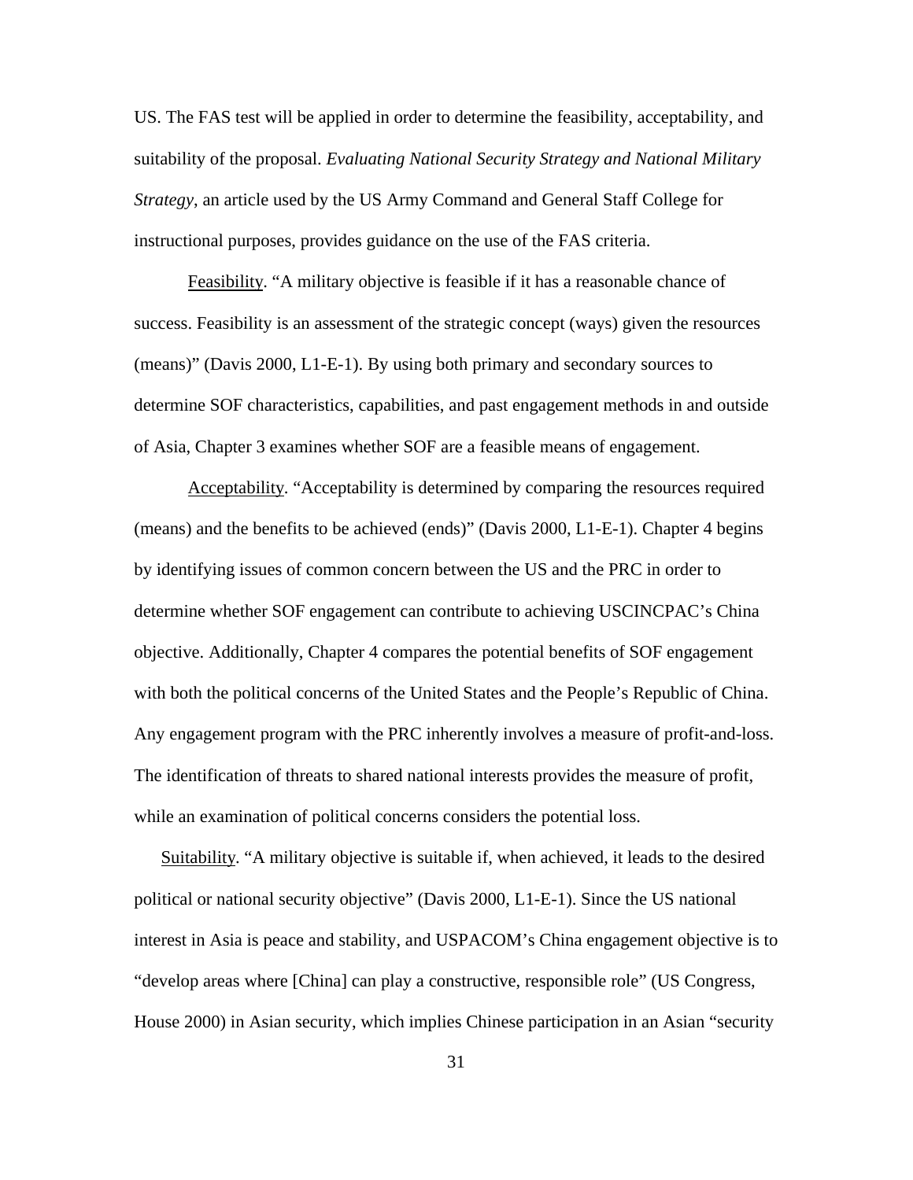US. The FAS test will be applied in order to determine the feasibility, acceptability, and suitability of the proposal. *Evaluating National Security Strategy and National Military Strategy*, an article used by the US Army Command and General Staff College for instructional purposes, provides guidance on the use of the FAS criteria.

Feasibility. "A military objective is feasible if it has a reasonable chance of success. Feasibility is an assessment of the strategic concept (ways) given the resources (means)" (Davis 2000, L1-E-1). By using both primary and secondary sources to determine SOF characteristics, capabilities, and past engagement methods in and outside of Asia, Chapter 3 examines whether SOF are a feasible means of engagement.

Acceptability. "Acceptability is determined by comparing the resources required (means) and the benefits to be achieved (ends)" (Davis 2000, L1-E-1). Chapter 4 begins by identifying issues of common concern between the US and the PRC in order to determine whether SOF engagement can contribute to achieving USCINCPAC's China objective. Additionally, Chapter 4 compares the potential benefits of SOF engagement with both the political concerns of the United States and the People's Republic of China. Any engagement program with the PRC inherently involves a measure of profit-and-loss. The identification of threats to shared national interests provides the measure of profit, while an examination of political concerns considers the potential loss.

Suitability. "A military objective is suitable if, when achieved, it leads to the desired political or national security objective" (Davis 2000, L1-E-1). Since the US national interest in Asia is peace and stability, and USPACOM's China engagement objective is to "develop areas where [China] can play a constructive, responsible role" (US Congress, House 2000) in Asian security, which implies Chinese participation in an Asian "security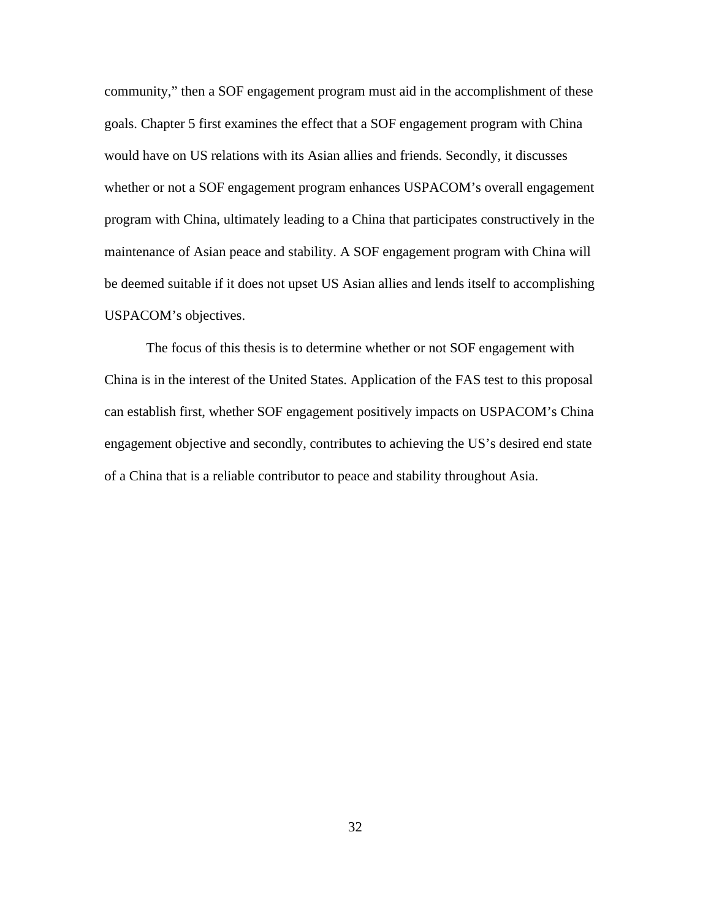community," then a SOF engagement program must aid in the accomplishment of these goals. Chapter 5 first examines the effect that a SOF engagement program with China would have on US relations with its Asian allies and friends. Secondly, it discusses whether or not a SOF engagement program enhances USPACOM's overall engagement program with China, ultimately leading to a China that participates constructively in the maintenance of Asian peace and stability. A SOF engagement program with China will be deemed suitable if it does not upset US Asian allies and lends itself to accomplishing USPACOM's objectives.

The focus of this thesis is to determine whether or not SOF engagement with China is in the interest of the United States. Application of the FAS test to this proposal can establish first, whether SOF engagement positively impacts on USPACOM's China engagement objective and secondly, contributes to achieving the US's desired end state of a China that is a reliable contributor to peace and stability throughout Asia.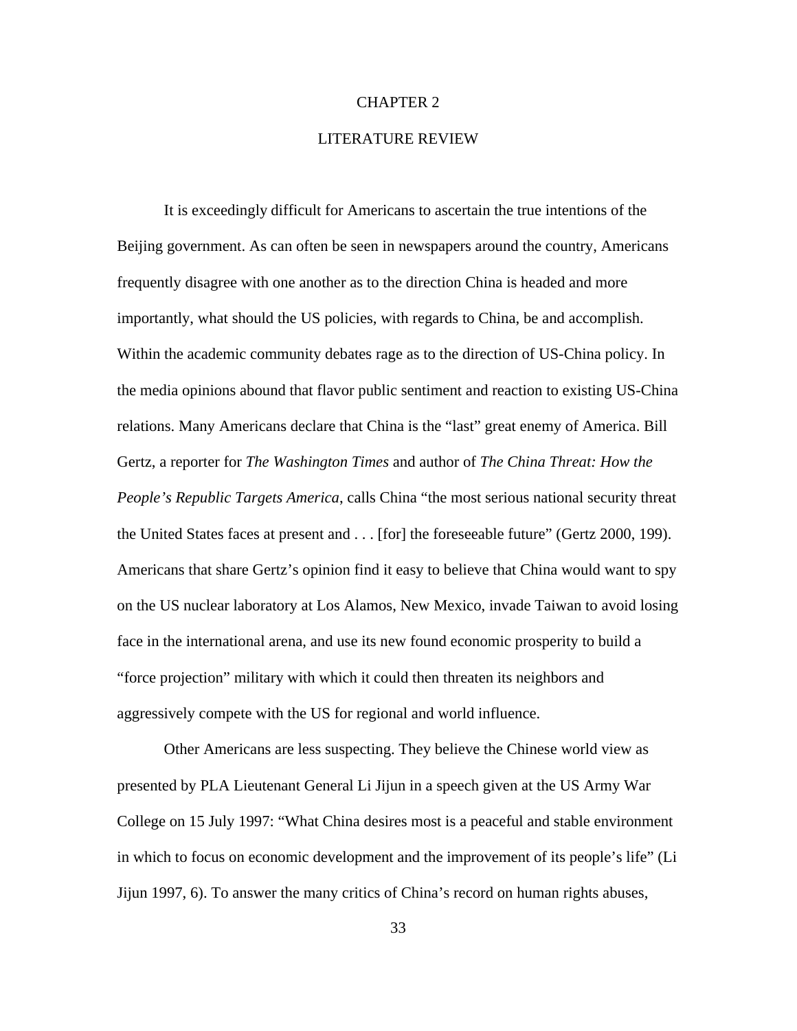# CHAPTER 2

# LITERATURE REVIEW

It is exceedingly difficult for Americans to ascertain the true intentions of the Beijing government. As can often be seen in newspapers around the country, Americans frequently disagree with one another as to the direction China is headed and more importantly, what should the US policies, with regards to China, be and accomplish. Within the academic community debates rage as to the direction of US-China policy. In the media opinions abound that flavor public sentiment and reaction to existing US-China relations. Many Americans declare that China is the "last" great enemy of America. Bill Gertz, a reporter for *The Washington Times* and author of *The China Threat: How the People's Republic Targets America*, calls China "the most serious national security threat the United States faces at present and . . . [for] the foreseeable future" (Gertz 2000, 199). Americans that share Gertz's opinion find it easy to believe that China would want to spy on the US nuclear laboratory at Los Alamos, New Mexico, invade Taiwan to avoid losing face in the international arena, and use its new found economic prosperity to build a "force projection" military with which it could then threaten its neighbors and aggressively compete with the US for regional and world influence.

Other Americans are less suspecting. They believe the Chinese world view as presented by PLA Lieutenant General Li Jijun in a speech given at the US Army War College on 15 July 1997: "What China desires most is a peaceful and stable environment in which to focus on economic development and the improvement of its people's life" (Li Jijun 1997, 6). To answer the many critics of China's record on human rights abuses,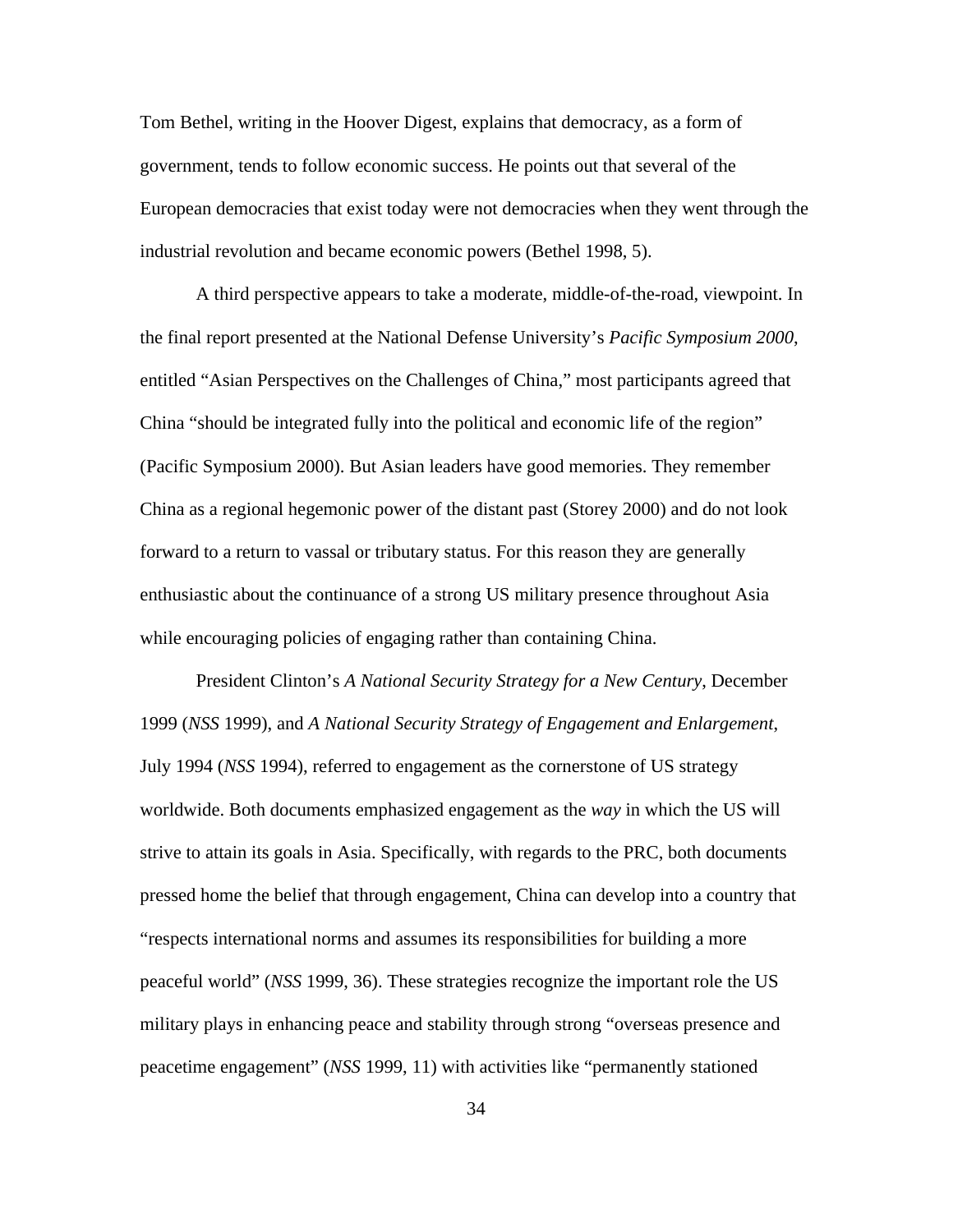Tom Bethel, writing in the Hoover Digest, explains that democracy, as a form of government, tends to follow economic success. He points out that several of the European democracies that exist today were not democracies when they went through the industrial revolution and became economic powers (Bethel 1998, 5).

A third perspective appears to take a moderate, middle-of-the-road, viewpoint. In the final report presented at the National Defense University's *Pacific Symposium 2000*, entitled "Asian Perspectives on the Challenges of China," most participants agreed that China "should be integrated fully into the political and economic life of the region" (Pacific Symposium 2000). But Asian leaders have good memories. They remember China as a regional hegemonic power of the distant past (Storey 2000) and do not look forward to a return to vassal or tributary status. For this reason they are generally enthusiastic about the continuance of a strong US military presence throughout Asia while encouraging policies of engaging rather than containing China.

President Clinton's *A National Security Strategy for a New Century*, December 1999 (*NSS* 1999), and *A National Security Strategy of Engagement and Enlargement*, July 1994 (*NSS* 1994), referred to engagement as the cornerstone of US strategy worldwide. Both documents emphasized engagement as the *way* in which the US will strive to attain its goals in Asia. Specifically, with regards to the PRC, both documents pressed home the belief that through engagement, China can develop into a country that "respects international norms and assumes its responsibilities for building a more peaceful world" (*NSS* 1999, 36). These strategies recognize the important role the US military plays in enhancing peace and stability through strong "overseas presence and peacetime engagement" (*NSS* 1999, 11) with activities like "permanently stationed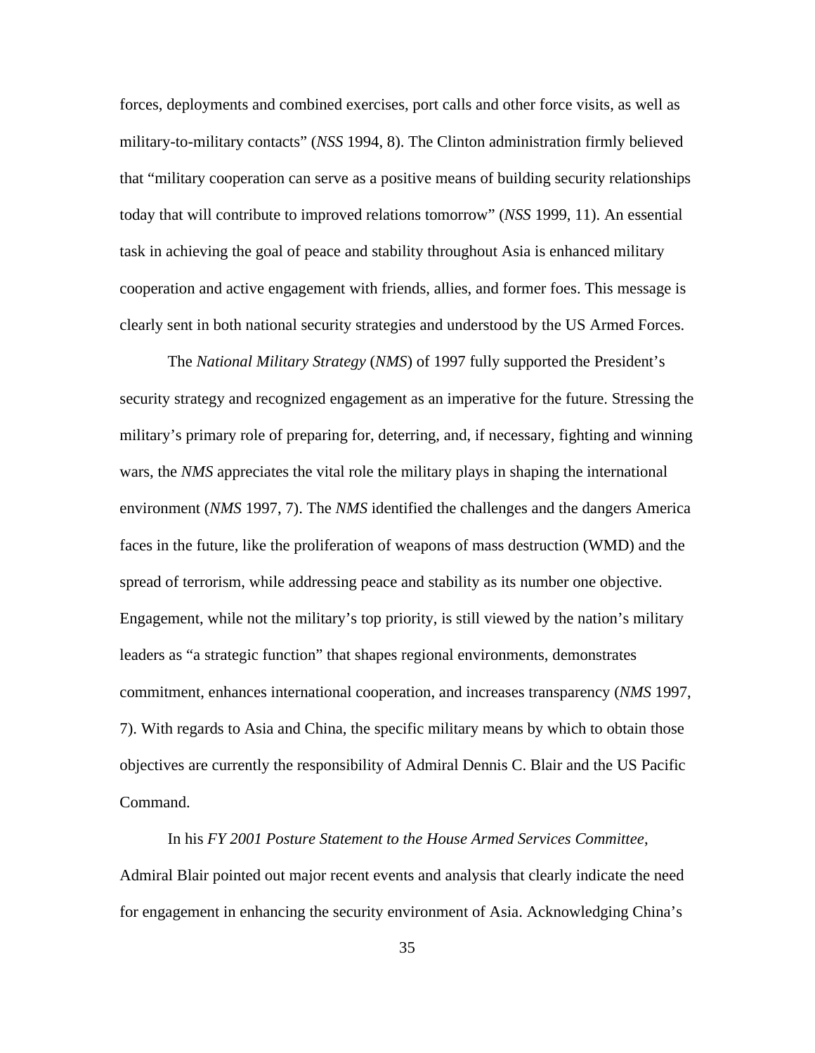forces, deployments and combined exercises, port calls and other force visits, as well as military-to-military contacts" (*NSS* 1994, 8). The Clinton administration firmly believed that "military cooperation can serve as a positive means of building security relationships today that will contribute to improved relations tomorrow" (*NSS* 1999, 11). An essential task in achieving the goal of peace and stability throughout Asia is enhanced military cooperation and active engagement with friends, allies, and former foes. This message is clearly sent in both national security strategies and understood by the US Armed Forces.

The *National Military Strategy* (*NMS*) of 1997 fully supported the President's security strategy and recognized engagement as an imperative for the future. Stressing the military's primary role of preparing for, deterring, and, if necessary, fighting and winning wars, the *NMS* appreciates the vital role the military plays in shaping the international environment (*NMS* 1997, 7). The *NMS* identified the challenges and the dangers America faces in the future, like the proliferation of weapons of mass destruction (WMD) and the spread of terrorism, while addressing peace and stability as its number one objective. Engagement, while not the military's top priority, is still viewed by the nation's military leaders as "a strategic function" that shapes regional environments, demonstrates commitment, enhances international cooperation, and increases transparency (*NMS* 1997, 7). With regards to Asia and China, the specific military means by which to obtain those objectives are currently the responsibility of Admiral Dennis C. Blair and the US Pacific Command.

In his *FY 2001 Posture Statement to the House Armed Services Committee*, Admiral Blair pointed out major recent events and analysis that clearly indicate the need for engagement in enhancing the security environment of Asia. Acknowledging China's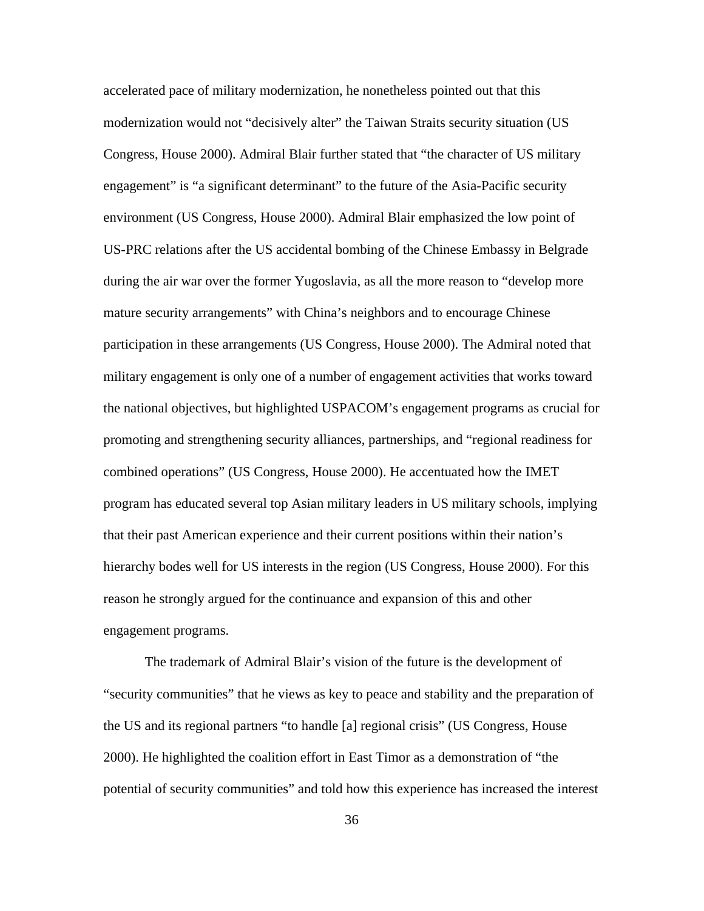accelerated pace of military modernization, he nonetheless pointed out that this modernization would not "decisively alter" the Taiwan Straits security situation (US Congress, House 2000). Admiral Blair further stated that "the character of US military engagement" is "a significant determinant" to the future of the Asia-Pacific security environment (US Congress, House 2000). Admiral Blair emphasized the low point of US-PRC relations after the US accidental bombing of the Chinese Embassy in Belgrade during the air war over the former Yugoslavia, as all the more reason to "develop more mature security arrangements" with China's neighbors and to encourage Chinese participation in these arrangements (US Congress, House 2000). The Admiral noted that military engagement is only one of a number of engagement activities that works toward the national objectives, but highlighted USPACOM's engagement programs as crucial for promoting and strengthening security alliances, partnerships, and "regional readiness for combined operations" (US Congress, House 2000). He accentuated how the IMET program has educated several top Asian military leaders in US military schools, implying that their past American experience and their current positions within their nation's hierarchy bodes well for US interests in the region (US Congress, House 2000). For this reason he strongly argued for the continuance and expansion of this and other engagement programs.

The trademark of Admiral Blair's vision of the future is the development of "security communities" that he views as key to peace and stability and the preparation of the US and its regional partners "to handle [a] regional crisis" (US Congress, House 2000). He highlighted the coalition effort in East Timor as a demonstration of "the potential of security communities" and told how this experience has increased the interest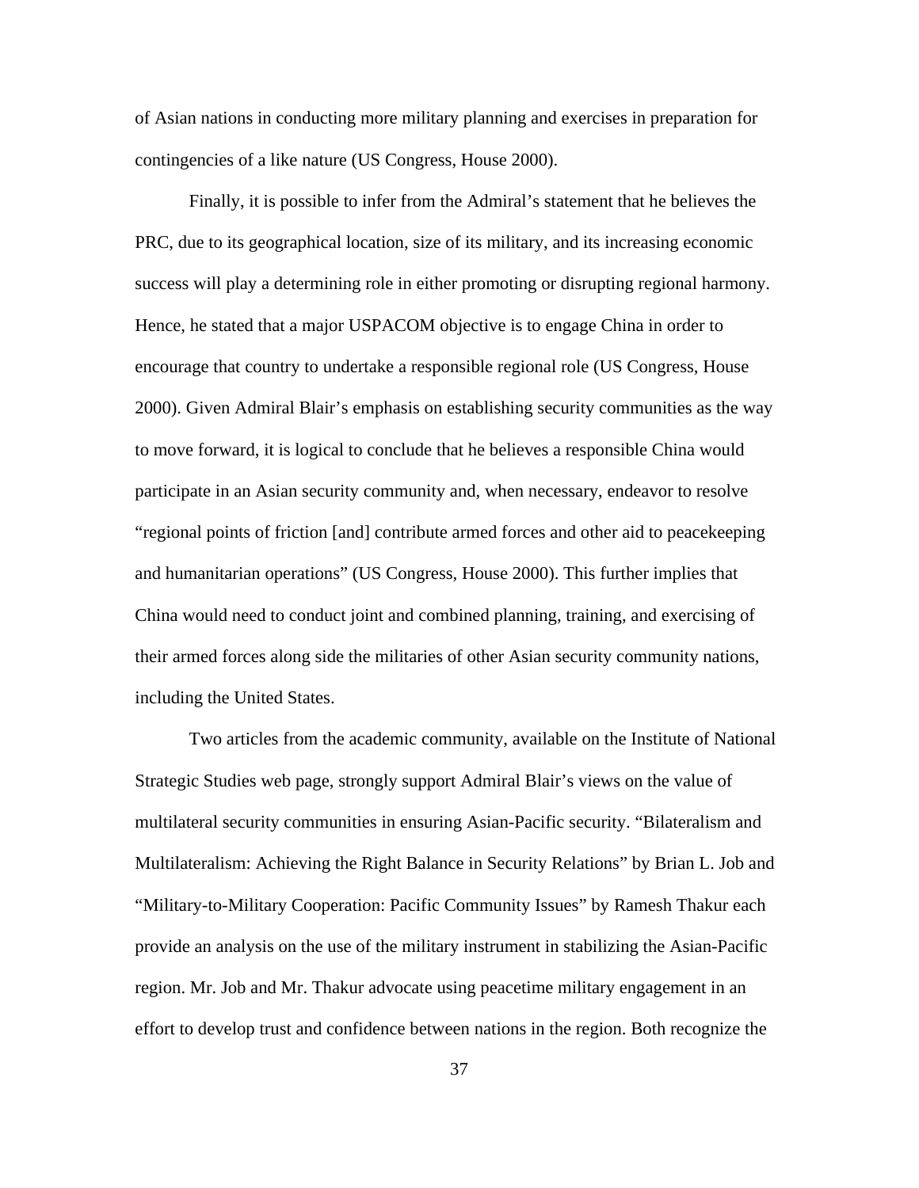of Asian nations in conducting more military planning and exercises in preparation for contingencies of a like nature (US Congress, House 2000).

Finally, it is possible to infer from the Admiral's statement that he believes the PRC, due to its geographical location, size of its military, and its increasing economic success will play a determining role in either promoting or disrupting regional harmony. Hence, he stated that a major USPACOM objective is to engage China in order to encourage that country to undertake a responsible regional role (US Congress, House 2000). Given Admiral Blair's emphasis on establishing security communities as the way to move forward, it is logical to conclude that he believes a responsible China would participate in an Asian security community and, when necessary, endeavor to resolve "regional points of friction [and] contribute armed forces and other aid to peacekeeping and humanitarian operations" (US Congress, House 2000). This further implies that China would need to conduct joint and combined planning, training, and exercising of their armed forces along side the militaries of other Asian security community nations, including the United States.

Two articles from the academic community, available on the Institute of National Strategic Studies web page, strongly support Admiral Blair's views on the value of multilateral security communities in ensuring Asian-Pacific security. "Bilateralism and Multilateralism: Achieving the Right Balance in Security Relations" by Brian L. Job and "Military-to-Military Cooperation: Pacific Community Issues" by Ramesh Thakur each provide an analysis on the use of the military instrument in stabilizing the Asian-Pacific region. Mr. Job and Mr. Thakur advocate using peacetime military engagement in an effort to develop trust and confidence between nations in the region. Both recognize the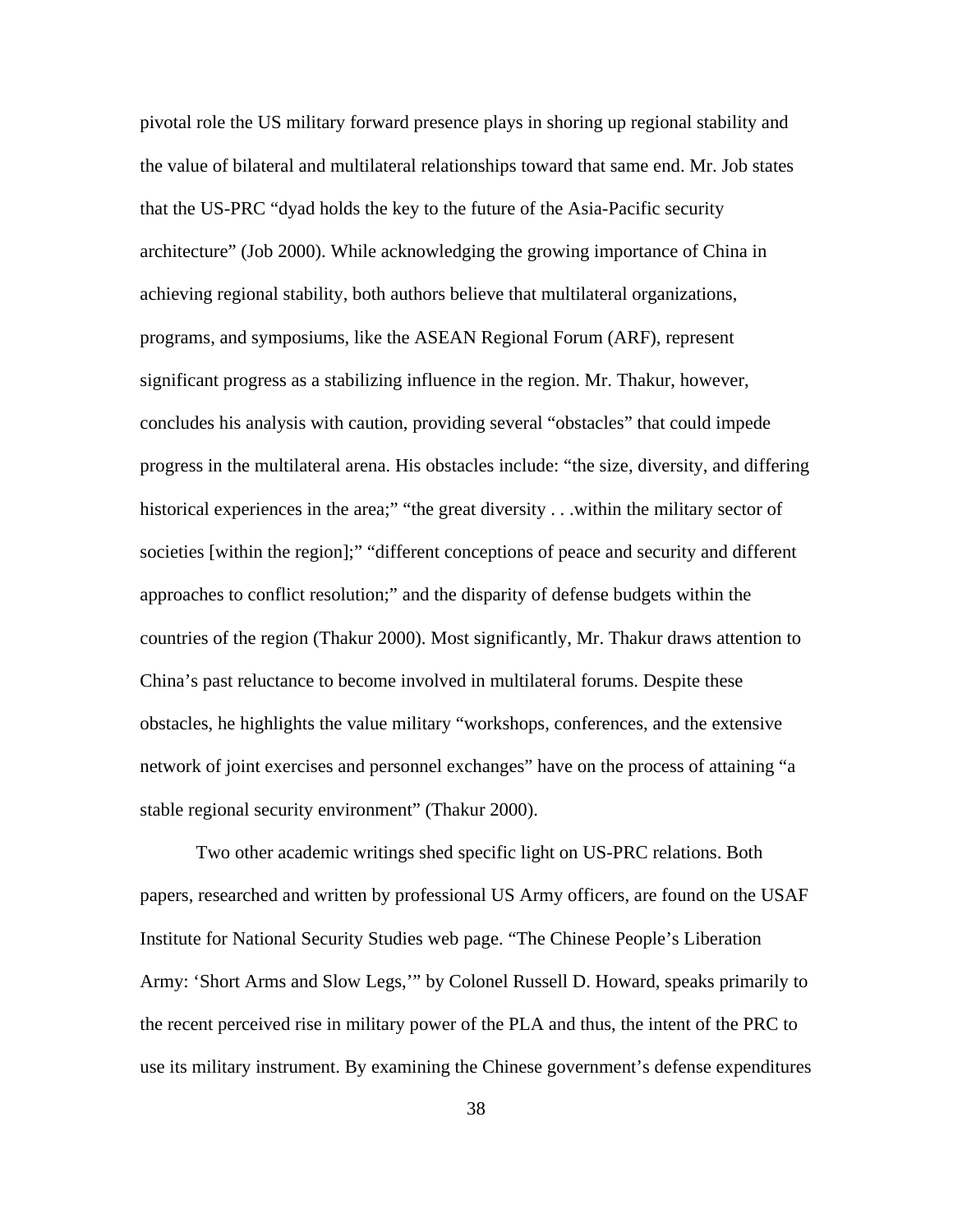pivotal role the US military forward presence plays in shoring up regional stability and the value of bilateral and multilateral relationships toward that same end. Mr. Job states that the US-PRC "dyad holds the key to the future of the Asia-Pacific security architecture" (Job 2000). While acknowledging the growing importance of China in achieving regional stability, both authors believe that multilateral organizations, programs, and symposiums, like the ASEAN Regional Forum (ARF), represent significant progress as a stabilizing influence in the region. Mr. Thakur, however, concludes his analysis with caution, providing several "obstacles" that could impede progress in the multilateral arena. His obstacles include: "the size, diversity, and differing historical experiences in the area;" "the great diversity . . .within the military sector of societies [within the region];" "different conceptions of peace and security and different approaches to conflict resolution;" and the disparity of defense budgets within the countries of the region (Thakur 2000). Most significantly, Mr. Thakur draws attention to China's past reluctance to become involved in multilateral forums. Despite these obstacles, he highlights the value military "workshops, conferences, and the extensive network of joint exercises and personnel exchanges" have on the process of attaining "a stable regional security environment" (Thakur 2000).

Two other academic writings shed specific light on US-PRC relations. Both papers, researched and written by professional US Army officers, are found on the USAF Institute for National Security Studies web page. "The Chinese People's Liberation Army: 'Short Arms and Slow Legs,'" by Colonel Russell D. Howard, speaks primarily to the recent perceived rise in military power of the PLA and thus, the intent of the PRC to use its military instrument. By examining the Chinese government's defense expenditures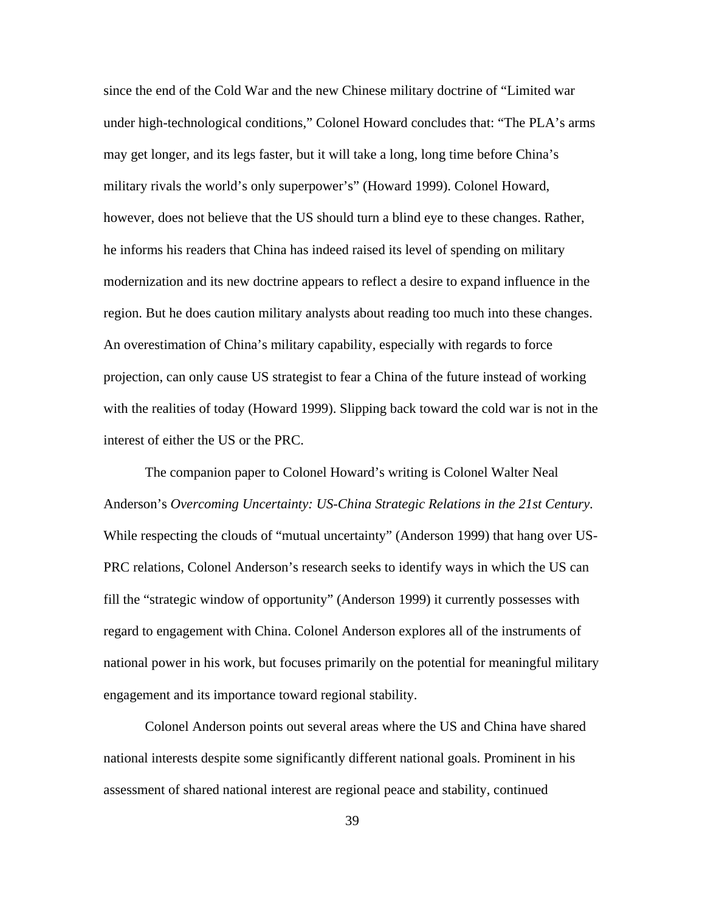since the end of the Cold War and the new Chinese military doctrine of "Limited war under high-technological conditions," Colonel Howard concludes that: "The PLA's arms may get longer, and its legs faster, but it will take a long, long time before China's military rivals the world's only superpower's" (Howard 1999). Colonel Howard, however, does not believe that the US should turn a blind eye to these changes. Rather, he informs his readers that China has indeed raised its level of spending on military modernization and its new doctrine appears to reflect a desire to expand influence in the region. But he does caution military analysts about reading too much into these changes. An overestimation of China's military capability, especially with regards to force projection, can only cause US strategist to fear a China of the future instead of working with the realities of today (Howard 1999). Slipping back toward the cold war is not in the interest of either the US or the PRC.

The companion paper to Colonel Howard's writing is Colonel Walter Neal Anderson's *Overcoming Uncertainty: US-China Strategic Relations in the 21st Century*. While respecting the clouds of "mutual uncertainty" (Anderson 1999) that hang over US-PRC relations, Colonel Anderson's research seeks to identify ways in which the US can fill the "strategic window of opportunity" (Anderson 1999) it currently possesses with regard to engagement with China. Colonel Anderson explores all of the instruments of national power in his work, but focuses primarily on the potential for meaningful military engagement and its importance toward regional stability.

Colonel Anderson points out several areas where the US and China have shared national interests despite some significantly different national goals. Prominent in his assessment of shared national interest are regional peace and stability, continued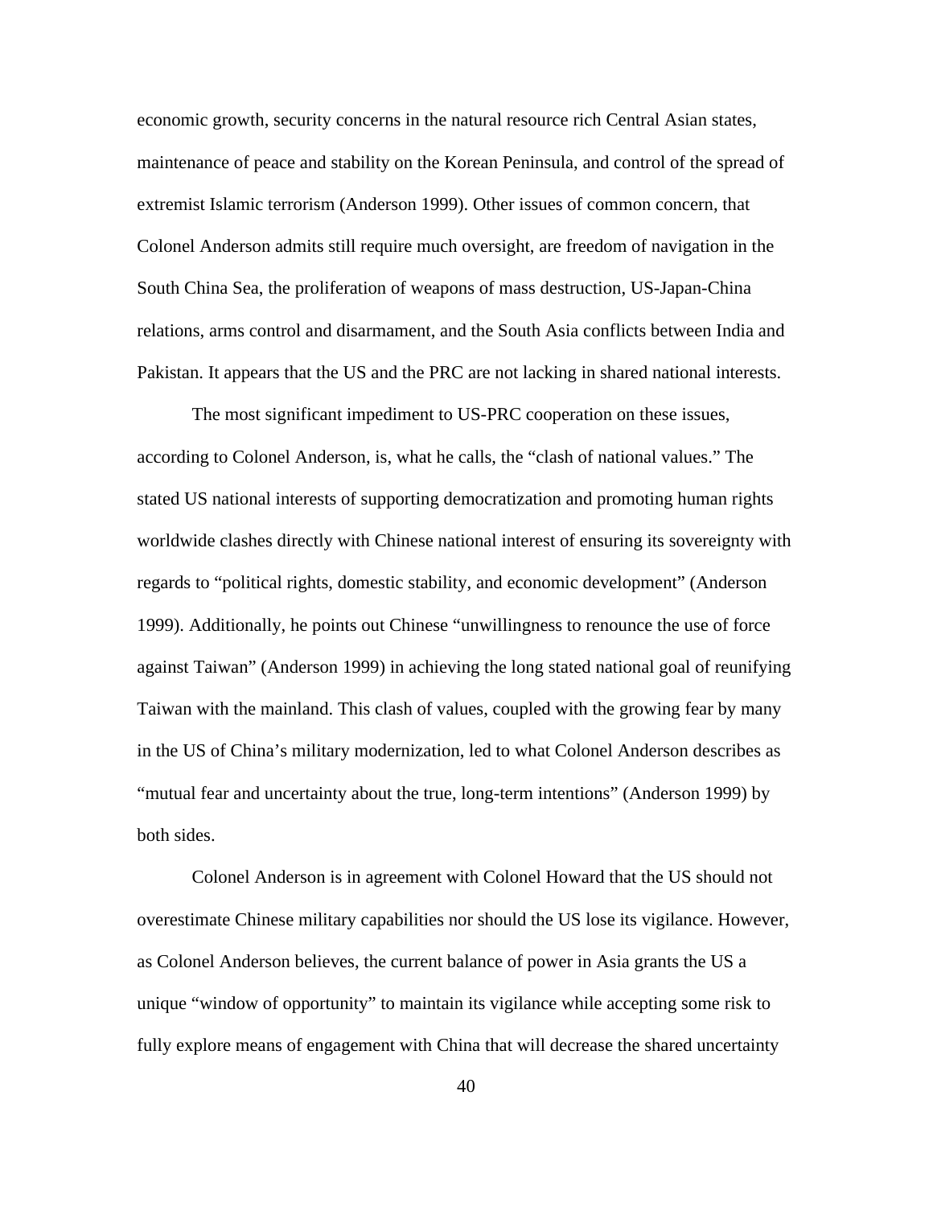economic growth, security concerns in the natural resource rich Central Asian states, maintenance of peace and stability on the Korean Peninsula, and control of the spread of extremist Islamic terrorism (Anderson 1999). Other issues of common concern, that Colonel Anderson admits still require much oversight, are freedom of navigation in the South China Sea, the proliferation of weapons of mass destruction, US-Japan-China relations, arms control and disarmament, and the South Asia conflicts between India and Pakistan. It appears that the US and the PRC are not lacking in shared national interests.

The most significant impediment to US-PRC cooperation on these issues, according to Colonel Anderson, is, what he calls, the "clash of national values." The stated US national interests of supporting democratization and promoting human rights worldwide clashes directly with Chinese national interest of ensuring its sovereignty with regards to "political rights, domestic stability, and economic development" (Anderson 1999). Additionally, he points out Chinese "unwillingness to renounce the use of force against Taiwan" (Anderson 1999) in achieving the long stated national goal of reunifying Taiwan with the mainland. This clash of values, coupled with the growing fear by many in the US of China's military modernization, led to what Colonel Anderson describes as "mutual fear and uncertainty about the true, long-term intentions" (Anderson 1999) by both sides.

Colonel Anderson is in agreement with Colonel Howard that the US should not overestimate Chinese military capabilities nor should the US lose its vigilance. However, as Colonel Anderson believes, the current balance of power in Asia grants the US a unique "window of opportunity" to maintain its vigilance while accepting some risk to fully explore means of engagement with China that will decrease the shared uncertainty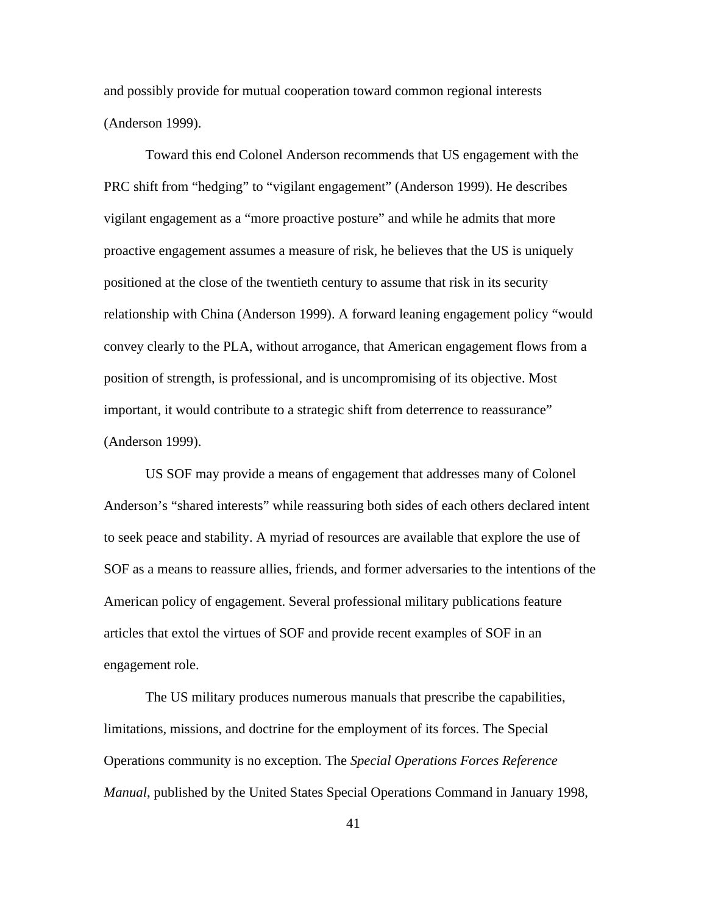and possibly provide for mutual cooperation toward common regional interests (Anderson 1999).

Toward this end Colonel Anderson recommends that US engagement with the PRC shift from “hedging” to “vigilant engagement” (Anderson 1999). He describes vigilant engagement as a “more proactive posture” and while he admits that more proactive engagement assumes a measure of risk, he believes that the US is uniquely positioned at the close of the twentieth century to assume that risk in its security relationship with China (Anderson 1999). A forward leaning engagement policy “would convey clearly to the PLA, without arrogance, that American engagement flows from a position of strength, is professional, and is uncompromising of its objective. Most important, it would contribute to a strategic shift from deterrence to reassurance” (Anderson 1999).

US SOF may provide a means of engagement that addresses many of Colonel Anderson’s “shared interests” while reassuring both sides of each others declared intent to seek peace and stability. A myriad of resources are available that explore the use of SOF as a means to reassure allies, friends, and former adversaries to the intentions of the American policy of engagement. Several professional military publications feature articles that extol the virtues of SOF and provide recent examples of SOF in an engagement role.

The US military produces numerous manuals that prescribe the capabilities, limitations, missions, and doctrine for the employment of its forces. The Special Operations community is no exception. The *Special Operations Forces Reference Manual*, published by the United States Special Operations Command in January 1998,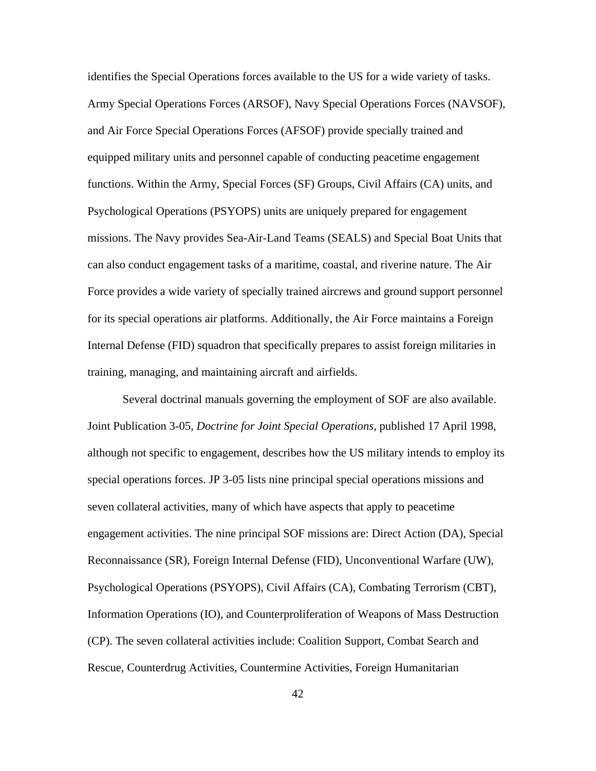identifies the Special Operations forces available to the US for a wide variety of tasks. Army Special Operations Forces (ARSOF), Navy Special Operations Forces (NAVSOF), and Air Force Special Operations Forces (AFSOF) provide specially trained and equipped military units and personnel capable of conducting peacetime engagement functions. Within the Army, Special Forces (SF) Groups, Civil Affairs (CA) units, and Psychological Operations (PSYOPS) units are uniquely prepared for engagement missions. The Navy provides Sea-Air-Land Teams (SEALS) and Special Boat Units that can also conduct engagement tasks of a maritime, coastal, and riverine nature. The Air Force provides a wide variety of specially trained aircrews and ground support personnel for its special operations air platforms. Additionally, the Air Force maintains a Foreign Internal Defense (FID) squadron that specifically prepares to assist foreign militaries in training, managing, and maintaining aircraft and airfields.

Several doctrinal manuals governing the employment of SOF are also available. Joint Publication 3-05, *Doctrine for Joint Special Operations*, published 17 April 1998, although not specific to engagement, describes how the US military intends to employ its special operations forces. JP 3-05 lists nine principal special operations missions and seven collateral activities, many of which have aspects that apply to peacetime engagement activities. The nine principal SOF missions are: Direct Action (DA), Special Reconnaissance (SR), Foreign Internal Defense (FID), Unconventional Warfare (UW), Psychological Operations (PSYOPS), Civil Affairs (CA), Combating Terrorism (CBT), Information Operations (IO), and Counterproliferation of Weapons of Mass Destruction (CP). The seven collateral activities include: Coalition Support, Combat Search and Rescue, Counterdrug Activities, Countermine Activities, Foreign Humanitarian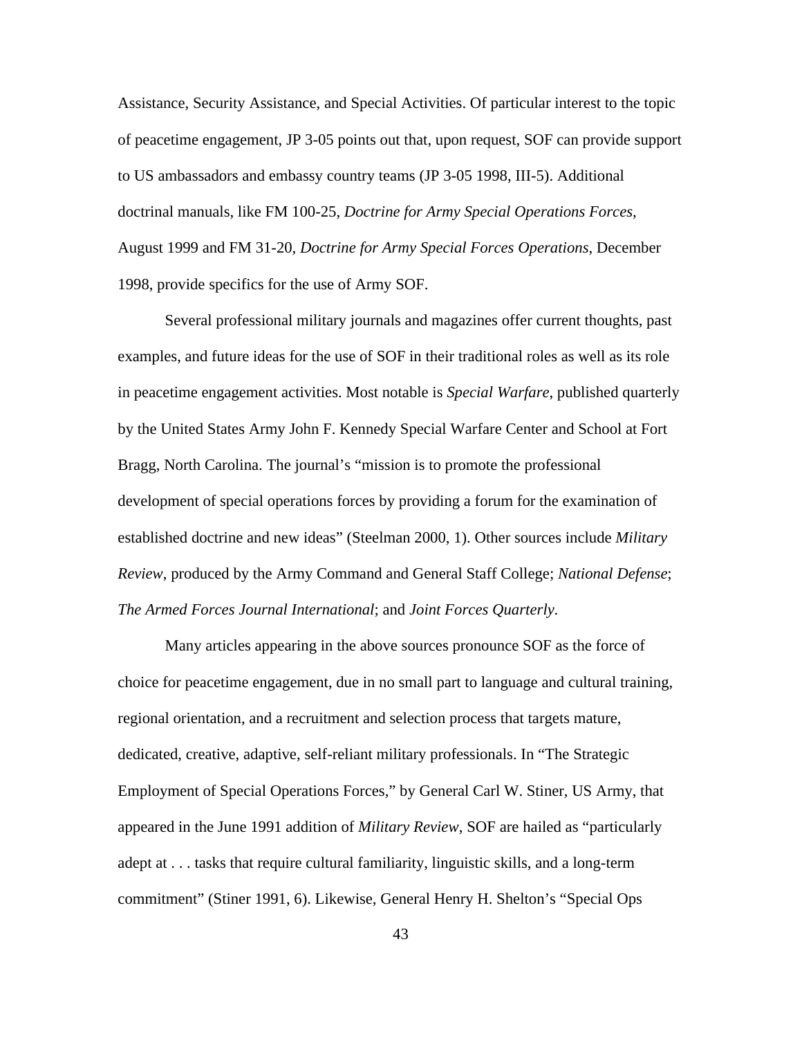Assistance, Security Assistance, and Special Activities. Of particular interest to the topic of peacetime engagement, JP 3-05 points out that, upon request, SOF can provide support to US ambassadors and embassy country teams (JP 3-05 1998, III-5). Additional doctrinal manuals, like FM 100-25, *Doctrine for Army Special Operations Forces*, August 1999 and FM 31-20, *Doctrine for Army Special Forces Operations*, December 1998, provide specifics for the use of Army SOF.

Several professional military journals and magazines offer current thoughts, past examples, and future ideas for the use of SOF in their traditional roles as well as its role in peacetime engagement activities. Most notable is *Special Warfare*, published quarterly by the United States Army John F. Kennedy Special Warfare Center and School at Fort Bragg, North Carolina. The journal's "mission is to promote the professional development of special operations forces by providing a forum for the examination of established doctrine and new ideas" (Steelman 2000, 1). Other sources include *Military Review*, produced by the Army Command and General Staff College; *National Defense*; *The Armed Forces Journal International*; and *Joint Forces Quarterly*.

Many articles appearing in the above sources pronounce SOF as the force of choice for peacetime engagement, due in no small part to language and cultural training, regional orientation, and a recruitment and selection process that targets mature, dedicated, creative, adaptive, self-reliant military professionals. In "The Strategic Employment of Special Operations Forces," by General Carl W. Stiner, US Army, that appeared in the June 1991 addition of *Military Review*, SOF are hailed as "particularly adept at . . . tasks that require cultural familiarity, linguistic skills, and a long-term commitment" (Stiner 1991, 6). Likewise, General Henry H. Shelton's "Special Ops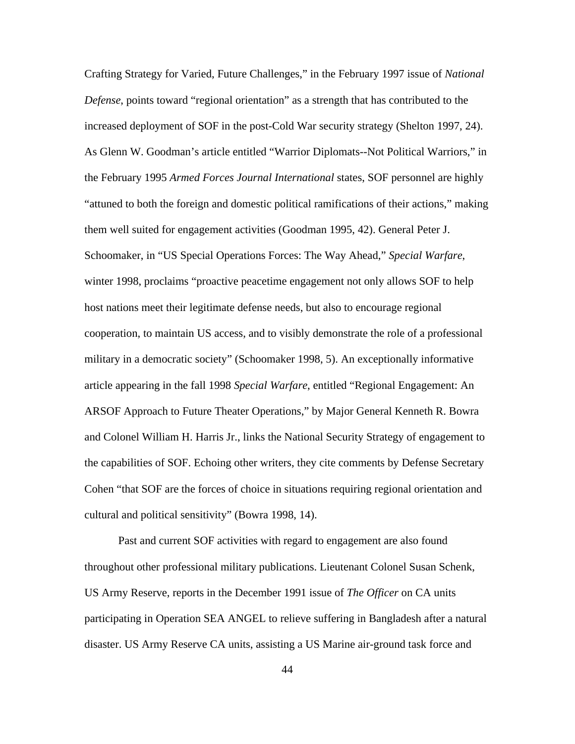Crafting Strategy for Varied, Future Challenges," in the February 1997 issue of *National Defense*, points toward "regional orientation" as a strength that has contributed to the increased deployment of SOF in the post-Cold War security strategy (Shelton 1997, 24). As Glenn W. Goodman's article entitled "Warrior Diplomats--Not Political Warriors," in the February 1995 *Armed Forces Journal International* states, SOF personnel are highly "attuned to both the foreign and domestic political ramifications of their actions," making them well suited for engagement activities (Goodman 1995, 42). General Peter J. Schoomaker, in "US Special Operations Forces: The Way Ahead," *Special Warfare*, winter 1998, proclaims "proactive peacetime engagement not only allows SOF to help host nations meet their legitimate defense needs, but also to encourage regional cooperation, to maintain US access, and to visibly demonstrate the role of a professional military in a democratic society" (Schoomaker 1998, 5). An exceptionally informative article appearing in the fall 1998 *Special Warfare*, entitled "Regional Engagement: An ARSOF Approach to Future Theater Operations," by Major General Kenneth R. Bowra and Colonel William H. Harris Jr., links the National Security Strategy of engagement to the capabilities of SOF. Echoing other writers, they cite comments by Defense Secretary Cohen "that SOF are the forces of choice in situations requiring regional orientation and cultural and political sensitivity" (Bowra 1998, 14).

Past and current SOF activities with regard to engagement are also found throughout other professional military publications. Lieutenant Colonel Susan Schenk, US Army Reserve, reports in the December 1991 issue of *The Officer* on CA units participating in Operation SEA ANGEL to relieve suffering in Bangladesh after a natural disaster. US Army Reserve CA units, assisting a US Marine air-ground task force and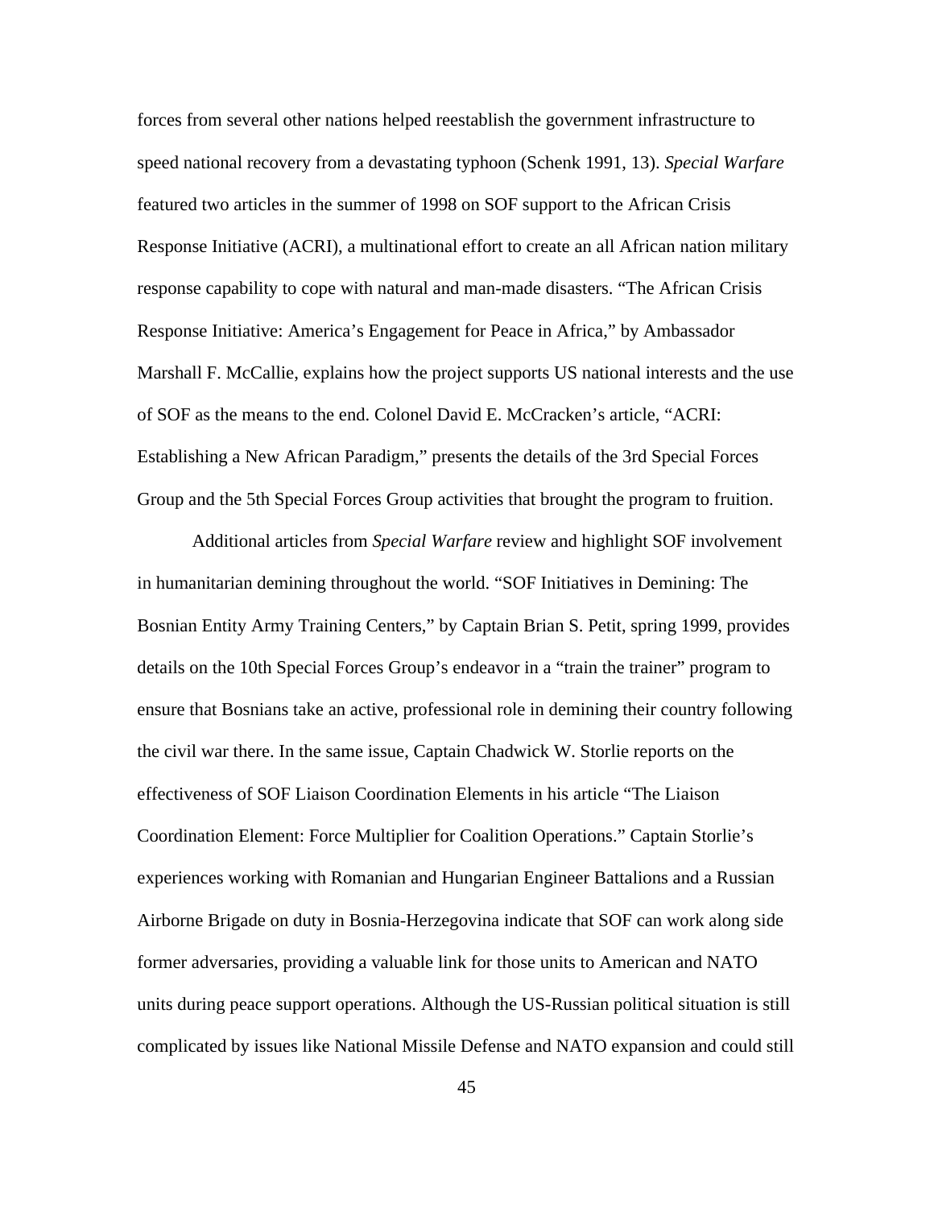forces from several other nations helped reestablish the government infrastructure to speed national recovery from a devastating typhoon (Schenk 1991, 13). *Special Warfare* featured two articles in the summer of 1998 on SOF support to the African Crisis Response Initiative (ACRI), a multinational effort to create an all African nation military response capability to cope with natural and man-made disasters. "The African Crisis Response Initiative: America's Engagement for Peace in Africa," by Ambassador Marshall F. McCallie, explains how the project supports US national interests and the use of SOF as the means to the end. Colonel David E. McCracken's article, "ACRI: Establishing a New African Paradigm," presents the details of the 3rd Special Forces Group and the 5th Special Forces Group activities that brought the program to fruition.

Additional articles from *Special Warfare* review and highlight SOF involvement in humanitarian demining throughout the world. "SOF Initiatives in Demining: The Bosnian Entity Army Training Centers," by Captain Brian S. Petit, spring 1999, provides details on the 10th Special Forces Group's endeavor in a "train the trainer" program to ensure that Bosnians take an active, professional role in demining their country following the civil war there. In the same issue, Captain Chadwick W. Storlie reports on the effectiveness of SOF Liaison Coordination Elements in his article "The Liaison Coordination Element: Force Multiplier for Coalition Operations." Captain Storlie's experiences working with Romanian and Hungarian Engineer Battalions and a Russian Airborne Brigade on duty in Bosnia-Herzegovina indicate that SOF can work along side former adversaries, providing a valuable link for those units to American and NATO units during peace support operations. Although the US-Russian political situation is still complicated by issues like National Missile Defense and NATO expansion and could still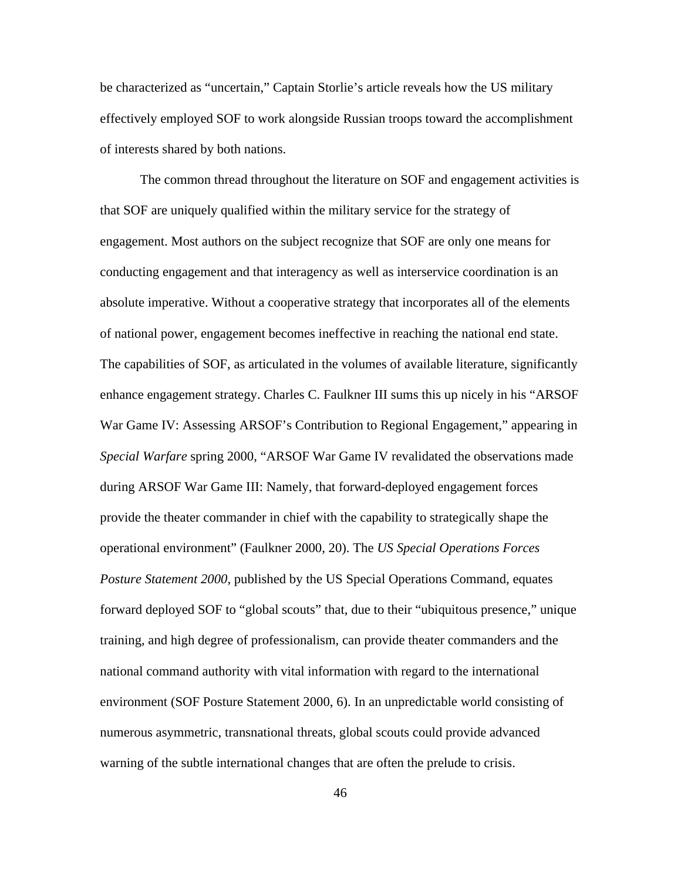be characterized as "uncertain," Captain Storlie's article reveals how the US military effectively employed SOF to work alongside Russian troops toward the accomplishment of interests shared by both nations.

The common thread throughout the literature on SOF and engagement activities is that SOF are uniquely qualified within the military service for the strategy of engagement. Most authors on the subject recognize that SOF are only one means for conducting engagement and that interagency as well as interservice coordination is an absolute imperative. Without a cooperative strategy that incorporates all of the elements of national power, engagement becomes ineffective in reaching the national end state. The capabilities of SOF, as articulated in the volumes of available literature, significantly enhance engagement strategy. Charles C. Faulkner III sums this up nicely in his "ARSOF War Game IV: Assessing ARSOF's Contribution to Regional Engagement," appearing in *Special Warfare* spring 2000, "ARSOF War Game IV revalidated the observations made during ARSOF War Game III: Namely, that forward-deployed engagement forces provide the theater commander in chief with the capability to strategically shape the operational environment" (Faulkner 2000, 20). The *US Special Operations Forces Posture Statement 2000*, published by the US Special Operations Command, equates forward deployed SOF to "global scouts" that, due to their "ubiquitous presence," unique training, and high degree of professionalism, can provide theater commanders and the national command authority with vital information with regard to the international environment (SOF Posture Statement 2000, 6). In an unpredictable world consisting of numerous asymmetric, transnational threats, global scouts could provide advanced warning of the subtle international changes that are often the prelude to crisis.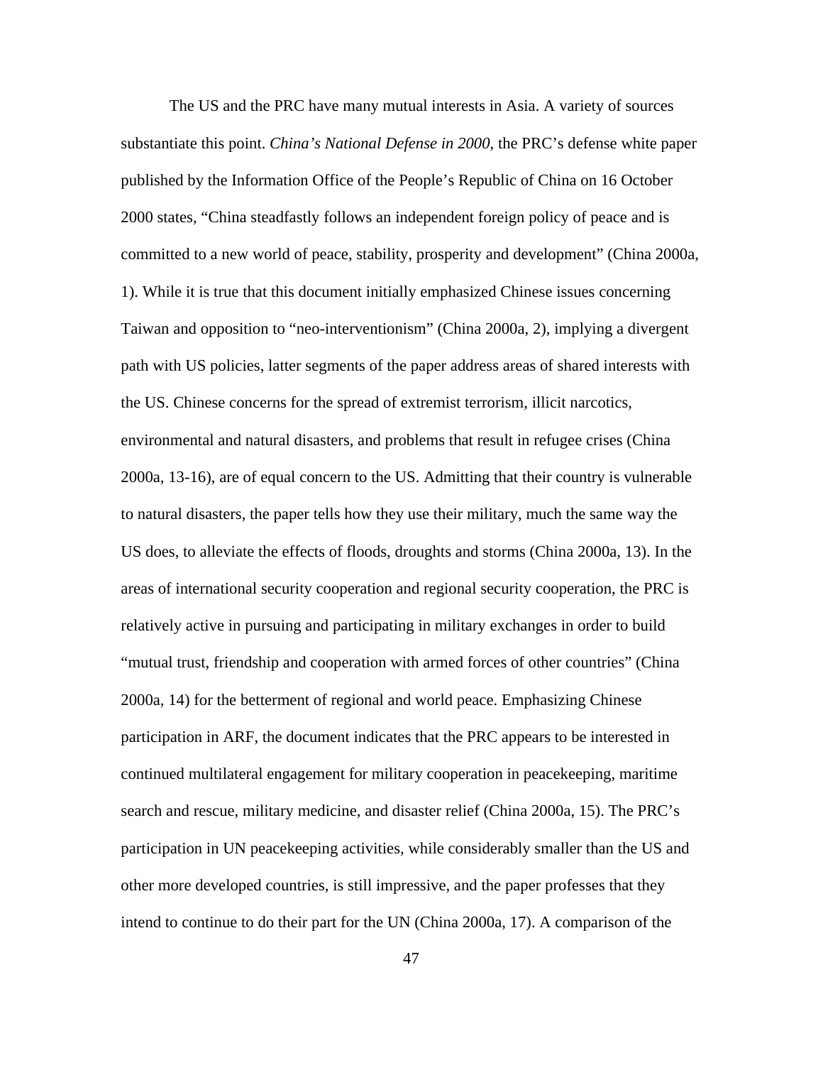The US and the PRC have many mutual interests in Asia. A variety of sources substantiate this point. *China's National Defense in 2000*, the PRC's defense white paper published by the Information Office of the People's Republic of China on 16 October 2000 states, "China steadfastly follows an independent foreign policy of peace and is committed to a new world of peace, stability, prosperity and development" (China 2000a, 1). While it is true that this document initially emphasized Chinese issues concerning Taiwan and opposition to "neo-interventionism" (China 2000a, 2), implying a divergent path with US policies, latter segments of the paper address areas of shared interests with the US. Chinese concerns for the spread of extremist terrorism, illicit narcotics, environmental and natural disasters, and problems that result in refugee crises (China 2000a, 13-16), are of equal concern to the US. Admitting that their country is vulnerable to natural disasters, the paper tells how they use their military, much the same way the US does, to alleviate the effects of floods, droughts and storms (China 2000a, 13). In the areas of international security cooperation and regional security cooperation, the PRC is relatively active in pursuing and participating in military exchanges in order to build "mutual trust, friendship and cooperation with armed forces of other countries" (China 2000a, 14) for the betterment of regional and world peace. Emphasizing Chinese participation in ARF, the document indicates that the PRC appears to be interested in continued multilateral engagement for military cooperation in peacekeeping, maritime search and rescue, military medicine, and disaster relief (China 2000a, 15). The PRC's participation in UN peacekeeping activities, while considerably smaller than the US and other more developed countries, is still impressive, and the paper professes that they intend to continue to do their part for the UN (China 2000a, 17). A comparison of the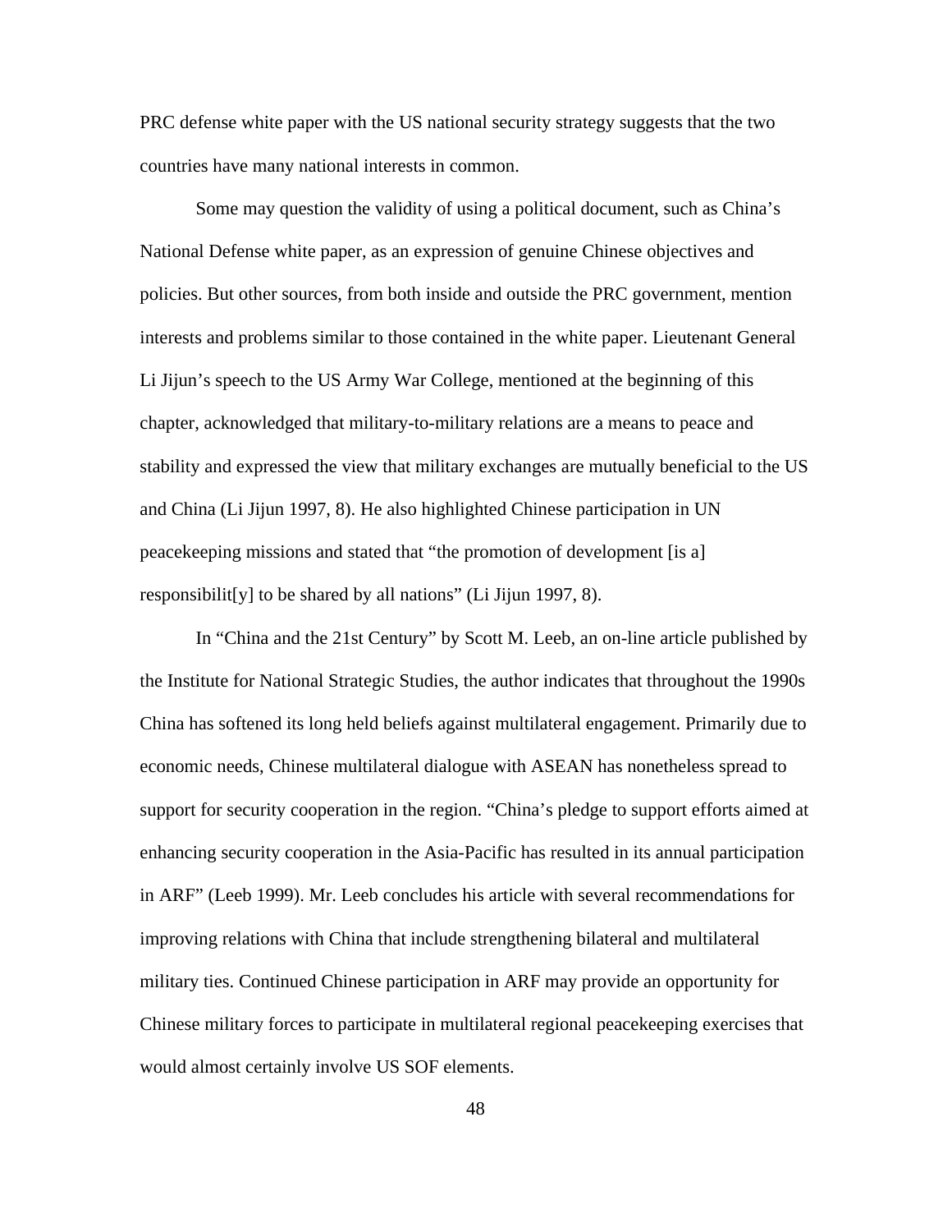PRC defense white paper with the US national security strategy suggests that the two countries have many national interests in common.

Some may question the validity of using a political document, such as China's National Defense white paper, as an expression of genuine Chinese objectives and policies. But other sources, from both inside and outside the PRC government, mention interests and problems similar to those contained in the white paper. Lieutenant General Li Jijun's speech to the US Army War College, mentioned at the beginning of this chapter, acknowledged that military-to-military relations are a means to peace and stability and expressed the view that military exchanges are mutually beneficial to the US and China (Li Jijun 1997, 8). He also highlighted Chinese participation in UN peacekeeping missions and stated that "the promotion of development [is a] responsibilit[y] to be shared by all nations" (Li Jijun 1997, 8).

In "China and the 21st Century" by Scott M. Leeb, an on-line article published by the Institute for National Strategic Studies, the author indicates that throughout the 1990s China has softened its long held beliefs against multilateral engagement. Primarily due to economic needs, Chinese multilateral dialogue with ASEAN has nonetheless spread to support for security cooperation in the region. "China's pledge to support efforts aimed at enhancing security cooperation in the Asia-Pacific has resulted in its annual participation in ARF" (Leeb 1999). Mr. Leeb concludes his article with several recommendations for improving relations with China that include strengthening bilateral and multilateral military ties. Continued Chinese participation in ARF may provide an opportunity for Chinese military forces to participate in multilateral regional peacekeeping exercises that would almost certainly involve US SOF elements.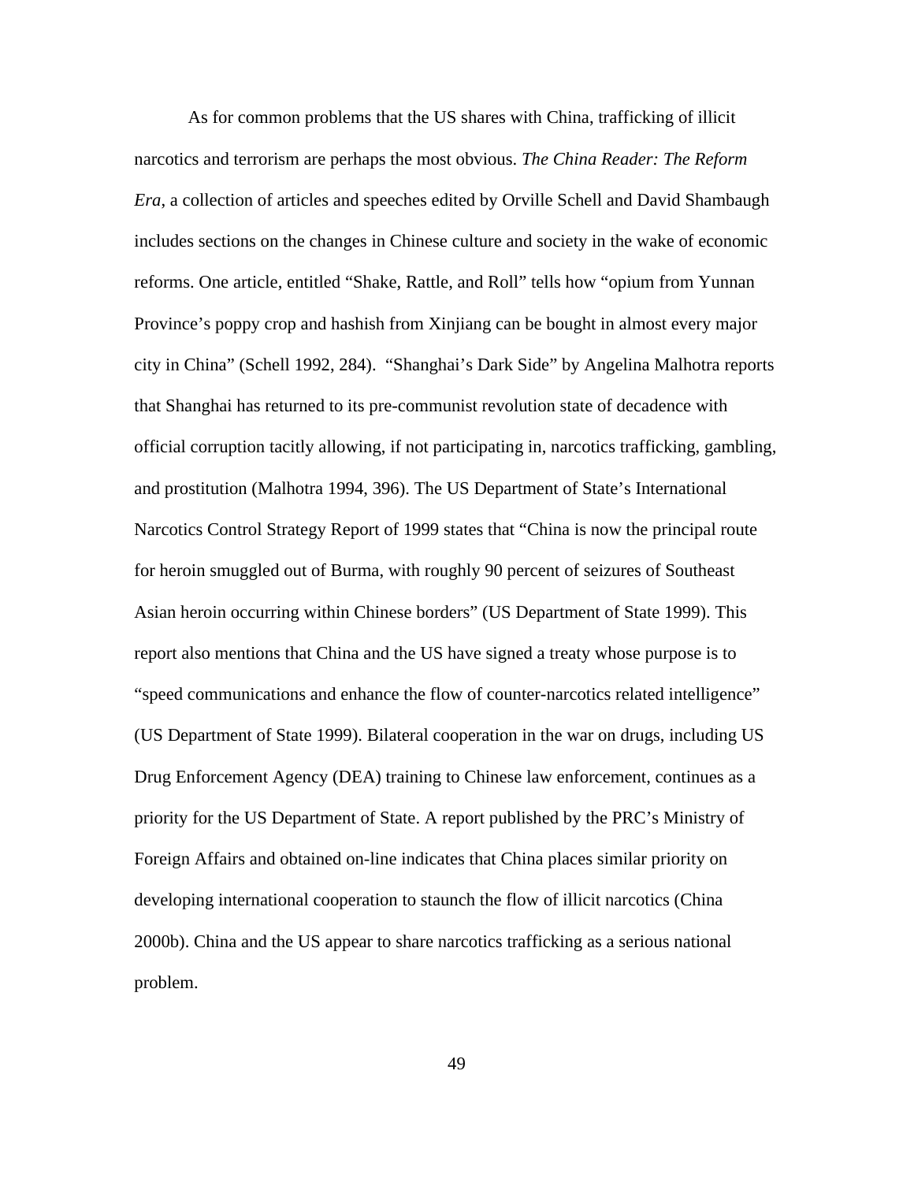As for common problems that the US shares with China, trafficking of illicit narcotics and terrorism are perhaps the most obvious. *The China Reader: The Reform Era*, a collection of articles and speeches edited by Orville Schell and David Shambaugh includes sections on the changes in Chinese culture and society in the wake of economic reforms. One article, entitled "Shake, Rattle, and Roll" tells how "opium from Yunnan Province's poppy crop and hashish from Xinjiang can be bought in almost every major city in China" (Schell 1992, 284). "Shanghai's Dark Side" by Angelina Malhotra reports that Shanghai has returned to its pre-communist revolution state of decadence with official corruption tacitly allowing, if not participating in, narcotics trafficking, gambling, and prostitution (Malhotra 1994, 396). The US Department of State's International Narcotics Control Strategy Report of 1999 states that "China is now the principal route for heroin smuggled out of Burma, with roughly 90 percent of seizures of Southeast Asian heroin occurring within Chinese borders" (US Department of State 1999). This report also mentions that China and the US have signed a treaty whose purpose is to "speed communications and enhance the flow of counter-narcotics related intelligence" (US Department of State 1999). Bilateral cooperation in the war on drugs, including US Drug Enforcement Agency (DEA) training to Chinese law enforcement, continues as a priority for the US Department of State. A report published by the PRC's Ministry of Foreign Affairs and obtained on-line indicates that China places similar priority on developing international cooperation to staunch the flow of illicit narcotics (China 2000b). China and the US appear to share narcotics trafficking as a serious national problem.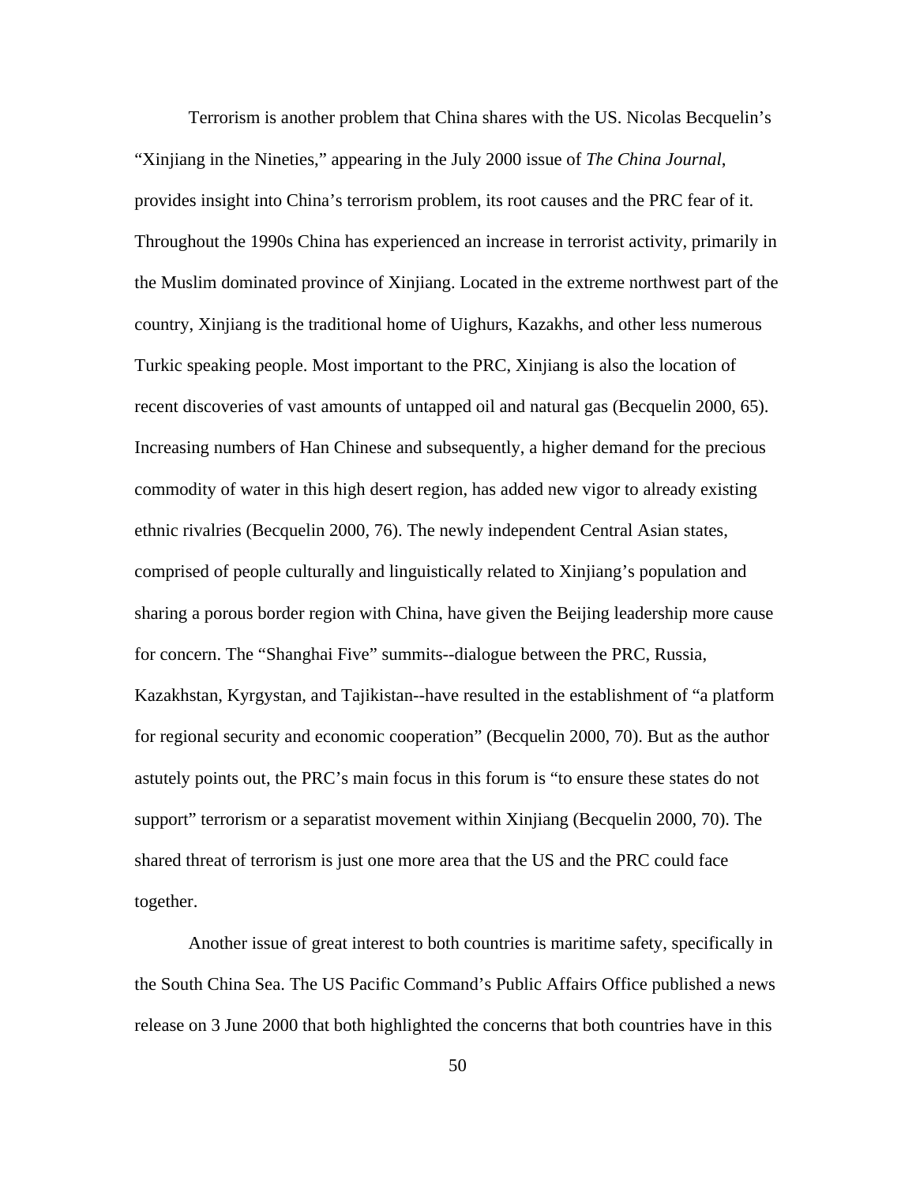Terrorism is another problem that China shares with the US. Nicolas Becquelin's "Xinjiang in the Nineties," appearing in the July 2000 issue of *The China Journal*, provides insight into China's terrorism problem, its root causes and the PRC fear of it. Throughout the 1990s China has experienced an increase in terrorist activity, primarily in the Muslim dominated province of Xinjiang. Located in the extreme northwest part of the country, Xinjiang is the traditional home of Uighurs, Kazakhs, and other less numerous Turkic speaking people. Most important to the PRC, Xinjiang is also the location of recent discoveries of vast amounts of untapped oil and natural gas (Becquelin 2000, 65). Increasing numbers of Han Chinese and subsequently, a higher demand for the precious commodity of water in this high desert region, has added new vigor to already existing ethnic rivalries (Becquelin 2000, 76). The newly independent Central Asian states, comprised of people culturally and linguistically related to Xinjiang's population and sharing a porous border region with China, have given the Beijing leadership more cause for concern. The "Shanghai Five" summits--dialogue between the PRC, Russia, Kazakhstan, Kyrgystan, and Tajikistan--have resulted in the establishment of "a platform for regional security and economic cooperation" (Becquelin 2000, 70). But as the author astutely points out, the PRC's main focus in this forum is "to ensure these states do not support" terrorism or a separatist movement within Xinjiang (Becquelin 2000, 70). The shared threat of terrorism is just one more area that the US and the PRC could face together.

Another issue of great interest to both countries is maritime safety, specifically in the South China Sea. The US Pacific Command's Public Affairs Office published a news release on 3 June 2000 that both highlighted the concerns that both countries have in this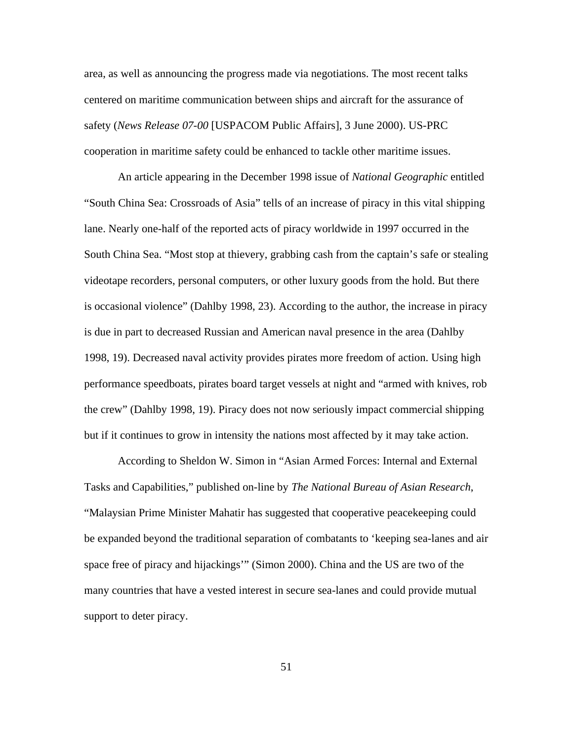area, as well as announcing the progress made via negotiations. The most recent talks centered on maritime communication between ships and aircraft for the assurance of safety (*News Release 07-00* [USPACOM Public Affairs], 3 June 2000). US-PRC cooperation in maritime safety could be enhanced to tackle other maritime issues.

An article appearing in the December 1998 issue of *National Geographic* entitled "South China Sea: Crossroads of Asia" tells of an increase of piracy in this vital shipping lane. Nearly one-half of the reported acts of piracy worldwide in 1997 occurred in the South China Sea. "Most stop at thievery, grabbing cash from the captain's safe or stealing videotape recorders, personal computers, or other luxury goods from the hold. But there is occasional violence" (Dahlby 1998, 23). According to the author, the increase in piracy is due in part to decreased Russian and American naval presence in the area (Dahlby 1998, 19). Decreased naval activity provides pirates more freedom of action. Using high performance speedboats, pirates board target vessels at night and "armed with knives, rob the crew" (Dahlby 1998, 19). Piracy does not now seriously impact commercial shipping but if it continues to grow in intensity the nations most affected by it may take action.

According to Sheldon W. Simon in "Asian Armed Forces: Internal and External Tasks and Capabilities," published on-line by *The National Bureau of Asian Research*, "Malaysian Prime Minister Mahatir has suggested that cooperative peacekeeping could be expanded beyond the traditional separation of combatants to 'keeping sea-lanes and air space free of piracy and hijackings'" (Simon 2000). China and the US are two of the many countries that have a vested interest in secure sea-lanes and could provide mutual support to deter piracy.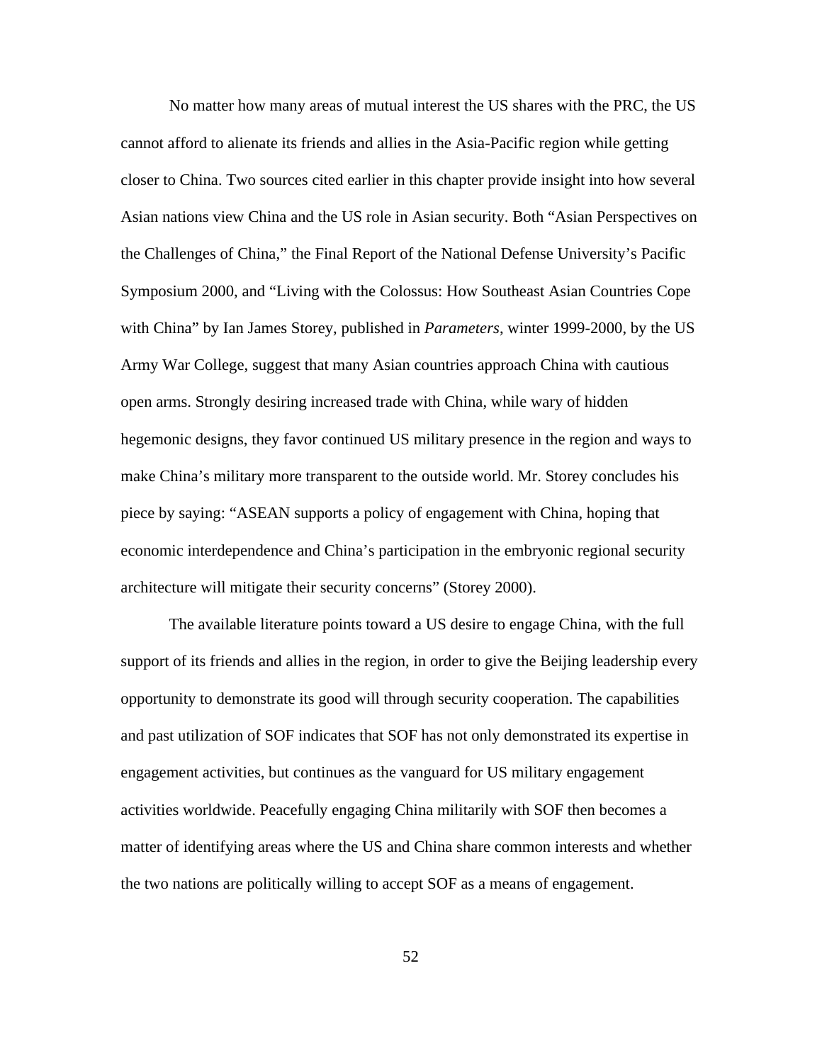No matter how many areas of mutual interest the US shares with the PRC, the US cannot afford to alienate its friends and allies in the Asia-Pacific region while getting closer to China. Two sources cited earlier in this chapter provide insight into how several Asian nations view China and the US role in Asian security. Both "Asian Perspectives on the Challenges of China," the Final Report of the National Defense University's Pacific Symposium 2000, and "Living with the Colossus: How Southeast Asian Countries Cope with China" by Ian James Storey, published in *Parameters*, winter 1999-2000, by the US Army War College, suggest that many Asian countries approach China with cautious open arms. Strongly desiring increased trade with China, while wary of hidden hegemonic designs, they favor continued US military presence in the region and ways to make China's military more transparent to the outside world. Mr. Storey concludes his piece by saying: "ASEAN supports a policy of engagement with China, hoping that economic interdependence and China's participation in the embryonic regional security architecture will mitigate their security concerns" (Storey 2000).

The available literature points toward a US desire to engage China, with the full support of its friends and allies in the region, in order to give the Beijing leadership every opportunity to demonstrate its good will through security cooperation. The capabilities and past utilization of SOF indicates that SOF has not only demonstrated its expertise in engagement activities, but continues as the vanguard for US military engagement activities worldwide. Peacefully engaging China militarily with SOF then becomes a matter of identifying areas where the US and China share common interests and whether the two nations are politically willing to accept SOF as a means of engagement.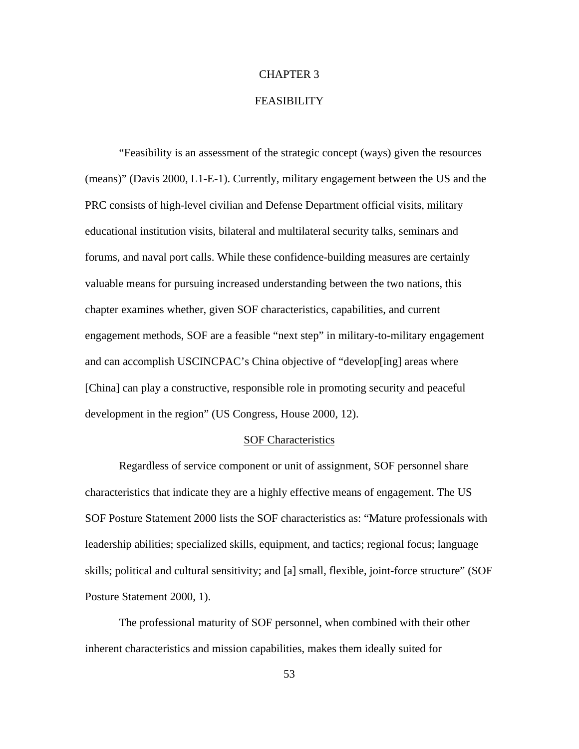# CHAPTER 3

# FEASIBILITY

"Feasibility is an assessment of the strategic concept (ways) given the resources (means)" (Davis 2000, L1-E-1). Currently, military engagement between the US and the PRC consists of high-level civilian and Defense Department official visits, military educational institution visits, bilateral and multilateral security talks, seminars and forums, and naval port calls. While these confidence-building measures are certainly valuable means for pursuing increased understanding between the two nations, this chapter examines whether, given SOF characteristics, capabilities, and current engagement methods, SOF are a feasible "next step" in military-to-military engagement and can accomplish USCINCPAC's China objective of "develop[ing] areas where [China] can play a constructive, responsible role in promoting security and peaceful development in the region" (US Congress, House 2000, 12).

## SOF Characteristics

Regardless of service component or unit of assignment, SOF personnel share characteristics that indicate they are a highly effective means of engagement. The US SOF Posture Statement 2000 lists the SOF characteristics as: "Mature professionals with leadership abilities; specialized skills, equipment, and tactics; regional focus; language skills; political and cultural sensitivity; and [a] small, flexible, joint-force structure" (SOF Posture Statement 2000, 1).

The professional maturity of SOF personnel, when combined with their other inherent characteristics and mission capabilities, makes them ideally suited for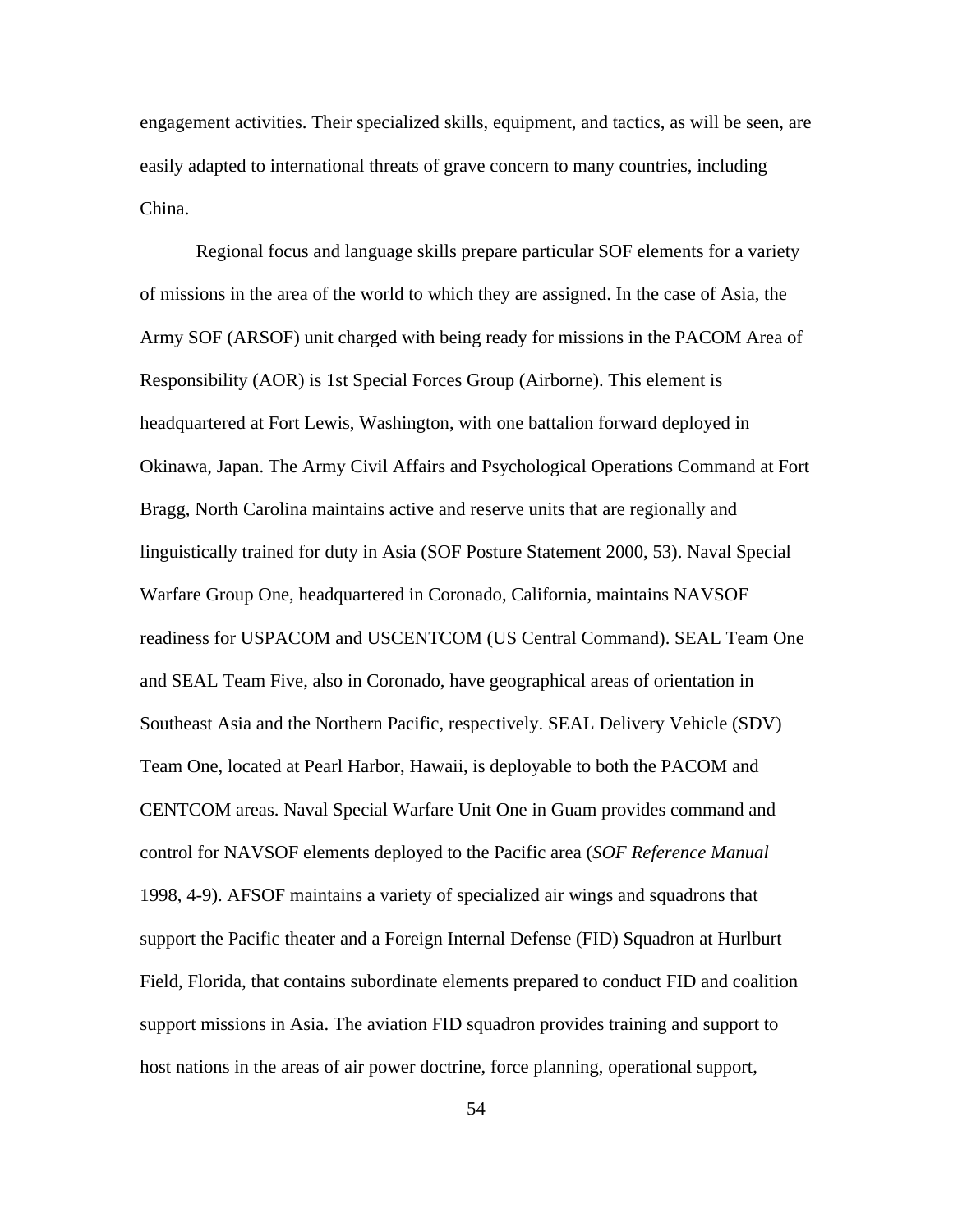engagement activities. Their specialized skills, equipment, and tactics, as will be seen, are easily adapted to international threats of grave concern to many countries, including China.

Regional focus and language skills prepare particular SOF elements for a variety of missions in the area of the world to which they are assigned. In the case of Asia, the Army SOF (ARSOF) unit charged with being ready for missions in the PACOM Area of Responsibility (AOR) is 1st Special Forces Group (Airborne). This element is headquartered at Fort Lewis, Washington, with one battalion forward deployed in Okinawa, Japan. The Army Civil Affairs and Psychological Operations Command at Fort Bragg, North Carolina maintains active and reserve units that are regionally and linguistically trained for duty in Asia (SOF Posture Statement 2000, 53). Naval Special Warfare Group One, headquartered in Coronado, California, maintains NAVSOF readiness for USPACOM and USCENTCOM (US Central Command). SEAL Team One and SEAL Team Five, also in Coronado, have geographical areas of orientation in Southeast Asia and the Northern Pacific, respectively. SEAL Delivery Vehicle (SDV) Team One, located at Pearl Harbor, Hawaii, is deployable to both the PACOM and CENTCOM areas. Naval Special Warfare Unit One in Guam provides command and control for NAVSOF elements deployed to the Pacific area (*SOF Reference Manual* 1998, 4-9). AFSOF maintains a variety of specialized air wings and squadrons that support the Pacific theater and a Foreign Internal Defense (FID) Squadron at Hurlburt Field, Florida, that contains subordinate elements prepared to conduct FID and coalition support missions in Asia. The aviation FID squadron provides training and support to host nations in the areas of air power doctrine, force planning, operational support,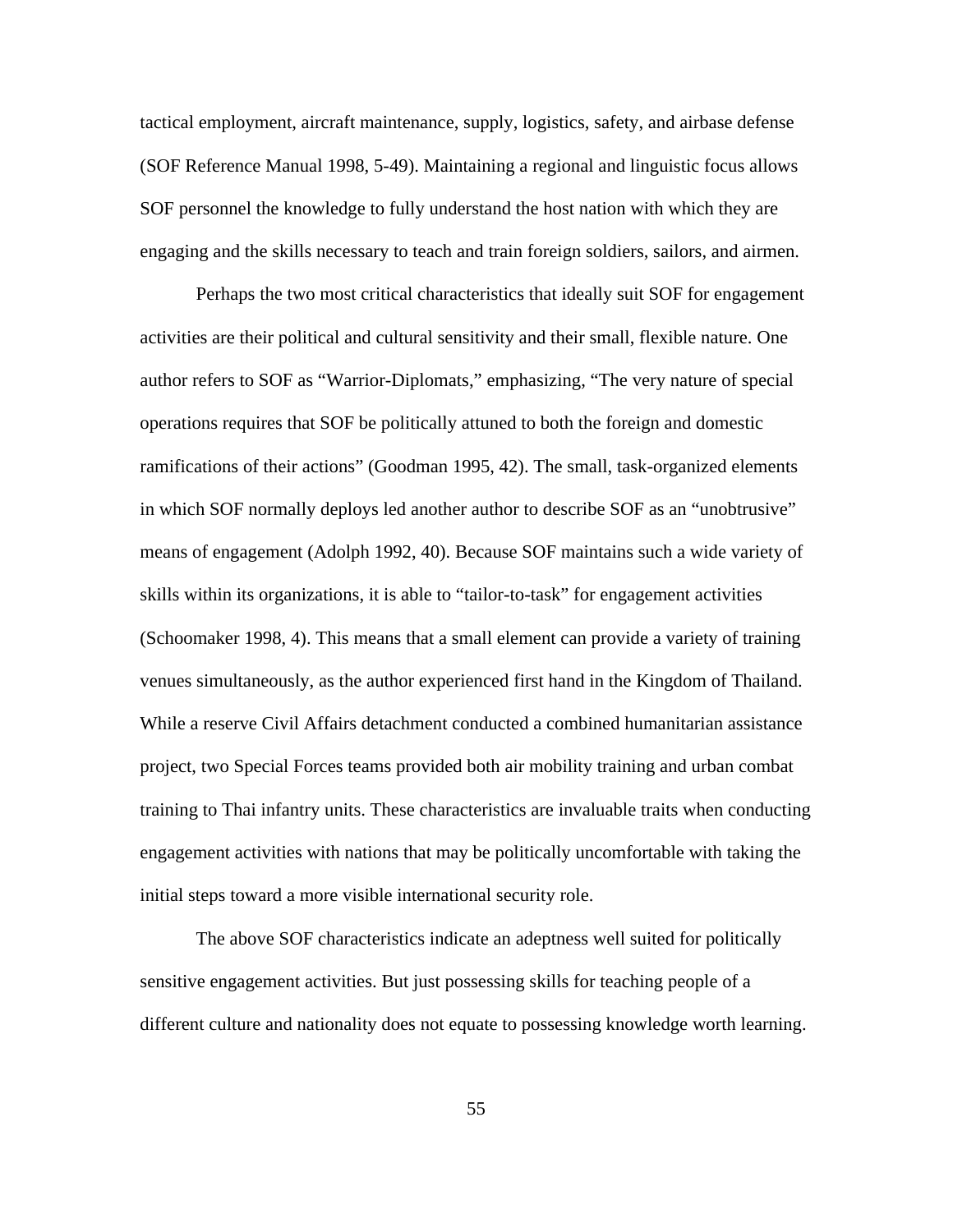tactical employment, aircraft maintenance, supply, logistics, safety, and airbase defense (SOF Reference Manual 1998, 5-49). Maintaining a regional and linguistic focus allows SOF personnel the knowledge to fully understand the host nation with which they are engaging and the skills necessary to teach and train foreign soldiers, sailors, and airmen.

Perhaps the two most critical characteristics that ideally suit SOF for engagement activities are their political and cultural sensitivity and their small, flexible nature. One author refers to SOF as "Warrior-Diplomats," emphasizing, "The very nature of special operations requires that SOF be politically attuned to both the foreign and domestic ramifications of their actions" (Goodman 1995, 42). The small, task-organized elements in which SOF normally deploys led another author to describe SOF as an "unobtrusive" means of engagement (Adolph 1992, 40). Because SOF maintains such a wide variety of skills within its organizations, it is able to "tailor-to-task" for engagement activities (Schoomaker 1998, 4). This means that a small element can provide a variety of training venues simultaneously, as the author experienced first hand in the Kingdom of Thailand. While a reserve Civil Affairs detachment conducted a combined humanitarian assistance project, two Special Forces teams provided both air mobility training and urban combat training to Thai infantry units. These characteristics are invaluable traits when conducting engagement activities with nations that may be politically uncomfortable with taking the initial steps toward a more visible international security role.

The above SOF characteristics indicate an adeptness well suited for politically sensitive engagement activities. But just possessing skills for teaching people of a different culture and nationality does not equate to possessing knowledge worth learning.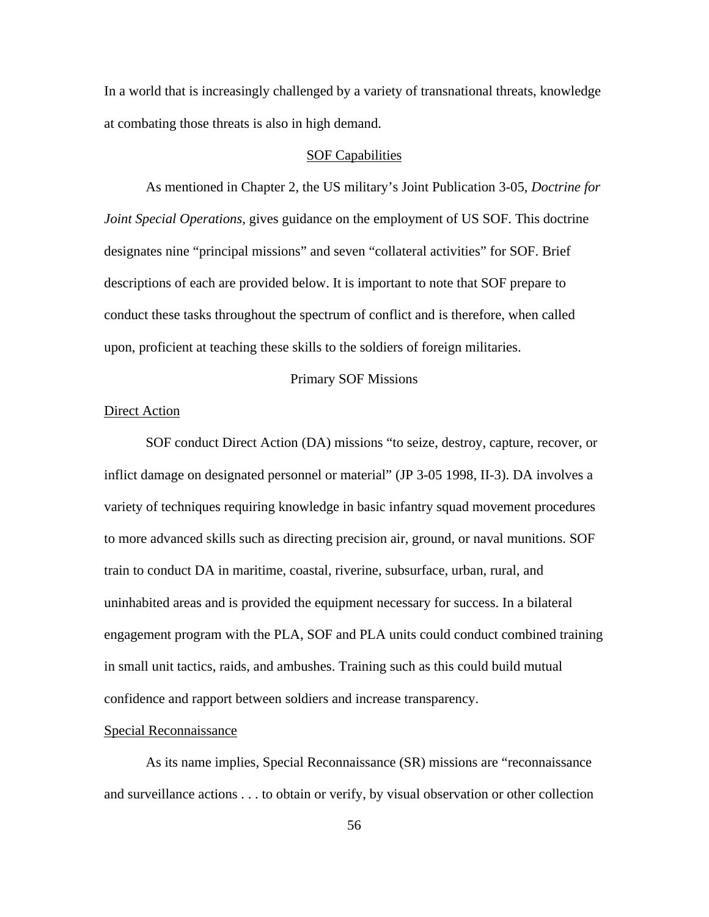In a world that is increasingly challenged by a variety of transnational threats, knowledge at combating those threats is also in high demand.

## SOF Capabilities

As mentioned in Chapter 2, the US military's Joint Publication 3-05, *Doctrine for Joint Special Operations*, gives guidance on the employment of US SOF. This doctrine designates nine "principal missions" and seven "collateral activities" for SOF. Brief descriptions of each are provided below. It is important to note that SOF prepare to conduct these tasks throughout the spectrum of conflict and is therefore, when called upon, proficient at teaching these skills to the soldiers of foreign militaries.

### Primary SOF Missions

#### Direct Action

SOF conduct Direct Action (DA) missions "to seize, destroy, capture, recover, or inflict damage on designated personnel or material" (JP 3-05 1998, II-3). DA involves a variety of techniques requiring knowledge in basic infantry squad movement procedures to more advanced skills such as directing precision air, ground, or naval munitions. SOF train to conduct DA in maritime, coastal, riverine, subsurface, urban, rural, and uninhabited areas and is provided the equipment necessary for success. In a bilateral engagement program with the PLA, SOF and PLA units could conduct combined training in small unit tactics, raids, and ambushes. Training such as this could build mutual confidence and rapport between soldiers and increase transparency.

#### Special Reconnaissance

As its name implies, Special Reconnaissance (SR) missions are "reconnaissance and surveillance actions . . . to obtain or verify, by visual observation or other collection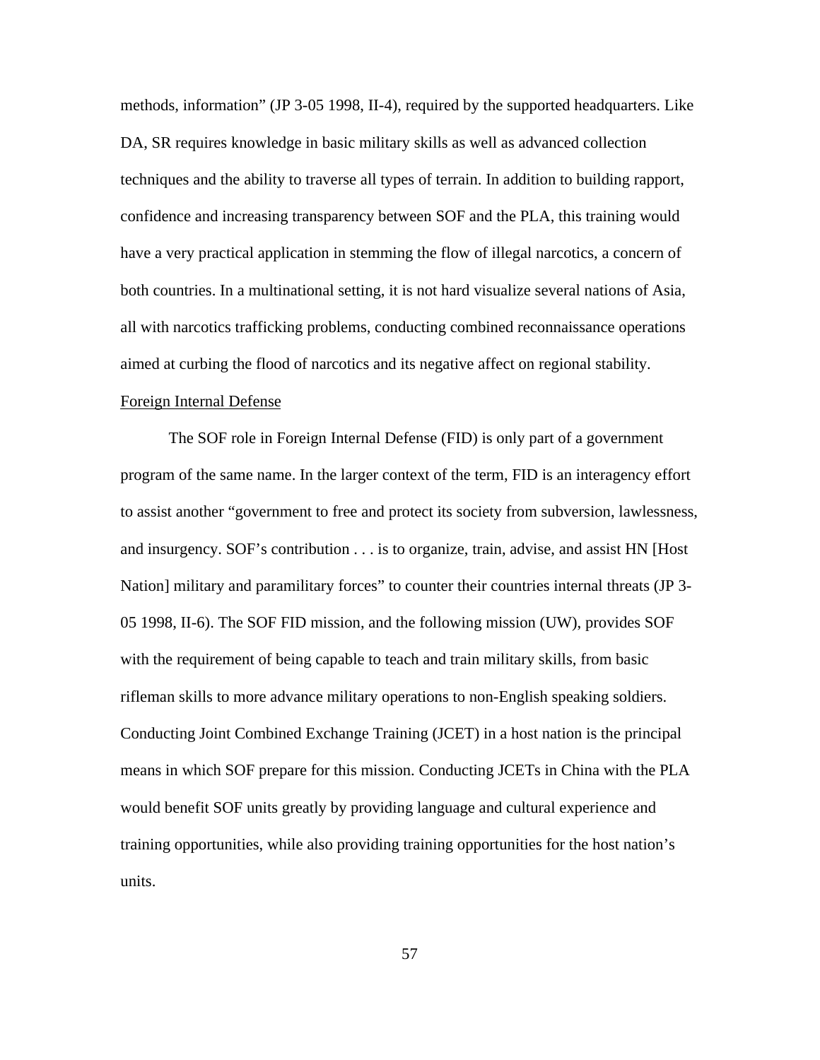methods, information" (JP 3-05 1998, II-4), required by the supported headquarters. Like DA, SR requires knowledge in basic military skills as well as advanced collection techniques and the ability to traverse all types of terrain. In addition to building rapport, confidence and increasing transparency between SOF and the PLA, this training would have a very practical application in stemming the flow of illegal narcotics, a concern of both countries. In a multinational setting, it is not hard visualize several nations of Asia, all with narcotics trafficking problems, conducting combined reconnaissance operations aimed at curbing the flood of narcotics and its negative affect on regional stability.

<u>Foreign Internal Defense</u>

The SOF role in Foreign Internal Defense (FID) is only part of a government program of the same name. In the larger context of the term, FID is an interagency effort to assist another "government to free and protect its society from subversion, lawlessness, and insurgency. SOF's contribution . . . is to organize, train, advise, and assist HN [Host Nation] military and paramilitary forces" to counter their countries internal threats (JP 3-05 1998, II-6). The SOF FID mission, and the following mission (UW), provides SOF with the requirement of being capable to teach and train military skills, from basic rifleman skills to more advance military operations to non-English speaking soldiers. Conducting Joint Combined Exchange Training (JCET) in a host nation is the principal means in which SOF prepare for this mission. Conducting JCETs in China with the PLA would benefit SOF units greatly by providing language and cultural experience and training opportunities, while also providing training opportunities for the host nation's units.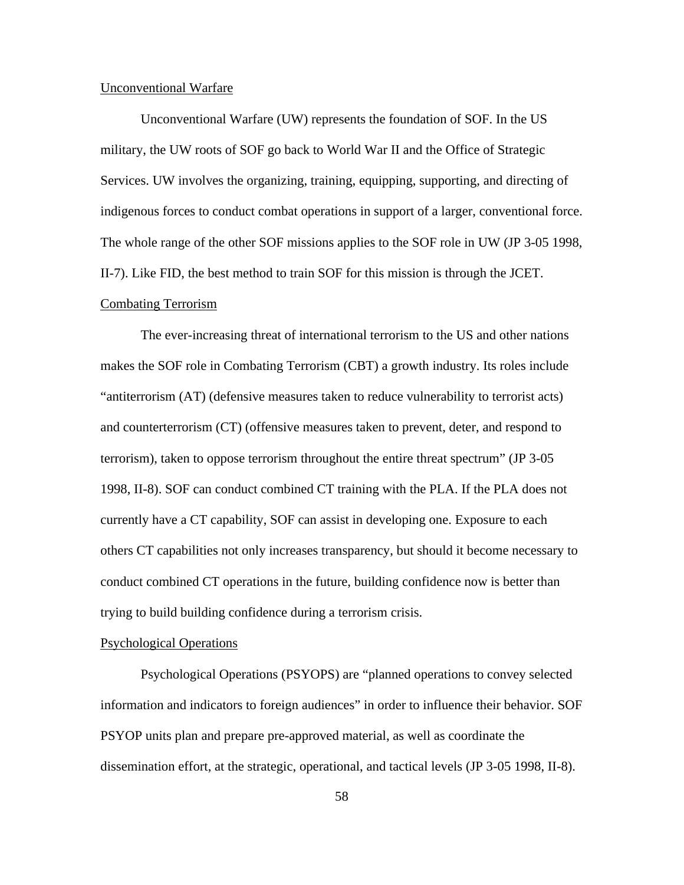Unconventional Warfare

Unconventional Warfare (UW) represents the foundation of SOF. In the US military, the UW roots of SOF go back to World War II and the Office of Strategic Services. UW involves the organizing, training, equipping, supporting, and directing of indigenous forces to conduct combat operations in support of a larger, conventional force. The whole range of the other SOF missions applies to the SOF role in UW (JP 3-05 1998, II-7). Like FID, the best method to train SOF for this mission is through the JCET.

Combating Terrorism

The ever-increasing threat of international terrorism to the US and other nations makes the SOF role in Combating Terrorism (CBT) a growth industry. Its roles include "antiterrorism (AT) (defensive measures taken to reduce vulnerability to terrorist acts) and counterterrorism (CT) (offensive measures taken to prevent, deter, and respond to terrorism), taken to oppose terrorism throughout the entire threat spectrum" (JP 3-05 1998, II-8). SOF can conduct combined CT training with the PLA. If the PLA does not currently have a CT capability, SOF can assist in developing one. Exposure to each others CT capabilities not only increases transparency, but should it become necessary to conduct combined CT operations in the future, building confidence now is better than trying to build building confidence during a terrorism crisis.

Psychological Operations

Psychological Operations (PSYOPS) are "planned operations to convey selected information and indicators to foreign audiences" in order to influence their behavior. SOF PSYOP units plan and prepare pre-approved material, as well as coordinate the dissemination effort, at the strategic, operational, and tactical levels (JP 3-05 1998, II-8).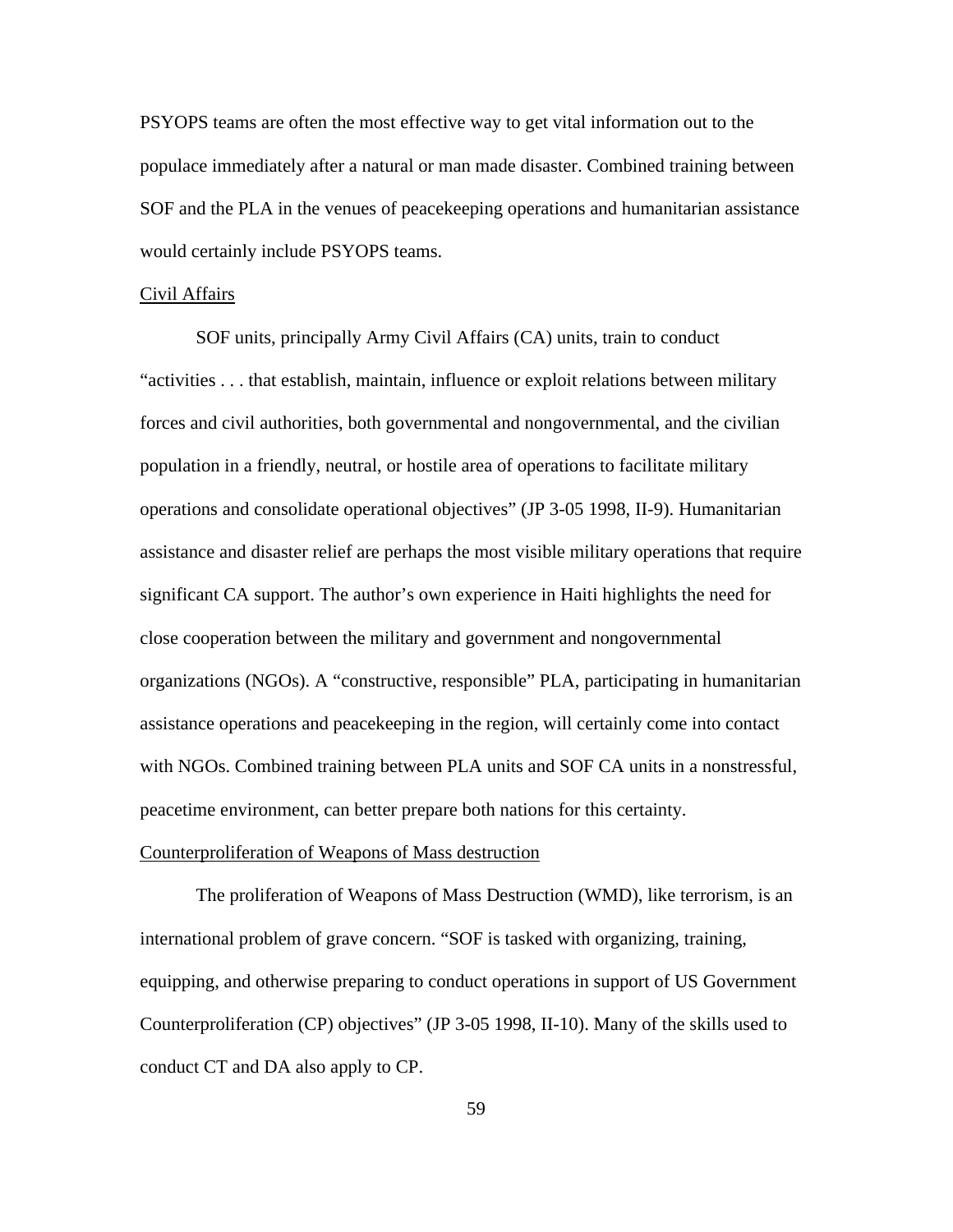PSYOPS teams are often the most effective way to get vital information out to the populace immediately after a natural or man made disaster. Combined training between SOF and the PLA in the venues of peacekeeping operations and humanitarian assistance would certainly include PSYOPS teams.

### Civil Affairs

SOF units, principally Army Civil Affairs (CA) units, train to conduct "activities . . . that establish, maintain, influence or exploit relations between military forces and civil authorities, both governmental and nongovernmental, and the civilian population in a friendly, neutral, or hostile area of operations to facilitate military operations and consolidate operational objectives" (JP 3-05 1998, II-9). Humanitarian assistance and disaster relief are perhaps the most visible military operations that require significant CA support. The author's own experience in Haiti highlights the need for close cooperation between the military and government and nongovernmental organizations (NGOs). A "constructive, responsible" PLA, participating in humanitarian assistance operations and peacekeeping in the region, will certainly come into contact with NGOs. Combined training between PLA units and SOF CA units in a nonstressful, peacetime environment, can better prepare both nations for this certainty.

### Counterproliferation of Weapons of Mass destruction

The proliferation of Weapons of Mass Destruction (WMD), like terrorism, is an international problem of grave concern. "SOF is tasked with organizing, training, equipping, and otherwise preparing to conduct operations in support of US Government Counterproliferation (CP) objectives" (JP 3-05 1998, II-10). Many of the skills used to conduct CT and DA also apply to CP.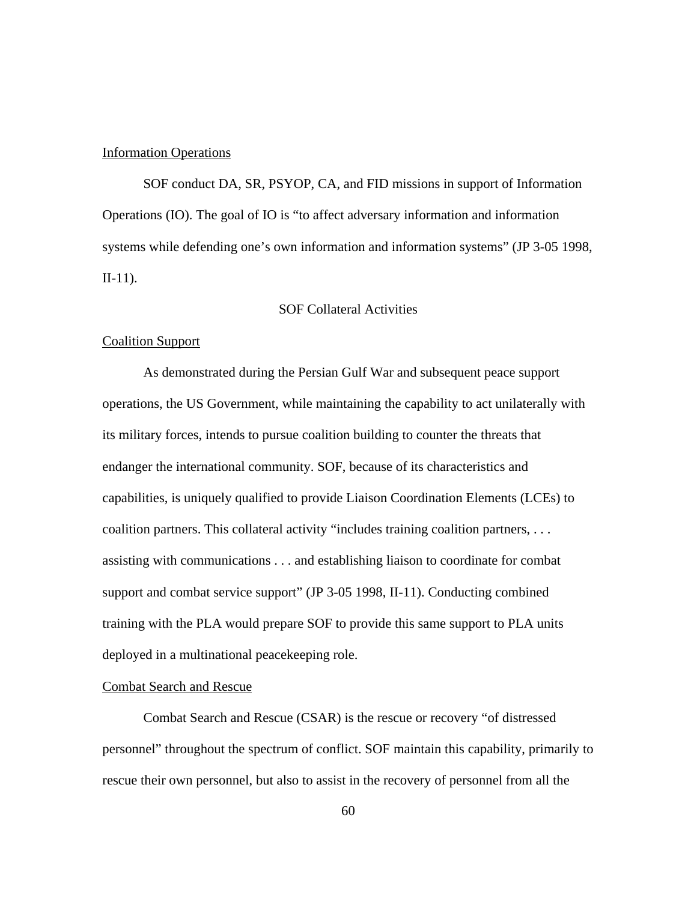Information Operations

SOF conduct DA, SR, PSYOP, CA, and FID missions in support of Information Operations (IO). The goal of IO is "to affect adversary information and information systems while defending one's own information and information systems" (JP 3-05 1998, II-11).

## SOF Collateral Activities

Coalition Support

As demonstrated during the Persian Gulf War and subsequent peace support operations, the US Government, while maintaining the capability to act unilaterally with its military forces, intends to pursue coalition building to counter the threats that endanger the international community. SOF, because of its characteristics and capabilities, is uniquely qualified to provide Liaison Coordination Elements (LCEs) to coalition partners. This collateral activity "includes training coalition partners, . . . assisting with communications . . . and establishing liaison to coordinate for combat support and combat service support" (JP 3-05 1998, II-11). Conducting combined training with the PLA would prepare SOF to provide this same support to PLA units deployed in a multinational peacekeeping role.

Combat Search and Rescue

Combat Search and Rescue (CSAR) is the rescue or recovery "of distressed personnel" throughout the spectrum of conflict. SOF maintain this capability, primarily to rescue their own personnel, but also to assist in the recovery of personnel from all the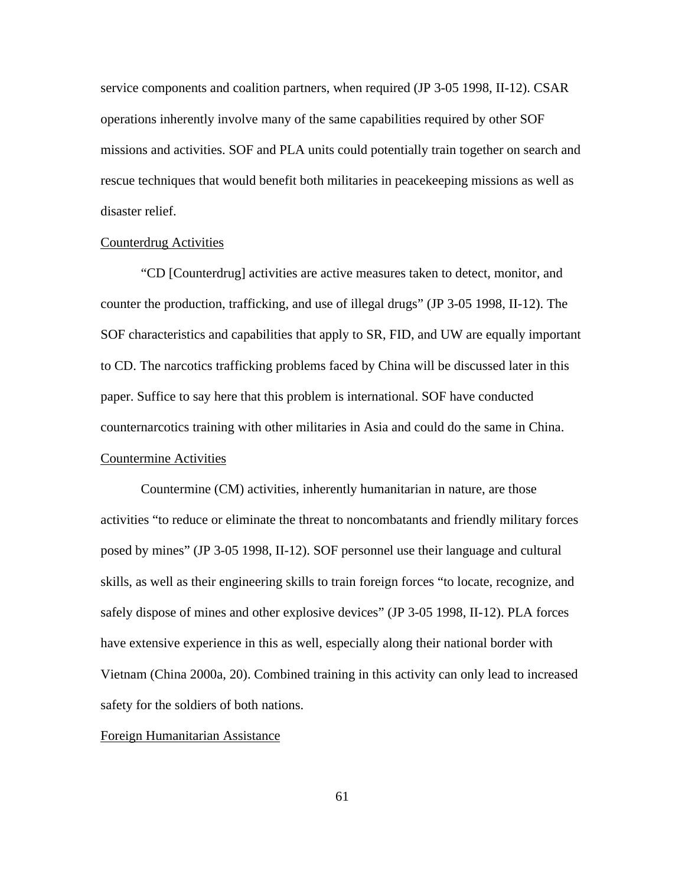service components and coalition partners, when required (JP 3-05 1998, II-12). CSAR operations inherently involve many of the same capabilities required by other SOF missions and activities. SOF and PLA units could potentially train together on search and rescue techniques that would benefit both militaries in peacekeeping missions as well as disaster relief.

### Counterdrug Activities

"CD [Counterdrug] activities are active measures taken to detect, monitor, and counter the production, trafficking, and use of illegal drugs" (JP 3-05 1998, II-12). The SOF characteristics and capabilities that apply to SR, FID, and UW are equally important to CD. The narcotics trafficking problems faced by China will be discussed later in this paper. Suffice to say here that this problem is international. SOF have conducted counternarcotics training with other militaries in Asia and could do the same in China.

### Countermine Activities

Countermine (CM) activities, inherently humanitarian in nature, are those activities "to reduce or eliminate the threat to noncombatants and friendly military forces posed by mines" (JP 3-05 1998, II-12). SOF personnel use their language and cultural skills, as well as their engineering skills to train foreign forces "to locate, recognize, and safely dispose of mines and other explosive devices" (JP 3-05 1998, II-12). PLA forces have extensive experience in this as well, especially along their national border with Vietnam (China 2000a, 20). Combined training in this activity can only lead to increased safety for the soldiers of both nations.

### Foreign Humanitarian Assistance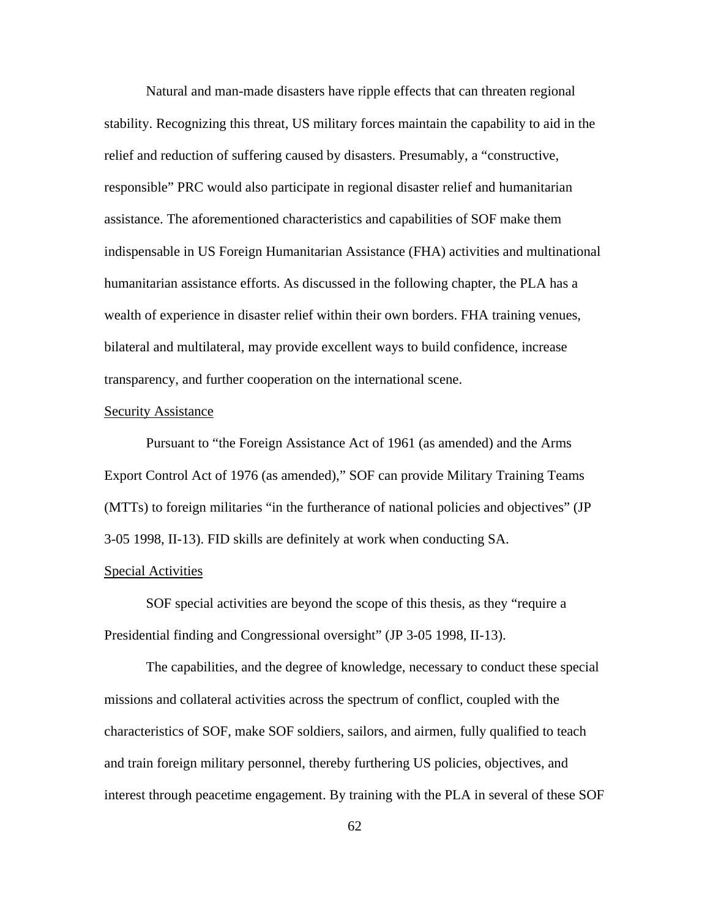Natural and man-made disasters have ripple effects that can threaten regional stability. Recognizing this threat, US military forces maintain the capability to aid in the relief and reduction of suffering caused by disasters. Presumably, a "constructive, responsible" PRC would also participate in regional disaster relief and humanitarian assistance. The aforementioned characteristics and capabilities of SOF make them indispensable in US Foreign Humanitarian Assistance (FHA) activities and multinational humanitarian assistance efforts. As discussed in the following chapter, the PLA has a wealth of experience in disaster relief within their own borders. FHA training venues, bilateral and multilateral, may provide excellent ways to build confidence, increase transparency, and further cooperation on the international scene.

Security Assistance

Pursuant to "the Foreign Assistance Act of 1961 (as amended) and the Arms Export Control Act of 1976 (as amended)," SOF can provide Military Training Teams (MTTs) to foreign militaries "in the furtherance of national policies and objectives" (JP 3-05 1998, II-13). FID skills are definitely at work when conducting SA.

Special Activities

SOF special activities are beyond the scope of this thesis, as they "require a Presidential finding and Congressional oversight" (JP 3-05 1998, II-13).

The capabilities, and the degree of knowledge, necessary to conduct these special missions and collateral activities across the spectrum of conflict, coupled with the characteristics of SOF, make SOF soldiers, sailors, and airmen, fully qualified to teach and train foreign military personnel, thereby furthering US policies, objectives, and interest through peacetime engagement. By training with the PLA in several of these SOF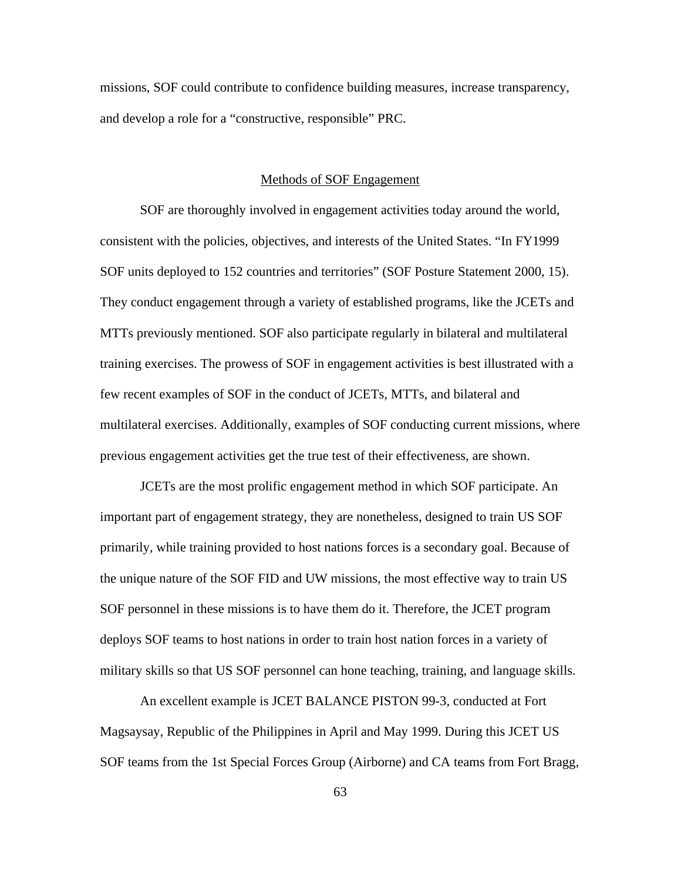missions, SOF could contribute to confidence building measures, increase transparency, and develop a role for a "constructive, responsible" PRC.

## Methods of SOF Engagement

SOF are thoroughly involved in engagement activities today around the world, consistent with the policies, objectives, and interests of the United States. "In FY1999 SOF units deployed to 152 countries and territories" (SOF Posture Statement 2000, 15). They conduct engagement through a variety of established programs, like the JCETs and MTTs previously mentioned. SOF also participate regularly in bilateral and multilateral training exercises. The prowess of SOF in engagement activities is best illustrated with a few recent examples of SOF in the conduct of JCETs, MTTs, and bilateral and multilateral exercises. Additionally, examples of SOF conducting current missions, where previous engagement activities get the true test of their effectiveness, are shown.

JCETs are the most prolific engagement method in which SOF participate. An important part of engagement strategy, they are nonetheless, designed to train US SOF primarily, while training provided to host nations forces is a secondary goal. Because of the unique nature of the SOF FID and UW missions, the most effective way to train US SOF personnel in these missions is to have them do it. Therefore, the JCET program deploys SOF teams to host nations in order to train host nation forces in a variety of military skills so that US SOF personnel can hone teaching, training, and language skills.

An excellent example is JCET BALANCE PISTON 99-3, conducted at Fort Magsaysay, Republic of the Philippines in April and May 1999. During this JCET US SOF teams from the 1st Special Forces Group (Airborne) and CA teams from Fort Bragg,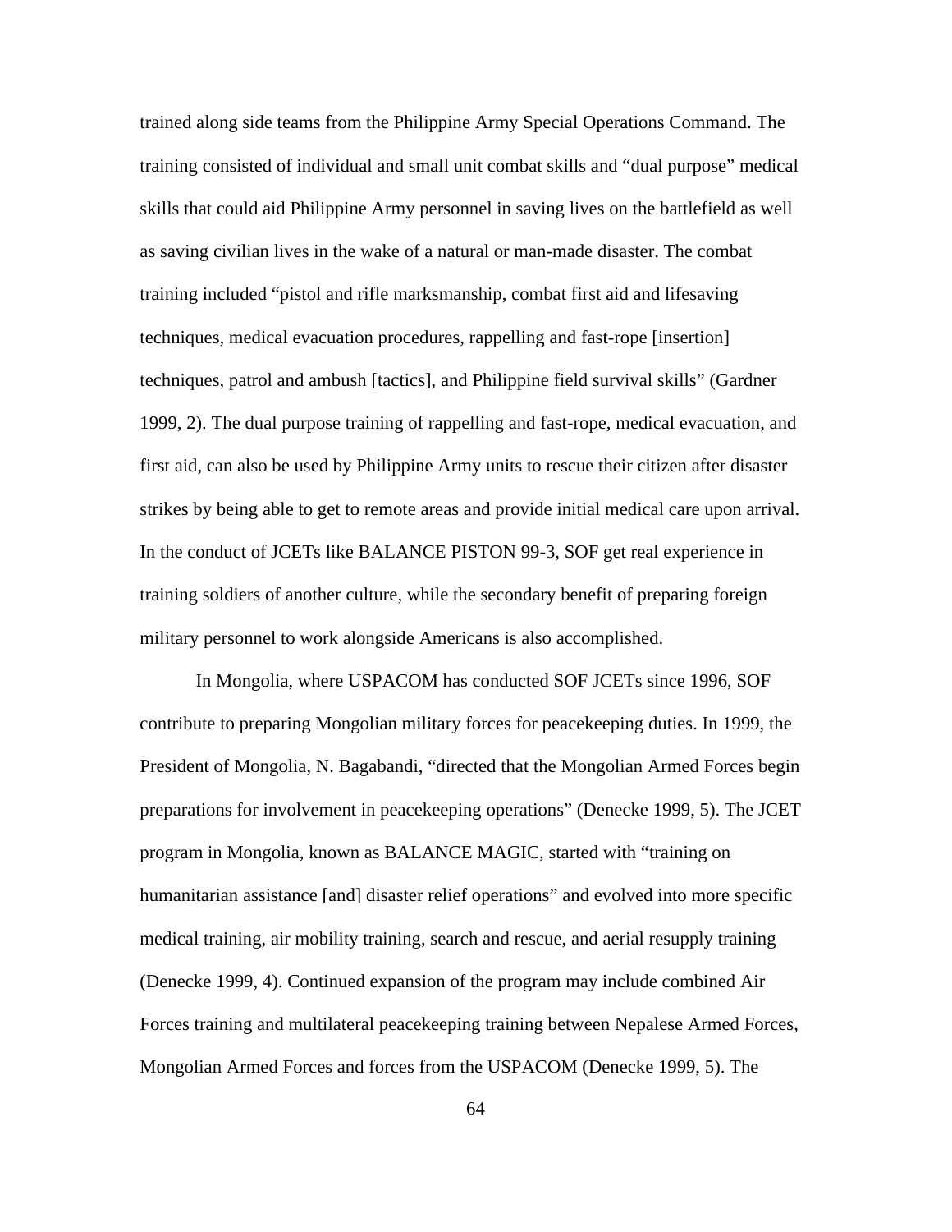trained along side teams from the Philippine Army Special Operations Command. The training consisted of individual and small unit combat skills and "dual purpose" medical skills that could aid Philippine Army personnel in saving lives on the battlefield as well as saving civilian lives in the wake of a natural or man-made disaster. The combat training included "pistol and rifle marksmanship, combat first aid and lifesaving techniques, medical evacuation procedures, rappelling and fast-rope [insertion] techniques, patrol and ambush [tactics], and Philippine field survival skills" (Gardner 1999, 2). The dual purpose training of rappelling and fast-rope, medical evacuation, and first aid, can also be used by Philippine Army units to rescue their citizen after disaster strikes by being able to get to remote areas and provide initial medical care upon arrival. In the conduct of JCETs like BALANCE PISTON 99-3, SOF get real experience in training soldiers of another culture, while the secondary benefit of preparing foreign military personnel to work alongside Americans is also accomplished.

In Mongolia, where USPACOM has conducted SOF JCETs since 1996, SOF contribute to preparing Mongolian military forces for peacekeeping duties. In 1999, the President of Mongolia, N. Bagabandi, "directed that the Mongolian Armed Forces begin preparations for involvement in peacekeeping operations" (Denecke 1999, 5). The JCET program in Mongolia, known as BALANCE MAGIC, started with "training on humanitarian assistance [and] disaster relief operations" and evolved into more specific medical training, air mobility training, search and rescue, and aerial resupply training (Denecke 1999, 4). Continued expansion of the program may include combined Air Forces training and multilateral peacekeeping training between Nepalese Armed Forces, Mongolian Armed Forces and forces from the USPACOM (Denecke 1999, 5). The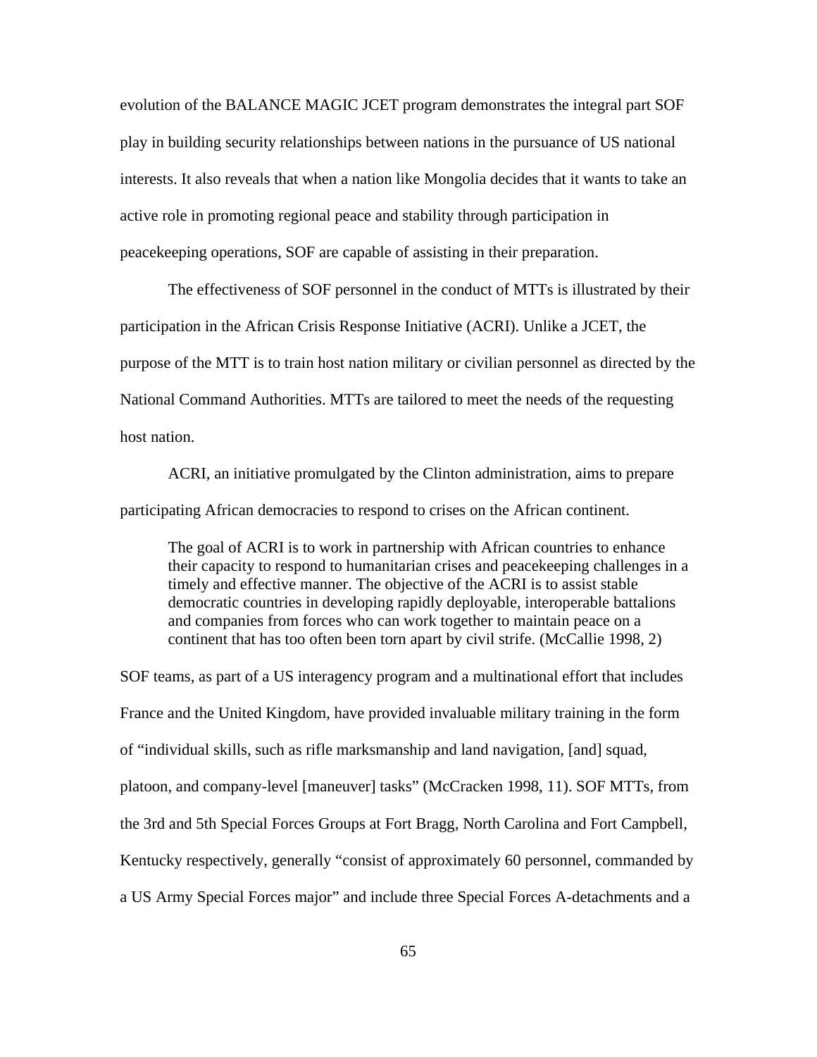evolution of the BALANCE MAGIC JCET program demonstrates the integral part SOF play in building security relationships between nations in the pursuance of US national interests. It also reveals that when a nation like Mongolia decides that it wants to take an active role in promoting regional peace and stability through participation in peacekeeping operations, SOF are capable of assisting in their preparation.

The effectiveness of SOF personnel in the conduct of MTTs is illustrated by their participation in the African Crisis Response Initiative (ACRI). Unlike a JCET, the purpose of the MTT is to train host nation military or civilian personnel as directed by the National Command Authorities. MTTs are tailored to meet the needs of the requesting host nation.

ACRI, an initiative promulgated by the Clinton administration, aims to prepare participating African democracies to respond to crises on the African continent.

> The goal of ACRI is to work in partnership with African countries to enhance their capacity to respond to humanitarian crises and peacekeeping challenges in a timely and effective manner. The objective of the ACRI is to assist stable democratic countries in developing rapidly deployable, interoperable battalions and companies from forces who can work together to maintain peace on a continent that has too often been torn apart by civil strife. (McCallie 1998, 2)

SOF teams, as part of a US interagency program and a multinational effort that includes France and the United Kingdom, have provided invaluable military training in the form of "individual skills, such as rifle marksmanship and land navigation, [and] squad, platoon, and company-level [maneuver] tasks" (McCracken 1998, 11). SOF MTTs, from the 3rd and 5th Special Forces Groups at Fort Bragg, North Carolina and Fort Campbell, Kentucky respectively, generally "consist of approximately 60 personnel, commanded by a US Army Special Forces major" and include three Special Forces A-detachments and a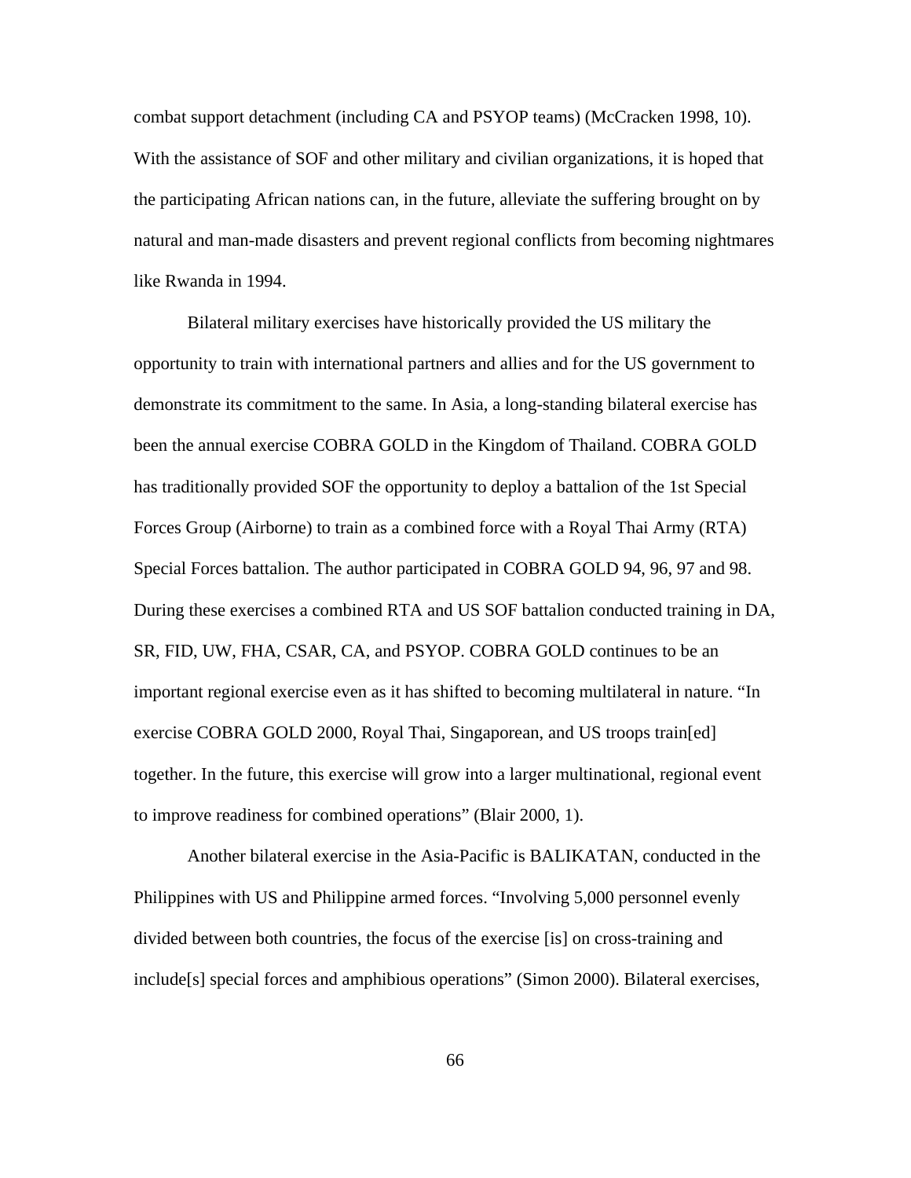combat support detachment (including CA and PSYOP teams) (McCracken 1998, 10). With the assistance of SOF and other military and civilian organizations, it is hoped that the participating African nations can, in the future, alleviate the suffering brought on by natural and man-made disasters and prevent regional conflicts from becoming nightmares like Rwanda in 1994.

Bilateral military exercises have historically provided the US military the opportunity to train with international partners and allies and for the US government to demonstrate its commitment to the same. In Asia, a long-standing bilateral exercise has been the annual exercise COBRA GOLD in the Kingdom of Thailand. COBRA GOLD has traditionally provided SOF the opportunity to deploy a battalion of the 1st Special Forces Group (Airborne) to train as a combined force with a Royal Thai Army (RTA) Special Forces battalion. The author participated in COBRA GOLD 94, 96, 97 and 98. During these exercises a combined RTA and US SOF battalion conducted training in DA, SR, FID, UW, FHA, CSAR, CA, and PSYOP. COBRA GOLD continues to be an important regional exercise even as it has shifted to becoming multilateral in nature. “In exercise COBRA GOLD 2000, Royal Thai, Singaporean, and US troops train[ed] together. In the future, this exercise will grow into a larger multinational, regional event to improve readiness for combined operations” (Blair 2000, 1).

Another bilateral exercise in the Asia-Pacific is BALIKATAN, conducted in the Philippines with US and Philippine armed forces. “Involving 5,000 personnel evenly divided between both countries, the focus of the exercise [is] on cross-training and include[s] special forces and amphibious operations” (Simon 2000). Bilateral exercises,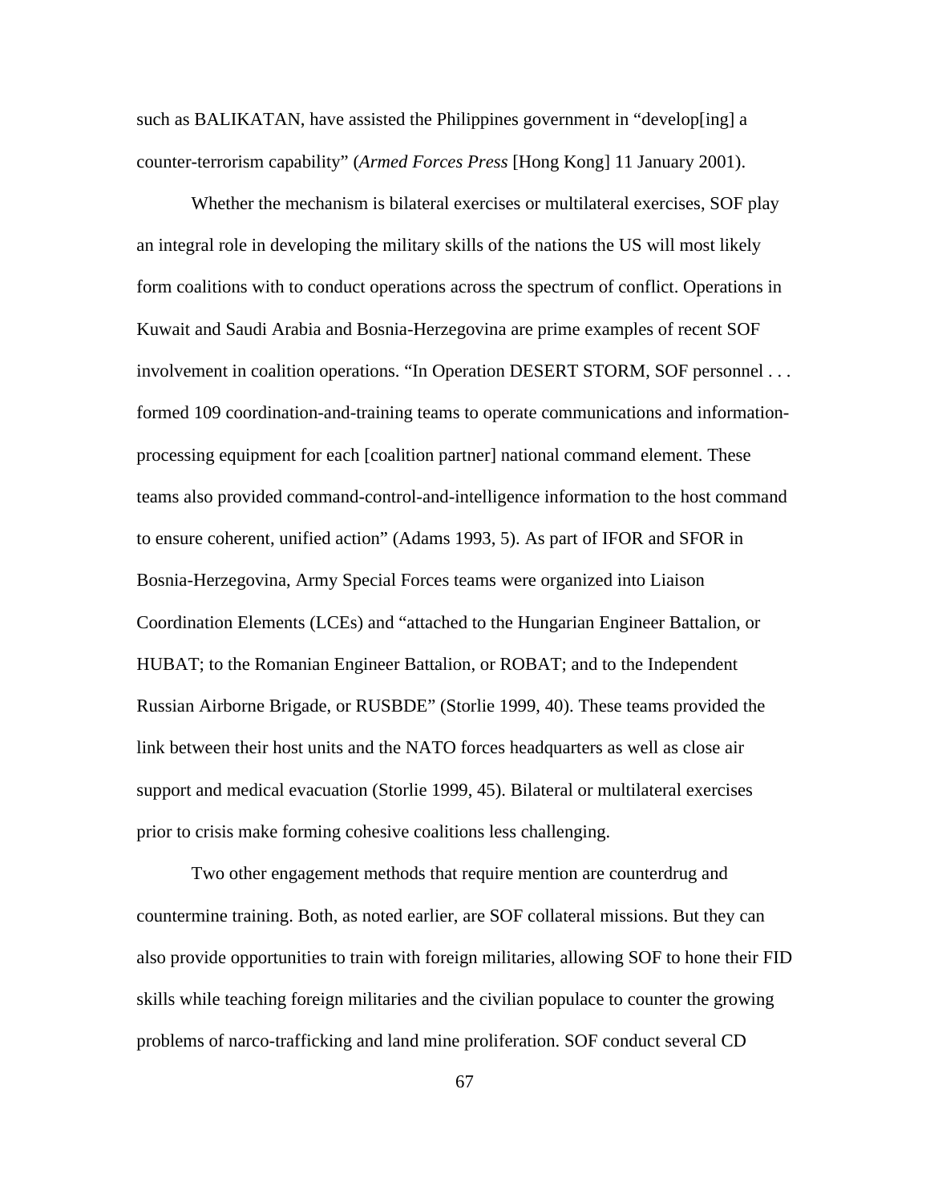such as BALIKATAN, have assisted the Philippines government in "develop[ing] a counter-terrorism capability" (*Armed Forces Press* [Hong Kong] 11 January 2001).

Whether the mechanism is bilateral exercises or multilateral exercises, SOF play an integral role in developing the military skills of the nations the US will most likely form coalitions with to conduct operations across the spectrum of conflict. Operations in Kuwait and Saudi Arabia and Bosnia-Herzegovina are prime examples of recent SOF involvement in coalition operations. "In Operation DESERT STORM, SOF personnel . . . formed 109 coordination-and-training teams to operate communications and information-processing equipment for each [coalition partner] national command element. These teams also provided command-control-and-intelligence information to the host command to ensure coherent, unified action" (Adams 1993, 5). As part of IFOR and SFOR in Bosnia-Herzegovina, Army Special Forces teams were organized into Liaison Coordination Elements (LCEs) and "attached to the Hungarian Engineer Battalion, or HUBAT; to the Romanian Engineer Battalion, or ROBAT; and to the Independent Russian Airborne Brigade, or RUSBDE" (Storlie 1999, 40). These teams provided the link between their host units and the NATO forces headquarters as well as close air support and medical evacuation (Storlie 1999, 45). Bilateral or multilateral exercises prior to crisis make forming cohesive coalitions less challenging.

Two other engagement methods that require mention are counterdrug and countermine training. Both, as noted earlier, are SOF collateral missions. But they can also provide opportunities to train with foreign militaries, allowing SOF to hone their FID skills while teaching foreign militaries and the civilian populace to counter the growing problems of narco-trafficking and land mine proliferation. SOF conduct several CD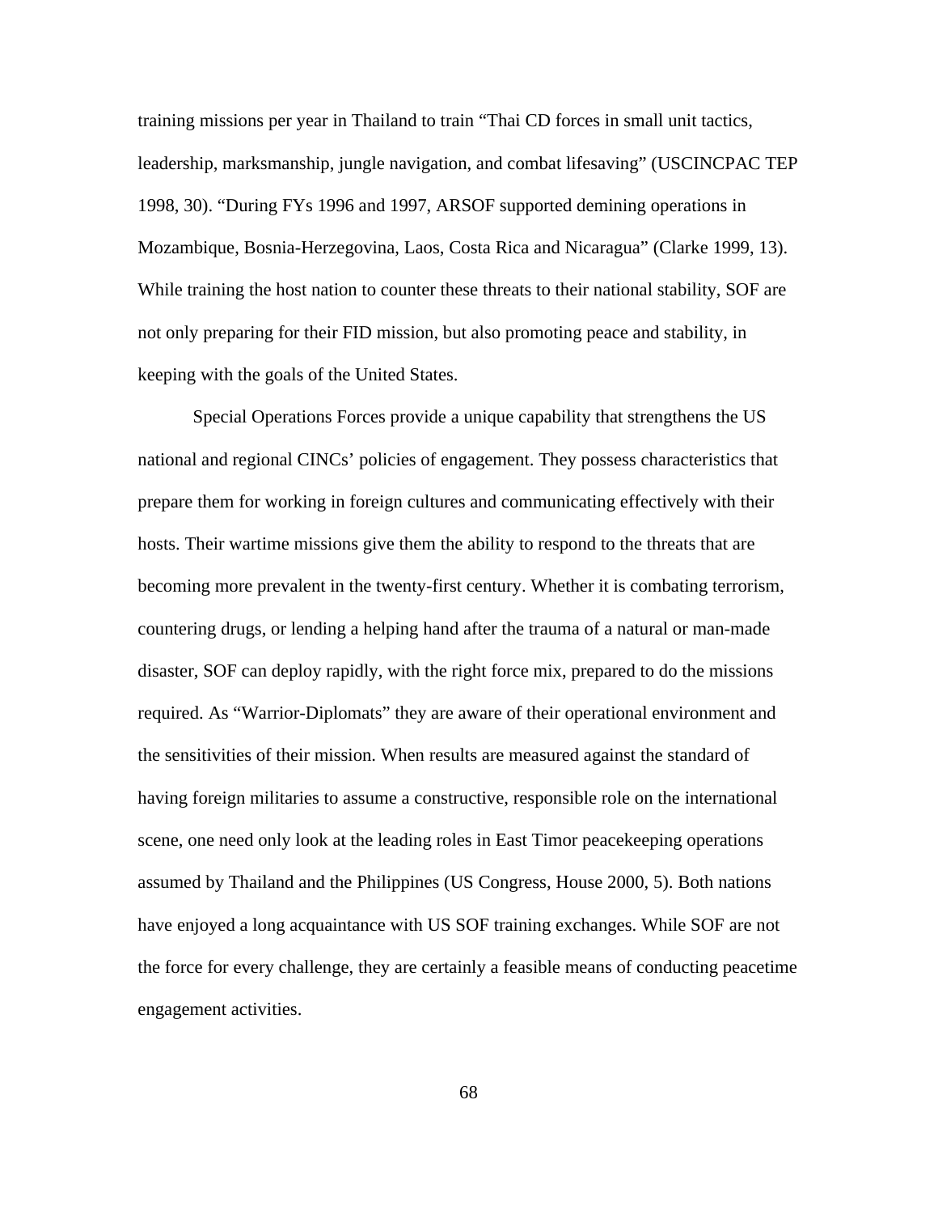training missions per year in Thailand to train "Thai CD forces in small unit tactics, leadership, marksmanship, jungle navigation, and combat lifesaving" (USCINCPAC TEP 1998, 30). "During FYs 1996 and 1997, ARSOF supported demining operations in Mozambique, Bosnia-Herzegovina, Laos, Costa Rica and Nicaragua" (Clarke 1999, 13). While training the host nation to counter these threats to their national stability, SOF are not only preparing for their FID mission, but also promoting peace and stability, in keeping with the goals of the United States.

Special Operations Forces provide a unique capability that strengthens the US national and regional CINCs' policies of engagement. They possess characteristics that prepare them for working in foreign cultures and communicating effectively with their hosts. Their wartime missions give them the ability to respond to the threats that are becoming more prevalent in the twenty-first century. Whether it is combating terrorism, countering drugs, or lending a helping hand after the trauma of a natural or man-made disaster, SOF can deploy rapidly, with the right force mix, prepared to do the missions required. As "Warrior-Diplomats" they are aware of their operational environment and the sensitivities of their mission. When results are measured against the standard of having foreign militaries to assume a constructive, responsible role on the international scene, one need only look at the leading roles in East Timor peacekeeping operations assumed by Thailand and the Philippines (US Congress, House 2000, 5). Both nations have enjoyed a long acquaintance with US SOF training exchanges. While SOF are not the force for every challenge, they are certainly a feasible means of conducting peacetime engagement activities.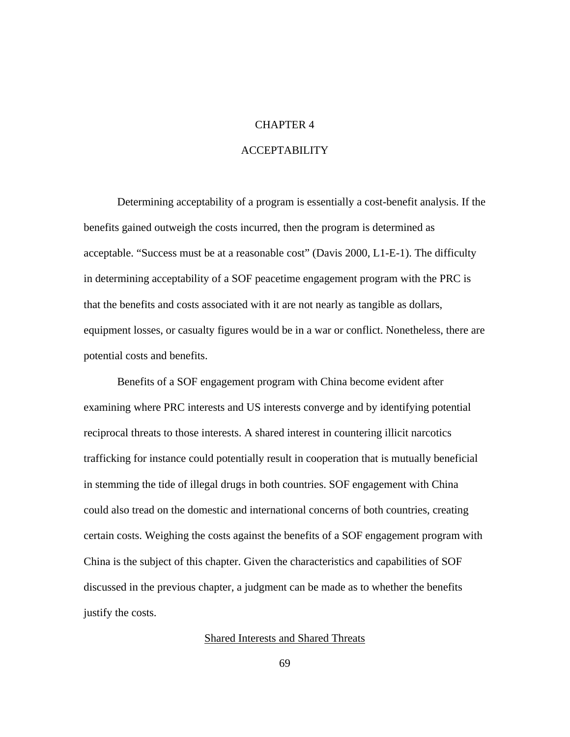# CHAPTER 4

# ACCEPTABILITY

Determining acceptability of a program is essentially a cost-benefit analysis. If the benefits gained outweigh the costs incurred, then the program is determined as acceptable. "Success must be at a reasonable cost" (Davis 2000, L1-E-1). The difficulty in determining acceptability of a SOF peacetime engagement program with the PRC is that the benefits and costs associated with it are not nearly as tangible as dollars, equipment losses, or casualty figures would be in a war or conflict. Nonetheless, there are potential costs and benefits.

Benefits of a SOF engagement program with China become evident after examining where PRC interests and US interests converge and by identifying potential reciprocal threats to those interests. A shared interest in countering illicit narcotics trafficking for instance could potentially result in cooperation that is mutually beneficial in stemming the tide of illegal drugs in both countries. SOF engagement with China could also tread on the domestic and international concerns of both countries, creating certain costs. Weighing the costs against the benefits of a SOF engagement program with China is the subject of this chapter. Given the characteristics and capabilities of SOF discussed in the previous chapter, a judgment can be made as to whether the benefits justify the costs.

## Shared Interests and Shared Threats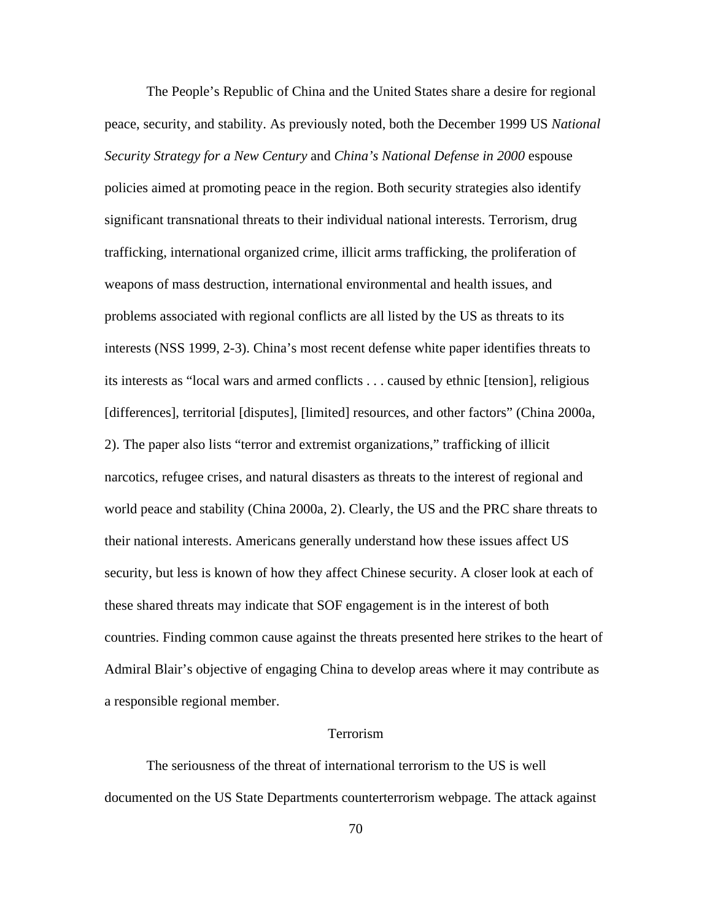The People's Republic of China and the United States share a desire for regional peace, security, and stability. As previously noted, both the December 1999 US *National Security Strategy for a New Century* and *China's National Defense in 2000* espouse policies aimed at promoting peace in the region. Both security strategies also identify significant transnational threats to their individual national interests. Terrorism, drug trafficking, international organized crime, illicit arms trafficking, the proliferation of weapons of mass destruction, international environmental and health issues, and problems associated with regional conflicts are all listed by the US as threats to its interests (NSS 1999, 2-3). China's most recent defense white paper identifies threats to its interests as "local wars and armed conflicts . . . caused by ethnic [tension], religious [differences], territorial [disputes], [limited] resources, and other factors" (China 2000a, 2). The paper also lists "terror and extremist organizations," trafficking of illicit narcotics, refugee crises, and natural disasters as threats to the interest of regional and world peace and stability (China 2000a, 2). Clearly, the US and the PRC share threats to their national interests. Americans generally understand how these issues affect US security, but less is known of how they affect Chinese security. A closer look at each of these shared threats may indicate that SOF engagement is in the interest of both countries. Finding common cause against the threats presented here strikes to the heart of Admiral Blair's objective of engaging China to develop areas where it may contribute as a responsible regional member.

## Terrorism

The seriousness of the threat of international terrorism to the US is well documented on the US State Departments counterterrorism webpage. The attack against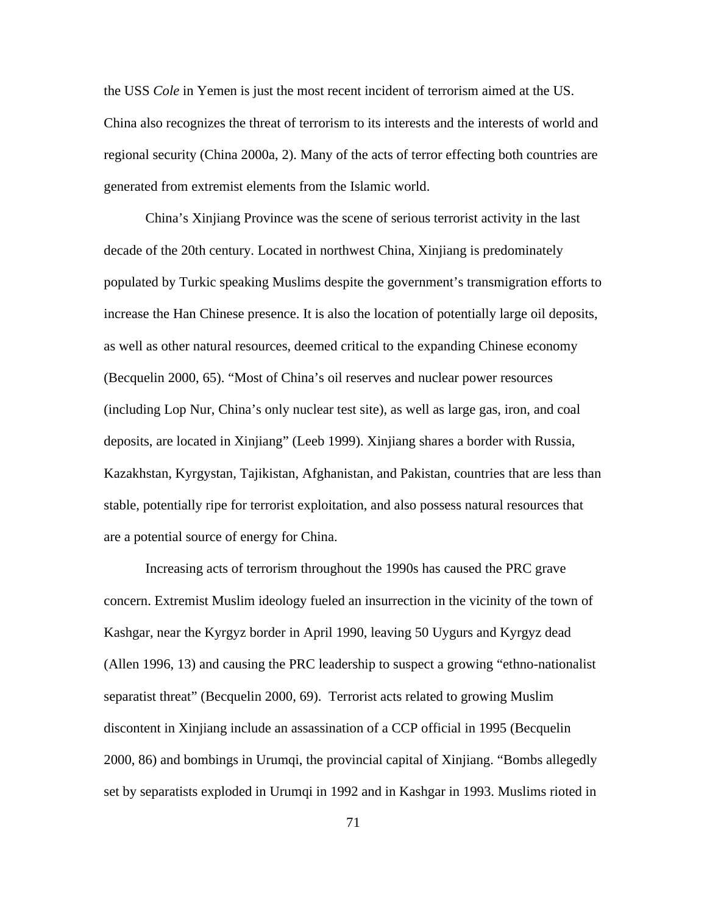the USS *Cole* in Yemen is just the most recent incident of terrorism aimed at the US. China also recognizes the threat of terrorism to its interests and the interests of world and regional security (China 2000a, 2). Many of the acts of terror effecting both countries are generated from extremist elements from the Islamic world.

China's Xinjiang Province was the scene of serious terrorist activity in the last decade of the 20th century. Located in northwest China, Xinjiang is predominately populated by Turkic speaking Muslims despite the government's transmigration efforts to increase the Han Chinese presence. It is also the location of potentially large oil deposits, as well as other natural resources, deemed critical to the expanding Chinese economy (Becquelin 2000, 65). "Most of China's oil reserves and nuclear power resources (including Lop Nur, China's only nuclear test site), as well as large gas, iron, and coal deposits, are located in Xinjiang" (Leeb 1999). Xinjiang shares a border with Russia, Kazakhstan, Kyrgystan, Tajikistan, Afghanistan, and Pakistan, countries that are less than stable, potentially ripe for terrorist exploitation, and also possess natural resources that are a potential source of energy for China.

Increasing acts of terrorism throughout the 1990s has caused the PRC grave concern. Extremist Muslim ideology fueled an insurrection in the vicinity of the town of Kashgar, near the Kyrgyz border in April 1990, leaving 50 Uygurs and Kyrgyz dead (Allen 1996, 13) and causing the PRC leadership to suspect a growing "ethno-nationalist separatist threat" (Becquelin 2000, 69). Terrorist acts related to growing Muslim discontent in Xinjiang include an assassination of a CCP official in 1995 (Becquelin 2000, 86) and bombings in Urumqi, the provincial capital of Xinjiang. "Bombs allegedly set by separatists exploded in Urumqi in 1992 and in Kashgar in 1993. Muslims rioted in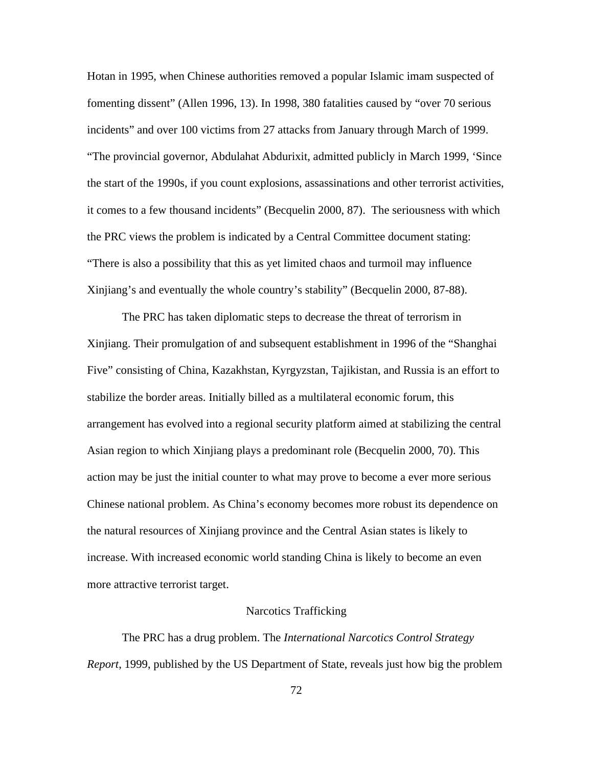Hotan in 1995, when Chinese authorities removed a popular Islamic imam suspected of fomenting dissent" (Allen 1996, 13). In 1998, 380 fatalities caused by "over 70 serious incidents" and over 100 victims from 27 attacks from January through March of 1999. "The provincial governor, Abdulahat Abdurixit, admitted publicly in March 1999, 'Since the start of the 1990s, if you count explosions, assassinations and other terrorist activities, it comes to a few thousand incidents" (Becquelin 2000, 87). The seriousness with which the PRC views the problem is indicated by a Central Committee document stating: "There is also a possibility that this as yet limited chaos and turmoil may influence Xinjiang's and eventually the whole country's stability" (Becquelin 2000, 87-88).

The PRC has taken diplomatic steps to decrease the threat of terrorism in Xinjiang. Their promulgation of and subsequent establishment in 1996 of the "Shanghai Five" consisting of China, Kazakhstan, Kyrgyzstan, Tajikistan, and Russia is an effort to stabilize the border areas. Initially billed as a multilateral economic forum, this arrangement has evolved into a regional security platform aimed at stabilizing the central Asian region to which Xinjiang plays a predominant role (Becquelin 2000, 70). This action may be just the initial counter to what may prove to become a ever more serious Chinese national problem. As China's economy becomes more robust its dependence on the natural resources of Xinjiang province and the Central Asian states is likely to increase. With increased economic world standing China is likely to become an even more attractive terrorist target.

## Narcotics Trafficking

The PRC has a drug problem. The *International Narcotics Control Strategy Report*, 1999, published by the US Department of State, reveals just how big the problem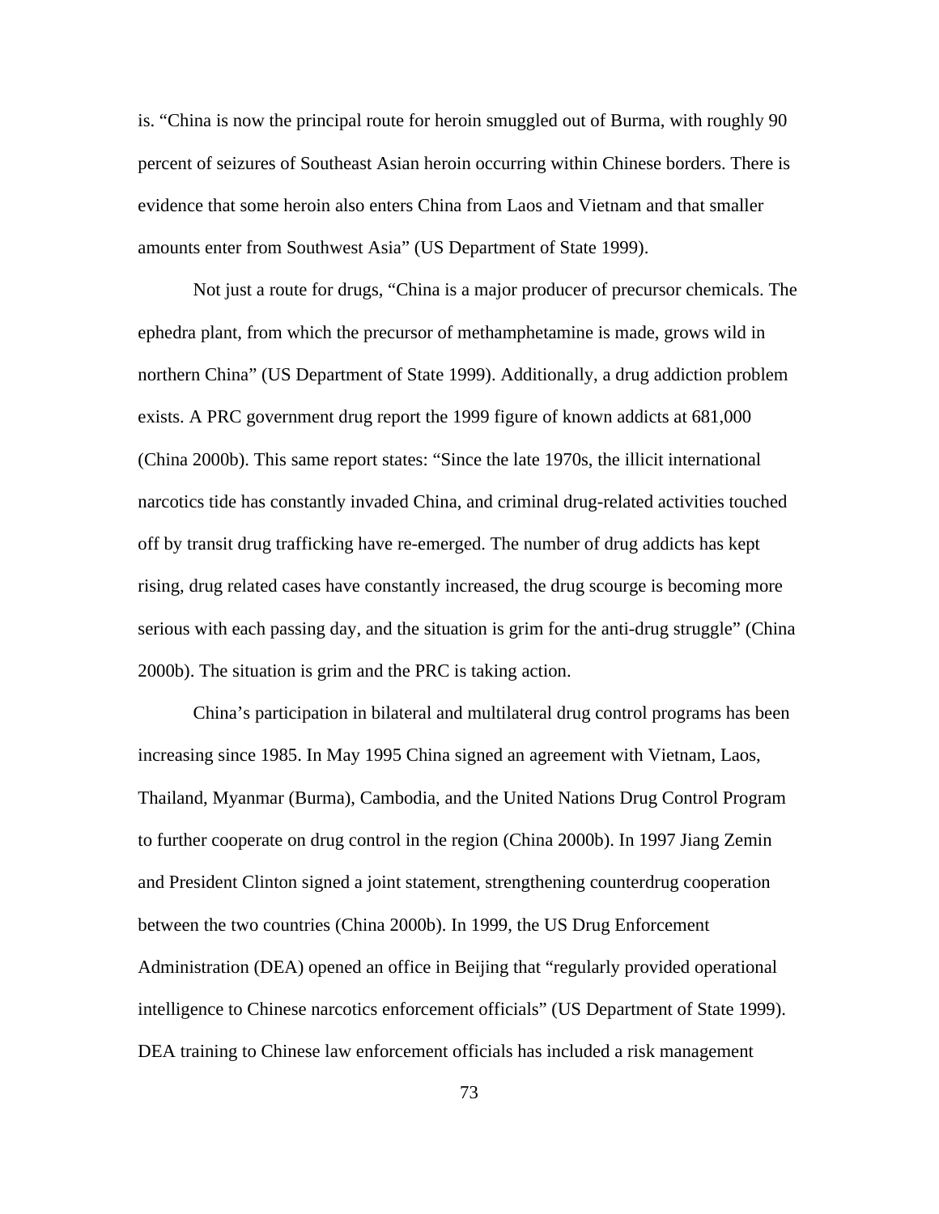is. “China is now the principal route for heroin smuggled out of Burma, with roughly 90 percent of seizures of Southeast Asian heroin occurring within Chinese borders. There is evidence that some heroin also enters China from Laos and Vietnam and that smaller amounts enter from Southwest Asia” (US Department of State 1999).

Not just a route for drugs, “China is a major producer of precursor chemicals. The ephedra plant, from which the precursor of methamphetamine is made, grows wild in northern China” (US Department of State 1999). Additionally, a drug addiction problem exists. A PRC government drug report the 1999 figure of known addicts at 681,000 (China 2000b). This same report states: “Since the late 1970s, the illicit international narcotics tide has constantly invaded China, and criminal drug-related activities touched off by transit drug trafficking have re-emerged. The number of drug addicts has kept rising, drug related cases have constantly increased, the drug scourge is becoming more serious with each passing day, and the situation is grim for the anti-drug struggle” (China 2000b). The situation is grim and the PRC is taking action.

China’s participation in bilateral and multilateral drug control programs has been increasing since 1985. In May 1995 China signed an agreement with Vietnam, Laos, Thailand, Myanmar (Burma), Cambodia, and the United Nations Drug Control Program to further cooperate on drug control in the region (China 2000b). In 1997 Jiang Zemin and President Clinton signed a joint statement, strengthening counterdrug cooperation between the two countries (China 2000b). In 1999, the US Drug Enforcement Administration (DEA) opened an office in Beijing that “regularly provided operational intelligence to Chinese narcotics enforcement officials” (US Department of State 1999). DEA training to Chinese law enforcement officials has included a risk management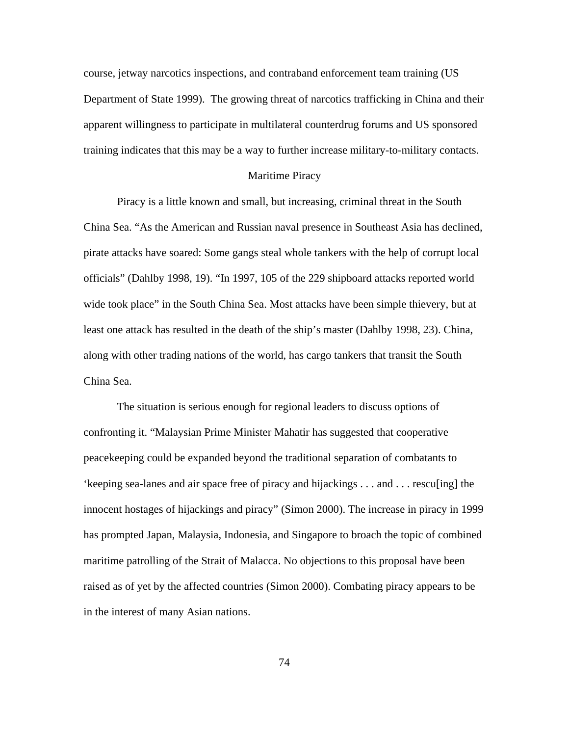course, jetway narcotics inspections, and contraband enforcement team training (US Department of State 1999). The growing threat of narcotics trafficking in China and their apparent willingness to participate in multilateral counterdrug forums and US sponsored training indicates that this may be a way to further increase military-to-military contacts.

## Maritime Piracy

Piracy is a little known and small, but increasing, criminal threat in the South China Sea. "As the American and Russian naval presence in Southeast Asia has declined, pirate attacks have soared: Some gangs steal whole tankers with the help of corrupt local officials" (Dahlby 1998, 19). "In 1997, 105 of the 229 shipboard attacks reported world wide took place" in the South China Sea. Most attacks have been simple thievery, but at least one attack has resulted in the death of the ship's master (Dahlby 1998, 23). China, along with other trading nations of the world, has cargo tankers that transit the South China Sea.

The situation is serious enough for regional leaders to discuss options of confronting it. "Malaysian Prime Minister Mahatir has suggested that cooperative peacekeeping could be expanded beyond the traditional separation of combatants to 'keeping sea-lanes and air space free of piracy and hijackings . . . and . . . rescu[ing] the innocent hostages of hijackings and piracy" (Simon 2000). The increase in piracy in 1999 has prompted Japan, Malaysia, Indonesia, and Singapore to broach the topic of combined maritime patrolling of the Strait of Malacca. No objections to this proposal have been raised as of yet by the affected countries (Simon 2000). Combating piracy appears to be in the interest of many Asian nations.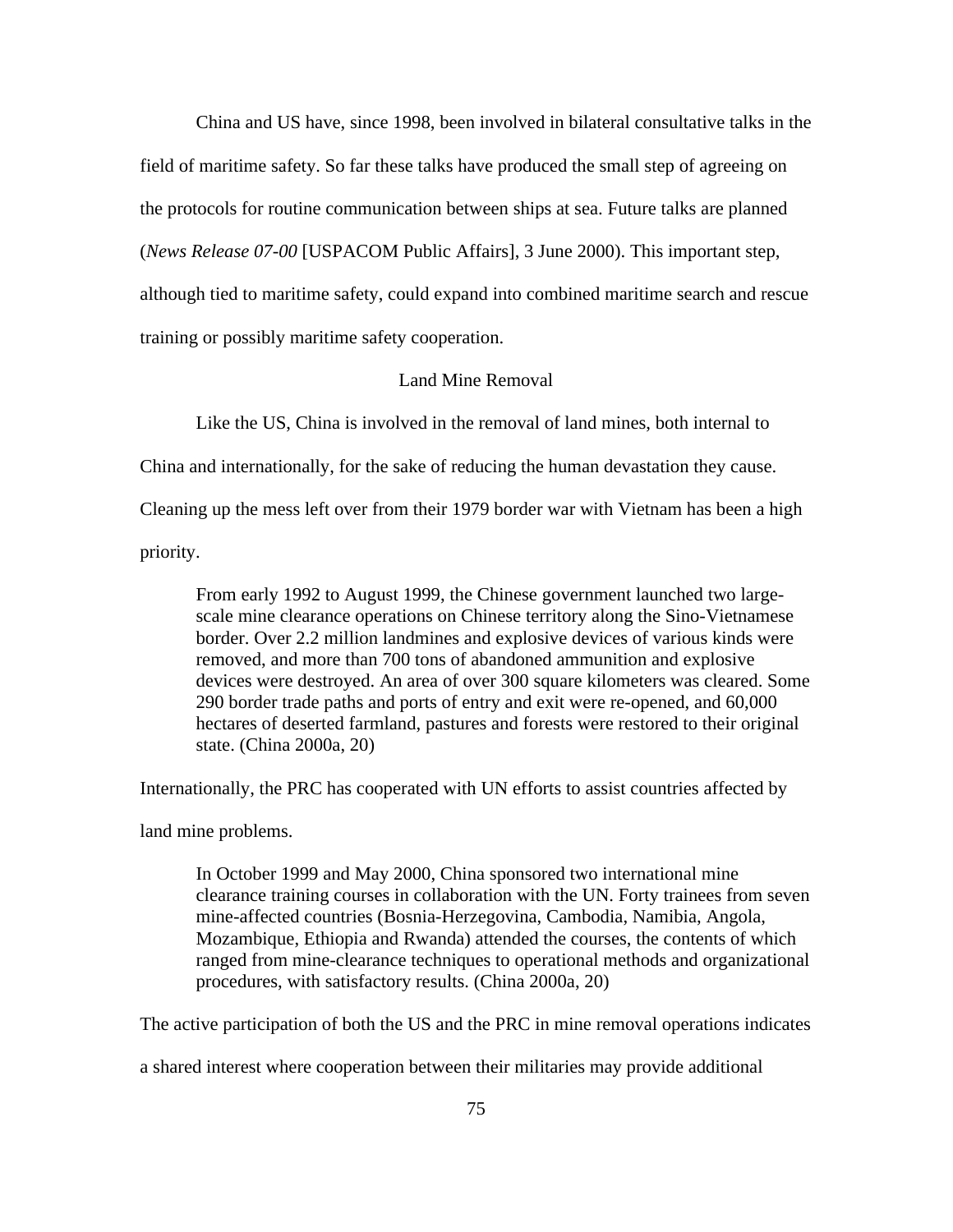China and US have, since 1998, been involved in bilateral consultative talks in the field of maritime safety. So far these talks have produced the small step of agreeing on the protocols for routine communication between ships at sea. Future talks are planned (*News Release 07-00* [USPACOM Public Affairs], 3 June 2000). This important step, although tied to maritime safety, could expand into combined maritime search and rescue training or possibly maritime safety cooperation.

## Land Mine Removal

Like the US, China is involved in the removal of land mines, both internal to China and internationally, for the sake of reducing the human devastation they cause. Cleaning up the mess left over from their 1979 border war with Vietnam has been a high priority.

> From early 1992 to August 1999, the Chinese government launched two large-scale mine clearance operations on Chinese territory along the Sino-Vietnamese border. Over 2.2 million landmines and explosive devices of various kinds were removed, and more than 700 tons of abandoned ammunition and explosive devices were destroyed. An area of over 300 square kilometers was cleared. Some 290 border trade paths and ports of entry and exit were re-opened, and 60,000 hectares of deserted farmland, pastures and forests were restored to their original state. (China 2000a, 20)

Internationally, the PRC has cooperated with UN efforts to assist countries affected by land mine problems.

> In October 1999 and May 2000, China sponsored two international mine clearance training courses in collaboration with the UN. Forty trainees from seven mine-affected countries (Bosnia-Herzegovina, Cambodia, Namibia, Angola, Mozambique, Ethiopia and Rwanda) attended the courses, the contents of which ranged from mine-clearance techniques to operational methods and organizational procedures, with satisfactory results. (China 2000a, 20)

The active participation of both the US and the PRC in mine removal operations indicates a shared interest where cooperation between their militaries may provide additional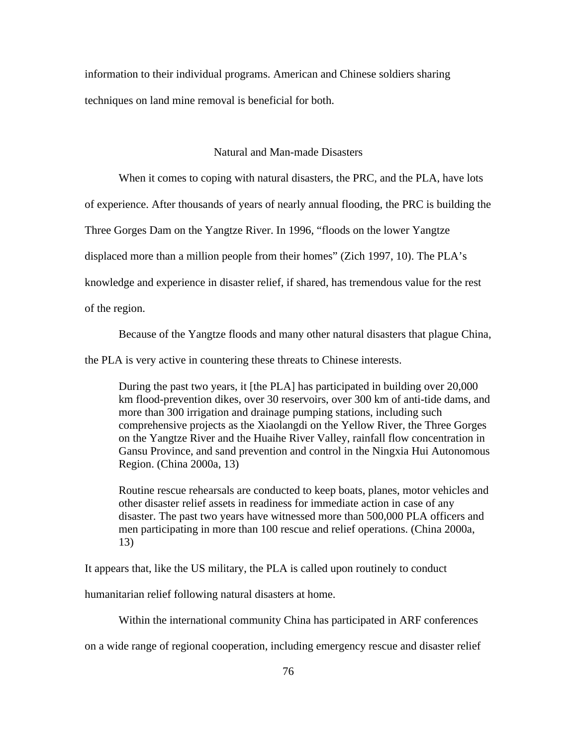information to their individual programs. American and Chinese soldiers sharing techniques on land mine removal is beneficial for both.

## Natural and Man-made Disasters

When it comes to coping with natural disasters, the PRC, and the PLA, have lots of experience. After thousands of years of nearly annual flooding, the PRC is building the Three Gorges Dam on the Yangtze River. In 1996, "floods on the lower Yangtze displaced more than a million people from their homes" (Zich 1997, 10). The PLA's knowledge and experience in disaster relief, if shared, has tremendous value for the rest of the region.

Because of the Yangtze floods and many other natural disasters that plague China, the PLA is very active in countering these threats to Chinese interests.

> During the past two years, it [the PLA] has participated in building over 20,000 km flood-prevention dikes, over 30 reservoirs, over 300 km of anti-tide dams, and more than 300 irrigation and drainage pumping stations, including such comprehensive projects as the Xiaolangdi on the Yellow River, the Three Gorges on the Yangtze River and the Huaihe River Valley, rainfall flow concentration in Gansu Province, and sand prevention and control in the Ningxia Hui Autonomous Region. (China 2000a, 13)

> Routine rescue rehearsals are conducted to keep boats, planes, motor vehicles and other disaster relief assets in readiness for immediate action in case of any disaster. The past two years have witnessed more than 500,000 PLA officers and men participating in more than 100 rescue and relief operations. (China 2000a, 13)

It appears that, like the US military, the PLA is called upon routinely to conduct humanitarian relief following natural disasters at home.

Within the international community China has participated in ARF conferences on a wide range of regional cooperation, including emergency rescue and disaster relief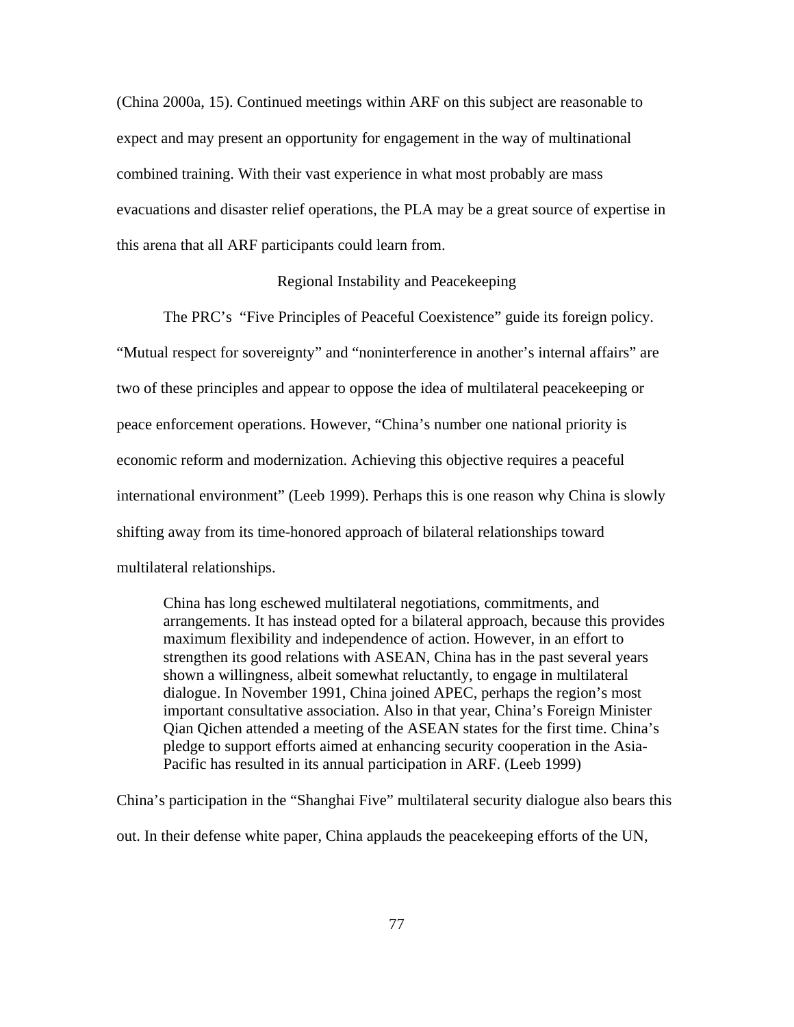(China 2000a, 15). Continued meetings within ARF on this subject are reasonable to expect and may present an opportunity for engagement in the way of multinational combined training. With their vast experience in what most probably are mass evacuations and disaster relief operations, the PLA may be a great source of expertise in this arena that all ARF participants could learn from.

### Regional Instability and Peacekeeping

The PRC's "Five Principles of Peaceful Coexistence" guide its foreign policy. "Mutual respect for sovereignty" and "noninterference in another's internal affairs" are two of these principles and appear to oppose the idea of multilateral peacekeeping or peace enforcement operations. However, "China's number one national priority is economic reform and modernization. Achieving this objective requires a peaceful international environment" (Leeb 1999). Perhaps this is one reason why China is slowly shifting away from its time-honored approach of bilateral relationships toward multilateral relationships.

> China has long eschewed multilateral negotiations, commitments, and arrangements. It has instead opted for a bilateral approach, because this provides maximum flexibility and independence of action. However, in an effort to strengthen its good relations with ASEAN, China has in the past several years shown a willingness, albeit somewhat reluctantly, to engage in multilateral dialogue. In November 1991, China joined APEC, perhaps the region's most important consultative association. Also in that year, China's Foreign Minister Qian Qichen attended a meeting of the ASEAN states for the first time. China's pledge to support efforts aimed at enhancing security cooperation in the Asia-Pacific has resulted in its annual participation in ARF. (Leeb 1999)

China's participation in the "Shanghai Five" multilateral security dialogue also bears this out. In their defense white paper, China applauds the peacekeeping efforts of the UN,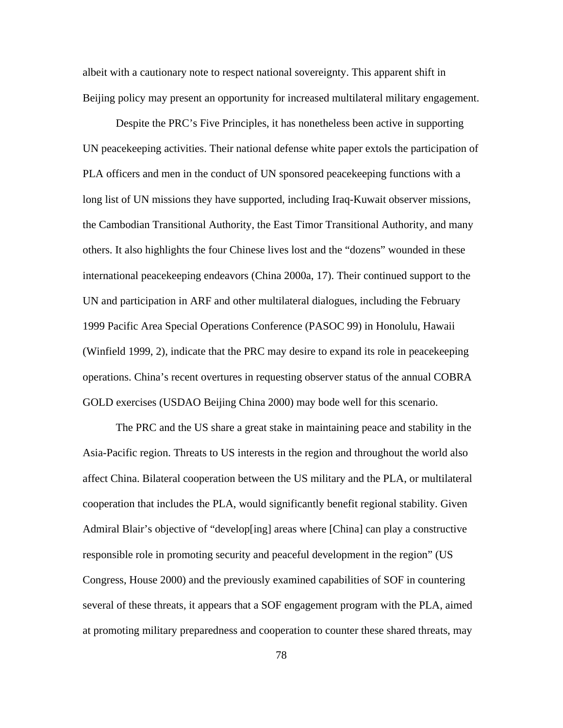albeit with a cautionary note to respect national sovereignty. This apparent shift in Beijing policy may present an opportunity for increased multilateral military engagement.

Despite the PRC's Five Principles, it has nonetheless been active in supporting UN peacekeeping activities. Their national defense white paper extols the participation of PLA officers and men in the conduct of UN sponsored peacekeeping functions with a long list of UN missions they have supported, including Iraq-Kuwait observer missions, the Cambodian Transitional Authority, the East Timor Transitional Authority, and many others. It also highlights the four Chinese lives lost and the "dozens" wounded in these international peacekeeping endeavors (China 2000a, 17). Their continued support to the UN and participation in ARF and other multilateral dialogues, including the February 1999 Pacific Area Special Operations Conference (PASOC 99) in Honolulu, Hawaii (Winfield 1999, 2), indicate that the PRC may desire to expand its role in peacekeeping operations. China's recent overtures in requesting observer status of the annual COBRA GOLD exercises (USDAO Beijing China 2000) may bode well for this scenario.

The PRC and the US share a great stake in maintaining peace and stability in the Asia-Pacific region. Threats to US interests in the region and throughout the world also affect China. Bilateral cooperation between the US military and the PLA, or multilateral cooperation that includes the PLA, would significantly benefit regional stability. Given Admiral Blair's objective of "develop[ing] areas where [China] can play a constructive responsible role in promoting security and peaceful development in the region" (US Congress, House 2000) and the previously examined capabilities of SOF in countering several of these threats, it appears that a SOF engagement program with the PLA, aimed at promoting military preparedness and cooperation to counter these shared threats, may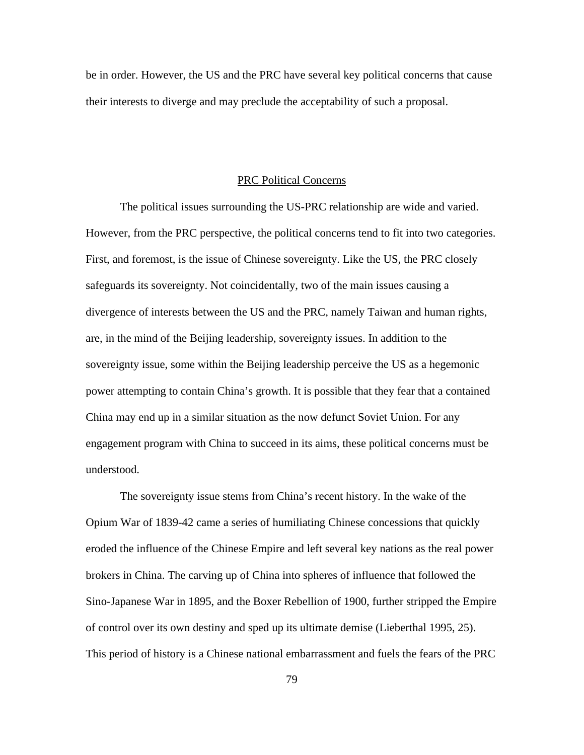be in order. However, the US and the PRC have several key political concerns that cause their interests to diverge and may preclude the acceptability of such a proposal.

## PRC Political Concerns

The political issues surrounding the US-PRC relationship are wide and varied. However, from the PRC perspective, the political concerns tend to fit into two categories. First, and foremost, is the issue of Chinese sovereignty. Like the US, the PRC closely safeguards its sovereignty. Not coincidentally, two of the main issues causing a divergence of interests between the US and the PRC, namely Taiwan and human rights, are, in the mind of the Beijing leadership, sovereignty issues. In addition to the sovereignty issue, some within the Beijing leadership perceive the US as a hegemonic power attempting to contain China's growth. It is possible that they fear that a contained China may end up in a similar situation as the now defunct Soviet Union. For any engagement program with China to succeed in its aims, these political concerns must be understood.

The sovereignty issue stems from China's recent history. In the wake of the Opium War of 1839-42 came a series of humiliating Chinese concessions that quickly eroded the influence of the Chinese Empire and left several key nations as the real power brokers in China. The carving up of China into spheres of influence that followed the Sino-Japanese War in 1895, and the Boxer Rebellion of 1900, further stripped the Empire of control over its own destiny and sped up its ultimate demise (Lieberthal 1995, 25). This period of history is a Chinese national embarrassment and fuels the fears of the PRC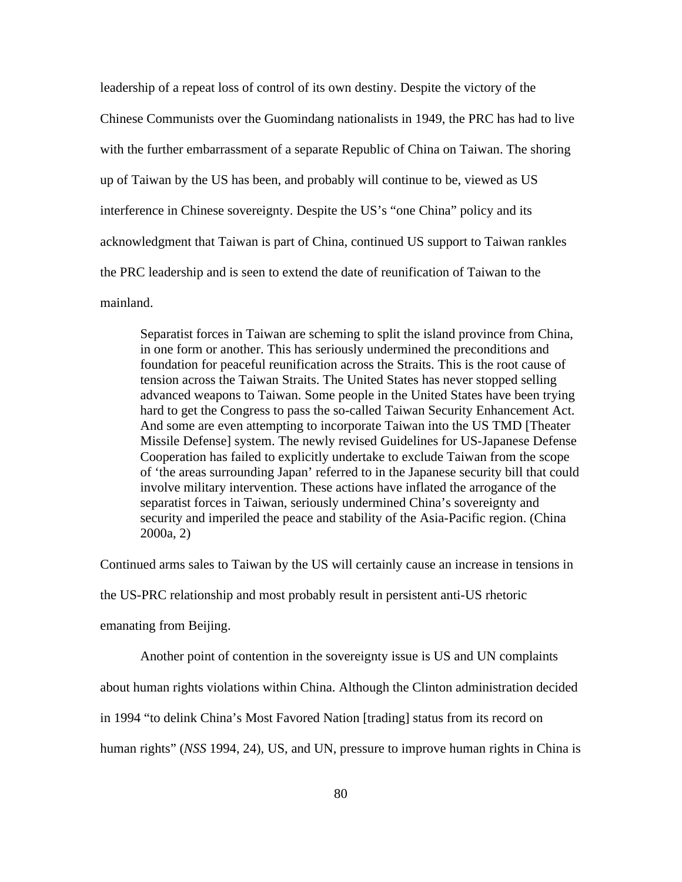leadership of a repeat loss of control of its own destiny. Despite the victory of the Chinese Communists over the Guomindang nationalists in 1949, the PRC has had to live with the further embarrassment of a separate Republic of China on Taiwan. The shoring up of Taiwan by the US has been, and probably will continue to be, viewed as US interference in Chinese sovereignty. Despite the US's "one China" policy and its acknowledgment that Taiwan is part of China, continued US support to Taiwan rankles the PRC leadership and is seen to extend the date of reunification of Taiwan to the mainland.

> Separatist forces in Taiwan are scheming to split the island province from China, in one form or another. This has seriously undermined the preconditions and foundation for peaceful reunification across the Straits. This is the root cause of tension across the Taiwan Straits. The United States has never stopped selling advanced weapons to Taiwan. Some people in the United States have been trying hard to get the Congress to pass the so-called Taiwan Security Enhancement Act. And some are even attempting to incorporate Taiwan into the US TMD [Theater Missile Defense] system. The newly revised Guidelines for US-Japanese Defense Cooperation has failed to explicitly undertake to exclude Taiwan from the scope of 'the areas surrounding Japan' referred to in the Japanese security bill that could involve military intervention. These actions have inflated the arrogance of the separatist forces in Taiwan, seriously undermined China's sovereignty and security and imperiled the peace and stability of the Asia-Pacific region. (China 2000a, 2)

Continued arms sales to Taiwan by the US will certainly cause an increase in tensions in the US-PRC relationship and most probably result in persistent anti-US rhetoric emanating from Beijing.

Another point of contention in the sovereignty issue is US and UN complaints about human rights violations within China. Although the Clinton administration decided in 1994 "to delink China's Most Favored Nation [trading] status from its record on human rights" (*NSS* 1994, 24), US, and UN, pressure to improve human rights in China is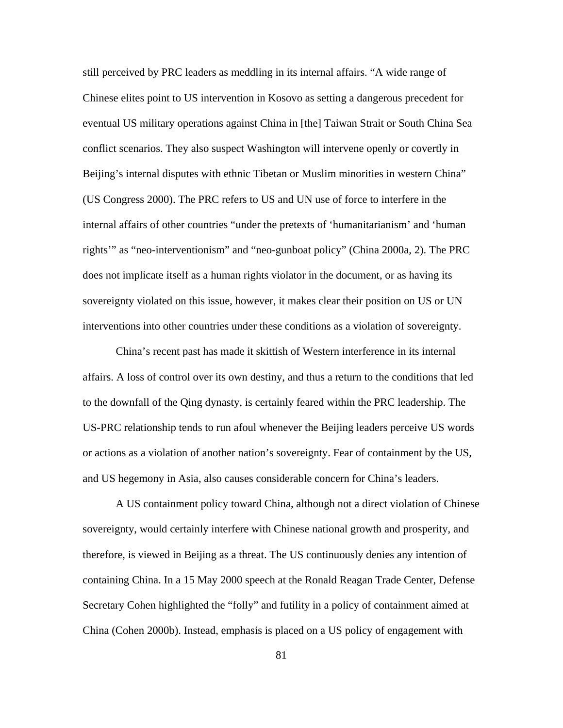still perceived by PRC leaders as meddling in its internal affairs. “A wide range of Chinese elites point to US intervention in Kosovo as setting a dangerous precedent for eventual US military operations against China in [the] Taiwan Strait or South China Sea conflict scenarios. They also suspect Washington will intervene openly or covertly in Beijing’s internal disputes with ethnic Tibetan or Muslim minorities in western China” (US Congress 2000). The PRC refers to US and UN use of force to interfere in the internal affairs of other countries “under the pretexts of ‘humanitarianism’ and ‘human rights’” as “neo-interventionism” and “neo-gunboat policy” (China 2000a, 2). The PRC does not implicate itself as a human rights violator in the document, or as having its sovereignty violated on this issue, however, it makes clear their position on US or UN interventions into other countries under these conditions as a violation of sovereignty.

China’s recent past has made it skittish of Western interference in its internal affairs. A loss of control over its own destiny, and thus a return to the conditions that led to the downfall of the Qing dynasty, is certainly feared within the PRC leadership. The US-PRC relationship tends to run afoul whenever the Beijing leaders perceive US words or actions as a violation of another nation’s sovereignty. Fear of containment by the US, and US hegemony in Asia, also causes considerable concern for China’s leaders.

A US containment policy toward China, although not a direct violation of Chinese sovereignty, would certainly interfere with Chinese national growth and prosperity, and therefore, is viewed in Beijing as a threat. The US continuously denies any intention of containing China. In a 15 May 2000 speech at the Ronald Reagan Trade Center, Defense Secretary Cohen highlighted the “folly” and futility in a policy of containment aimed at China (Cohen 2000b). Instead, emphasis is placed on a US policy of engagement with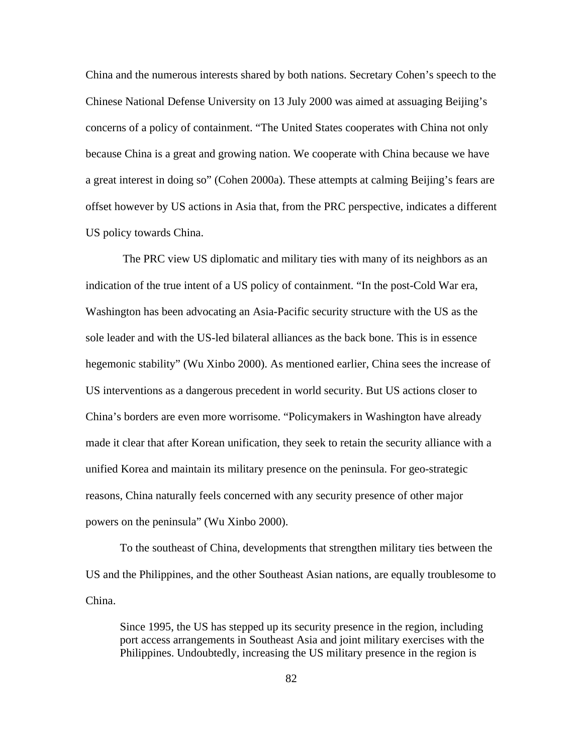China and the numerous interests shared by both nations. Secretary Cohen's speech to the Chinese National Defense University on 13 July 2000 was aimed at assuaging Beijing's concerns of a policy of containment. "The United States cooperates with China not only because China is a great and growing nation. We cooperate with China because we have a great interest in doing so" (Cohen 2000a). These attempts at calming Beijing's fears are offset however by US actions in Asia that, from the PRC perspective, indicates a different US policy towards China.

The PRC view US diplomatic and military ties with many of its neighbors as an indication of the true intent of a US policy of containment. "In the post-Cold War era, Washington has been advocating an Asia-Pacific security structure with the US as the sole leader and with the US-led bilateral alliances as the back bone. This is in essence hegemonic stability" (Wu Xinbo 2000). As mentioned earlier, China sees the increase of US interventions as a dangerous precedent in world security. But US actions closer to China's borders are even more worrisome. "Policymakers in Washington have already made it clear that after Korean unification, they seek to retain the security alliance with a unified Korea and maintain its military presence on the peninsula. For geo-strategic reasons, China naturally feels concerned with any security presence of other major powers on the peninsula" (Wu Xinbo 2000).

To the southeast of China, developments that strengthen military ties between the US and the Philippines, and the other Southeast Asian nations, are equally troublesome to China.

> Since 1995, the US has stepped up its security presence in the region, including port access arrangements in Southeast Asia and joint military exercises with the Philippines. Undoubtedly, increasing the US military presence in the region is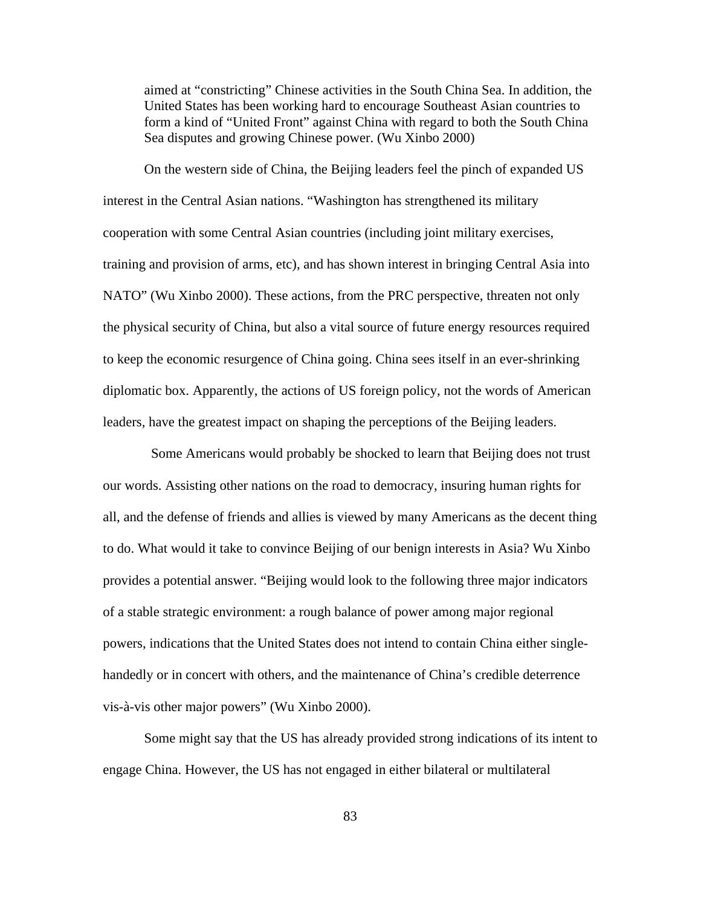> aimed at “constricting” Chinese activities in the South China Sea. In addition, the United States has been working hard to encourage Southeast Asian countries to form a kind of “United Front” against China with regard to both the South China Sea disputes and growing Chinese power. (Wu Xinbo 2000)

On the western side of China, the Beijing leaders feel the pinch of expanded US interest in the Central Asian nations. “Washington has strengthened its military cooperation with some Central Asian countries (including joint military exercises, training and provision of arms, etc), and has shown interest in bringing Central Asia into NATO” (Wu Xinbo 2000). These actions, from the PRC perspective, threaten not only the physical security of China, but also a vital source of future energy resources required to keep the economic resurgence of China going. China sees itself in an ever-shrinking diplomatic box. Apparently, the actions of US foreign policy, not the words of American leaders, have the greatest impact on shaping the perceptions of the Beijing leaders.

Some Americans would probably be shocked to learn that Beijing does not trust our words. Assisting other nations on the road to democracy, insuring human rights for all, and the defense of friends and allies is viewed by many Americans as the decent thing to do. What would it take to convince Beijing of our benign interests in Asia? Wu Xinbo provides a potential answer. “Beijing would look to the following three major indicators of a stable strategic environment: a rough balance of power among major regional powers, indications that the United States does not intend to contain China either single-handedly or in concert with others, and the maintenance of China’s credible deterrence vis-à-vis other major powers” (Wu Xinbo 2000).

Some might say that the US has already provided strong indications of its intent to engage China. However, the US has not engaged in either bilateral or multilateral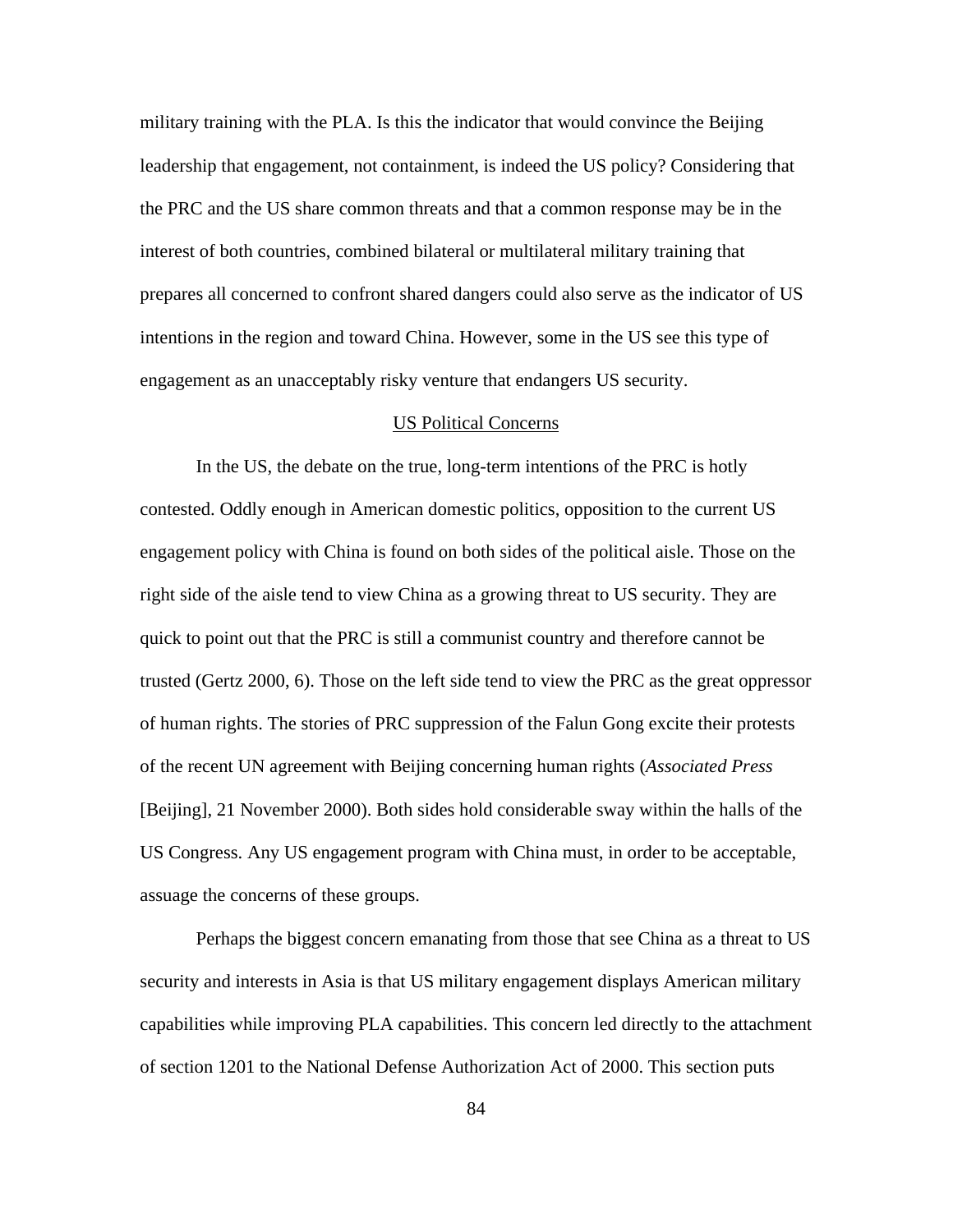military training with the PLA. Is this the indicator that would convince the Beijing leadership that engagement, not containment, is indeed the US policy? Considering that the PRC and the US share common threats and that a common response may be in the interest of both countries, combined bilateral or multilateral military training that prepares all concerned to confront shared dangers could also serve as the indicator of US intentions in the region and toward China. However, some in the US see this type of engagement as an unacceptably risky venture that endangers US security.

## US Political Concerns

In the US, the debate on the true, long-term intentions of the PRC is hotly contested. Oddly enough in American domestic politics, opposition to the current US engagement policy with China is found on both sides of the political aisle. Those on the right side of the aisle tend to view China as a growing threat to US security. They are quick to point out that the PRC is still a communist country and therefore cannot be trusted (Gertz 2000, 6). Those on the left side tend to view the PRC as the great oppressor of human rights. The stories of PRC suppression of the Falun Gong excite their protests of the recent UN agreement with Beijing concerning human rights (*Associated Press* [Beijing], 21 November 2000). Both sides hold considerable sway within the halls of the US Congress. Any US engagement program with China must, in order to be acceptable, assuage the concerns of these groups.

Perhaps the biggest concern emanating from those that see China as a threat to US security and interests in Asia is that US military engagement displays American military capabilities while improving PLA capabilities. This concern led directly to the attachment of section 1201 to the National Defense Authorization Act of 2000. This section puts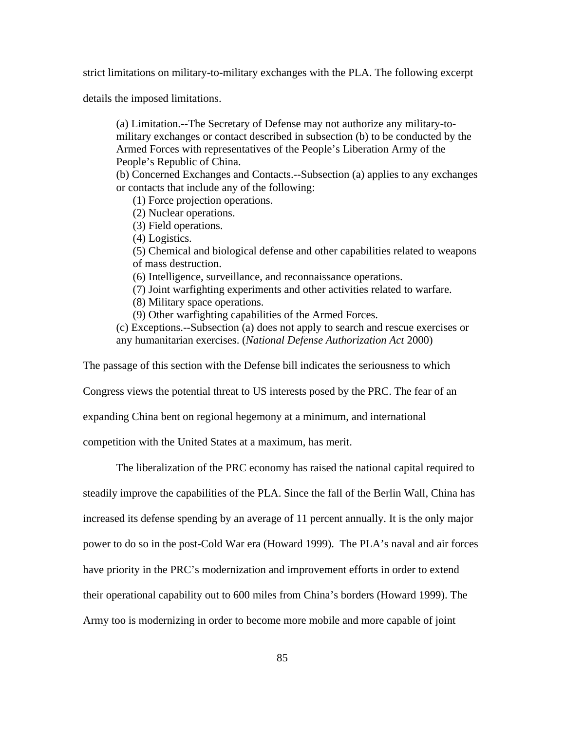strict limitations on military-to-military exchanges with the PLA. The following excerpt details the imposed limitations.

> (a) Limitation.--The Secretary of Defense may not authorize any military-to-military exchanges or contact described in subsection (b) to be conducted by the Armed Forces with representatives of the People's Liberation Army of the People's Republic of China.
> (b) Concerned Exchanges and Contacts.--Subsection (a) applies to any exchanges or contacts that include any of the following:
>
> (1) Force projection operations.
> (2) Nuclear operations.
> (3) Field operations.
> (4) Logistics.
> (5) Chemical and biological defense and other capabilities related to weapons of mass destruction.
> (6) Intelligence, surveillance, and reconnaissance operations.
> (7) Joint warfighting experiments and other activities related to warfare.
> (8) Military space operations.
> (9) Other warfighting capabilities of the Armed Forces.
>
> (c) Exceptions.--Subsection (a) does not apply to search and rescue exercises or any humanitarian exercises. (*National Defense Authorization Act* 2000)

The passage of this section with the Defense bill indicates the seriousness to which Congress views the potential threat to US interests posed by the PRC. The fear of an expanding China bent on regional hegemony at a minimum, and international competition with the United States at a maximum, has merit.

The liberalization of the PRC economy has raised the national capital required to steadily improve the capabilities of the PLA. Since the fall of the Berlin Wall, China has increased its defense spending by an average of 11 percent annually. It is the only major power to do so in the post-Cold War era (Howard 1999). The PLA's naval and air forces have priority in the PRC's modernization and improvement efforts in order to extend their operational capability out to 600 miles from China's borders (Howard 1999). The Army too is modernizing in order to become more mobile and more capable of joint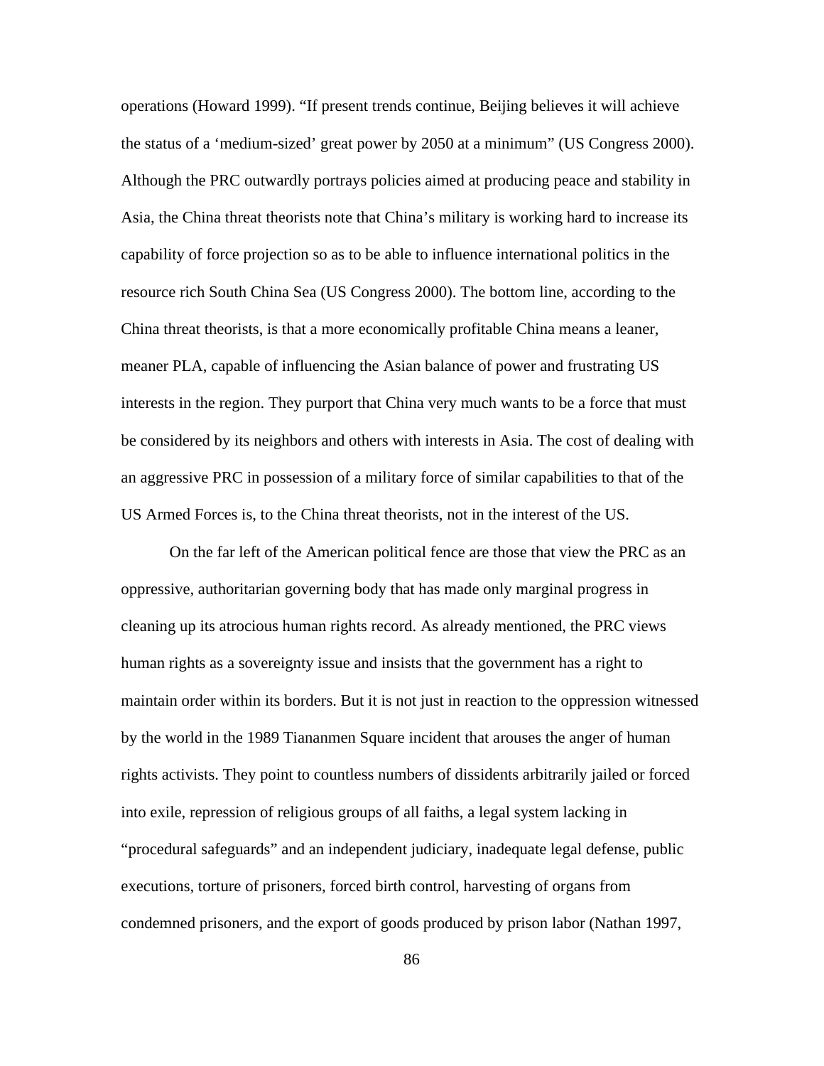operations (Howard 1999). "If present trends continue, Beijing believes it will achieve the status of a 'medium-sized' great power by 2050 at a minimum" (US Congress 2000). Although the PRC outwardly portrays policies aimed at producing peace and stability in Asia, the China threat theorists note that China's military is working hard to increase its capability of force projection so as to be able to influence international politics in the resource rich South China Sea (US Congress 2000). The bottom line, according to the China threat theorists, is that a more economically profitable China means a leaner, meaner PLA, capable of influencing the Asian balance of power and frustrating US interests in the region. They purport that China very much wants to be a force that must be considered by its neighbors and others with interests in Asia. The cost of dealing with an aggressive PRC in possession of a military force of similar capabilities to that of the US Armed Forces is, to the China threat theorists, not in the interest of the US.

On the far left of the American political fence are those that view the PRC as an oppressive, authoritarian governing body that has made only marginal progress in cleaning up its atrocious human rights record. As already mentioned, the PRC views human rights as a sovereignty issue and insists that the government has a right to maintain order within its borders. But it is not just in reaction to the oppression witnessed by the world in the 1989 Tiananmen Square incident that arouses the anger of human rights activists. They point to countless numbers of dissidents arbitrarily jailed or forced into exile, repression of religious groups of all faiths, a legal system lacking in "procedural safeguards" and an independent judiciary, inadequate legal defense, public executions, torture of prisoners, forced birth control, harvesting of organs from condemned prisoners, and the export of goods produced by prison labor (Nathan 1997,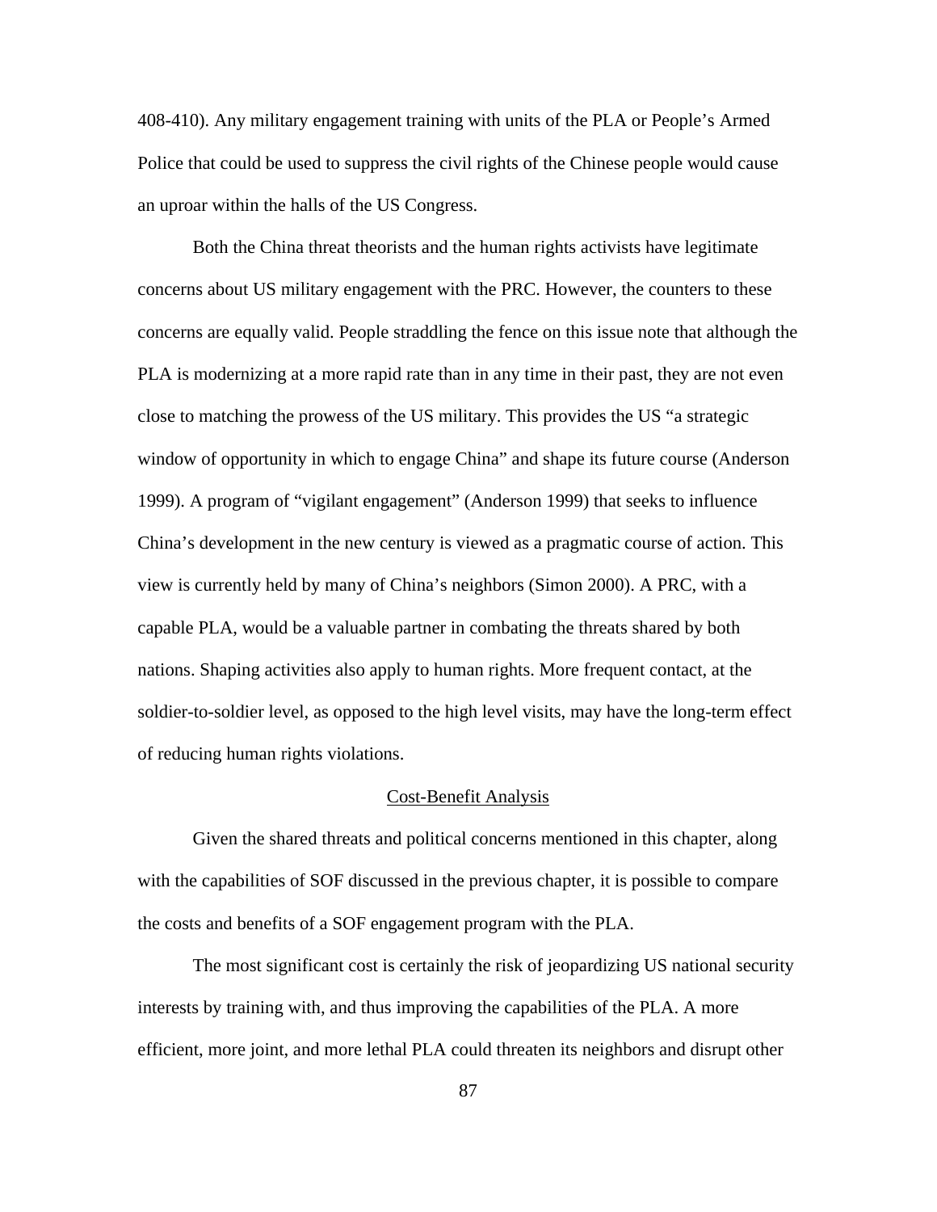408-410). Any military engagement training with units of the PLA or People's Armed Police that could be used to suppress the civil rights of the Chinese people would cause an uproar within the halls of the US Congress.

Both the China threat theorists and the human rights activists have legitimate concerns about US military engagement with the PRC. However, the counters to these concerns are equally valid. People straddling the fence on this issue note that although the PLA is modernizing at a more rapid rate than in any time in their past, they are not even close to matching the prowess of the US military. This provides the US "a strategic window of opportunity in which to engage China" and shape its future course (Anderson 1999). A program of "vigilant engagement" (Anderson 1999) that seeks to influence China's development in the new century is viewed as a pragmatic course of action. This view is currently held by many of China's neighbors (Simon 2000). A PRC, with a capable PLA, would be a valuable partner in combating the threats shared by both nations. Shaping activities also apply to human rights. More frequent contact, at the soldier-to-soldier level, as opposed to the high level visits, may have the long-term effect of reducing human rights violations.

## Cost-Benefit Analysis

Given the shared threats and political concerns mentioned in this chapter, along with the capabilities of SOF discussed in the previous chapter, it is possible to compare the costs and benefits of a SOF engagement program with the PLA.

The most significant cost is certainly the risk of jeopardizing US national security interests by training with, and thus improving the capabilities of the PLA. A more efficient, more joint, and more lethal PLA could threaten its neighbors and disrupt other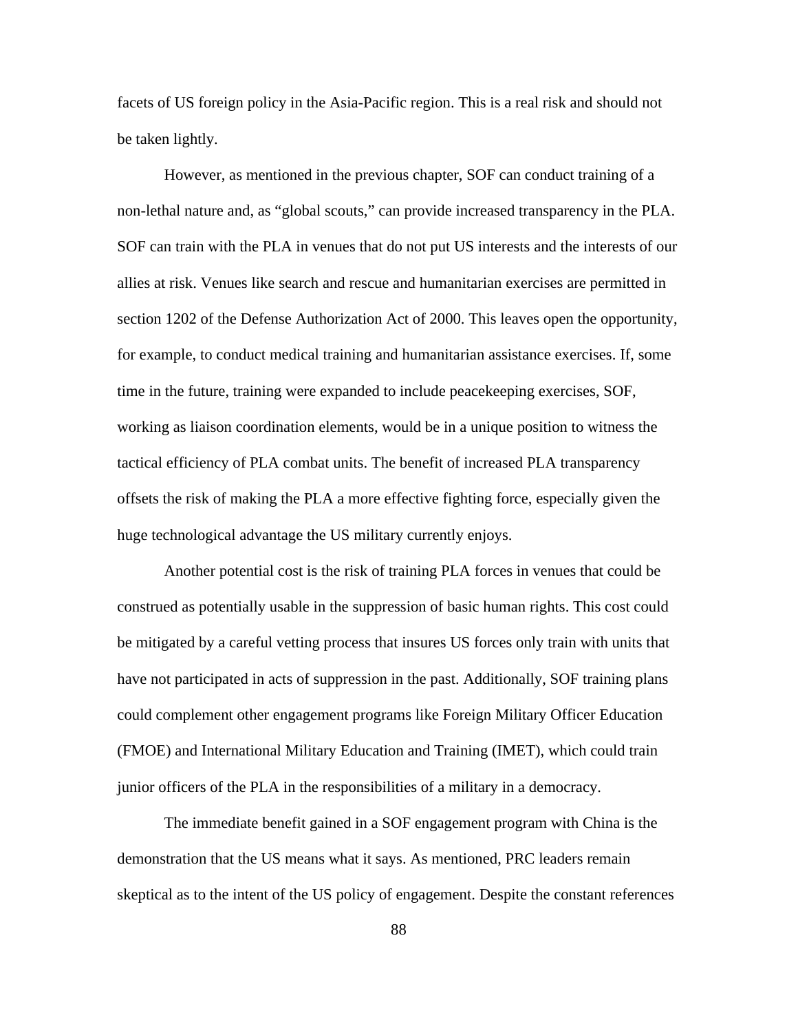facets of US foreign policy in the Asia-Pacific region. This is a real risk and should not be taken lightly.

However, as mentioned in the previous chapter, SOF can conduct training of a non-lethal nature and, as "global scouts," can provide increased transparency in the PLA. SOF can train with the PLA in venues that do not put US interests and the interests of our allies at risk. Venues like search and rescue and humanitarian exercises are permitted in section 1202 of the Defense Authorization Act of 2000. This leaves open the opportunity, for example, to conduct medical training and humanitarian assistance exercises. If, some time in the future, training were expanded to include peacekeeping exercises, SOF, working as liaison coordination elements, would be in a unique position to witness the tactical efficiency of PLA combat units. The benefit of increased PLA transparency offsets the risk of making the PLA a more effective fighting force, especially given the huge technological advantage the US military currently enjoys.

Another potential cost is the risk of training PLA forces in venues that could be construed as potentially usable in the suppression of basic human rights. This cost could be mitigated by a careful vetting process that insures US forces only train with units that have not participated in acts of suppression in the past. Additionally, SOF training plans could complement other engagement programs like Foreign Military Officer Education (FMOE) and International Military Education and Training (IMET), which could train junior officers of the PLA in the responsibilities of a military in a democracy.

The immediate benefit gained in a SOF engagement program with China is the demonstration that the US means what it says. As mentioned, PRC leaders remain skeptical as to the intent of the US policy of engagement. Despite the constant references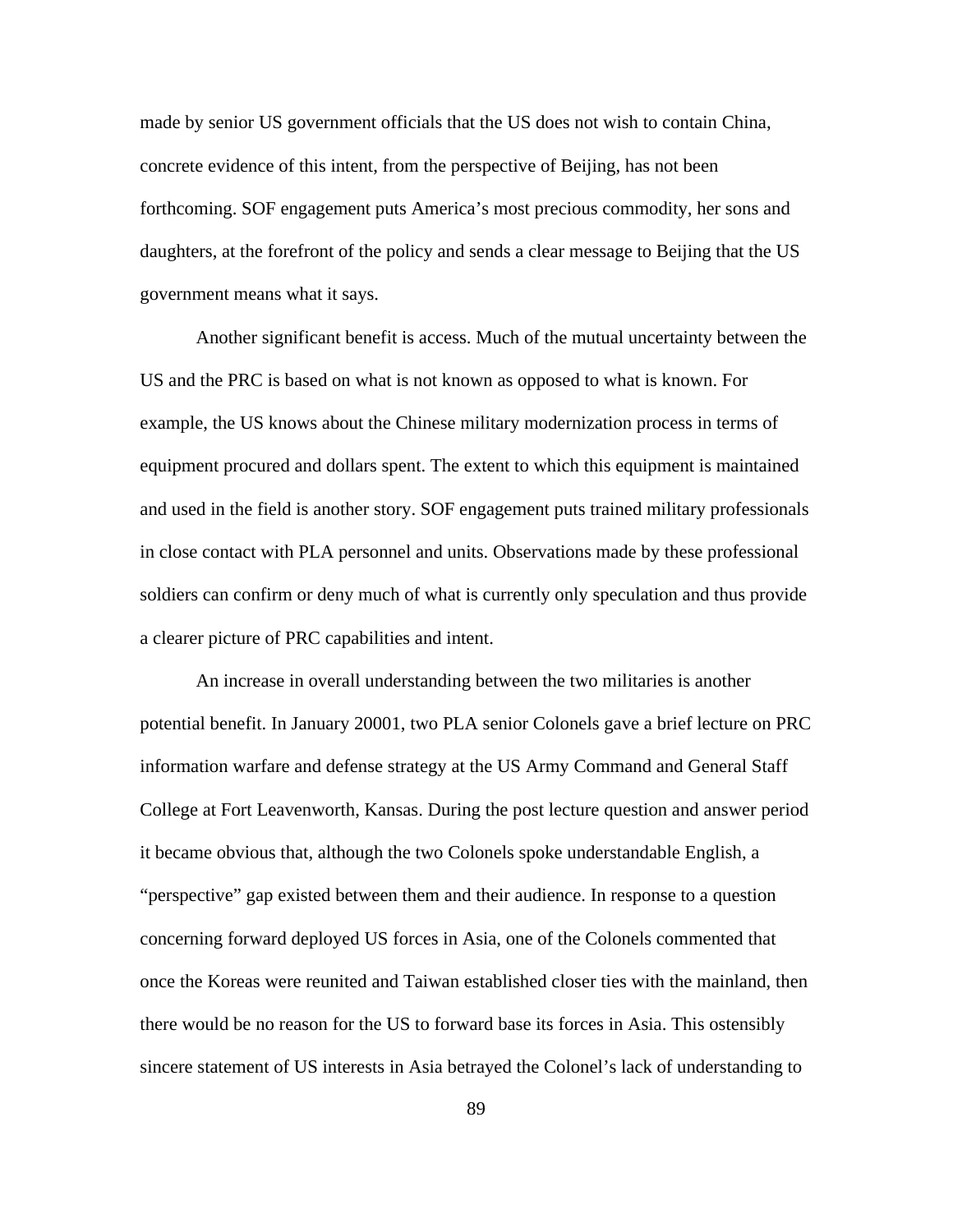made by senior US government officials that the US does not wish to contain China, concrete evidence of this intent, from the perspective of Beijing, has not been forthcoming. SOF engagement puts America's most precious commodity, her sons and daughters, at the forefront of the policy and sends a clear message to Beijing that the US government means what it says.

Another significant benefit is access. Much of the mutual uncertainty between the US and the PRC is based on what is not known as opposed to what is known. For example, the US knows about the Chinese military modernization process in terms of equipment procured and dollars spent. The extent to which this equipment is maintained and used in the field is another story. SOF engagement puts trained military professionals in close contact with PLA personnel and units. Observations made by these professional soldiers can confirm or deny much of what is currently only speculation and thus provide a clearer picture of PRC capabilities and intent.

An increase in overall understanding between the two militaries is another potential benefit. In January 20001, two PLA senior Colonels gave a brief lecture on PRC information warfare and defense strategy at the US Army Command and General Staff College at Fort Leavenworth, Kansas. During the post lecture question and answer period it became obvious that, although the two Colonels spoke understandable English, a "perspective" gap existed between them and their audience. In response to a question concerning forward deployed US forces in Asia, one of the Colonels commented that once the Koreas were reunited and Taiwan established closer ties with the mainland, then there would be no reason for the US to forward base its forces in Asia. This ostensibly sincere statement of US interests in Asia betrayed the Colonel's lack of understanding to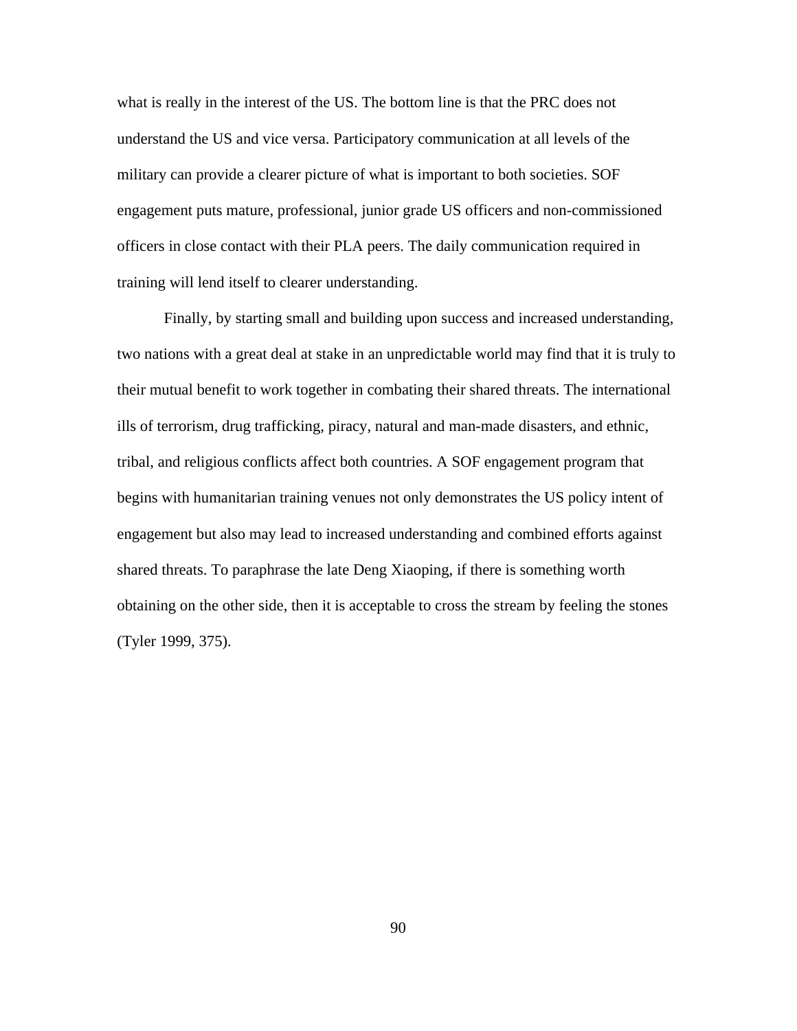what is really in the interest of the US. The bottom line is that the PRC does not understand the US and vice versa. Participatory communication at all levels of the military can provide a clearer picture of what is important to both societies. SOF engagement puts mature, professional, junior grade US officers and non-commissioned officers in close contact with their PLA peers. The daily communication required in training will lend itself to clearer understanding.

Finally, by starting small and building upon success and increased understanding, two nations with a great deal at stake in an unpredictable world may find that it is truly to their mutual benefit to work together in combating their shared threats. The international ills of terrorism, drug trafficking, piracy, natural and man-made disasters, and ethnic, tribal, and religious conflicts affect both countries. A SOF engagement program that begins with humanitarian training venues not only demonstrates the US policy intent of engagement but also may lead to increased understanding and combined efforts against shared threats. To paraphrase the late Deng Xiaoping, if there is something worth obtaining on the other side, then it is acceptable to cross the stream by feeling the stones (Tyler 1999, 375).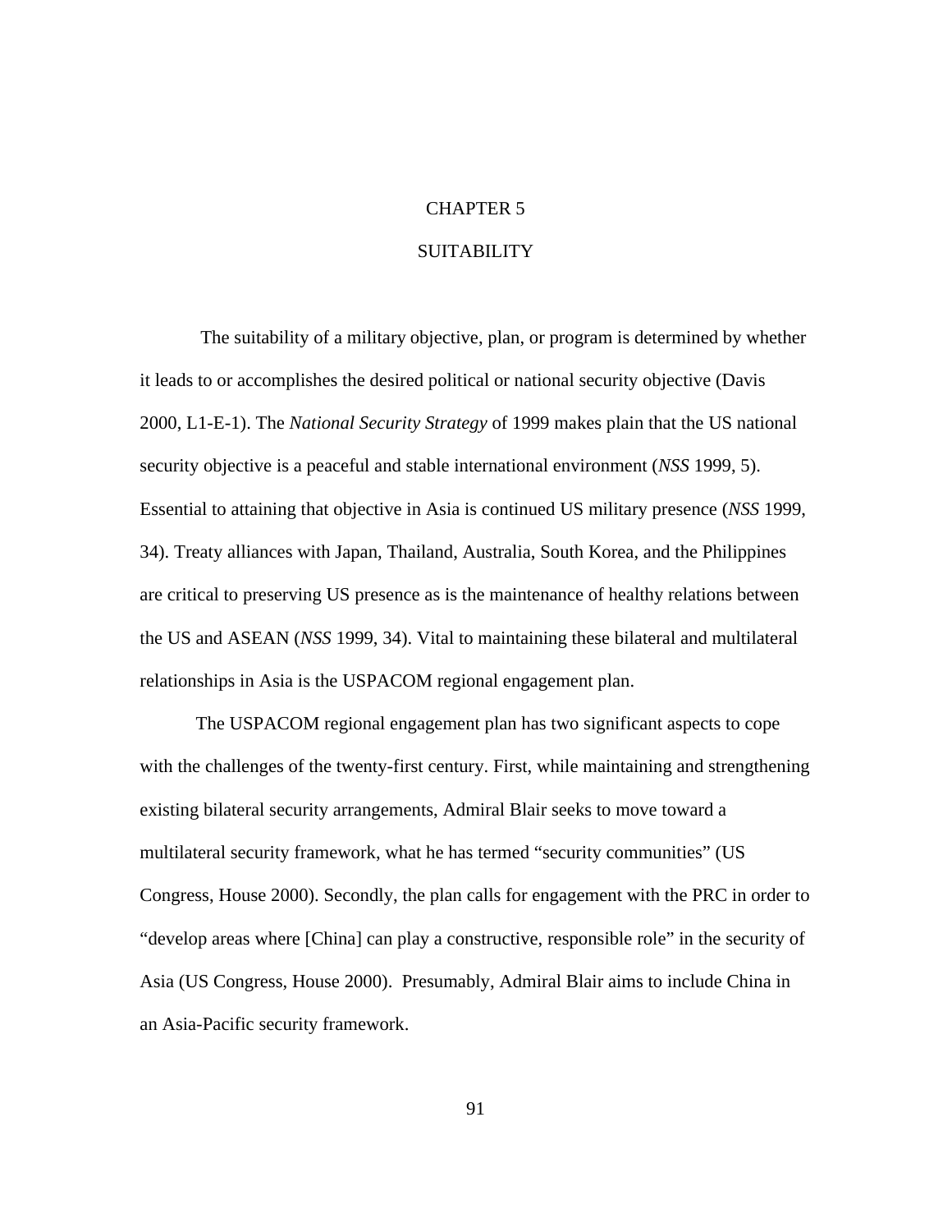# CHAPTER 5

# SUITABILITY

The suitability of a military objective, plan, or program is determined by whether it leads to or accomplishes the desired political or national security objective (Davis 2000, L1-E-1). The *National Security Strategy* of 1999 makes plain that the US national security objective is a peaceful and stable international environment (*NSS* 1999, 5). Essential to attaining that objective in Asia is continued US military presence (*NSS* 1999, 34). Treaty alliances with Japan, Thailand, Australia, South Korea, and the Philippines are critical to preserving US presence as is the maintenance of healthy relations between the US and ASEAN (*NSS* 1999, 34). Vital to maintaining these bilateral and multilateral relationships in Asia is the USPACOM regional engagement plan.

The USPACOM regional engagement plan has two significant aspects to cope with the challenges of the twenty-first century. First, while maintaining and strengthening existing bilateral security arrangements, Admiral Blair seeks to move toward a multilateral security framework, what he has termed "security communities" (US Congress, House 2000). Secondly, the plan calls for engagement with the PRC in order to "develop areas where [China] can play a constructive, responsible role" in the security of Asia (US Congress, House 2000). Presumably, Admiral Blair aims to include China in an Asia-Pacific security framework.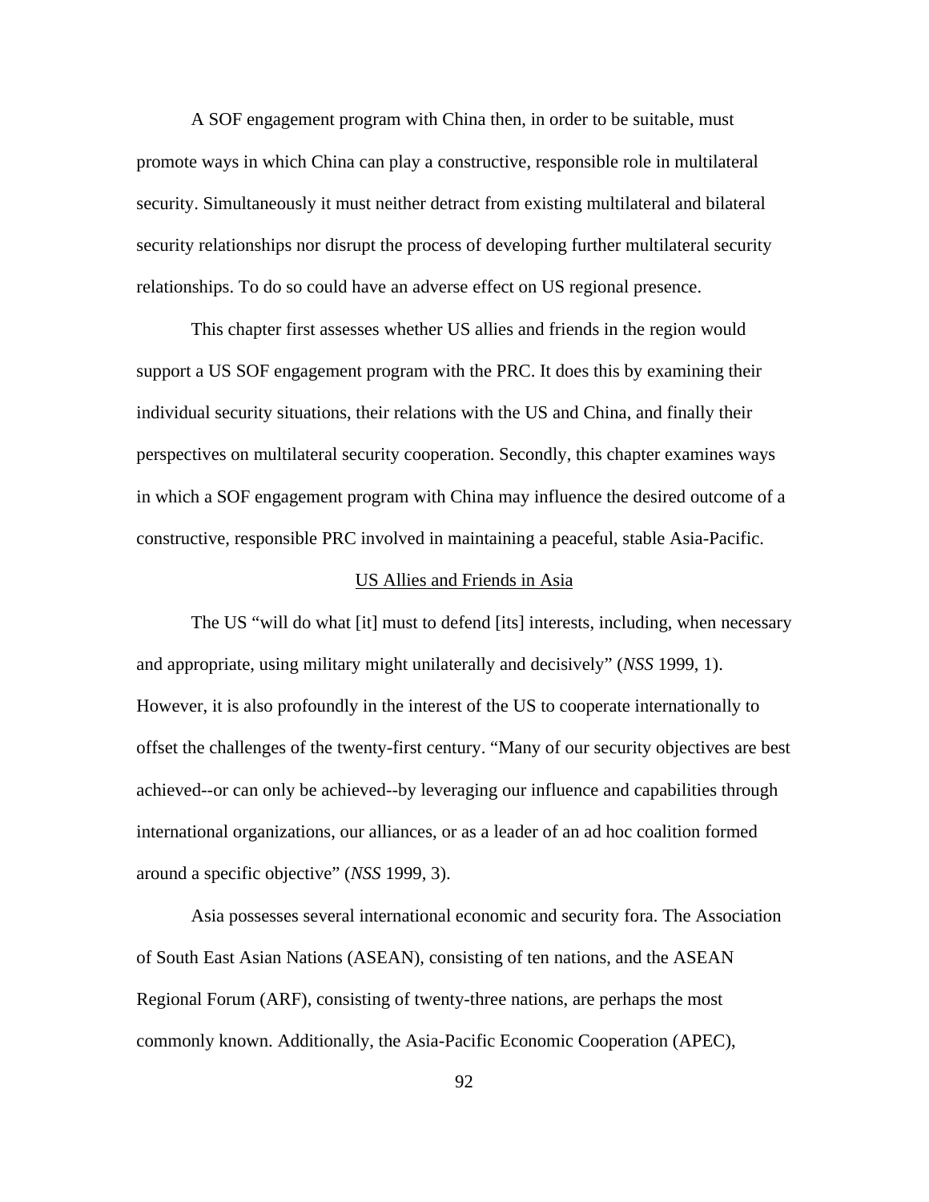A SOF engagement program with China then, in order to be suitable, must promote ways in which China can play a constructive, responsible role in multilateral security. Simultaneously it must neither detract from existing multilateral and bilateral security relationships nor disrupt the process of developing further multilateral security relationships. To do so could have an adverse effect on US regional presence.

This chapter first assesses whether US allies and friends in the region would support a US SOF engagement program with the PRC. It does this by examining their individual security situations, their relations with the US and China, and finally their perspectives on multilateral security cooperation. Secondly, this chapter examines ways in which a SOF engagement program with China may influence the desired outcome of a constructive, responsible PRC involved in maintaining a peaceful, stable Asia-Pacific.

## US Allies and Friends in Asia

The US "will do what [it] must to defend [its] interests, including, when necessary and appropriate, using military might unilaterally and decisively" (*NSS* 1999, 1). However, it is also profoundly in the interest of the US to cooperate internationally to offset the challenges of the twenty-first century. "Many of our security objectives are best achieved--or can only be achieved--by leveraging our influence and capabilities through international organizations, our alliances, or as a leader of an ad hoc coalition formed around a specific objective" (*NSS* 1999, 3).

Asia possesses several international economic and security fora. The Association of South East Asian Nations (ASEAN), consisting of ten nations, and the ASEAN Regional Forum (ARF), consisting of twenty-three nations, are perhaps the most commonly known. Additionally, the Asia-Pacific Economic Cooperation (APEC),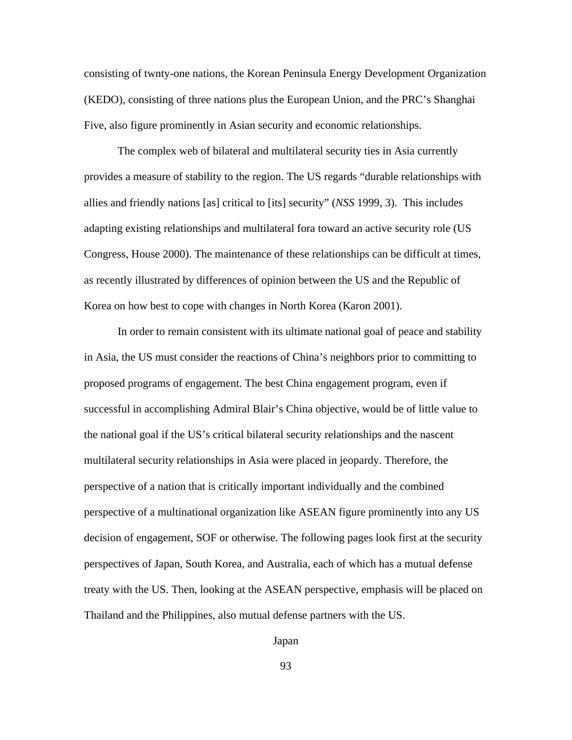consisting of twnty-one nations, the Korean Peninsula Energy Development Organization (KEDO), consisting of three nations plus the European Union, and the PRC's Shanghai Five, also figure prominently in Asian security and economic relationships.

The complex web of bilateral and multilateral security ties in Asia currently provides a measure of stability to the region. The US regards "durable relationships with allies and friendly nations [as] critical to [its] security" (*NSS* 1999, 3). This includes adapting existing relationships and multilateral fora toward an active security role (US Congress, House 2000). The maintenance of these relationships can be difficult at times, as recently illustrated by differences of opinion between the US and the Republic of Korea on how best to cope with changes in North Korea (Karon 2001).

In order to remain consistent with its ultimate national goal of peace and stability in Asia, the US must consider the reactions of China's neighbors prior to committing to proposed programs of engagement. The best China engagement program, even if successful in accomplishing Admiral Blair's China objective, would be of little value to the national goal if the US's critical bilateral security relationships and the nascent multilateral security relationships in Asia were placed in jeopardy. Therefore, the perspective of a nation that is critically important individually and the combined perspective of a multinational organization like ASEAN figure prominently into any US decision of engagement, SOF or otherwise. The following pages look first at the security perspectives of Japan, South Korea, and Australia, each of which has a mutual defense treaty with the US. Then, looking at the ASEAN perspective, emphasis will be placed on Thailand and the Philippines, also mutual defense partners with the US.

## Japan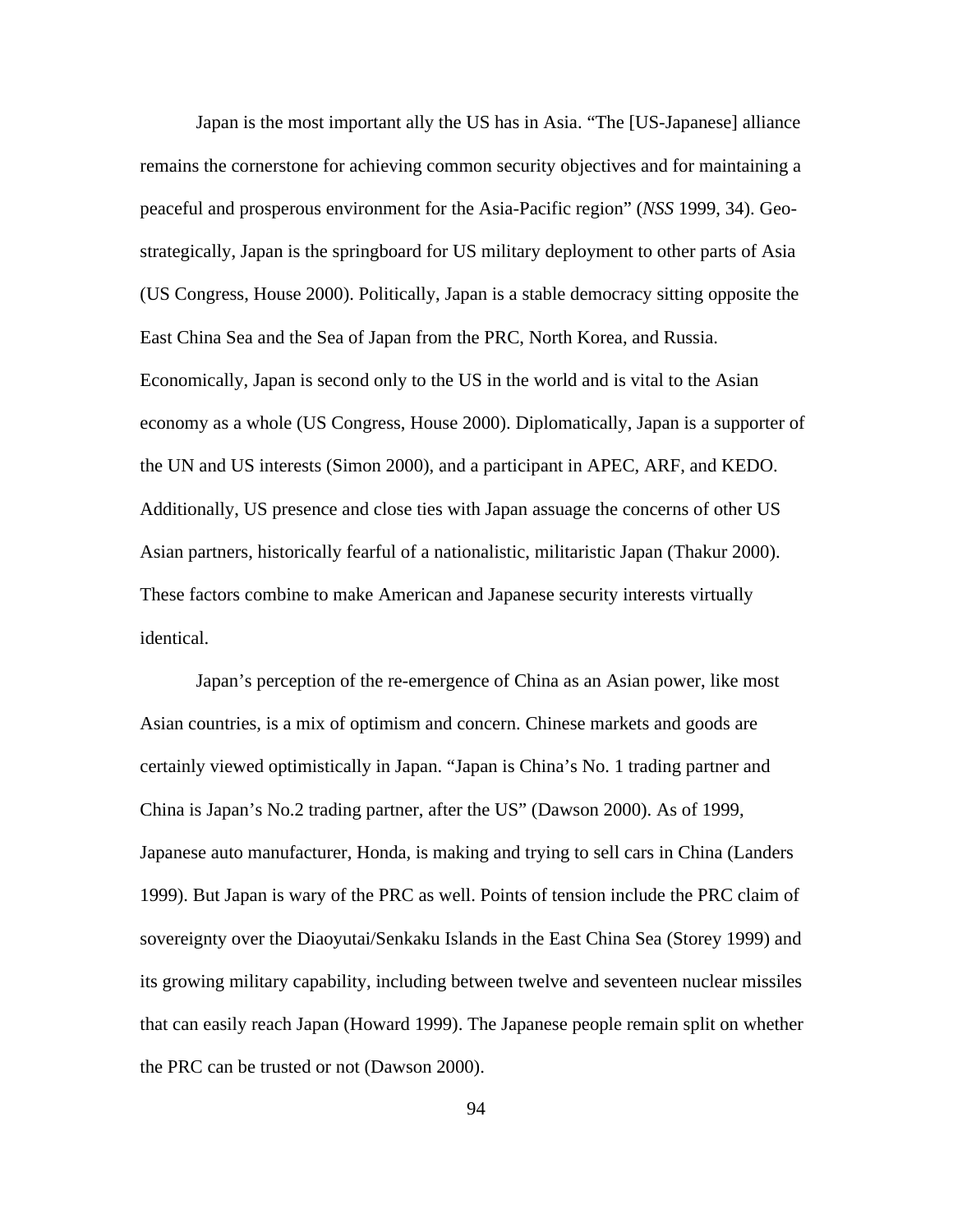Japan is the most important ally the US has in Asia. "The [US-Japanese] alliance remains the cornerstone for achieving common security objectives and for maintaining a peaceful and prosperous environment for the Asia-Pacific region" (*NSS* 1999, 34). Geo-strategically, Japan is the springboard for US military deployment to other parts of Asia (US Congress, House 2000). Politically, Japan is a stable democracy sitting opposite the East China Sea and the Sea of Japan from the PRC, North Korea, and Russia. Economically, Japan is second only to the US in the world and is vital to the Asian economy as a whole (US Congress, House 2000). Diplomatically, Japan is a supporter of the UN and US interests (Simon 2000), and a participant in APEC, ARF, and KEDO. Additionally, US presence and close ties with Japan assuage the concerns of other US Asian partners, historically fearful of a nationalistic, militaristic Japan (Thakur 2000). These factors combine to make American and Japanese security interests virtually identical.

Japan's perception of the re-emergence of China as an Asian power, like most Asian countries, is a mix of optimism and concern. Chinese markets and goods are certainly viewed optimistically in Japan. "Japan is China's No. 1 trading partner and China is Japan's No.2 trading partner, after the US" (Dawson 2000). As of 1999, Japanese auto manufacturer, Honda, is making and trying to sell cars in China (Landers 1999). But Japan is wary of the PRC as well. Points of tension include the PRC claim of sovereignty over the Diaoyutai/Senkaku Islands in the East China Sea (Storey 1999) and its growing military capability, including between twelve and seventeen nuclear missiles that can easily reach Japan (Howard 1999). The Japanese people remain split on whether the PRC can be trusted or not (Dawson 2000).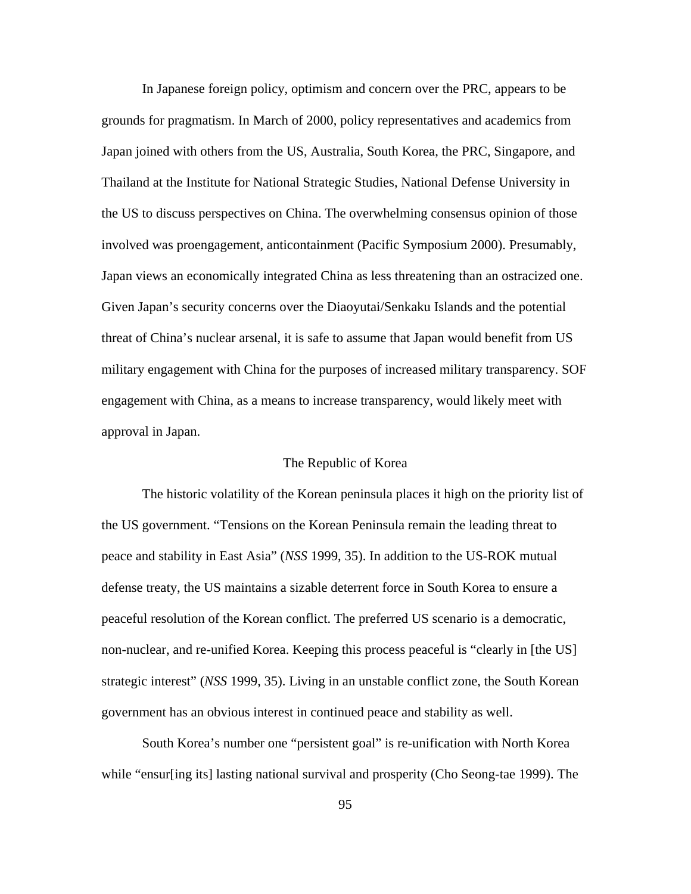In Japanese foreign policy, optimism and concern over the PRC, appears to be grounds for pragmatism. In March of 2000, policy representatives and academics from Japan joined with others from the US, Australia, South Korea, the PRC, Singapore, and Thailand at the Institute for National Strategic Studies, National Defense University in the US to discuss perspectives on China. The overwhelming consensus opinion of those involved was proengagement, anticontainment (Pacific Symposium 2000). Presumably, Japan views an economically integrated China as less threatening than an ostracized one. Given Japan's security concerns over the Diaoyutai/Senkaku Islands and the potential threat of China's nuclear arsenal, it is safe to assume that Japan would benefit from US military engagement with China for the purposes of increased military transparency. SOF engagement with China, as a means to increase transparency, would likely meet with approval in Japan.

## The Republic of Korea

The historic volatility of the Korean peninsula places it high on the priority list of the US government. "Tensions on the Korean Peninsula remain the leading threat to peace and stability in East Asia" (*NSS* 1999, 35). In addition to the US-ROK mutual defense treaty, the US maintains a sizable deterrent force in South Korea to ensure a peaceful resolution of the Korean conflict. The preferred US scenario is a democratic, non-nuclear, and re-unified Korea. Keeping this process peaceful is "clearly in [the US] strategic interest" (*NSS* 1999, 35). Living in an unstable conflict zone, the South Korean government has an obvious interest in continued peace and stability as well.

South Korea's number one "persistent goal" is re-unification with North Korea while "ensur[ing its] lasting national survival and prosperity (Cho Seong-tae 1999). The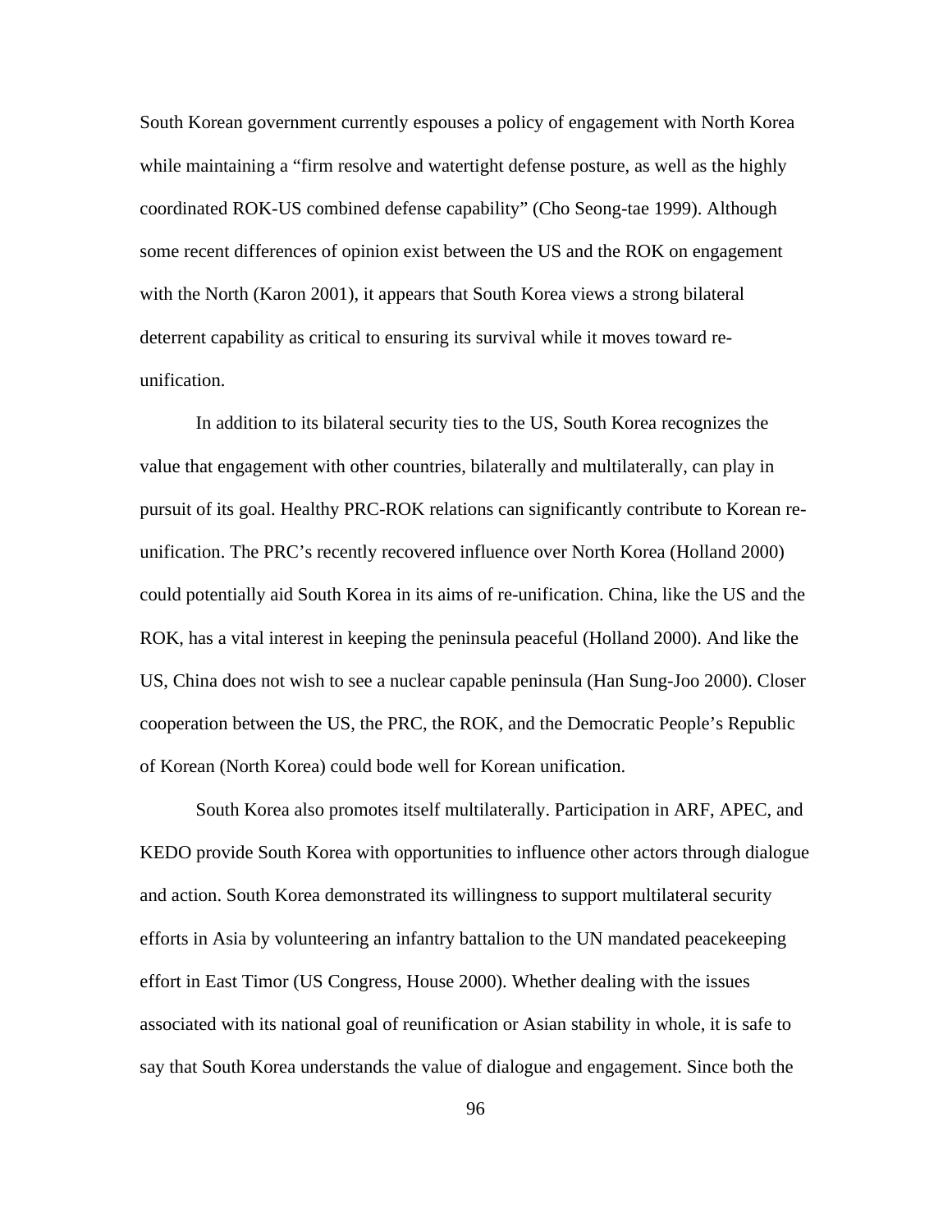South Korean government currently espouses a policy of engagement with North Korea while maintaining a "firm resolve and watertight defense posture, as well as the highly coordinated ROK-US combined defense capability" (Cho Seong-tae 1999). Although some recent differences of opinion exist between the US and the ROK on engagement with the North (Karon 2001), it appears that South Korea views a strong bilateral deterrent capability as critical to ensuring its survival while it moves toward re-unification.

In addition to its bilateral security ties to the US, South Korea recognizes the value that engagement with other countries, bilaterally and multilaterally, can play in pursuit of its goal. Healthy PRC-ROK relations can significantly contribute to Korean re-unification. The PRC's recently recovered influence over North Korea (Holland 2000) could potentially aid South Korea in its aims of re-unification. China, like the US and the ROK, has a vital interest in keeping the peninsula peaceful (Holland 2000). And like the US, China does not wish to see a nuclear capable peninsula (Han Sung-Joo 2000). Closer cooperation between the US, the PRC, the ROK, and the Democratic People's Republic of Korean (North Korea) could bode well for Korean unification.

South Korea also promotes itself multilaterally. Participation in ARF, APEC, and KEDO provide South Korea with opportunities to influence other actors through dialogue and action. South Korea demonstrated its willingness to support multilateral security efforts in Asia by volunteering an infantry battalion to the UN mandated peacekeeping effort in East Timor (US Congress, House 2000). Whether dealing with the issues associated with its national goal of reunification or Asian stability in whole, it is safe to say that South Korea understands the value of dialogue and engagement. Since both the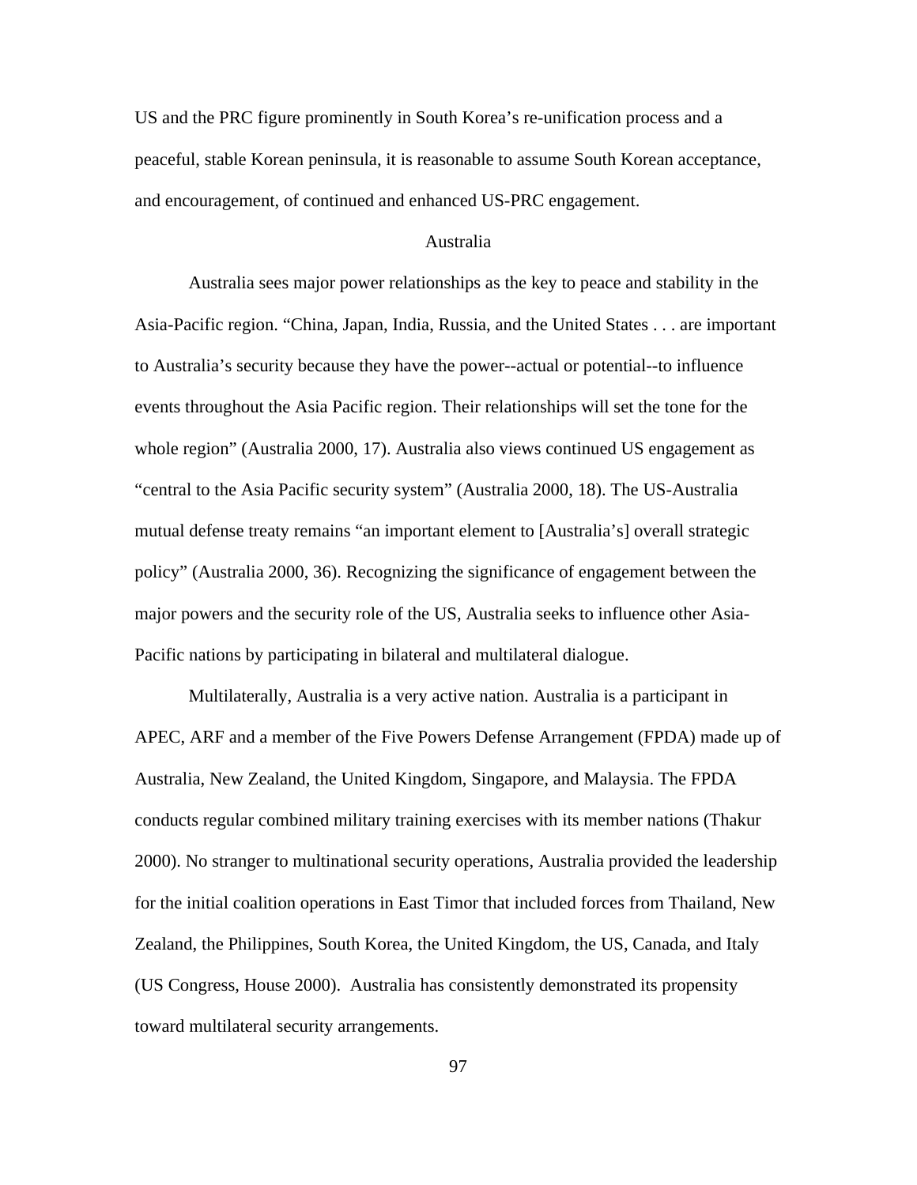US and the PRC figure prominently in South Korea's re-unification process and a peaceful, stable Korean peninsula, it is reasonable to assume South Korean acceptance, and encouragement, of continued and enhanced US-PRC engagement.

## Australia

Australia sees major power relationships as the key to peace and stability in the Asia-Pacific region. "China, Japan, India, Russia, and the United States . . . are important to Australia's security because they have the power--actual or potential--to influence events throughout the Asia Pacific region. Their relationships will set the tone for the whole region" (Australia 2000, 17). Australia also views continued US engagement as "central to the Asia Pacific security system" (Australia 2000, 18). The US-Australia mutual defense treaty remains "an important element to [Australia's] overall strategic policy" (Australia 2000, 36). Recognizing the significance of engagement between the major powers and the security role of the US, Australia seeks to influence other Asia-Pacific nations by participating in bilateral and multilateral dialogue.

Multilaterally, Australia is a very active nation. Australia is a participant in APEC, ARF and a member of the Five Powers Defense Arrangement (FPDA) made up of Australia, New Zealand, the United Kingdom, Singapore, and Malaysia. The FPDA conducts regular combined military training exercises with its member nations (Thakur 2000). No stranger to multinational security operations, Australia provided the leadership for the initial coalition operations in East Timor that included forces from Thailand, New Zealand, the Philippines, South Korea, the United Kingdom, the US, Canada, and Italy (US Congress, House 2000). Australia has consistently demonstrated its propensity toward multilateral security arrangements.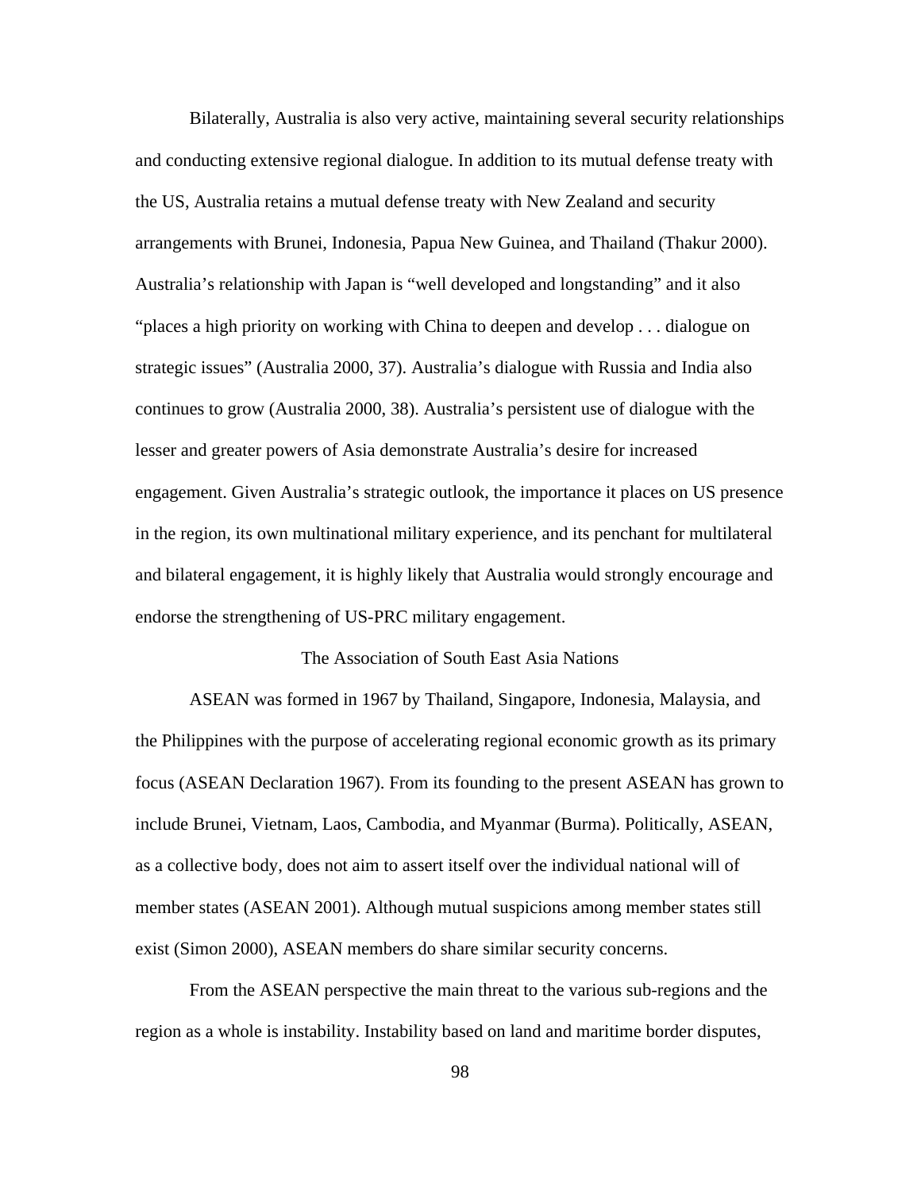Bilaterally, Australia is also very active, maintaining several security relationships and conducting extensive regional dialogue. In addition to its mutual defense treaty with the US, Australia retains a mutual defense treaty with New Zealand and security arrangements with Brunei, Indonesia, Papua New Guinea, and Thailand (Thakur 2000). Australia's relationship with Japan is "well developed and longstanding" and it also "places a high priority on working with China to deepen and develop . . . dialogue on strategic issues" (Australia 2000, 37). Australia's dialogue with Russia and India also continues to grow (Australia 2000, 38). Australia's persistent use of dialogue with the lesser and greater powers of Asia demonstrate Australia's desire for increased engagement. Given Australia's strategic outlook, the importance it places on US presence in the region, its own multinational military experience, and its penchant for multilateral and bilateral engagement, it is highly likely that Australia would strongly encourage and endorse the strengthening of US-PRC military engagement.

## The Association of South East Asia Nations

ASEAN was formed in 1967 by Thailand, Singapore, Indonesia, Malaysia, and the Philippines with the purpose of accelerating regional economic growth as its primary focus (ASEAN Declaration 1967). From its founding to the present ASEAN has grown to include Brunei, Vietnam, Laos, Cambodia, and Myanmar (Burma). Politically, ASEAN, as a collective body, does not aim to assert itself over the individual national will of member states (ASEAN 2001). Although mutual suspicions among member states still exist (Simon 2000), ASEAN members do share similar security concerns.

From the ASEAN perspective the main threat to the various sub-regions and the region as a whole is instability. Instability based on land and maritime border disputes,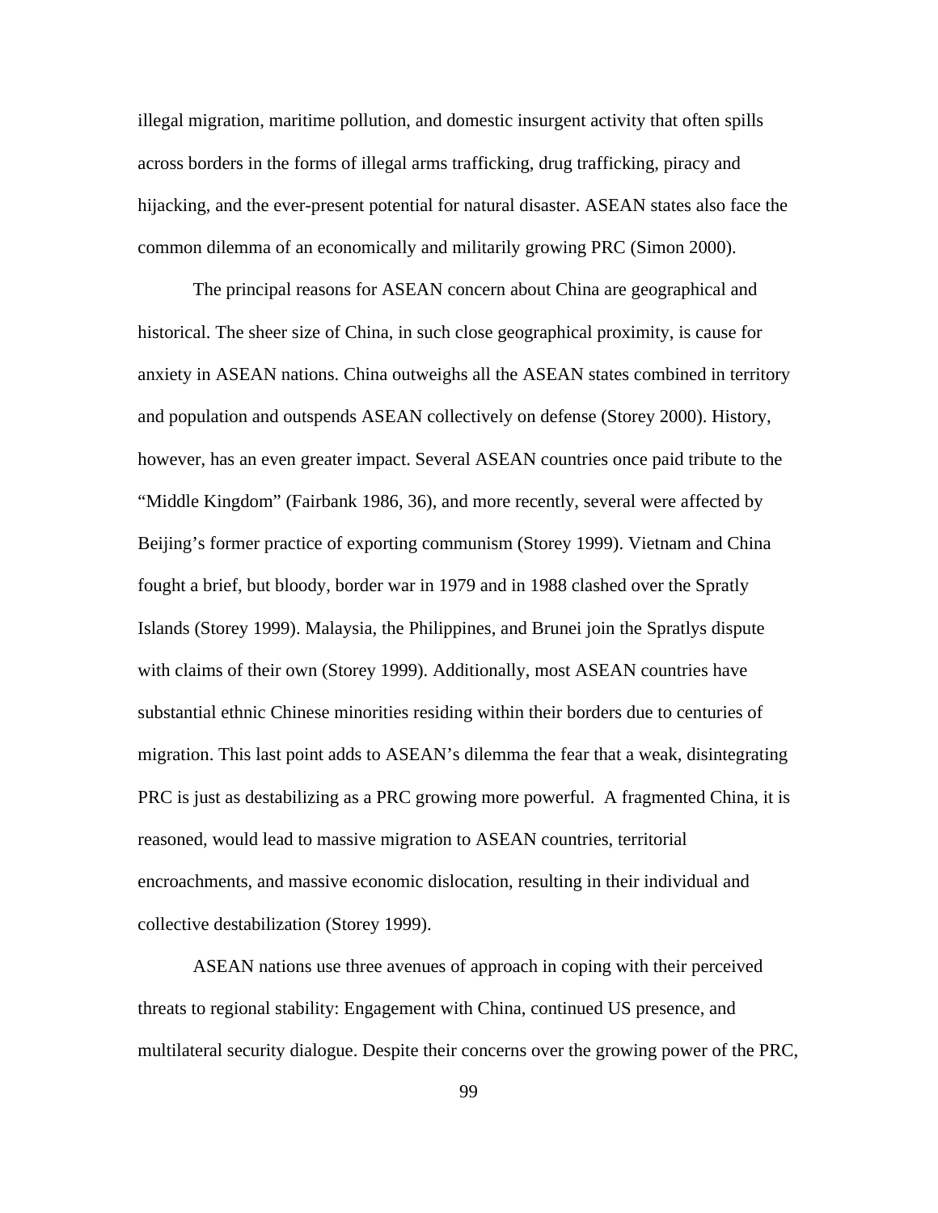illegal migration, maritime pollution, and domestic insurgent activity that often spills across borders in the forms of illegal arms trafficking, drug trafficking, piracy and hijacking, and the ever-present potential for natural disaster. ASEAN states also face the common dilemma of an economically and militarily growing PRC (Simon 2000).

The principal reasons for ASEAN concern about China are geographical and historical. The sheer size of China, in such close geographical proximity, is cause for anxiety in ASEAN nations. China outweighs all the ASEAN states combined in territory and population and outspends ASEAN collectively on defense (Storey 2000). History, however, has an even greater impact. Several ASEAN countries once paid tribute to the "Middle Kingdom" (Fairbank 1986, 36), and more recently, several were affected by Beijing's former practice of exporting communism (Storey 1999). Vietnam and China fought a brief, but bloody, border war in 1979 and in 1988 clashed over the Spratly Islands (Storey 1999). Malaysia, the Philippines, and Brunei join the Spratlys dispute with claims of their own (Storey 1999). Additionally, most ASEAN countries have substantial ethnic Chinese minorities residing within their borders due to centuries of migration. This last point adds to ASEAN's dilemma the fear that a weak, disintegrating PRC is just as destabilizing as a PRC growing more powerful. A fragmented China, it is reasoned, would lead to massive migration to ASEAN countries, territorial encroachments, and massive economic dislocation, resulting in their individual and collective destabilization (Storey 1999).

ASEAN nations use three avenues of approach in coping with their perceived threats to regional stability: Engagement with China, continued US presence, and multilateral security dialogue. Despite their concerns over the growing power of the PRC,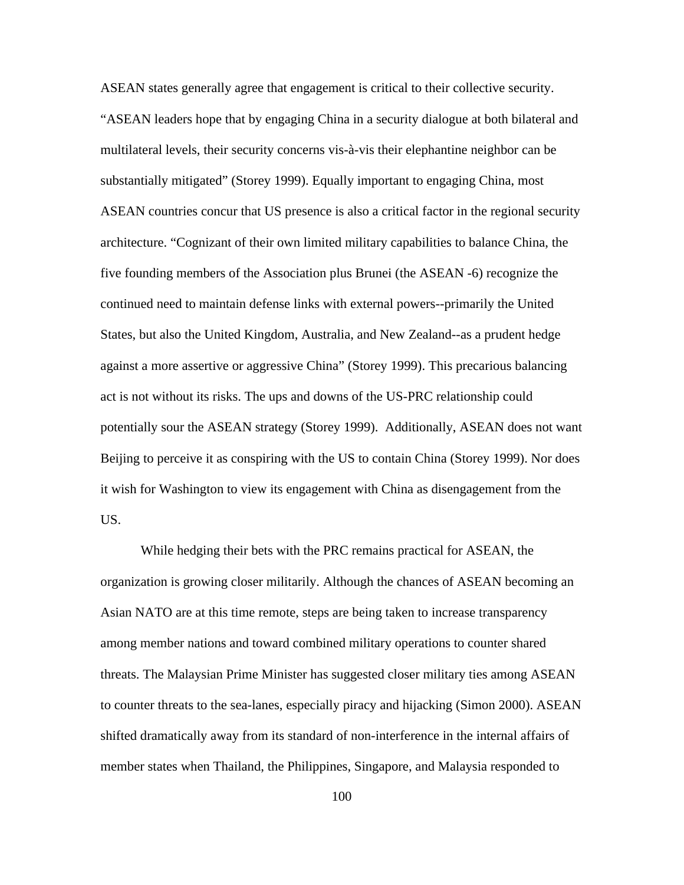ASEAN states generally agree that engagement is critical to their collective security. "ASEAN leaders hope that by engaging China in a security dialogue at both bilateral and multilateral levels, their security concerns vis-à-vis their elephantine neighbor can be substantially mitigated" (Storey 1999). Equally important to engaging China, most ASEAN countries concur that US presence is also a critical factor in the regional security architecture. "Cognizant of their own limited military capabilities to balance China, the five founding members of the Association plus Brunei (the ASEAN -6) recognize the continued need to maintain defense links with external powers--primarily the United States, but also the United Kingdom, Australia, and New Zealand--as a prudent hedge against a more assertive or aggressive China" (Storey 1999). This precarious balancing act is not without its risks. The ups and downs of the US-PRC relationship could potentially sour the ASEAN strategy (Storey 1999). Additionally, ASEAN does not want Beijing to perceive it as conspiring with the US to contain China (Storey 1999). Nor does it wish for Washington to view its engagement with China as disengagement from the US.

While hedging their bets with the PRC remains practical for ASEAN, the organization is growing closer militarily. Although the chances of ASEAN becoming an Asian NATO are at this time remote, steps are being taken to increase transparency among member nations and toward combined military operations to counter shared threats. The Malaysian Prime Minister has suggested closer military ties among ASEAN to counter threats to the sea-lanes, especially piracy and hijacking (Simon 2000). ASEAN shifted dramatically away from its standard of non-interference in the internal affairs of member states when Thailand, the Philippines, Singapore, and Malaysia responded to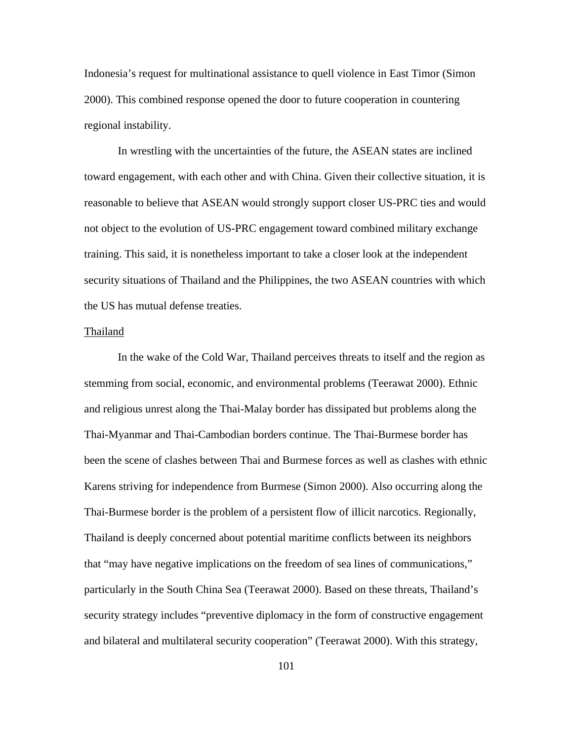Indonesia's request for multinational assistance to quell violence in East Timor (Simon 2000). This combined response opened the door to future cooperation in countering regional instability.

In wrestling with the uncertainties of the future, the ASEAN states are inclined toward engagement, with each other and with China. Given their collective situation, it is reasonable to believe that ASEAN would strongly support closer US-PRC ties and would not object to the evolution of US-PRC engagement toward combined military exchange training. This said, it is nonetheless important to take a closer look at the independent security situations of Thailand and the Philippines, the two ASEAN countries with which the US has mutual defense treaties.

<u>Thailand</u>

In the wake of the Cold War, Thailand perceives threats to itself and the region as stemming from social, economic, and environmental problems (Teerawat 2000). Ethnic and religious unrest along the Thai-Malay border has dissipated but problems along the Thai-Myanmar and Thai-Cambodian borders continue. The Thai-Burmese border has been the scene of clashes between Thai and Burmese forces as well as clashes with ethnic Karens striving for independence from Burmese (Simon 2000). Also occurring along the Thai-Burmese border is the problem of a persistent flow of illicit narcotics. Regionally, Thailand is deeply concerned about potential maritime conflicts between its neighbors that "may have negative implications on the freedom of sea lines of communications," particularly in the South China Sea (Teerawat 2000). Based on these threats, Thailand's security strategy includes "preventive diplomacy in the form of constructive engagement and bilateral and multilateral security cooperation" (Teerawat 2000). With this strategy,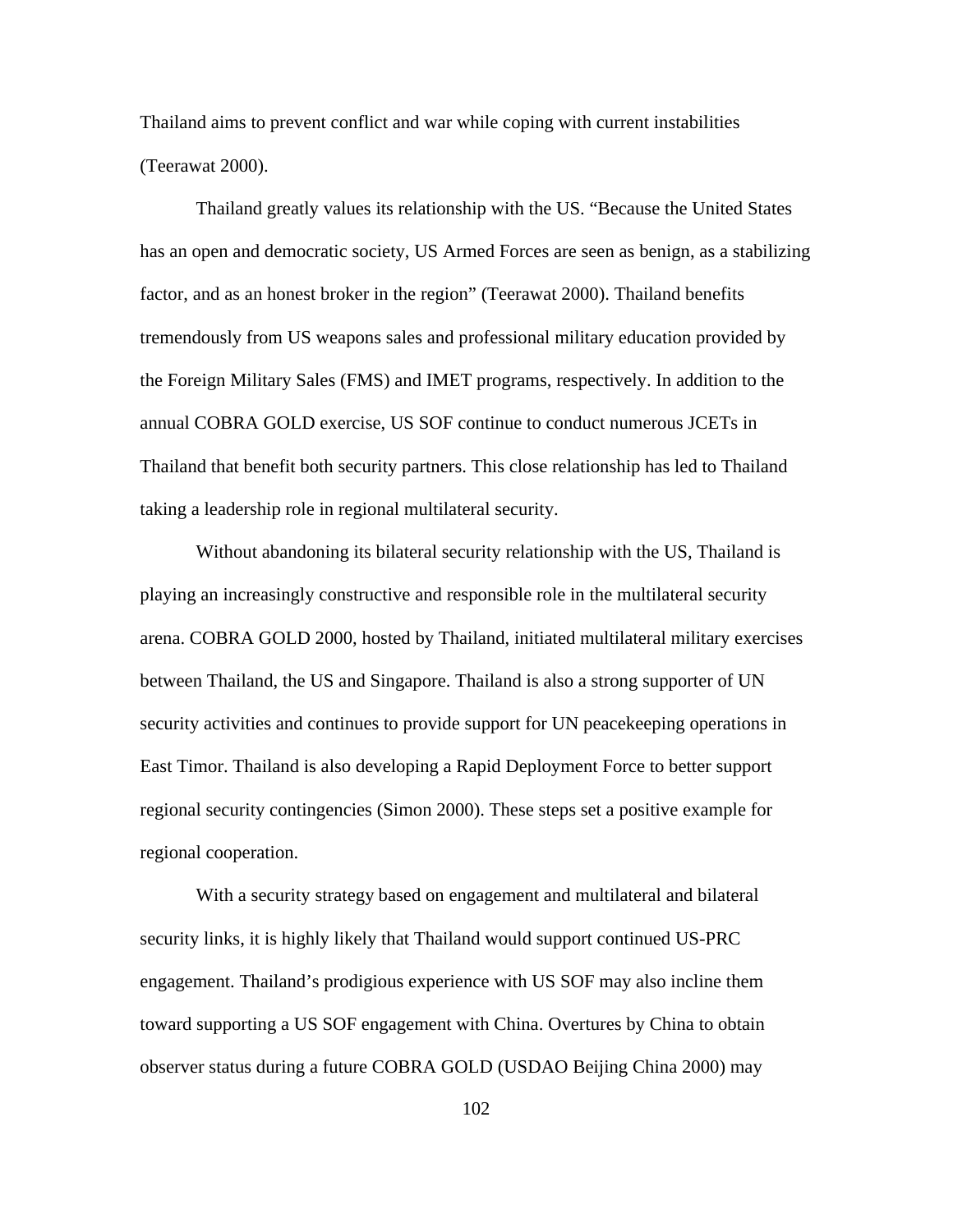Thailand aims to prevent conflict and war while coping with current instabilities (Teerawat 2000).

Thailand greatly values its relationship with the US. "Because the United States has an open and democratic society, US Armed Forces are seen as benign, as a stabilizing factor, and as an honest broker in the region" (Teerawat 2000). Thailand benefits tremendously from US weapons sales and professional military education provided by the Foreign Military Sales (FMS) and IMET programs, respectively. In addition to the annual COBRA GOLD exercise, US SOF continue to conduct numerous JCETs in Thailand that benefit both security partners. This close relationship has led to Thailand taking a leadership role in regional multilateral security.

Without abandoning its bilateral security relationship with the US, Thailand is playing an increasingly constructive and responsible role in the multilateral security arena. COBRA GOLD 2000, hosted by Thailand, initiated multilateral military exercises between Thailand, the US and Singapore. Thailand is also a strong supporter of UN security activities and continues to provide support for UN peacekeeping operations in East Timor. Thailand is also developing a Rapid Deployment Force to better support regional security contingencies (Simon 2000). These steps set a positive example for regional cooperation.

With a security strategy based on engagement and multilateral and bilateral security links, it is highly likely that Thailand would support continued US-PRC engagement. Thailand's prodigious experience with US SOF may also incline them toward supporting a US SOF engagement with China. Overtures by China to obtain observer status during a future COBRA GOLD (USDAO Beijing China 2000) may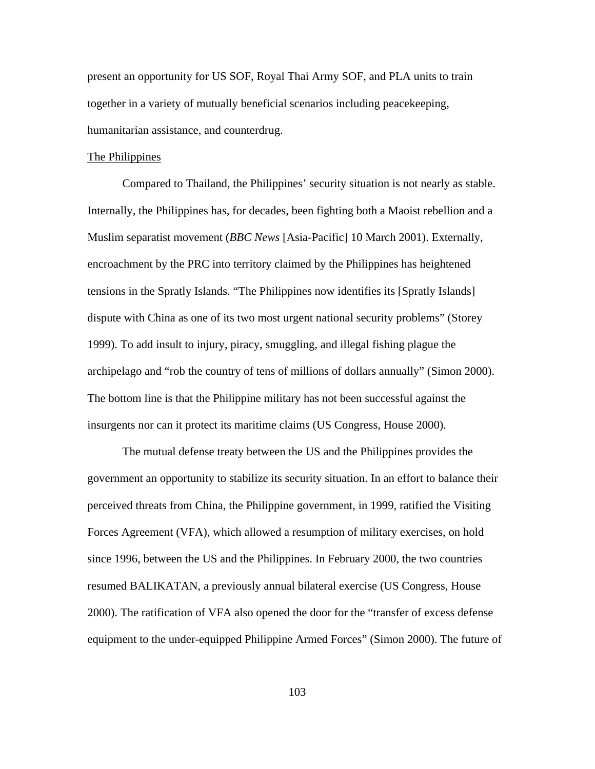present an opportunity for US SOF, Royal Thai Army SOF, and PLA units to train together in a variety of mutually beneficial scenarios including peacekeeping, humanitarian assistance, and counterdrug.

### The Philippines

Compared to Thailand, the Philippines' security situation is not nearly as stable. Internally, the Philippines has, for decades, been fighting both a Maoist rebellion and a Muslim separatist movement (*BBC News* [Asia-Pacific] 10 March 2001). Externally, encroachment by the PRC into territory claimed by the Philippines has heightened tensions in the Spratly Islands. "The Philippines now identifies its [Spratly Islands] dispute with China as one of its two most urgent national security problems" (Storey 1999). To add insult to injury, piracy, smuggling, and illegal fishing plague the archipelago and "rob the country of tens of millions of dollars annually" (Simon 2000). The bottom line is that the Philippine military has not been successful against the insurgents nor can it protect its maritime claims (US Congress, House 2000).

The mutual defense treaty between the US and the Philippines provides the government an opportunity to stabilize its security situation. In an effort to balance their perceived threats from China, the Philippine government, in 1999, ratified the Visiting Forces Agreement (VFA), which allowed a resumption of military exercises, on hold since 1996, between the US and the Philippines. In February 2000, the two countries resumed BALIKATAN, a previously annual bilateral exercise (US Congress, House 2000). The ratification of VFA also opened the door for the "transfer of excess defense equipment to the under-equipped Philippine Armed Forces" (Simon 2000). The future of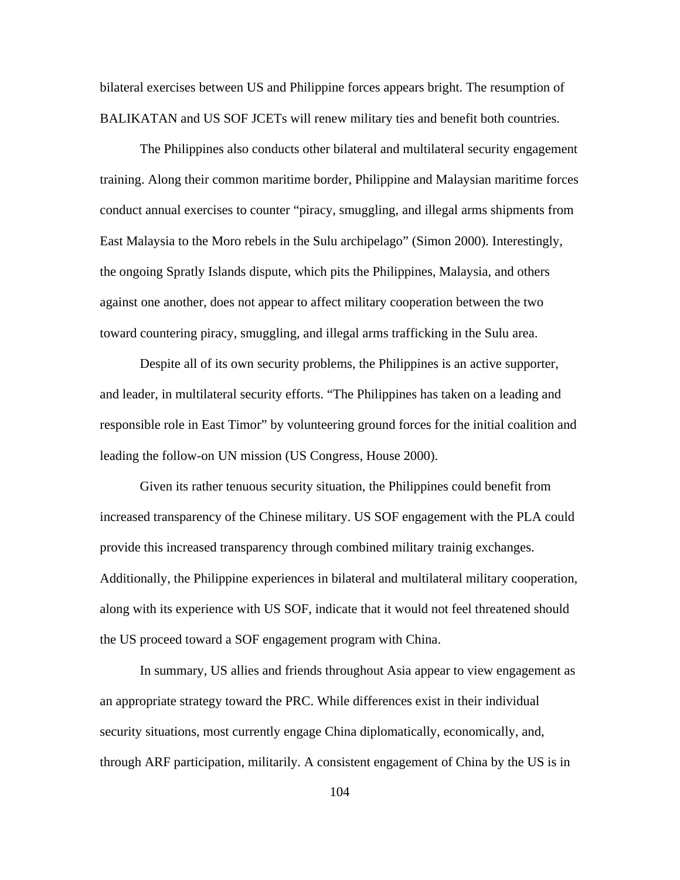bilateral exercises between US and Philippine forces appears bright. The resumption of BALIKATAN and US SOF JCETs will renew military ties and benefit both countries.

The Philippines also conducts other bilateral and multilateral security engagement training. Along their common maritime border, Philippine and Malaysian maritime forces conduct annual exercises to counter "piracy, smuggling, and illegal arms shipments from East Malaysia to the Moro rebels in the Sulu archipelago" (Simon 2000). Interestingly, the ongoing Spratly Islands dispute, which pits the Philippines, Malaysia, and others against one another, does not appear to affect military cooperation between the two toward countering piracy, smuggling, and illegal arms trafficking in the Sulu area.

Despite all of its own security problems, the Philippines is an active supporter, and leader, in multilateral security efforts. "The Philippines has taken on a leading and responsible role in East Timor" by volunteering ground forces for the initial coalition and leading the follow-on UN mission (US Congress, House 2000).

Given its rather tenuous security situation, the Philippines could benefit from increased transparency of the Chinese military. US SOF engagement with the PLA could provide this increased transparency through combined military trainig exchanges. Additionally, the Philippine experiences in bilateral and multilateral military cooperation, along with its experience with US SOF, indicate that it would not feel threatened should the US proceed toward a SOF engagement program with China.

In summary, US allies and friends throughout Asia appear to view engagement as an appropriate strategy toward the PRC. While differences exist in their individual security situations, most currently engage China diplomatically, economically, and, through ARF participation, militarily. A consistent engagement of China by the US is in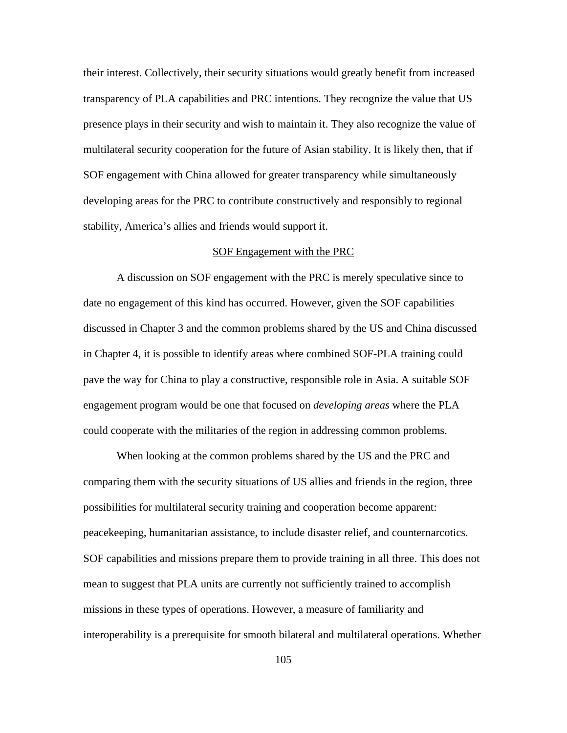their interest. Collectively, their security situations would greatly benefit from increased transparency of PLA capabilities and PRC intentions. They recognize the value that US presence plays in their security and wish to maintain it. They also recognize the value of multilateral security cooperation for the future of Asian stability. It is likely then, that if SOF engagement with China allowed for greater transparency while simultaneously developing areas for the PRC to contribute constructively and responsibly to regional stability, America's allies and friends would support it.

## SOF Engagement with the PRC

A discussion on SOF engagement with the PRC is merely speculative since to date no engagement of this kind has occurred. However, given the SOF capabilities discussed in Chapter 3 and the common problems shared by the US and China discussed in Chapter 4, it is possible to identify areas where combined SOF-PLA training could pave the way for China to play a constructive, responsible role in Asia. A suitable SOF engagement program would be one that focused on *developing areas* where the PLA could cooperate with the militaries of the region in addressing common problems.

When looking at the common problems shared by the US and the PRC and comparing them with the security situations of US allies and friends in the region, three possibilities for multilateral security training and cooperation become apparent: peacekeeping, humanitarian assistance, to include disaster relief, and counternarcotics. SOF capabilities and missions prepare them to provide training in all three. This does not mean to suggest that PLA units are currently not sufficiently trained to accomplish missions in these types of operations. However, a measure of familiarity and interoperability is a prerequisite for smooth bilateral and multilateral operations. Whether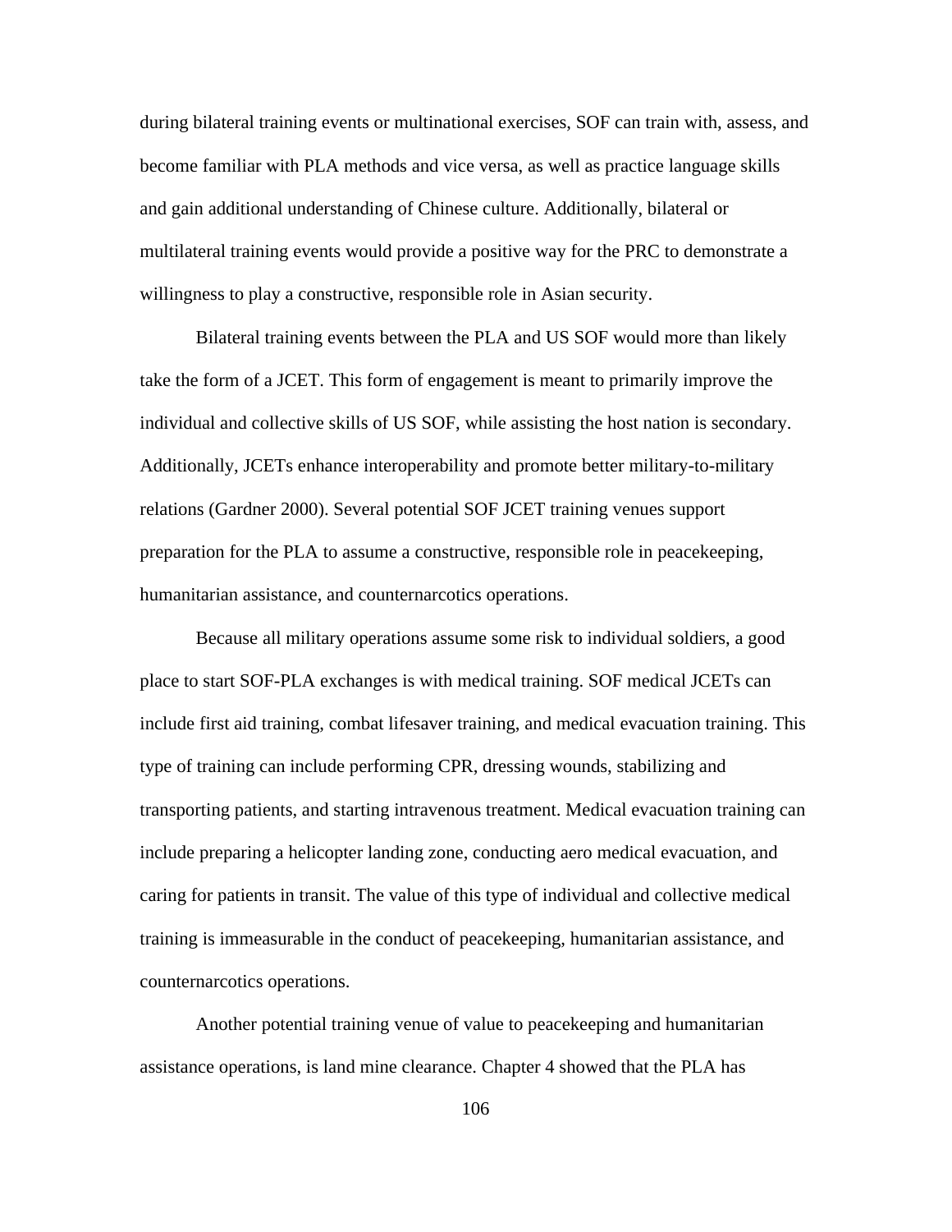during bilateral training events or multinational exercises, SOF can train with, assess, and become familiar with PLA methods and vice versa, as well as practice language skills and gain additional understanding of Chinese culture. Additionally, bilateral or multilateral training events would provide a positive way for the PRC to demonstrate a willingness to play a constructive, responsible role in Asian security.

Bilateral training events between the PLA and US SOF would more than likely take the form of a JCET. This form of engagement is meant to primarily improve the individual and collective skills of US SOF, while assisting the host nation is secondary. Additionally, JCETs enhance interoperability and promote better military-to-military relations (Gardner 2000). Several potential SOF JCET training venues support preparation for the PLA to assume a constructive, responsible role in peacekeeping, humanitarian assistance, and counternarcotics operations.

Because all military operations assume some risk to individual soldiers, a good place to start SOF-PLA exchanges is with medical training. SOF medical JCETs can include first aid training, combat lifesaver training, and medical evacuation training. This type of training can include performing CPR, dressing wounds, stabilizing and transporting patients, and starting intravenous treatment. Medical evacuation training can include preparing a helicopter landing zone, conducting aero medical evacuation, and caring for patients in transit. The value of this type of individual and collective medical training is immeasurable in the conduct of peacekeeping, humanitarian assistance, and counternarcotics operations.

Another potential training venue of value to peacekeeping and humanitarian assistance operations, is land mine clearance. Chapter 4 showed that the PLA has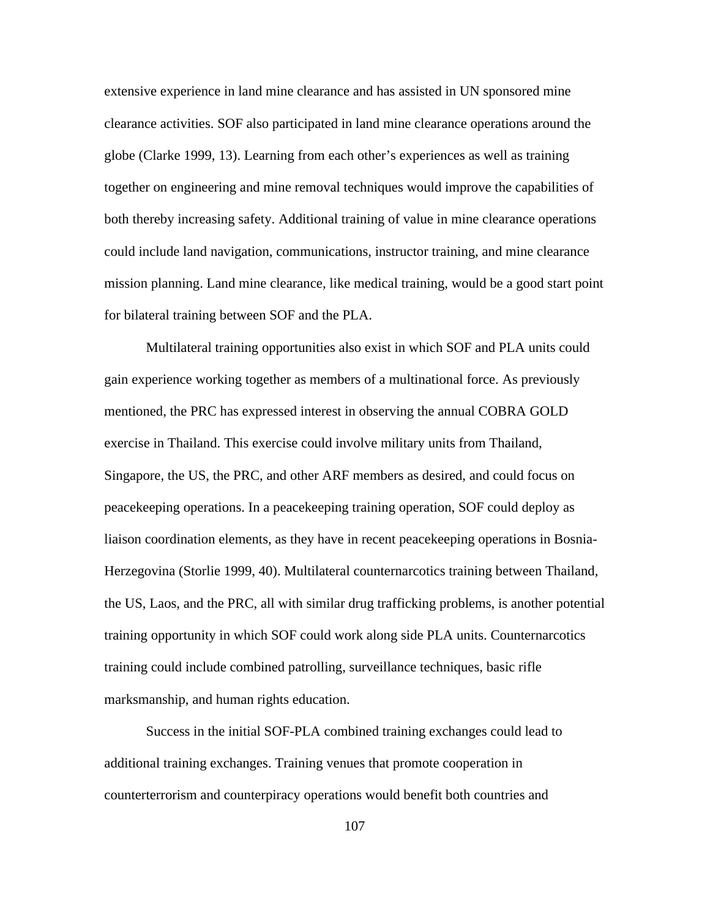extensive experience in land mine clearance and has assisted in UN sponsored mine clearance activities. SOF also participated in land mine clearance operations around the globe (Clarke 1999, 13). Learning from each other's experiences as well as training together on engineering and mine removal techniques would improve the capabilities of both thereby increasing safety. Additional training of value in mine clearance operations could include land navigation, communications, instructor training, and mine clearance mission planning. Land mine clearance, like medical training, would be a good start point for bilateral training between SOF and the PLA.

Multilateral training opportunities also exist in which SOF and PLA units could gain experience working together as members of a multinational force. As previously mentioned, the PRC has expressed interest in observing the annual COBRA GOLD exercise in Thailand. This exercise could involve military units from Thailand, Singapore, the US, the PRC, and other ARF members as desired, and could focus on peacekeeping operations. In a peacekeeping training operation, SOF could deploy as liaison coordination elements, as they have in recent peacekeeping operations in Bosnia-Herzegovina (Storlie 1999, 40). Multilateral counternarcotics training between Thailand, the US, Laos, and the PRC, all with similar drug trafficking problems, is another potential training opportunity in which SOF could work along side PLA units. Counternarcotics training could include combined patrolling, surveillance techniques, basic rifle marksmanship, and human rights education.

Success in the initial SOF-PLA combined training exchanges could lead to additional training exchanges. Training venues that promote cooperation in counterterrorism and counterpiracy operations would benefit both countries and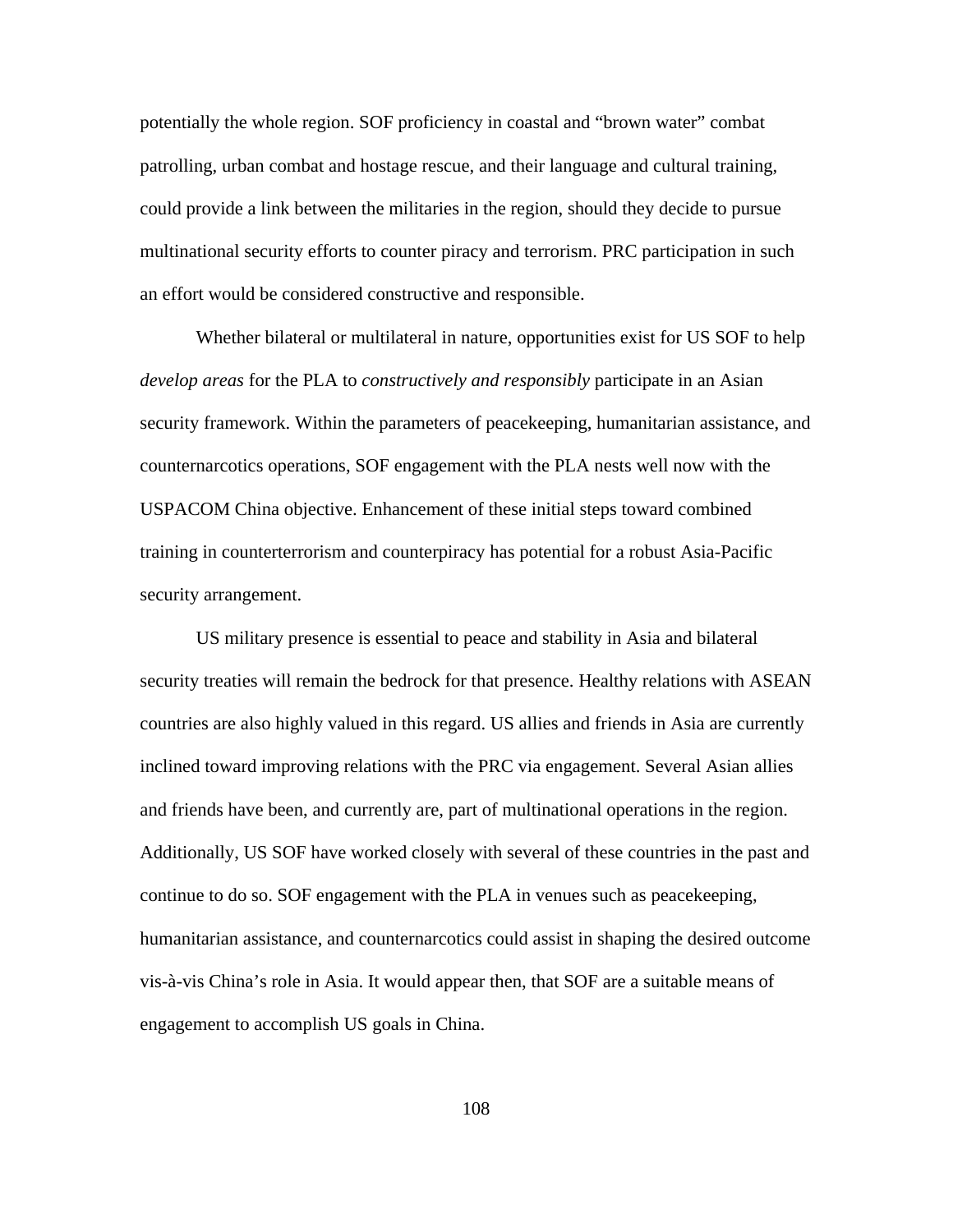potentially the whole region. SOF proficiency in coastal and "brown water" combat patrolling, urban combat and hostage rescue, and their language and cultural training, could provide a link between the militaries in the region, should they decide to pursue multinational security efforts to counter piracy and terrorism. PRC participation in such an effort would be considered constructive and responsible.

Whether bilateral or multilateral in nature, opportunities exist for US SOF to help *develop areas* for the PLA to *constructively and responsibly* participate in an Asian security framework. Within the parameters of peacekeeping, humanitarian assistance, and counternarcotics operations, SOF engagement with the PLA nests well now with the USPACOM China objective. Enhancement of these initial steps toward combined training in counterterrorism and counterpiracy has potential for a robust Asia-Pacific security arrangement.

US military presence is essential to peace and stability in Asia and bilateral security treaties will remain the bedrock for that presence. Healthy relations with ASEAN countries are also highly valued in this regard. US allies and friends in Asia are currently inclined toward improving relations with the PRC via engagement. Several Asian allies and friends have been, and currently are, part of multinational operations in the region. Additionally, US SOF have worked closely with several of these countries in the past and continue to do so. SOF engagement with the PLA in venues such as peacekeeping, humanitarian assistance, and counternarcotics could assist in shaping the desired outcome vis-à-vis China's role in Asia. It would appear then, that SOF are a suitable means of engagement to accomplish US goals in China.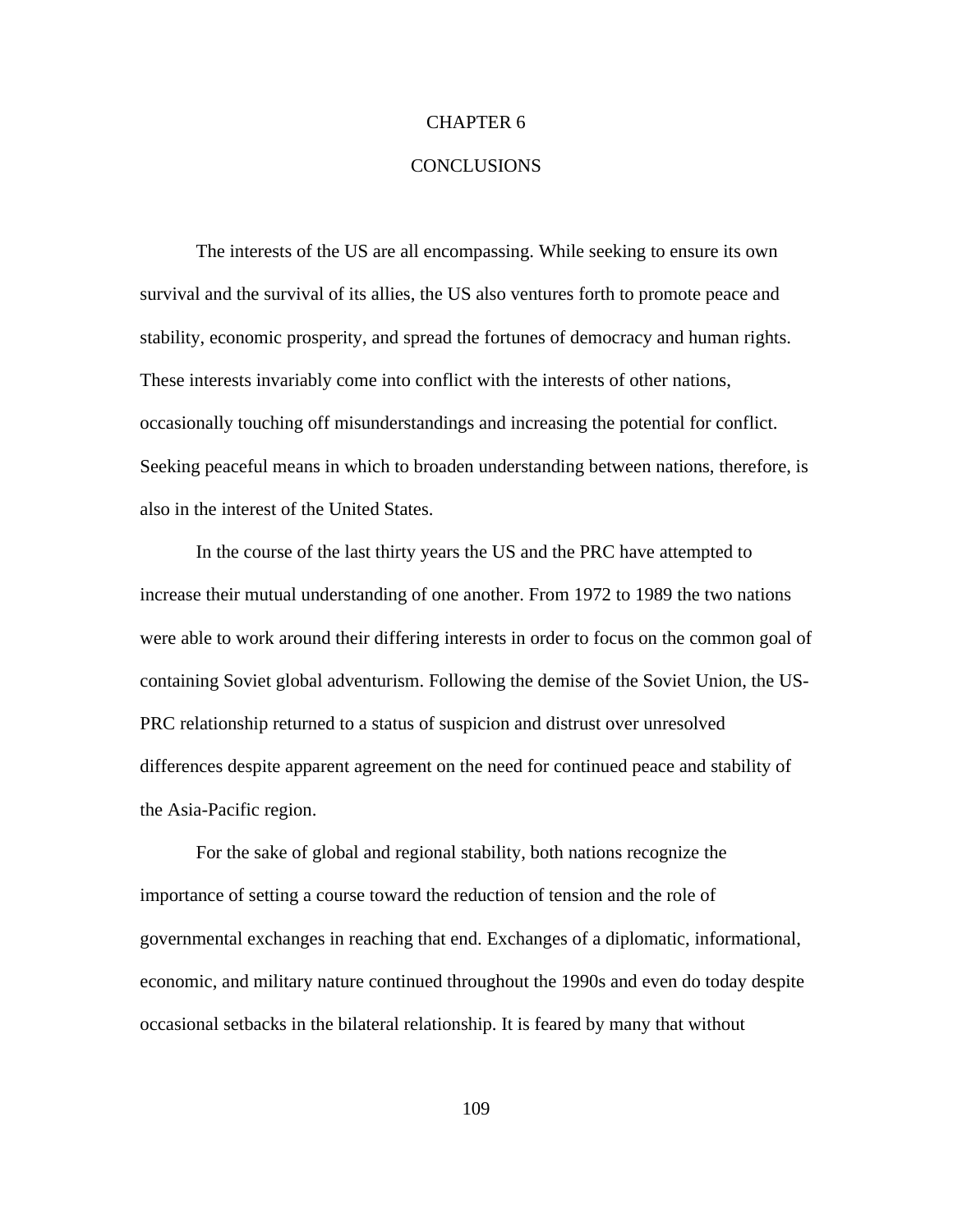# CHAPTER 6

# CONCLUSIONS

The interests of the US are all encompassing. While seeking to ensure its own survival and the survival of its allies, the US also ventures forth to promote peace and stability, economic prosperity, and spread the fortunes of democracy and human rights. These interests invariably come into conflict with the interests of other nations, occasionally touching off misunderstandings and increasing the potential for conflict. Seeking peaceful means in which to broaden understanding between nations, therefore, is also in the interest of the United States.

In the course of the last thirty years the US and the PRC have attempted to increase their mutual understanding of one another. From 1972 to 1989 the two nations were able to work around their differing interests in order to focus on the common goal of containing Soviet global adventurism. Following the demise of the Soviet Union, the US-PRC relationship returned to a status of suspicion and distrust over unresolved differences despite apparent agreement on the need for continued peace and stability of the Asia-Pacific region.

For the sake of global and regional stability, both nations recognize the importance of setting a course toward the reduction of tension and the role of governmental exchanges in reaching that end. Exchanges of a diplomatic, informational, economic, and military nature continued throughout the 1990s and even do today despite occasional setbacks in the bilateral relationship. It is feared by many that without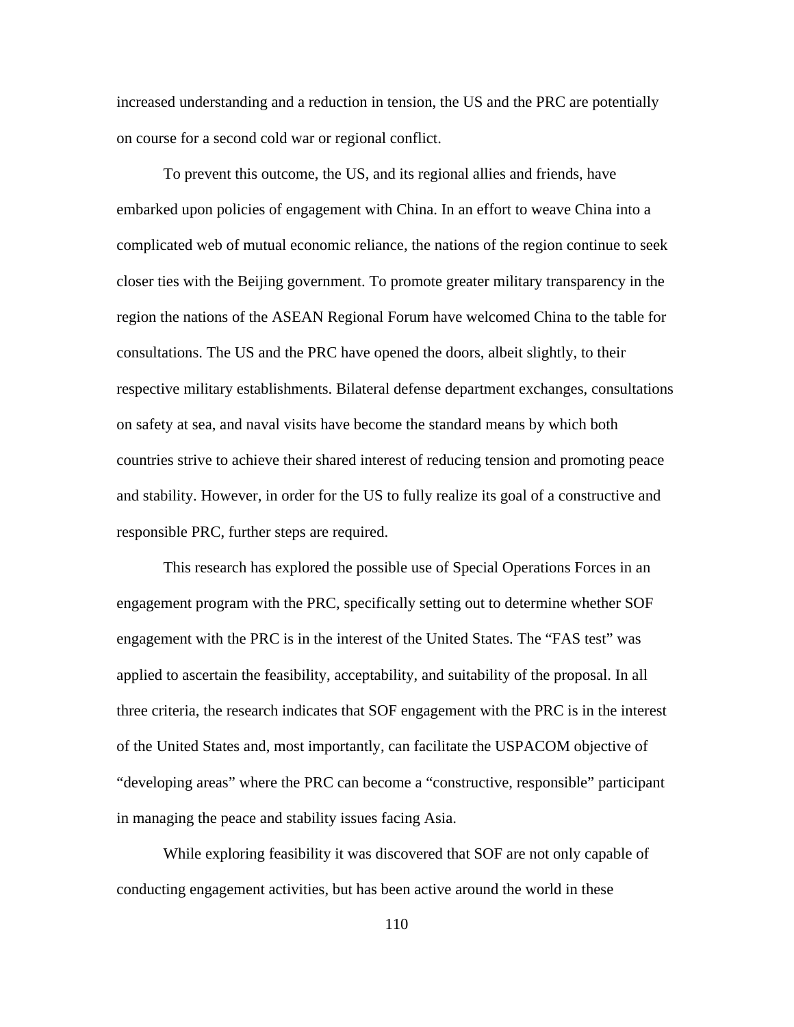increased understanding and a reduction in tension, the US and the PRC are potentially on course for a second cold war or regional conflict.

To prevent this outcome, the US, and its regional allies and friends, have embarked upon policies of engagement with China. In an effort to weave China into a complicated web of mutual economic reliance, the nations of the region continue to seek closer ties with the Beijing government. To promote greater military transparency in the region the nations of the ASEAN Regional Forum have welcomed China to the table for consultations. The US and the PRC have opened the doors, albeit slightly, to their respective military establishments. Bilateral defense department exchanges, consultations on safety at sea, and naval visits have become the standard means by which both countries strive to achieve their shared interest of reducing tension and promoting peace and stability. However, in order for the US to fully realize its goal of a constructive and responsible PRC, further steps are required.

This research has explored the possible use of Special Operations Forces in an engagement program with the PRC, specifically setting out to determine whether SOF engagement with the PRC is in the interest of the United States. The "FAS test" was applied to ascertain the feasibility, acceptability, and suitability of the proposal. In all three criteria, the research indicates that SOF engagement with the PRC is in the interest of the United States and, most importantly, can facilitate the USPACOM objective of "developing areas" where the PRC can become a "constructive, responsible" participant in managing the peace and stability issues facing Asia.

While exploring feasibility it was discovered that SOF are not only capable of conducting engagement activities, but has been active around the world in these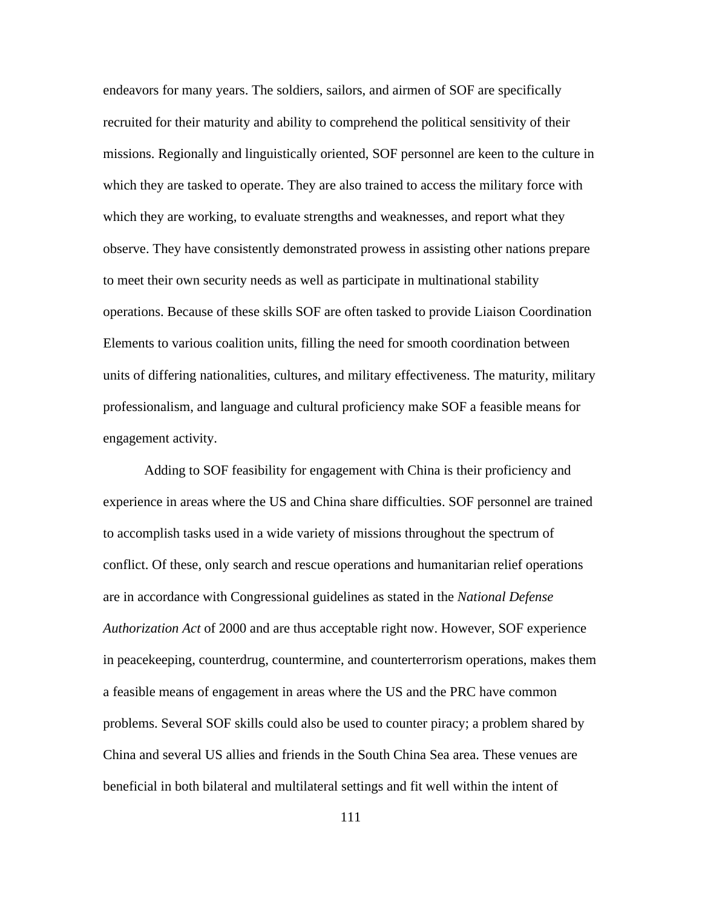endeavors for many years. The soldiers, sailors, and airmen of SOF are specifically recruited for their maturity and ability to comprehend the political sensitivity of their missions. Regionally and linguistically oriented, SOF personnel are keen to the culture in which they are tasked to operate. They are also trained to access the military force with which they are working, to evaluate strengths and weaknesses, and report what they observe. They have consistently demonstrated prowess in assisting other nations prepare to meet their own security needs as well as participate in multinational stability operations. Because of these skills SOF are often tasked to provide Liaison Coordination Elements to various coalition units, filling the need for smooth coordination between units of differing nationalities, cultures, and military effectiveness. The maturity, military professionalism, and language and cultural proficiency make SOF a feasible means for engagement activity.

Adding to SOF feasibility for engagement with China is their proficiency and experience in areas where the US and China share difficulties. SOF personnel are trained to accomplish tasks used in a wide variety of missions throughout the spectrum of conflict. Of these, only search and rescue operations and humanitarian relief operations are in accordance with Congressional guidelines as stated in the *National Defense Authorization Act* of 2000 and are thus acceptable right now. However, SOF experience in peacekeeping, counterdrug, countermine, and counterterrorism operations, makes them a feasible means of engagement in areas where the US and the PRC have common problems. Several SOF skills could also be used to counter piracy; a problem shared by China and several US allies and friends in the South China Sea area. These venues are beneficial in both bilateral and multilateral settings and fit well within the intent of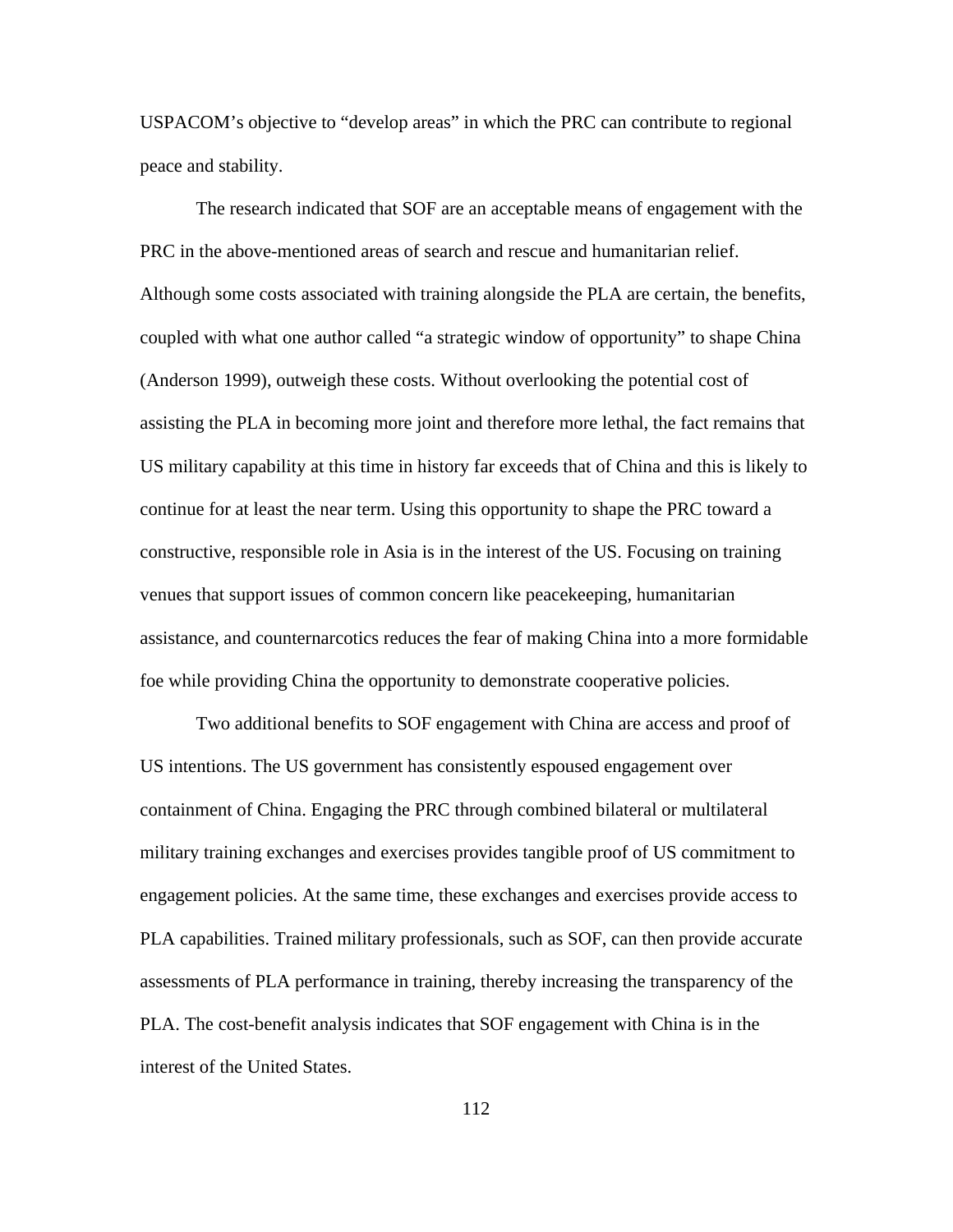USPACOM's objective to "develop areas" in which the PRC can contribute to regional peace and stability.

The research indicated that SOF are an acceptable means of engagement with the PRC in the above-mentioned areas of search and rescue and humanitarian relief. Although some costs associated with training alongside the PLA are certain, the benefits, coupled with what one author called "a strategic window of opportunity" to shape China (Anderson 1999), outweigh these costs. Without overlooking the potential cost of assisting the PLA in becoming more joint and therefore more lethal, the fact remains that US military capability at this time in history far exceeds that of China and this is likely to continue for at least the near term. Using this opportunity to shape the PRC toward a constructive, responsible role in Asia is in the interest of the US. Focusing on training venues that support issues of common concern like peacekeeping, humanitarian assistance, and counternarcotics reduces the fear of making China into a more formidable foe while providing China the opportunity to demonstrate cooperative policies.

Two additional benefits to SOF engagement with China are access and proof of US intentions. The US government has consistently espoused engagement over containment of China. Engaging the PRC through combined bilateral or multilateral military training exchanges and exercises provides tangible proof of US commitment to engagement policies. At the same time, these exchanges and exercises provide access to PLA capabilities. Trained military professionals, such as SOF, can then provide accurate assessments of PLA performance in training, thereby increasing the transparency of the PLA. The cost-benefit analysis indicates that SOF engagement with China is in the interest of the United States.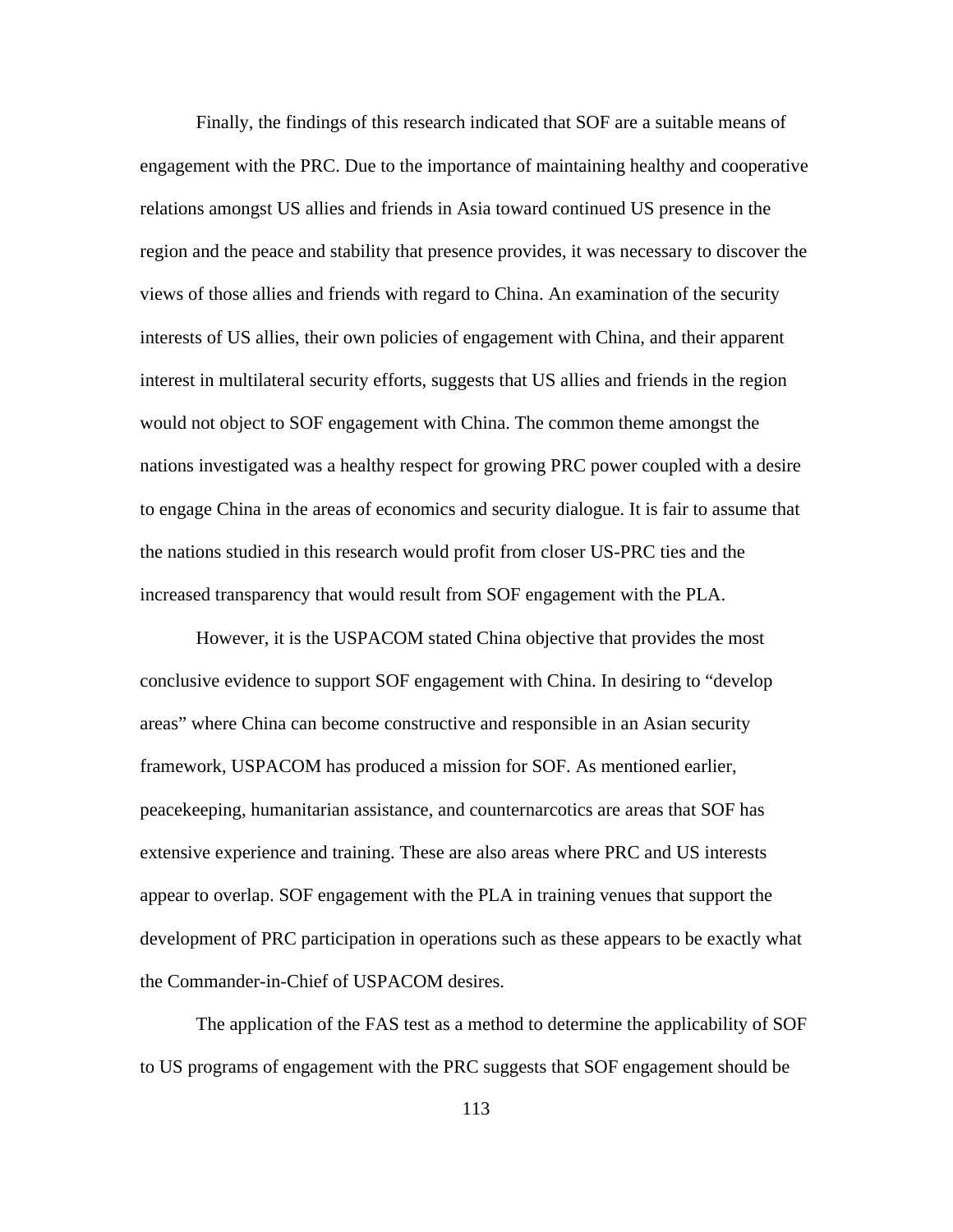Finally, the findings of this research indicated that SOF are a suitable means of engagement with the PRC. Due to the importance of maintaining healthy and cooperative relations amongst US allies and friends in Asia toward continued US presence in the region and the peace and stability that presence provides, it was necessary to discover the views of those allies and friends with regard to China. An examination of the security interests of US allies, their own policies of engagement with China, and their apparent interest in multilateral security efforts, suggests that US allies and friends in the region would not object to SOF engagement with China. The common theme amongst the nations investigated was a healthy respect for growing PRC power coupled with a desire to engage China in the areas of economics and security dialogue. It is fair to assume that the nations studied in this research would profit from closer US-PRC ties and the increased transparency that would result from SOF engagement with the PLA.

However, it is the USPACOM stated China objective that provides the most conclusive evidence to support SOF engagement with China. In desiring to "develop areas" where China can become constructive and responsible in an Asian security framework, USPACOM has produced a mission for SOF. As mentioned earlier, peacekeeping, humanitarian assistance, and counternarcotics are areas that SOF has extensive experience and training. These are also areas where PRC and US interests appear to overlap. SOF engagement with the PLA in training venues that support the development of PRC participation in operations such as these appears to be exactly what the Commander-in-Chief of USPACOM desires.

The application of the FAS test as a method to determine the applicability of SOF to US programs of engagement with the PRC suggests that SOF engagement should be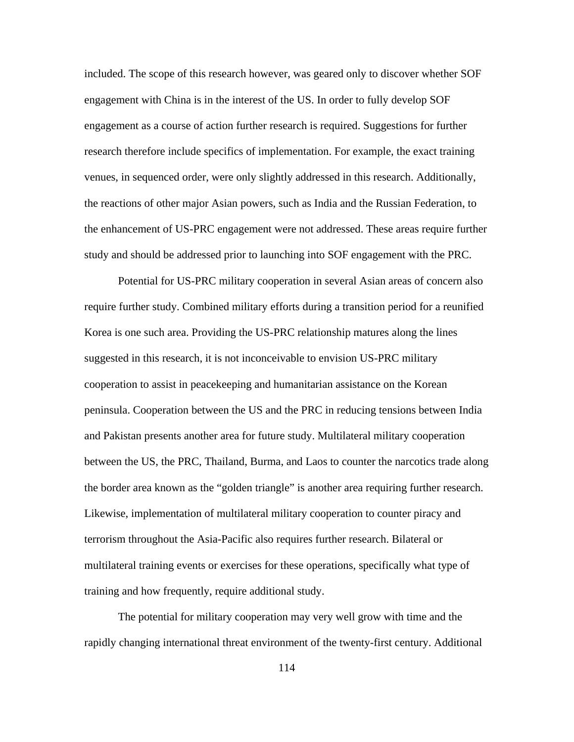included. The scope of this research however, was geared only to discover whether SOF engagement with China is in the interest of the US. In order to fully develop SOF engagement as a course of action further research is required. Suggestions for further research therefore include specifics of implementation. For example, the exact training venues, in sequenced order, were only slightly addressed in this research. Additionally, the reactions of other major Asian powers, such as India and the Russian Federation, to the enhancement of US-PRC engagement were not addressed. These areas require further study and should be addressed prior to launching into SOF engagement with the PRC.

Potential for US-PRC military cooperation in several Asian areas of concern also require further study. Combined military efforts during a transition period for a reunified Korea is one such area. Providing the US-PRC relationship matures along the lines suggested in this research, it is not inconceivable to envision US-PRC military cooperation to assist in peacekeeping and humanitarian assistance on the Korean peninsula. Cooperation between the US and the PRC in reducing tensions between India and Pakistan presents another area for future study. Multilateral military cooperation between the US, the PRC, Thailand, Burma, and Laos to counter the narcotics trade along the border area known as the "golden triangle" is another area requiring further research. Likewise, implementation of multilateral military cooperation to counter piracy and terrorism throughout the Asia-Pacific also requires further research. Bilateral or multilateral training events or exercises for these operations, specifically what type of training and how frequently, require additional study.

The potential for military cooperation may very well grow with time and the rapidly changing international threat environment of the twenty-first century. Additional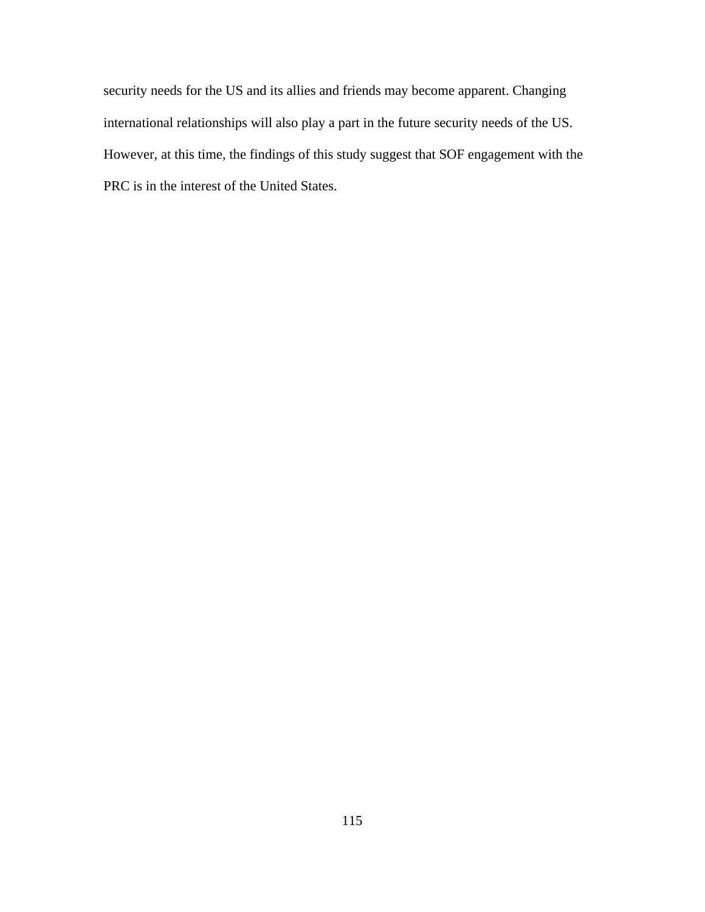security needs for the US and its allies and friends may become apparent. Changing international relationships will also play a part in the future security needs of the US. However, at this time, the findings of this study suggest that SOF engagement with the PRC is in the interest of the United States.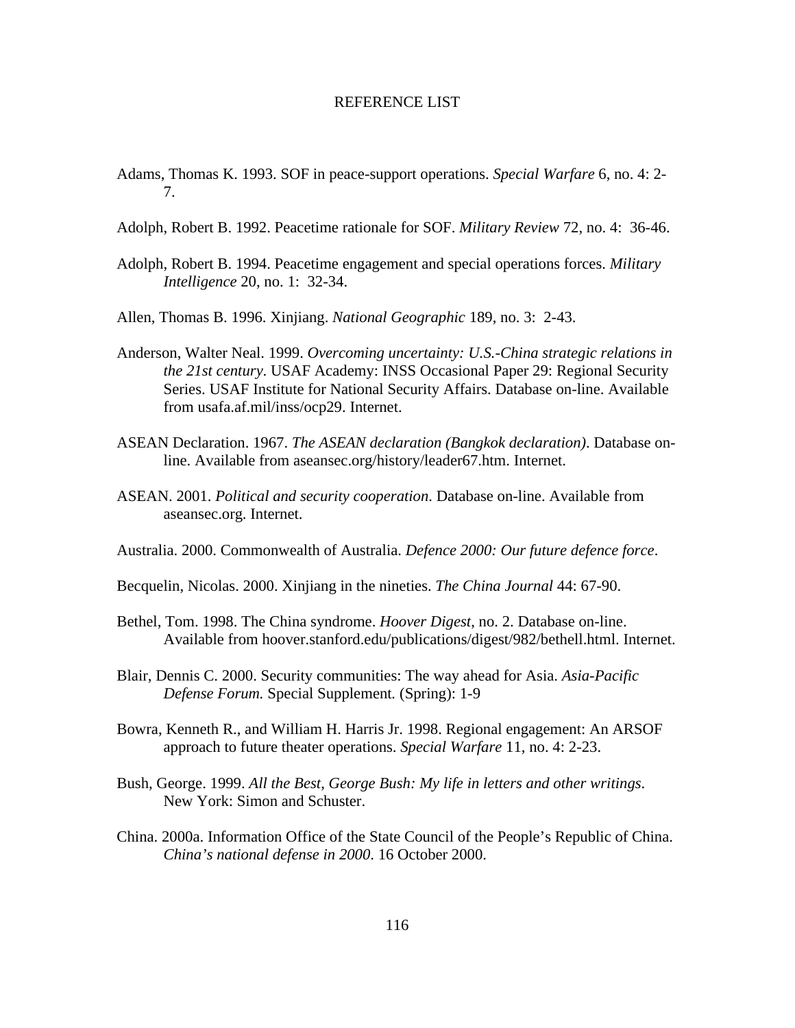# REFERENCE LIST

Adams, Thomas K. 1993. SOF in peace-support operations. *Special Warfare* 6, no. 4: 2-7.

Adolph, Robert B. 1992. Peacetime rationale for SOF. *Military Review* 72, no. 4: 36-46.

Adolph, Robert B. 1994. Peacetime engagement and special operations forces. *Military Intelligence* 20, no. 1: 32-34.

Allen, Thomas B. 1996. Xinjiang. *National Geographic* 189, no. 3: 2-43.

Anderson, Walter Neal. 1999. *Overcoming uncertainty: U.S.-China strategic relations in the 21st century*. USAF Academy: INSS Occasional Paper 29: Regional Security Series. USAF Institute for National Security Affairs. Database on-line. Available from usafa.af.mil/inss/ocp29. Internet.

ASEAN Declaration. 1967. *The ASEAN declaration (Bangkok declaration)*. Database on-line. Available from aseansec.org/history/leader67.htm. Internet.

ASEAN. 2001. *Political and security cooperation*. Database on-line. Available from aseansec.org. Internet.

Australia. 2000. Commonwealth of Australia. *Defence 2000: Our future defence force*.

Becquelin, Nicolas. 2000. Xinjiang in the nineties. *The China Journal* 44: 67-90.

Bethel, Tom. 1998. The China syndrome. *Hoover Digest*, no. 2. Database on-line. Available from hoover.stanford.edu/publications/digest/982/bethell.html. Internet.

Blair, Dennis C. 2000. Security communities: The way ahead for Asia. *Asia-Pacific Defense Forum.* Special Supplement. (Spring): 1-9

Bowra, Kenneth R., and William H. Harris Jr. 1998. Regional engagement: An ARSOF approach to future theater operations. *Special Warfare* 11, no. 4: 2-23.

Bush, George. 1999. *All the Best, George Bush: My life in letters and other writings*. New York: Simon and Schuster.

China. 2000a. Information Office of the State Council of the People's Republic of China. *China's national defense in 2000*. 16 October 2000.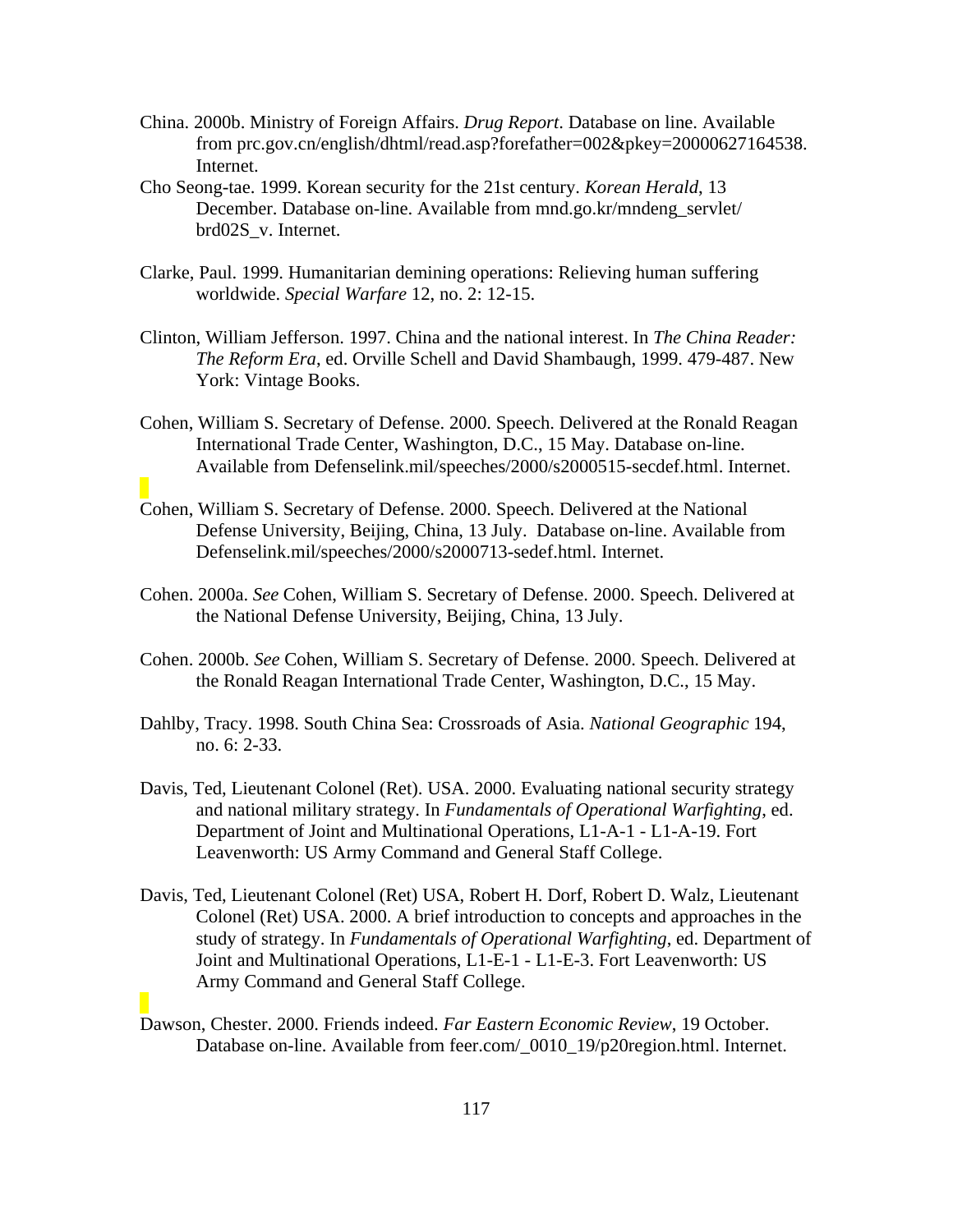China. 2000b. Ministry of Foreign Affairs. *Drug Report*. Database on line. Available from prc.gov.cn/english/dhtml/read.asp?forefather=002&pkey=20000627164538. Internet.

Cho Seong-tae. 1999. Korean security for the 21st century. *Korean Herald*, 13 December. Database on-line. Available from mnd.go.kr/mndeng_servlet/brd02S_v. Internet.

Clarke, Paul. 1999. Humanitarian demining operations: Relieving human suffering worldwide. *Special Warfare* 12, no. 2: 12-15.

Clinton, William Jefferson. 1997. China and the national interest. In *The China Reader: The Reform Era*, ed. Orville Schell and David Shambaugh, 1999. 479-487. New York: Vintage Books.

Cohen, William S. Secretary of Defense. 2000. Speech. Delivered at the Ronald Reagan International Trade Center, Washington, D.C., 15 May. Database on-line. Available from Defenselink.mil/speeches/2000/s2000515-secdef.html. Internet.

Cohen, William S. Secretary of Defense. 2000. Speech. Delivered at the National Defense University, Beijing, China, 13 July. Database on-line. Available from Defenselink.mil/speeches/2000/s2000713-sedef.html. Internet.

Cohen. 2000a. *See* Cohen, William S. Secretary of Defense. 2000. Speech. Delivered at the National Defense University, Beijing, China, 13 July.

Cohen. 2000b. *See* Cohen, William S. Secretary of Defense. 2000. Speech. Delivered at the Ronald Reagan International Trade Center, Washington, D.C., 15 May.

Dahlby, Tracy. 1998. South China Sea: Crossroads of Asia. *National Geographic* 194, no. 6: 2-33.

Davis, Ted, Lieutenant Colonel (Ret). USA. 2000. Evaluating national security strategy and national military strategy. In *Fundamentals of Operational Warfighting*, ed. Department of Joint and Multinational Operations, L1-A-1 - L1-A-19. Fort Leavenworth: US Army Command and General Staff College.

Davis, Ted, Lieutenant Colonel (Ret) USA, Robert H. Dorf, Robert D. Walz, Lieutenant Colonel (Ret) USA. 2000. A brief introduction to concepts and approaches in the study of strategy. In *Fundamentals of Operational Warfighting*, ed. Department of Joint and Multinational Operations, L1-E-1 - L1-E-3. Fort Leavenworth: US Army Command and General Staff College.

Dawson, Chester. 2000. Friends indeed. *Far Eastern Economic Review*, 19 October. Database on-line. Available from feer.com/_0010_19/p20region.html. Internet.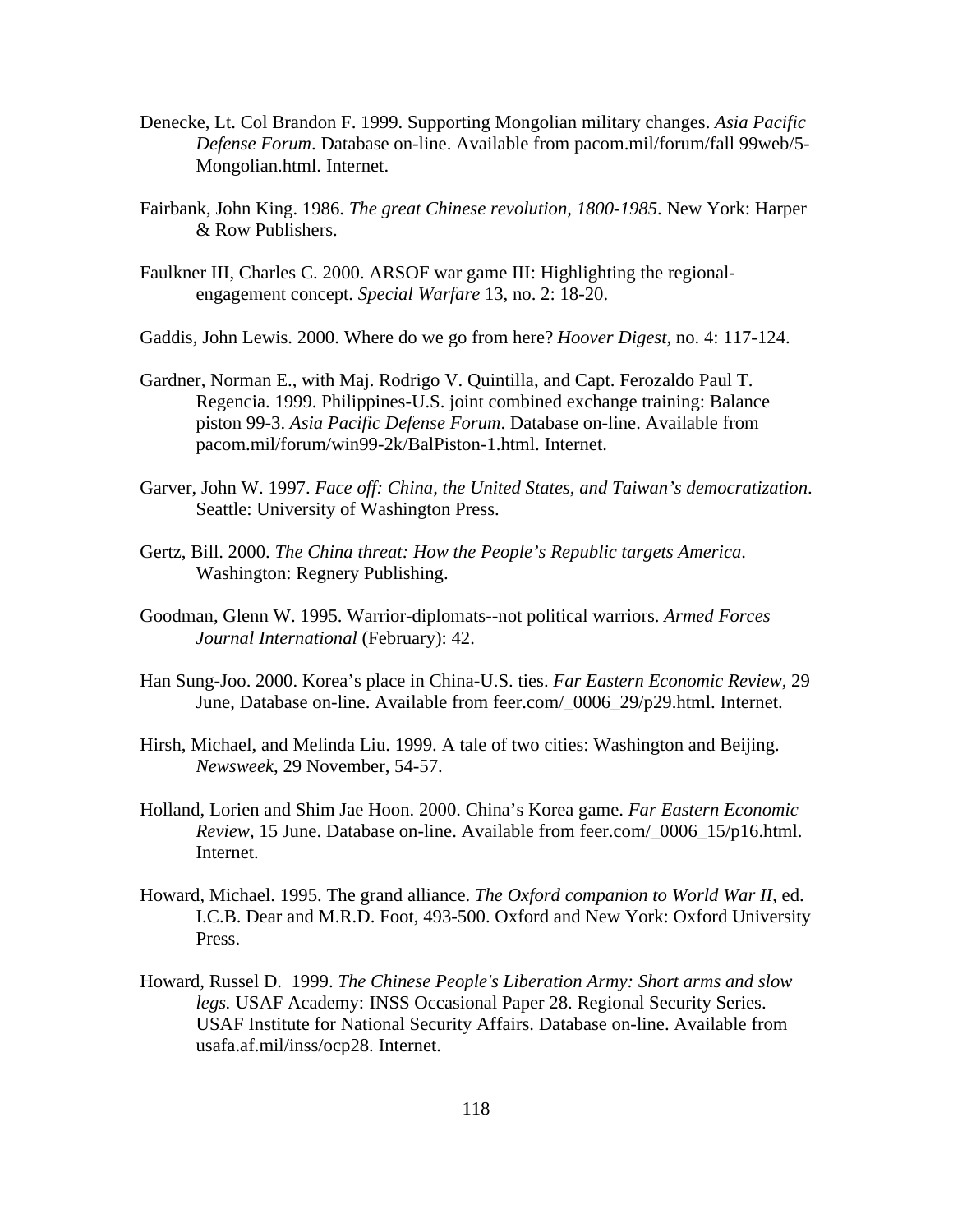Denecke, Lt. Col Brandon F. 1999. Supporting Mongolian military changes. *Asia Pacific Defense Forum*. Database on-line. Available from pacom.mil/forum/fall 99web/5-Mongolian.html. Internet.

Fairbank, John King. 1986. *The great Chinese revolution, 1800-1985*. New York: Harper & Row Publishers.

Faulkner III, Charles C. 2000. ARSOF war game III: Highlighting the regional-engagement concept. *Special Warfare* 13, no. 2: 18-20.

Gaddis, John Lewis. 2000. Where do we go from here? *Hoover Digest*, no. 4: 117-124.

Gardner, Norman E., with Maj. Rodrigo V. Quintilla, and Capt. Ferozaldo Paul T. Regencia. 1999. Philippines-U.S. joint combined exchange training: Balance piston 99-3. *Asia Pacific Defense Forum*. Database on-line. Available from pacom.mil/forum/win99-2k/BalPiston-1.html. Internet.

Garver, John W. 1997. *Face off: China, the United States, and Taiwan's democratization*. Seattle: University of Washington Press.

Gertz, Bill. 2000. *The China threat: How the People's Republic targets America*. Washington: Regnery Publishing.

Goodman, Glenn W. 1995. Warrior-diplomats--not political warriors. *Armed Forces Journal International* (February): 42.

Han Sung-Joo. 2000. Korea's place in China-U.S. ties. *Far Eastern Economic Review*, 29 June, Database on-line. Available from feer.com/_0006_29/p29.html. Internet.

Hirsh, Michael, and Melinda Liu. 1999. A tale of two cities: Washington and Beijing. *Newsweek*, 29 November, 54-57.

Holland, Lorien and Shim Jae Hoon. 2000. China's Korea game. *Far Eastern Economic Review*, 15 June. Database on-line. Available from feer.com/_0006_15/p16.html. Internet.

Howard, Michael. 1995. The grand alliance. *The Oxford companion to World War II*, ed. I.C.B. Dear and M.R.D. Foot, 493-500. Oxford and New York: Oxford University Press.

Howard, Russel D. 1999. *The Chinese People's Liberation Army: Short arms and slow legs.* USAF Academy: INSS Occasional Paper 28. Regional Security Series. USAF Institute for National Security Affairs. Database on-line. Available from usafa.af.mil/inss/ocp28. Internet.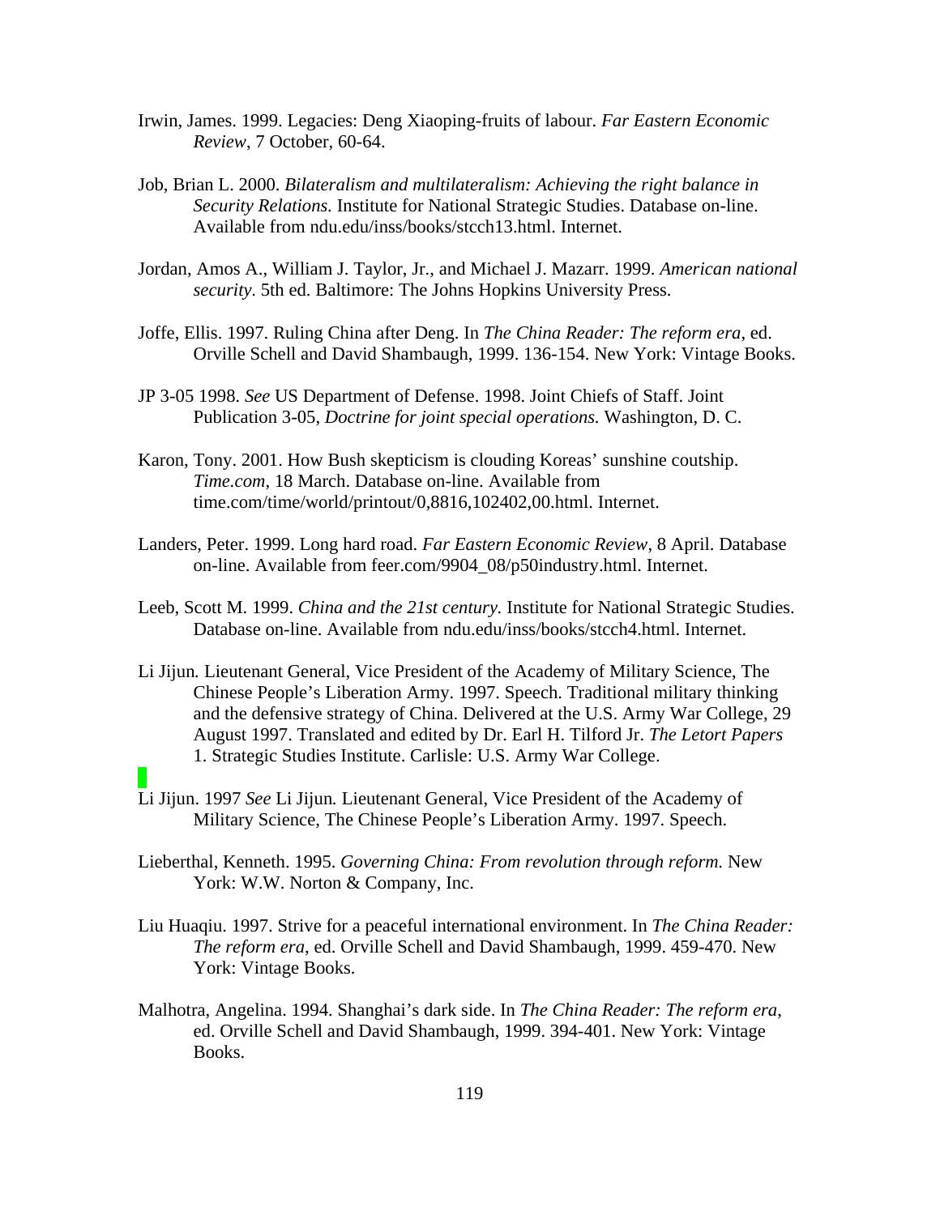Irwin, James. 1999. Legacies: Deng Xiaoping-fruits of labour. *Far Eastern Economic Review*, 7 October, 60-64.

Job, Brian L. 2000. *Bilateralism and multilateralism: Achieving the right balance in Security Relations.* Institute for National Strategic Studies. Database on-line. Available from ndu.edu/inss/books/stcch13.html. Internet.

Jordan, Amos A., William J. Taylor, Jr., and Michael J. Mazarr. 1999. *American national security.* 5th ed. Baltimore: The Johns Hopkins University Press.

Joffe, Ellis. 1997. Ruling China after Deng. In *The China Reader: The reform era*, ed. Orville Schell and David Shambaugh, 1999. 136-154. New York: Vintage Books.

JP 3-05 1998. *See* US Department of Defense. 1998. Joint Chiefs of Staff. Joint Publication 3-05, *Doctrine for joint special operations.* Washington, D. C.

Karon, Tony. 2001. How Bush skepticism is clouding Koreas' sunshine coutship. *Time.com*, 18 March. Database on-line. Available from time.com/time/world/printout/0,8816,102402,00.html. Internet.

Landers, Peter. 1999. Long hard road. *Far Eastern Economic Review*, 8 April. Database on-line. Available from feer.com/9904_08/p50industry.html. Internet.

Leeb, Scott M. 1999. *China and the 21st century.* Institute for National Strategic Studies. Database on-line. Available from ndu.edu/inss/books/stcch4.html. Internet.

Li Jijun*.* Lieutenant General, Vice President of the Academy of Military Science, The Chinese People's Liberation Army. 1997. Speech. Traditional military thinking and the defensive strategy of China. Delivered at the U.S. Army War College, 29 August 1997. Translated and edited by Dr. Earl H. Tilford Jr. *The Letort Papers* 1. Strategic Studies Institute. Carlisle: U.S. Army War College.

Li Jijun. 1997 *See* Li Jijun*.* Lieutenant General, Vice President of the Academy of Military Science, The Chinese People's Liberation Army. 1997. Speech.

Lieberthal, Kenneth. 1995. *Governing China: From revolution through reform.* New York: W.W. Norton & Company, Inc.

Liu Huaqiu. 1997. Strive for a peaceful international environment. In *The China Reader: The reform era*, ed. Orville Schell and David Shambaugh, 1999. 459-470. New York: Vintage Books.

Malhotra, Angelina. 1994. Shanghai's dark side. In *The China Reader: The reform era*, ed. Orville Schell and David Shambaugh, 1999. 394-401. New York: Vintage Books.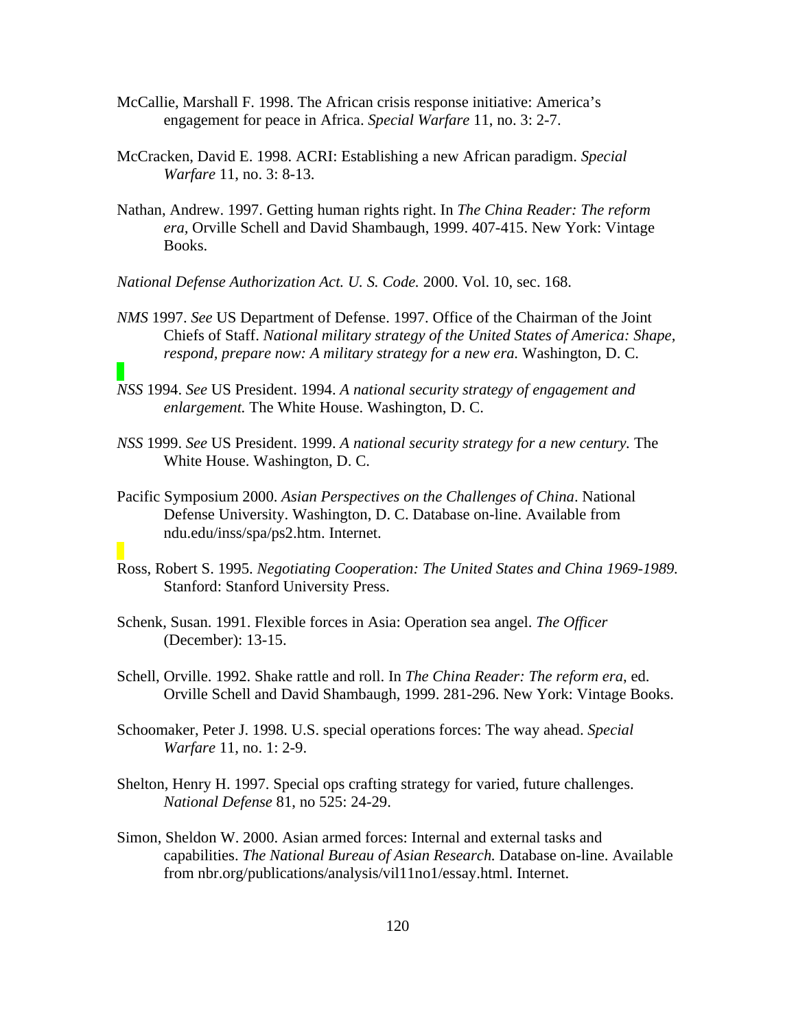McCallie, Marshall F. 1998. The African crisis response initiative: America's engagement for peace in Africa. *Special Warfare* 11, no. 3: 2-7.

McCracken, David E. 1998. ACRI: Establishing a new African paradigm. *Special Warfare* 11, no. 3: 8-13.

Nathan, Andrew. 1997. Getting human rights right. In *The China Reader: The reform era*, Orville Schell and David Shambaugh, 1999. 407-415. New York: Vintage Books.

*National Defense Authorization Act. U. S. Code.* 2000. Vol. 10, sec. 168.

*NMS* 1997. *See* US Department of Defense. 1997. Office of the Chairman of the Joint Chiefs of Staff. *National military strategy of the United States of America: Shape, respond, prepare now: A military strategy for a new era.* Washington, D. C.

*NSS* 1994. *See* US President. 1994. *A national security strategy of engagement and enlargement.* The White House. Washington, D. C.

*NSS* 1999. *See* US President. 1999. *A national security strategy for a new century.* The White House. Washington, D. C.

Pacific Symposium 2000. *Asian Perspectives on the Challenges of China*. National Defense University. Washington, D. C. Database on-line. Available from ndu.edu/inss/spa/ps2.htm. Internet.

Ross, Robert S. 1995. *Negotiating Cooperation: The United States and China 1969-1989.* Stanford: Stanford University Press.

Schenk, Susan. 1991. Flexible forces in Asia: Operation sea angel. *The Officer* (December): 13-15.

Schell, Orville. 1992. Shake rattle and roll. In *The China Reader: The reform era*, ed. Orville Schell and David Shambaugh, 1999. 281-296. New York: Vintage Books.

Schoomaker, Peter J. 1998. U.S. special operations forces: The way ahead. *Special Warfare* 11, no. 1: 2-9.

Shelton, Henry H. 1997. Special ops crafting strategy for varied, future challenges. *National Defense* 81, no 525: 24-29.

Simon, Sheldon W. 2000. Asian armed forces: Internal and external tasks and capabilities. *The National Bureau of Asian Research.* Database on-line. Available from nbr.org/publications/analysis/vil11no1/essay.html. Internet.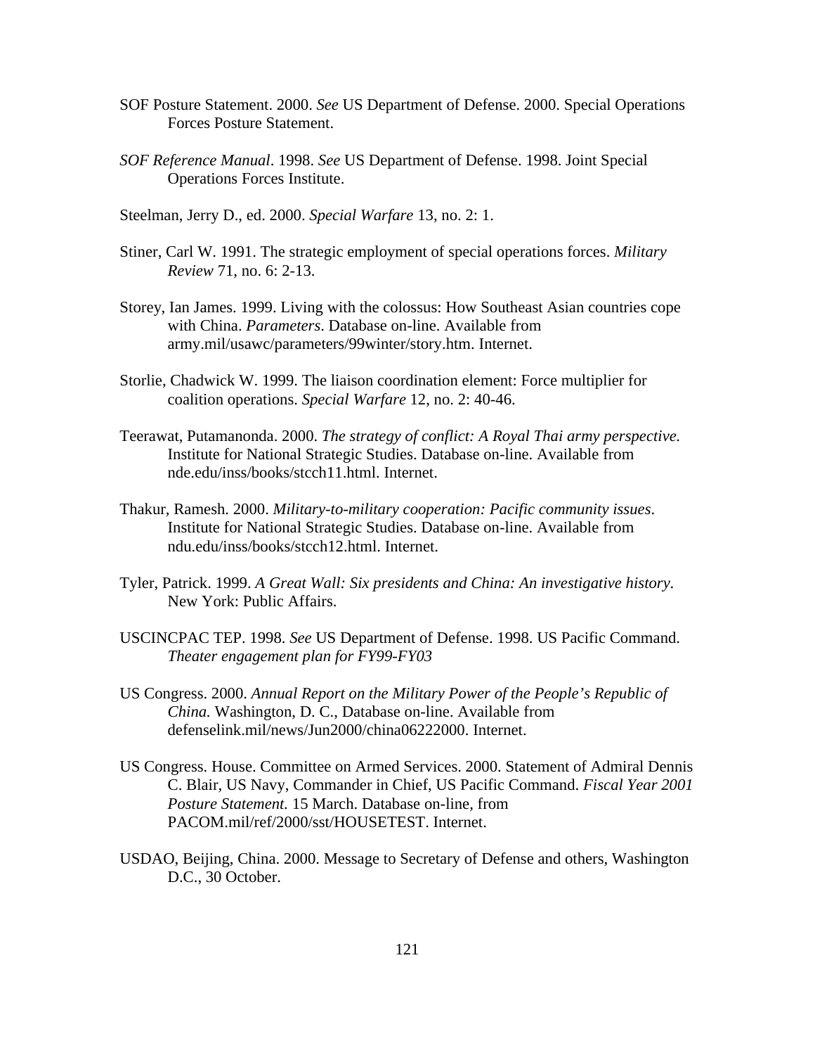SOF Posture Statement. 2000. *See* US Department of Defense. 2000. Special Operations Forces Posture Statement.

*SOF Reference Manual*. 1998. *See* US Department of Defense. 1998. Joint Special Operations Forces Institute.

Steelman, Jerry D., ed. 2000. *Special Warfare* 13, no. 2: 1.

Stiner, Carl W. 1991. The strategic employment of special operations forces. *Military Review* 71, no. 6: 2-13.

Storey, Ian James. 1999. Living with the colossus: How Southeast Asian countries cope with China. *Parameters*. Database on-line. Available from army.mil/usawc/parameters/99winter/story.htm. Internet.

Storlie, Chadwick W. 1999. The liaison coordination element: Force multiplier for coalition operations. *Special Warfare* 12, no. 2: 40-46.

Teerawat, Putamanonda. 2000. *The strategy of conflict: A Royal Thai army perspective.* Institute for National Strategic Studies. Database on-line. Available from nde.edu/inss/books/stcch11.html. Internet.

Thakur, Ramesh. 2000. *Military-to-military cooperation: Pacific community issues*. Institute for National Strategic Studies. Database on-line. Available from ndu.edu/inss/books/stcch12.html. Internet.

Tyler, Patrick. 1999. *A Great Wall: Six presidents and China: An investigative history*. New York: Public Affairs.

USCINCPAC TEP. 1998. *See* US Department of Defense. 1998. US Pacific Command. *Theater engagement plan for FY99-FY03*

US Congress. 2000. *Annual Report on the Military Power of the People's Republic of China.* Washington, D. C., Database on-line. Available from defenselink.mil/news/Jun2000/china06222000. Internet.

US Congress. House. Committee on Armed Services. 2000. Statement of Admiral Dennis C. Blair, US Navy, Commander in Chief, US Pacific Command. *Fiscal Year 2001 Posture Statement.* 15 March. Database on-line, from PACOM.mil/ref/2000/sst/HOUSETEST. Internet.

USDAO, Beijing, China. 2000. Message to Secretary of Defense and others, Washington D.C., 30 October.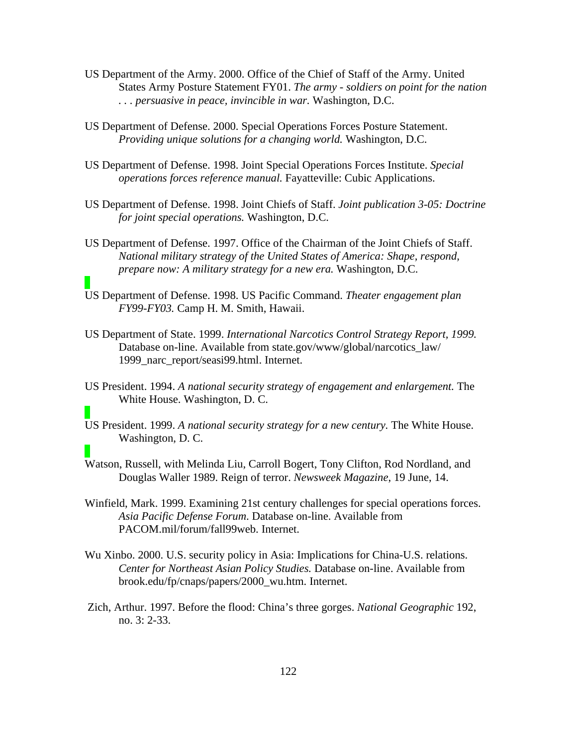US Department of the Army. 2000. Office of the Chief of Staff of the Army. United States Army Posture Statement FY01. *The army - soldiers on point for the nation . . . persuasive in peace, invincible in war.* Washington, D.C.

US Department of Defense. 2000. Special Operations Forces Posture Statement. *Providing unique solutions for a changing world.* Washington, D.C.

US Department of Defense. 1998. Joint Special Operations Forces Institute. *Special operations forces reference manual.* Fayatteville: Cubic Applications.

US Department of Defense. 1998. Joint Chiefs of Staff. *Joint publication 3-05: Doctrine for joint special operations.* Washington, D.C.

US Department of Defense. 1997. Office of the Chairman of the Joint Chiefs of Staff. *National military strategy of the United States of America: Shape, respond, prepare now: A military strategy for a new era.* Washington, D.C.

US Department of Defense. 1998. US Pacific Command. *Theater engagement plan FY99-FY03.* Camp H. M. Smith, Hawaii.

US Department of State. 1999. *International Narcotics Control Strategy Report, 1999.* Database on-line. Available from state.gov/www/global/narcotics_law/ 1999_narc_report/seasi99.html. Internet.

US President. 1994. *A national security strategy of engagement and enlargement.* The White House. Washington, D. C.

US President. 1999. *A national security strategy for a new century.* The White House. Washington, D. C.

Watson, Russell, with Melinda Liu, Carroll Bogert, Tony Clifton, Rod Nordland, and Douglas Waller 1989. Reign of terror. *Newsweek Magazine*, 19 June, 14.

Winfield, Mark. 1999. Examining 21st century challenges for special operations forces. *Asia Pacific Defense Forum*. Database on-line. Available from PACOM.mil/forum/fall99web. Internet.

Wu Xinbo. 2000. U.S. security policy in Asia: Implications for China-U.S. relations. *Center for Northeast Asian Policy Studies.* Database on-line. Available from brook.edu/fp/cnaps/papers/2000_wu.htm. Internet.

Zich, Arthur. 1997. Before the flood: China's three gorges. *National Geographic* 192, no. 3: 2-33.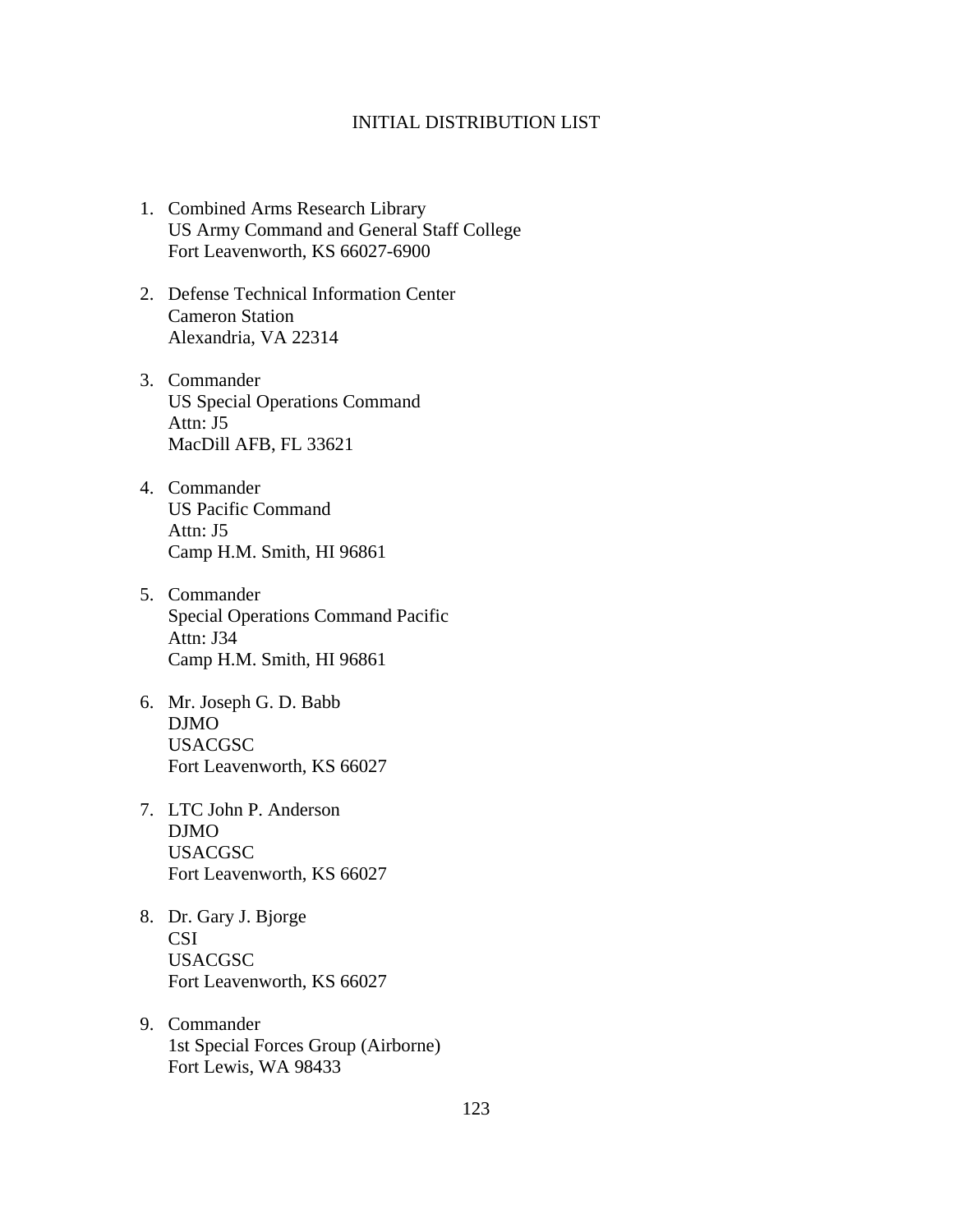# INITIAL DISTRIBUTION LIST

1. Combined Arms Research Library
   US Army Command and General Staff College
   Fort Leavenworth, KS 66027-6900

2. Defense Technical Information Center
   Cameron Station
   Alexandria, VA 22314

3. Commander
   US Special Operations Command
   Attn: J5
   MacDill AFB, FL 33621

4. Commander
   US Pacific Command
   Attn: J5
   Camp H.M. Smith, HI 96861

5. Commander
   Special Operations Command Pacific
   Attn: J34
   Camp H.M. Smith, HI 96861

6. Mr. Joseph G. D. Babb
   DJMO
   USACGSC
   Fort Leavenworth, KS 66027

7. LTC John P. Anderson
   DJMO
   USACGSC
   Fort Leavenworth, KS 66027

8. Dr. Gary J. Bjorge
   CSI
   USACGSC
   Fort Leavenworth, KS 66027

9. Commander
   1st Special Forces Group (Airborne)
   Fort Lewis, WA 98433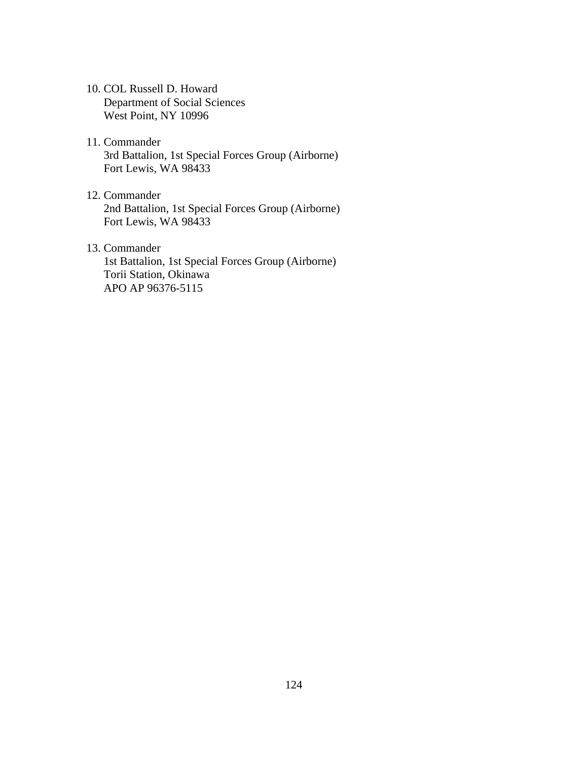10. COL Russell D. Howard
    Department of Social Sciences
    West Point, NY 10996

11. Commander
    3rd Battalion, 1st Special Forces Group (Airborne)
    Fort Lewis, WA 98433

12. Commander
    2nd Battalion, 1st Special Forces Group (Airborne)
    Fort Lewis, WA 98433

13. Commander
    1st Battalion, 1st Special Forces Group (Airborne)
    Torii Station, Okinawa
    APO AP 96376-5115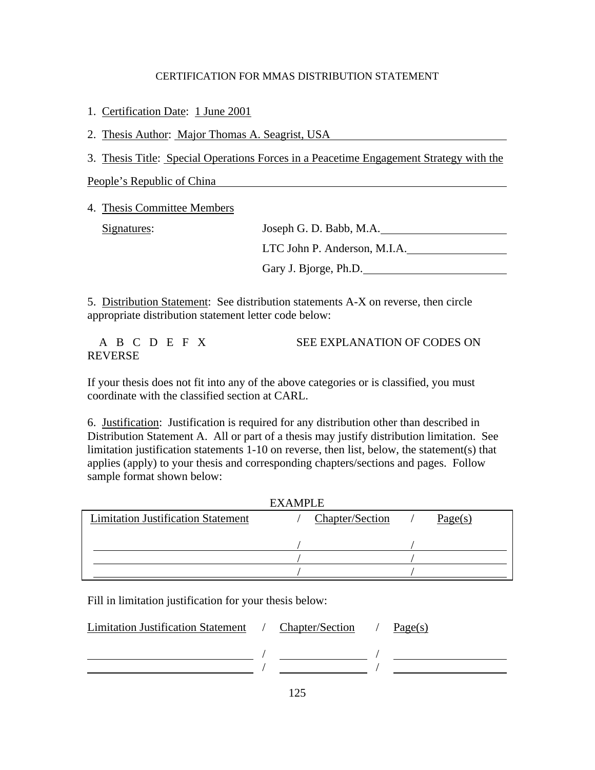CERTIFICATION FOR MMAS DISTRIBUTION STATEMENT

1. Certification Date: 1 June 2001

2. Thesis Author: Major Thomas A. Seagrist, USA

3. Thesis Title: Special Operations Forces in a Peacetime Engagement Strategy with the People's Republic of China

4. Thesis Committee Members

   Signatures:
   - Joseph G. D. Babb, M.A. ____________________
   - LTC John P. Anderson, M.I.A. ________________
   - Gary J. Bjorge, Ph.D. ______________________

5. Distribution Statement: See distribution statements A-X on reverse, then circle appropriate distribution statement letter code below:

   A B C D E F X SEE EXPLANATION OF CODES ON REVERSE

If your thesis does not fit into any of the above categories or is classified, you must coordinate with the classified section at CARL.

6. Justification: Justification is required for any distribution other than described in Distribution Statement A. All or part of a thesis may justify distribution limitation. See limitation justification statements 1-10 on reverse, then list, below, the statement(s) that applies (apply) to your thesis and corresponding chapters/sections and pages. Follow sample format shown below:

EXAMPLE

| Limitation Justification Statement | / | Chapter/Section | / | Page(s) |
|---|---|---|---|---|
| | / | | / | |
| | / | | / | |
| | / | | / | |

Fill in limitation justification for your thesis below:

| Limitation Justification Statement | / | Chapter/Section | / | Page(s) |
|---|---|---|---|---|
| | / | | / | |
| | / | | / | |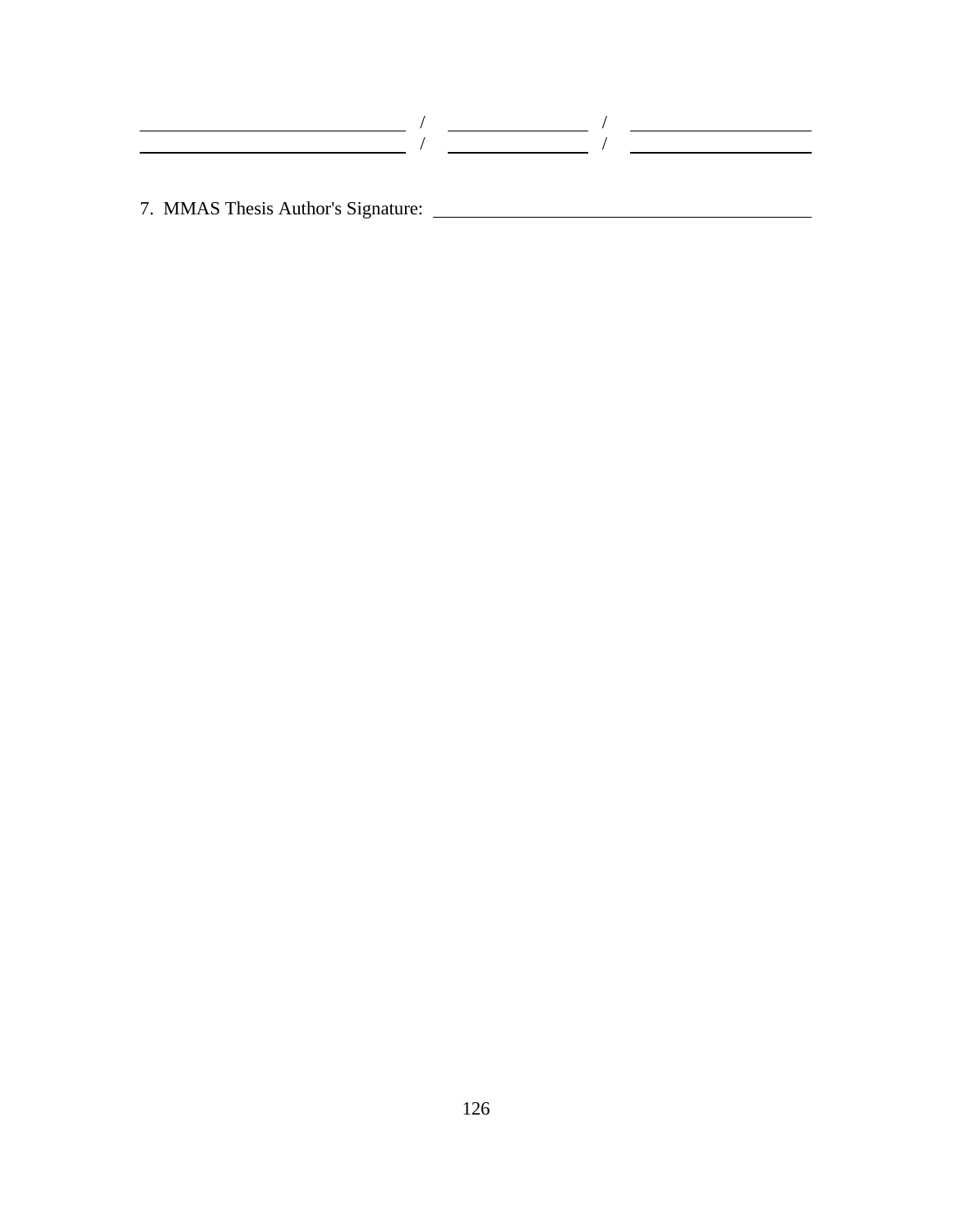\_\_\_\_\_\_\_\_\_\_\_\_\_\_\_\_\_\_\_\_ / \_\_\_\_\_\_\_\_\_\_\_\_ / \_\_\_\_\_\_\_\_\_\_\_\_\_\_\_\_

\_\_\_\_\_\_\_\_\_\_\_\_\_\_\_\_\_\_\_\_ / \_\_\_\_\_\_\_\_\_\_\_\_ / \_\_\_\_\_\_\_\_\_\_\_\_\_\_\_\_

7. MMAS Thesis Author's Signature: \_\_\_\_\_\_\_\_\_\_\_\_\_\_\_\_\_\_\_\_\_\_\_\_\_\_\_\_\_\_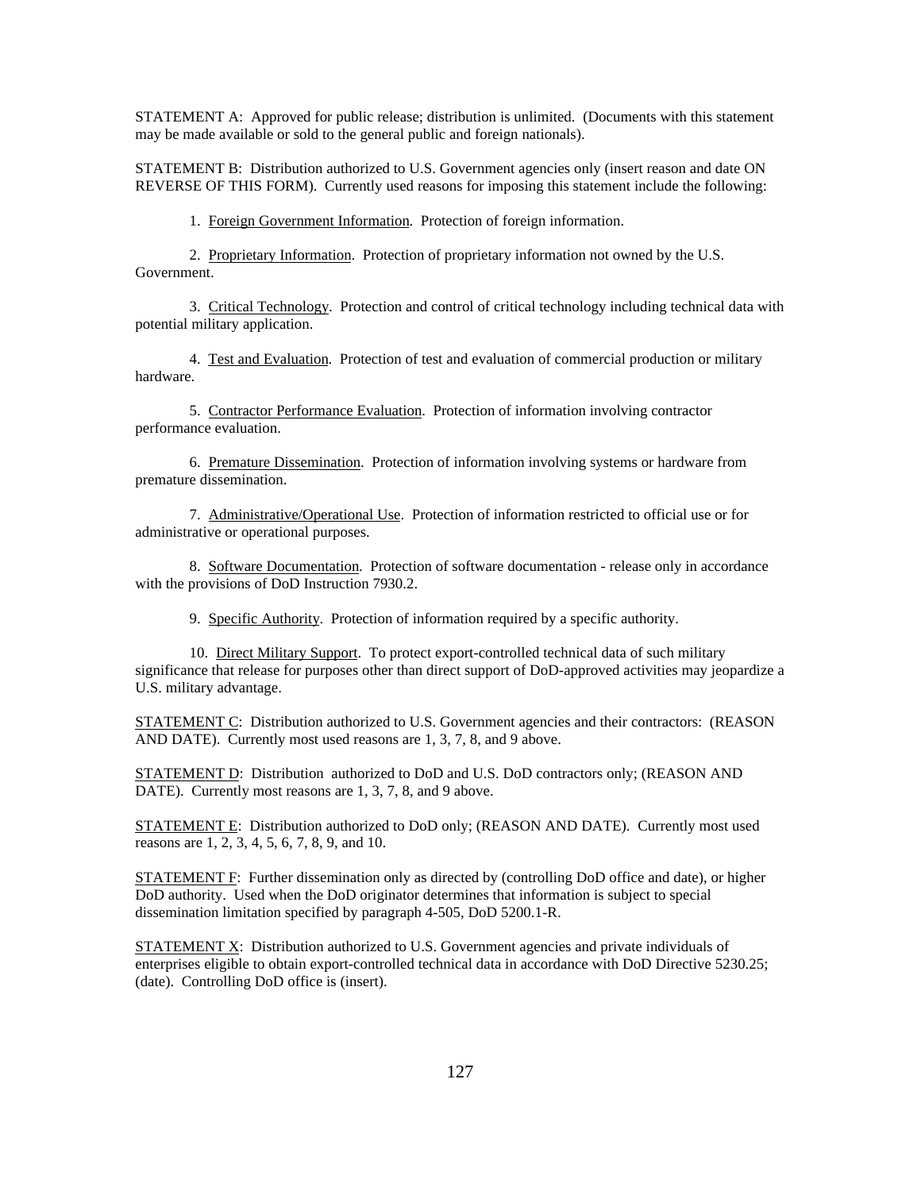STATEMENT A: Approved for public release; distribution is unlimited. (Documents with this statement may be made available or sold to the general public and foreign nationals).

STATEMENT B: Distribution authorized to U.S. Government agencies only (insert reason and date ON REVERSE OF THIS FORM). Currently used reasons for imposing this statement include the following:

1. Foreign Government Information. Protection of foreign information.

2. Proprietary Information. Protection of proprietary information not owned by the U.S. Government.

3. Critical Technology. Protection and control of critical technology including technical data with potential military application.

4. Test and Evaluation. Protection of test and evaluation of commercial production or military hardware.

5. Contractor Performance Evaluation. Protection of information involving contractor performance evaluation.

6. Premature Dissemination. Protection of information involving systems or hardware from premature dissemination.

7. Administrative/Operational Use. Protection of information restricted to official use or for administrative or operational purposes.

8. Software Documentation. Protection of software documentation - release only in accordance with the provisions of DoD Instruction 7930.2.

9. Specific Authority. Protection of information required by a specific authority.

10. Direct Military Support. To protect export-controlled technical data of such military significance that release for purposes other than direct support of DoD-approved activities may jeopardize a U.S. military advantage.

STATEMENT C: Distribution authorized to U.S. Government agencies and their contractors: (REASON AND DATE). Currently most used reasons are 1, 3, 7, 8, and 9 above.

STATEMENT D: Distribution authorized to DoD and U.S. DoD contractors only; (REASON AND DATE). Currently most reasons are 1, 3, 7, 8, and 9 above.

STATEMENT E: Distribution authorized to DoD only; (REASON AND DATE). Currently most used reasons are 1, 2, 3, 4, 5, 6, 7, 8, 9, and 10.

STATEMENT F: Further dissemination only as directed by (controlling DoD office and date), or higher DoD authority. Used when the DoD originator determines that information is subject to special dissemination limitation specified by paragraph 4-505, DoD 5200.1-R.

STATEMENT X: Distribution authorized to U.S. Government agencies and private individuals of enterprises eligible to obtain export-controlled technical data in accordance with DoD Directive 5230.25; (date). Controlling DoD office is (insert).